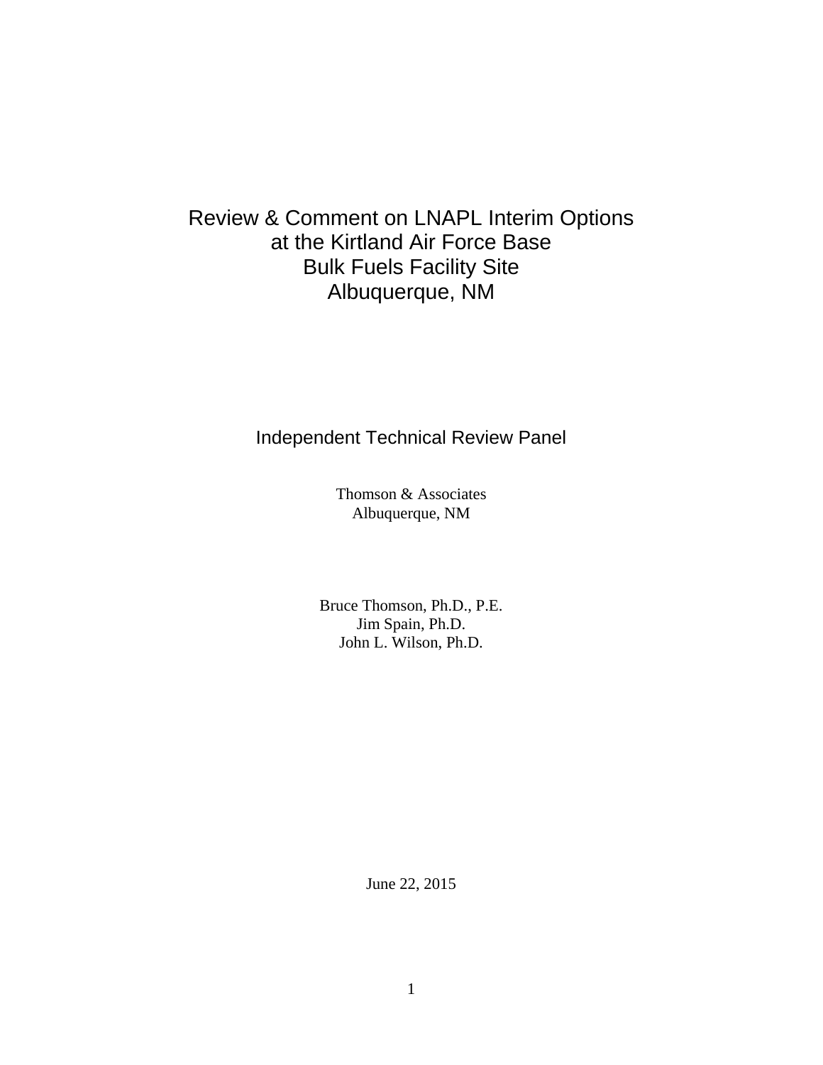# Review & Comment on LNAPL Interim Options at the Kirtland Air Force Base Bulk Fuels Facility Site Albuquerque, NM

## Independent Technical Review Panel

Thomson & Associates
Albuquerque, NM

Bruce Thomson, Ph.D., P.E.
Jim Spain, Ph.D.
John L. Wilson, Ph.D.

June 22, 2015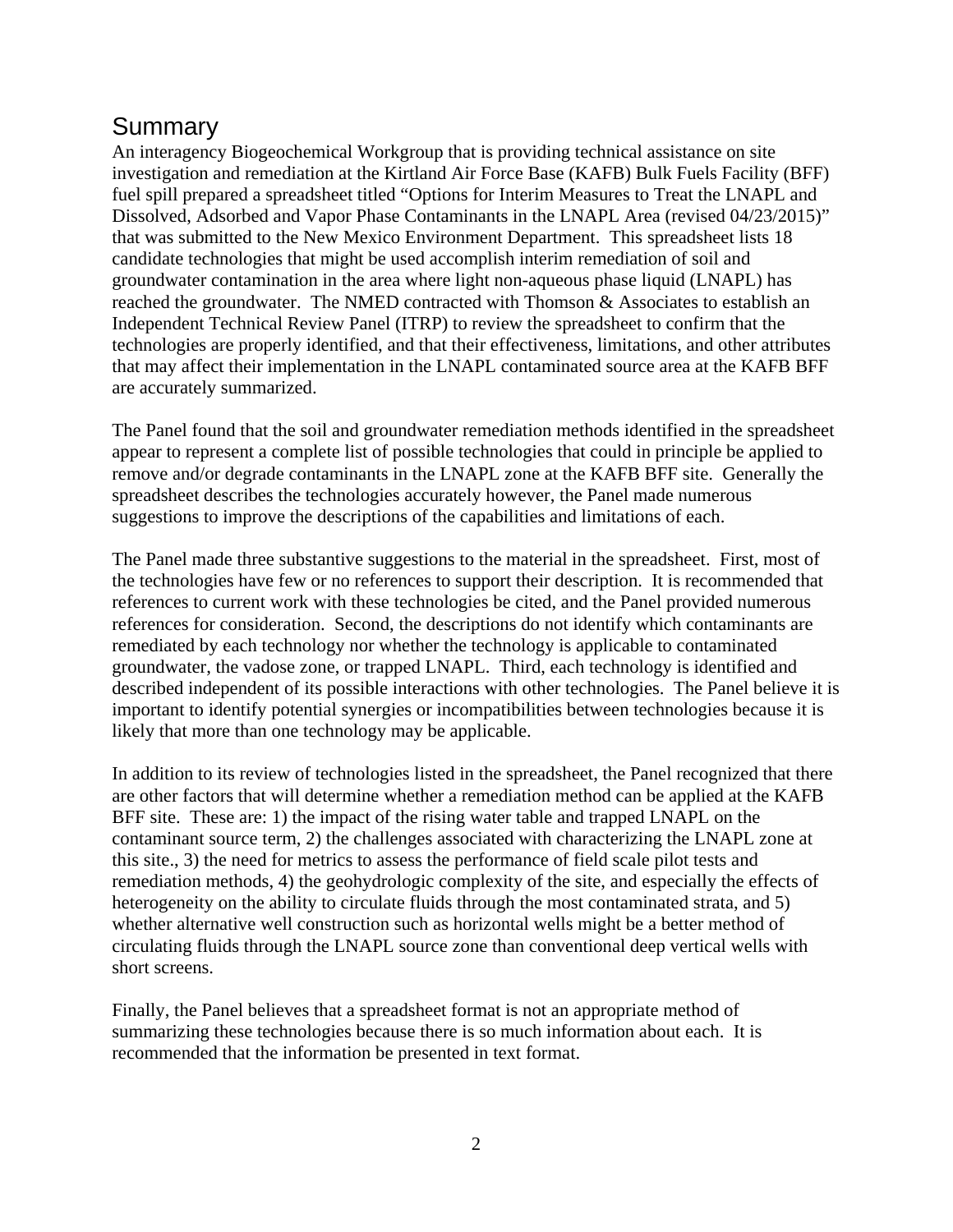# Summary

An interagency Biogeochemical Workgroup that is providing technical assistance on site investigation and remediation at the Kirtland Air Force Base (KAFB) Bulk Fuels Facility (BFF) fuel spill prepared a spreadsheet titled "Options for Interim Measures to Treat the LNAPL and Dissolved, Adsorbed and Vapor Phase Contaminants in the LNAPL Area (revised 04/23/2015)" that was submitted to the New Mexico Environment Department. This spreadsheet lists 18 candidate technologies that might be used accomplish interim remediation of soil and groundwater contamination in the area where light non-aqueous phase liquid (LNAPL) has reached the groundwater. The NMED contracted with Thomson & Associates to establish an Independent Technical Review Panel (ITRP) to review the spreadsheet to confirm that the technologies are properly identified, and that their effectiveness, limitations, and other attributes that may affect their implementation in the LNAPL contaminated source area at the KAFB BFF are accurately summarized.

The Panel found that the soil and groundwater remediation methods identified in the spreadsheet appear to represent a complete list of possible technologies that could in principle be applied to remove and/or degrade contaminants in the LNAPL zone at the KAFB BFF site. Generally the spreadsheet describes the technologies accurately however, the Panel made numerous suggestions to improve the descriptions of the capabilities and limitations of each.

The Panel made three substantive suggestions to the material in the spreadsheet. First, most of the technologies have few or no references to support their description. It is recommended that references to current work with these technologies be cited, and the Panel provided numerous references for consideration. Second, the descriptions do not identify which contaminants are remediated by each technology nor whether the technology is applicable to contaminated groundwater, the vadose zone, or trapped LNAPL. Third, each technology is identified and described independent of its possible interactions with other technologies. The Panel believe it is important to identify potential synergies or incompatibilities between technologies because it is likely that more than one technology may be applicable.

In addition to its review of technologies listed in the spreadsheet, the Panel recognized that there are other factors that will determine whether a remediation method can be applied at the KAFB BFF site. These are: 1) the impact of the rising water table and trapped LNAPL on the contaminant source term, 2) the challenges associated with characterizing the LNAPL zone at this site., 3) the need for metrics to assess the performance of field scale pilot tests and remediation methods, 4) the geohydrologic complexity of the site, and especially the effects of heterogeneity on the ability to circulate fluids through the most contaminated strata, and 5) whether alternative well construction such as horizontal wells might be a better method of circulating fluids through the LNAPL source zone than conventional deep vertical wells with short screens.

Finally, the Panel believes that a spreadsheet format is not an appropriate method of summarizing these technologies because there is so much information about each. It is recommended that the information be presented in text format.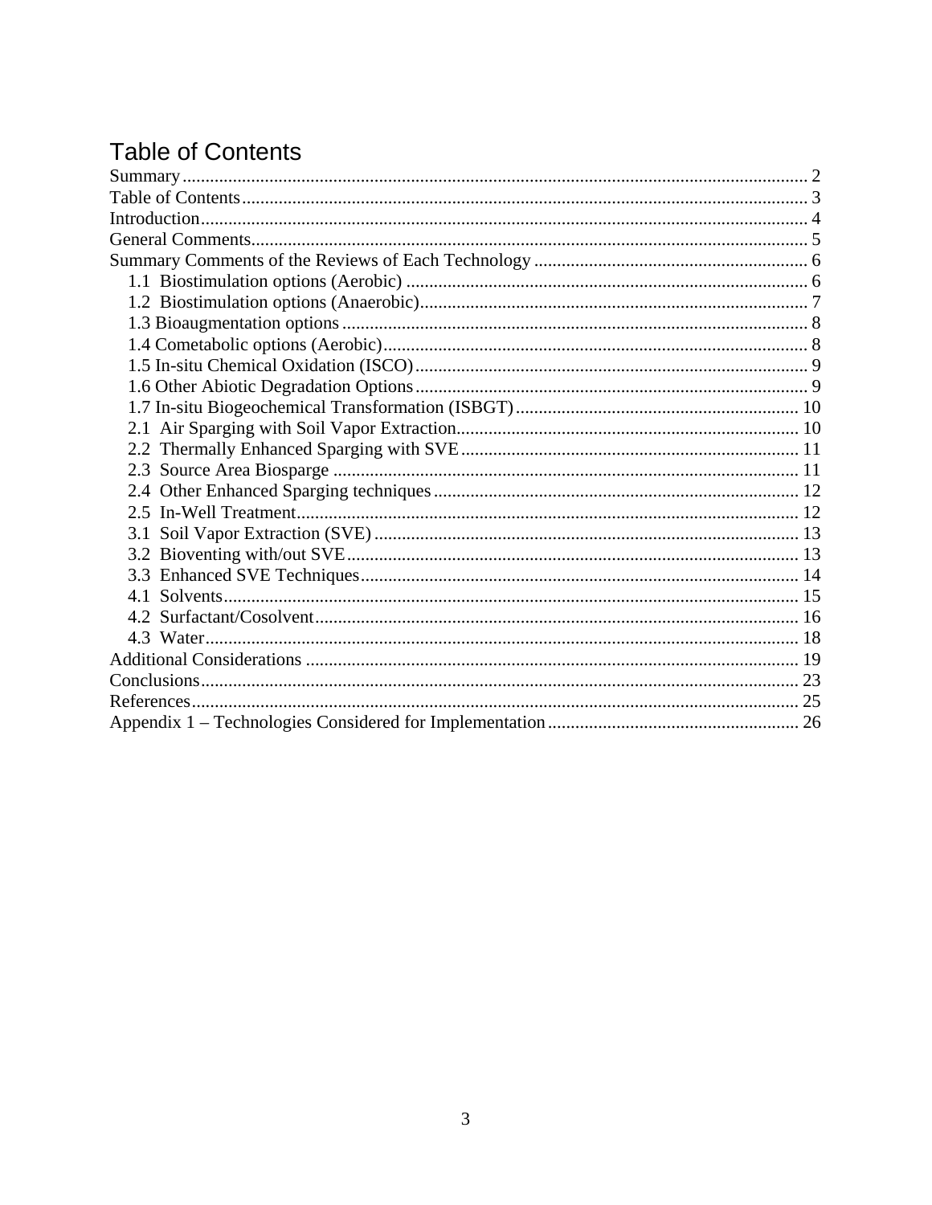# Table of Contents

Summary ........................................................................................................................ 2
Table of Contents ........................................................................................................... 3
Introduction .................................................................................................................... 4
General Comments ......................................................................................................... 5
Summary Comments of the Reviews of Each Technology ........................................................... 6
- 1.1 Biostimulation options (Aerobic) ........................................................................ 6
- 1.2 Biostimulation options (Anaerobic) ..................................................................... 7
- 1.3 Bioaugmentation options ..................................................................................... 8
- 1.4 Cometabolic options (Aerobic) ............................................................................ 8
- 1.5 In-situ Chemical Oxidation (ISCO) ...................................................................... 9
- 1.6 Other Abiotic Degradation Options ...................................................................... 9
- 1.7 In-situ Biogeochemical Transformation (ISBGT) .............................................. 10
- 2.1 Air Sparging with Soil Vapor Extraction ........................................................... 10
- 2.2 Thermally Enhanced Sparging with SVE ........................................................... 11
- 2.3 Source Area Biosparge ...................................................................................... 11
- 2.4 Other Enhanced Sparging techniques ................................................................ 12
- 2.5 In-Well Treatment ............................................................................................. 12
- 3.1 Soil Vapor Extraction (SVE) ............................................................................. 13
- 3.2 Bioventing with/out SVE ................................................................................... 13
- 3.3 Enhanced SVE Techniques ................................................................................ 14
- 4.1 Solvents ............................................................................................................. 15
- 4.2 Surfactant/Cosolvent ......................................................................................... 16
- 4.3 Water ................................................................................................................. 18

Additional Considerations ............................................................................................ 19
Conclusions .................................................................................................................. 23
References .................................................................................................................... 25
Appendix 1 – Technologies Considered for Implementation ....................................................... 26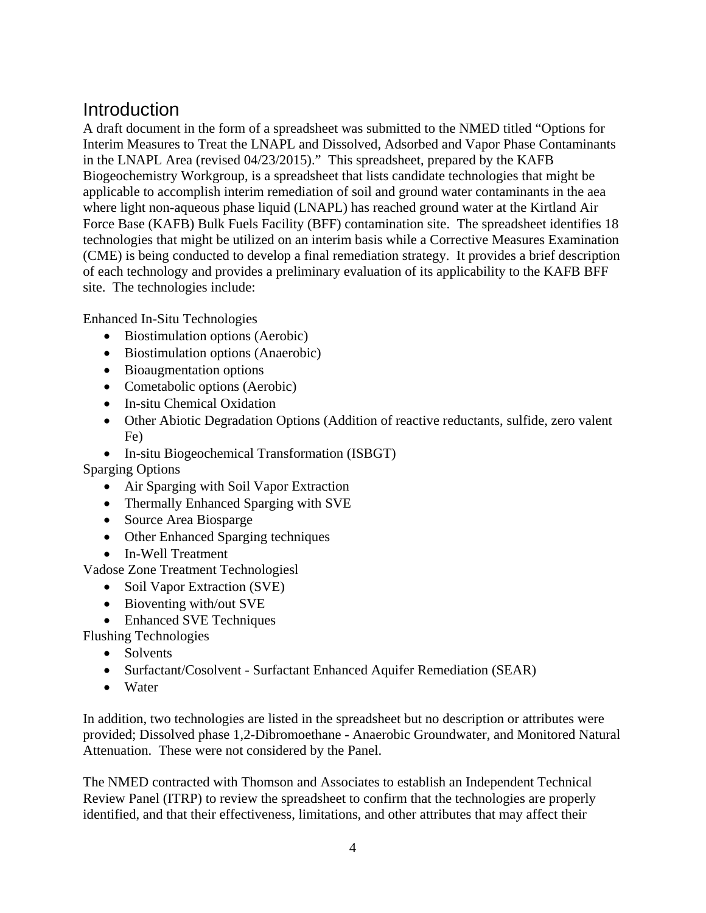# Introduction

A draft document in the form of a spreadsheet was submitted to the NMED titled "Options for Interim Measures to Treat the LNAPL and Dissolved, Adsorbed and Vapor Phase Contaminants in the LNAPL Area (revised 04/23/2015)." This spreadsheet, prepared by the KAFB Biogeochemistry Workgroup, is a spreadsheet that lists candidate technologies that might be applicable to accomplish interim remediation of soil and ground water contaminants in the aea where light non-aqueous phase liquid (LNAPL) has reached ground water at the Kirtland Air Force Base (KAFB) Bulk Fuels Facility (BFF) contamination site. The spreadsheet identifies 18 technologies that might be utilized on an interim basis while a Corrective Measures Examination (CME) is being conducted to develop a final remediation strategy. It provides a brief description of each technology and provides a preliminary evaluation of its applicability to the KAFB BFF site. The technologies include:

Enhanced In-Situ Technologies

- Biostimulation options (Aerobic)
- Biostimulation options (Anaerobic)
- Bioaugmentation options
- Cometabolic options (Aerobic)
- In-situ Chemical Oxidation
- Other Abiotic Degradation Options (Addition of reactive reductants, sulfide, zero valent Fe)
- In-situ Biogeochemical Transformation (ISBGT)

Sparging Options

- Air Sparging with Soil Vapor Extraction
- Thermally Enhanced Sparging with SVE
- Source Area Biosparge
- Other Enhanced Sparging techniques
- In-Well Treatment

Vadose Zone Treatment Technologiesl

- Soil Vapor Extraction (SVE)
- Bioventing with/out SVE
- Enhanced SVE Techniques

Flushing Technologies

- Solvents
- Surfactant/Cosolvent - Surfactant Enhanced Aquifer Remediation (SEAR)
- Water

In addition, two technologies are listed in the spreadsheet but no description or attributes were provided; Dissolved phase 1,2-Dibromoethane - Anaerobic Groundwater, and Monitored Natural Attenuation. These were not considered by the Panel.

The NMED contracted with Thomson and Associates to establish an Independent Technical Review Panel (ITRP) to review the spreadsheet to confirm that the technologies are properly identified, and that their effectiveness, limitations, and other attributes that may affect their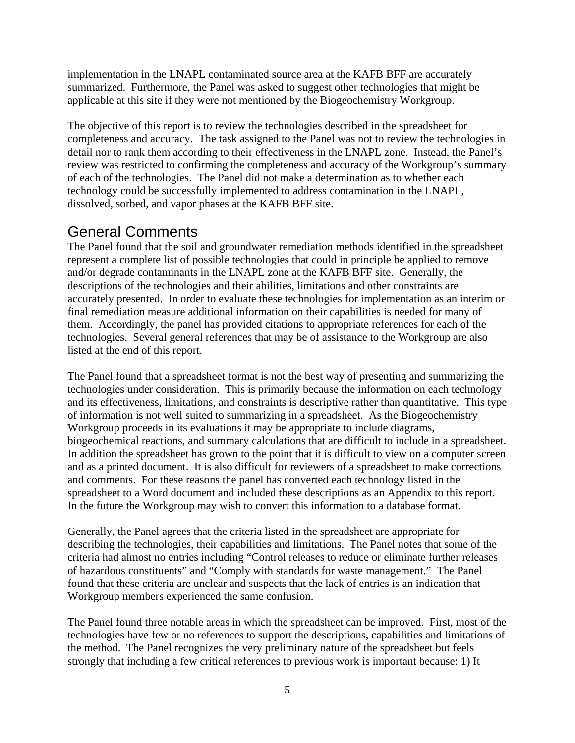implementation in the LNAPL contaminated source area at the KAFB BFF are accurately summarized. Furthermore, the Panel was asked to suggest other technologies that might be applicable at this site if they were not mentioned by the Biogeochemistry Workgroup.

The objective of this report is to review the technologies described in the spreadsheet for completeness and accuracy. The task assigned to the Panel was not to review the technologies in detail nor to rank them according to their effectiveness in the LNAPL zone. Instead, the Panel's review was restricted to confirming the completeness and accuracy of the Workgroup's summary of each of the technologies. The Panel did not make a determination as to whether each technology could be successfully implemented to address contamination in the LNAPL, dissolved, sorbed, and vapor phases at the KAFB BFF site.

## General Comments

The Panel found that the soil and groundwater remediation methods identified in the spreadsheet represent a complete list of possible technologies that could in principle be applied to remove and/or degrade contaminants in the LNAPL zone at the KAFB BFF site. Generally, the descriptions of the technologies and their abilities, limitations and other constraints are accurately presented. In order to evaluate these technologies for implementation as an interim or final remediation measure additional information on their capabilities is needed for many of them. Accordingly, the panel has provided citations to appropriate references for each of the technologies. Several general references that may be of assistance to the Workgroup are also listed at the end of this report.

The Panel found that a spreadsheet format is not the best way of presenting and summarizing the technologies under consideration. This is primarily because the information on each technology and its effectiveness, limitations, and constraints is descriptive rather than quantitative. This type of information is not well suited to summarizing in a spreadsheet. As the Biogeochemistry Workgroup proceeds in its evaluations it may be appropriate to include diagrams, biogeochemical reactions, and summary calculations that are difficult to include in a spreadsheet. In addition the spreadsheet has grown to the point that it is difficult to view on a computer screen and as a printed document. It is also difficult for reviewers of a spreadsheet to make corrections and comments. For these reasons the panel has converted each technology listed in the spreadsheet to a Word document and included these descriptions as an Appendix to this report. In the future the Workgroup may wish to convert this information to a database format.

Generally, the Panel agrees that the criteria listed in the spreadsheet are appropriate for describing the technologies, their capabilities and limitations. The Panel notes that some of the criteria had almost no entries including "Control releases to reduce or eliminate further releases of hazardous constituents" and "Comply with standards for waste management." The Panel found that these criteria are unclear and suspects that the lack of entries is an indication that Workgroup members experienced the same confusion.

The Panel found three notable areas in which the spreadsheet can be improved. First, most of the technologies have few or no references to support the descriptions, capabilities and limitations of the method. The Panel recognizes the very preliminary nature of the spreadsheet but feels strongly that including a few critical references to previous work is important because: 1) It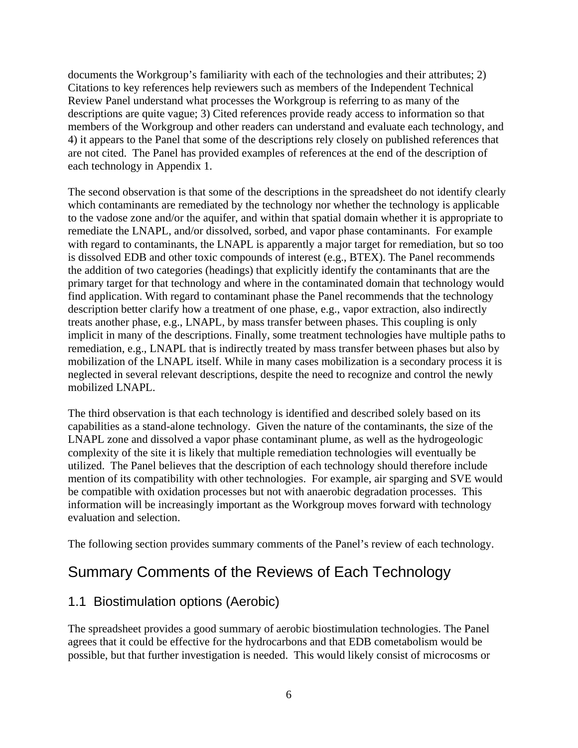documents the Workgroup's familiarity with each of the technologies and their attributes; 2) Citations to key references help reviewers such as members of the Independent Technical Review Panel understand what processes the Workgroup is referring to as many of the descriptions are quite vague; 3) Cited references provide ready access to information so that members of the Workgroup and other readers can understand and evaluate each technology, and 4) it appears to the Panel that some of the descriptions rely closely on published references that are not cited. The Panel has provided examples of references at the end of the description of each technology in Appendix 1.

The second observation is that some of the descriptions in the spreadsheet do not identify clearly which contaminants are remediated by the technology nor whether the technology is applicable to the vadose zone and/or the aquifer, and within that spatial domain whether it is appropriate to remediate the LNAPL, and/or dissolved, sorbed, and vapor phase contaminants. For example with regard to contaminants, the LNAPL is apparently a major target for remediation, but so too is dissolved EDB and other toxic compounds of interest (e.g., BTEX). The Panel recommends the addition of two categories (headings) that explicitly identify the contaminants that are the primary target for that technology and where in the contaminated domain that technology would find application. With regard to contaminant phase the Panel recommends that the technology description better clarify how a treatment of one phase, e.g., vapor extraction, also indirectly treats another phase, e.g., LNAPL, by mass transfer between phases. This coupling is only implicit in many of the descriptions. Finally, some treatment technologies have multiple paths to remediation, e.g., LNAPL that is indirectly treated by mass transfer between phases but also by mobilization of the LNAPL itself. While in many cases mobilization is a secondary process it is neglected in several relevant descriptions, despite the need to recognize and control the newly mobilized LNAPL.

The third observation is that each technology is identified and described solely based on its capabilities as a stand-alone technology. Given the nature of the contaminants, the size of the LNAPL zone and dissolved a vapor phase contaminant plume, as well as the hydrogeologic complexity of the site it is likely that multiple remediation technologies will eventually be utilized. The Panel believes that the description of each technology should therefore include mention of its compatibility with other technologies. For example, air sparging and SVE would be compatible with oxidation processes but not with anaerobic degradation processes. This information will be increasingly important as the Workgroup moves forward with technology evaluation and selection.

The following section provides summary comments of the Panel's review of each technology.

# Summary Comments of the Reviews of Each Technology

## 1.1 Biostimulation options (Aerobic)

The spreadsheet provides a good summary of aerobic biostimulation technologies. The Panel agrees that it could be effective for the hydrocarbons and that EDB cometabolism would be possible, but that further investigation is needed. This would likely consist of microcosms or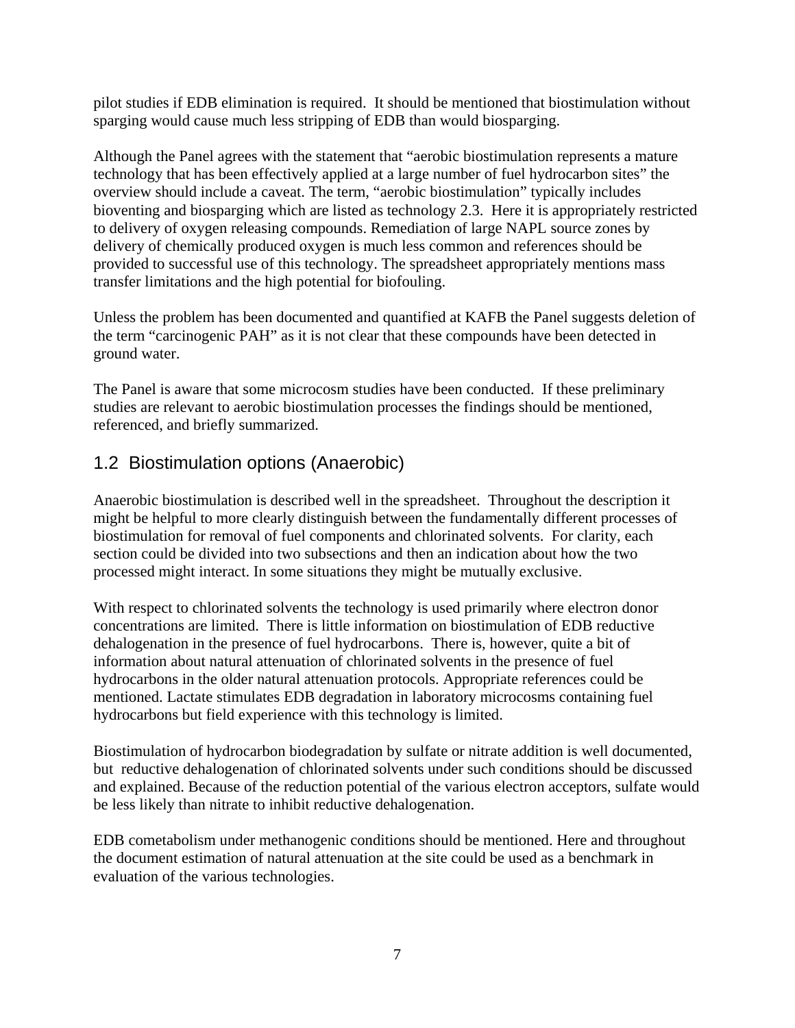pilot studies if EDB elimination is required. It should be mentioned that biostimulation without sparging would cause much less stripping of EDB than would biosparging.

Although the Panel agrees with the statement that "aerobic biostimulation represents a mature technology that has been effectively applied at a large number of fuel hydrocarbon sites" the overview should include a caveat. The term, "aerobic biostimulation" typically includes bioventing and biosparging which are listed as technology 2.3. Here it is appropriately restricted to delivery of oxygen releasing compounds. Remediation of large NAPL source zones by delivery of chemically produced oxygen is much less common and references should be provided to successful use of this technology. The spreadsheet appropriately mentions mass transfer limitations and the high potential for biofouling.

Unless the problem has been documented and quantified at KAFB the Panel suggests deletion of the term "carcinogenic PAH" as it is not clear that these compounds have been detected in ground water.

The Panel is aware that some microcosm studies have been conducted. If these preliminary studies are relevant to aerobic biostimulation processes the findings should be mentioned, referenced, and briefly summarized.

## 1.2 Biostimulation options (Anaerobic)

Anaerobic biostimulation is described well in the spreadsheet. Throughout the description it might be helpful to more clearly distinguish between the fundamentally different processes of biostimulation for removal of fuel components and chlorinated solvents. For clarity, each section could be divided into two subsections and then an indication about how the two processed might interact. In some situations they might be mutually exclusive.

With respect to chlorinated solvents the technology is used primarily where electron donor concentrations are limited. There is little information on biostimulation of EDB reductive dehalogenation in the presence of fuel hydrocarbons. There is, however, quite a bit of information about natural attenuation of chlorinated solvents in the presence of fuel hydrocarbons in the older natural attenuation protocols. Appropriate references could be mentioned. Lactate stimulates EDB degradation in laboratory microcosms containing fuel hydrocarbons but field experience with this technology is limited.

Biostimulation of hydrocarbon biodegradation by sulfate or nitrate addition is well documented, but reductive dehalogenation of chlorinated solvents under such conditions should be discussed and explained. Because of the reduction potential of the various electron acceptors, sulfate would be less likely than nitrate to inhibit reductive dehalogenation.

EDB cometabolism under methanogenic conditions should be mentioned. Here and throughout the document estimation of natural attenuation at the site could be used as a benchmark in evaluation of the various technologies.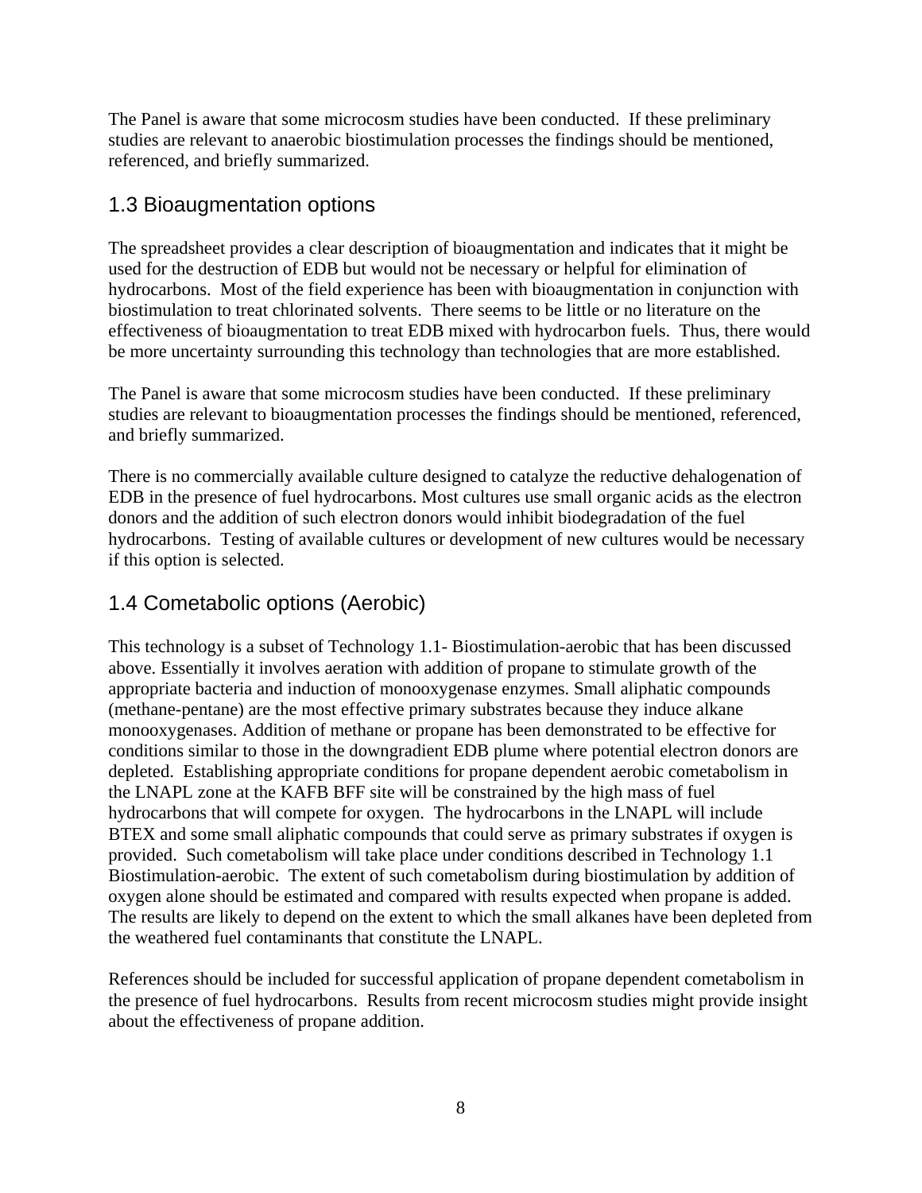The Panel is aware that some microcosm studies have been conducted. If these preliminary studies are relevant to anaerobic biostimulation processes the findings should be mentioned, referenced, and briefly summarized.

## 1.3 Bioaugmentation options

The spreadsheet provides a clear description of bioaugmentation and indicates that it might be used for the destruction of EDB but would not be necessary or helpful for elimination of hydrocarbons. Most of the field experience has been with bioaugmentation in conjunction with biostimulation to treat chlorinated solvents. There seems to be little or no literature on the effectiveness of bioaugmentation to treat EDB mixed with hydrocarbon fuels. Thus, there would be more uncertainty surrounding this technology than technologies that are more established.

The Panel is aware that some microcosm studies have been conducted. If these preliminary studies are relevant to bioaugmentation processes the findings should be mentioned, referenced, and briefly summarized.

There is no commercially available culture designed to catalyze the reductive dehalogenation of EDB in the presence of fuel hydrocarbons. Most cultures use small organic acids as the electron donors and the addition of such electron donors would inhibit biodegradation of the fuel hydrocarbons. Testing of available cultures or development of new cultures would be necessary if this option is selected.

## 1.4 Cometabolic options (Aerobic)

This technology is a subset of Technology 1.1- Biostimulation-aerobic that has been discussed above. Essentially it involves aeration with addition of propane to stimulate growth of the appropriate bacteria and induction of monooxygenase enzymes. Small aliphatic compounds (methane-pentane) are the most effective primary substrates because they induce alkane monooxygenases. Addition of methane or propane has been demonstrated to be effective for conditions similar to those in the downgradient EDB plume where potential electron donors are depleted. Establishing appropriate conditions for propane dependent aerobic cometabolism in the LNAPL zone at the KAFB BFF site will be constrained by the high mass of fuel hydrocarbons that will compete for oxygen. The hydrocarbons in the LNAPL will include BTEX and some small aliphatic compounds that could serve as primary substrates if oxygen is provided. Such cometabolism will take place under conditions described in Technology 1.1 Biostimulation-aerobic. The extent of such cometabolism during biostimulation by addition of oxygen alone should be estimated and compared with results expected when propane is added. The results are likely to depend on the extent to which the small alkanes have been depleted from the weathered fuel contaminants that constitute the LNAPL.

References should be included for successful application of propane dependent cometabolism in the presence of fuel hydrocarbons. Results from recent microcosm studies might provide insight about the effectiveness of propane addition.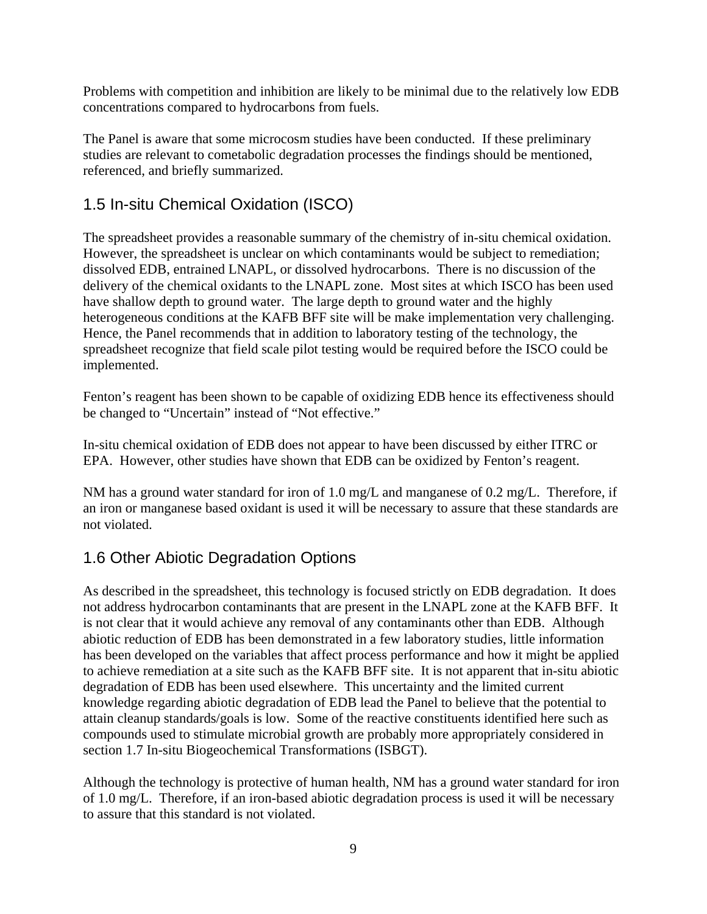Problems with competition and inhibition are likely to be minimal due to the relatively low EDB concentrations compared to hydrocarbons from fuels.

The Panel is aware that some microcosm studies have been conducted. If these preliminary studies are relevant to cometabolic degradation processes the findings should be mentioned, referenced, and briefly summarized.

## 1.5 In-situ Chemical Oxidation (ISCO)

The spreadsheet provides a reasonable summary of the chemistry of in-situ chemical oxidation. However, the spreadsheet is unclear on which contaminants would be subject to remediation; dissolved EDB, entrained LNAPL, or dissolved hydrocarbons. There is no discussion of the delivery of the chemical oxidants to the LNAPL zone. Most sites at which ISCO has been used have shallow depth to ground water. The large depth to ground water and the highly heterogeneous conditions at the KAFB BFF site will be make implementation very challenging. Hence, the Panel recommends that in addition to laboratory testing of the technology, the spreadsheet recognize that field scale pilot testing would be required before the ISCO could be implemented.

Fenton's reagent has been shown to be capable of oxidizing EDB hence its effectiveness should be changed to "Uncertain" instead of "Not effective."

In-situ chemical oxidation of EDB does not appear to have been discussed by either ITRC or EPA. However, other studies have shown that EDB can be oxidized by Fenton's reagent.

NM has a ground water standard for iron of 1.0 mg/L and manganese of 0.2 mg/L. Therefore, if an iron or manganese based oxidant is used it will be necessary to assure that these standards are not violated.

## 1.6 Other Abiotic Degradation Options

As described in the spreadsheet, this technology is focused strictly on EDB degradation. It does not address hydrocarbon contaminants that are present in the LNAPL zone at the KAFB BFF. It is not clear that it would achieve any removal of any contaminants other than EDB. Although abiotic reduction of EDB has been demonstrated in a few laboratory studies, little information has been developed on the variables that affect process performance and how it might be applied to achieve remediation at a site such as the KAFB BFF site. It is not apparent that in-situ abiotic degradation of EDB has been used elsewhere. This uncertainty and the limited current knowledge regarding abiotic degradation of EDB lead the Panel to believe that the potential to attain cleanup standards/goals is low. Some of the reactive constituents identified here such as compounds used to stimulate microbial growth are probably more appropriately considered in section 1.7 In-situ Biogeochemical Transformations (ISBGT).

Although the technology is protective of human health, NM has a ground water standard for iron of 1.0 mg/L. Therefore, if an iron-based abiotic degradation process is used it will be necessary to assure that this standard is not violated.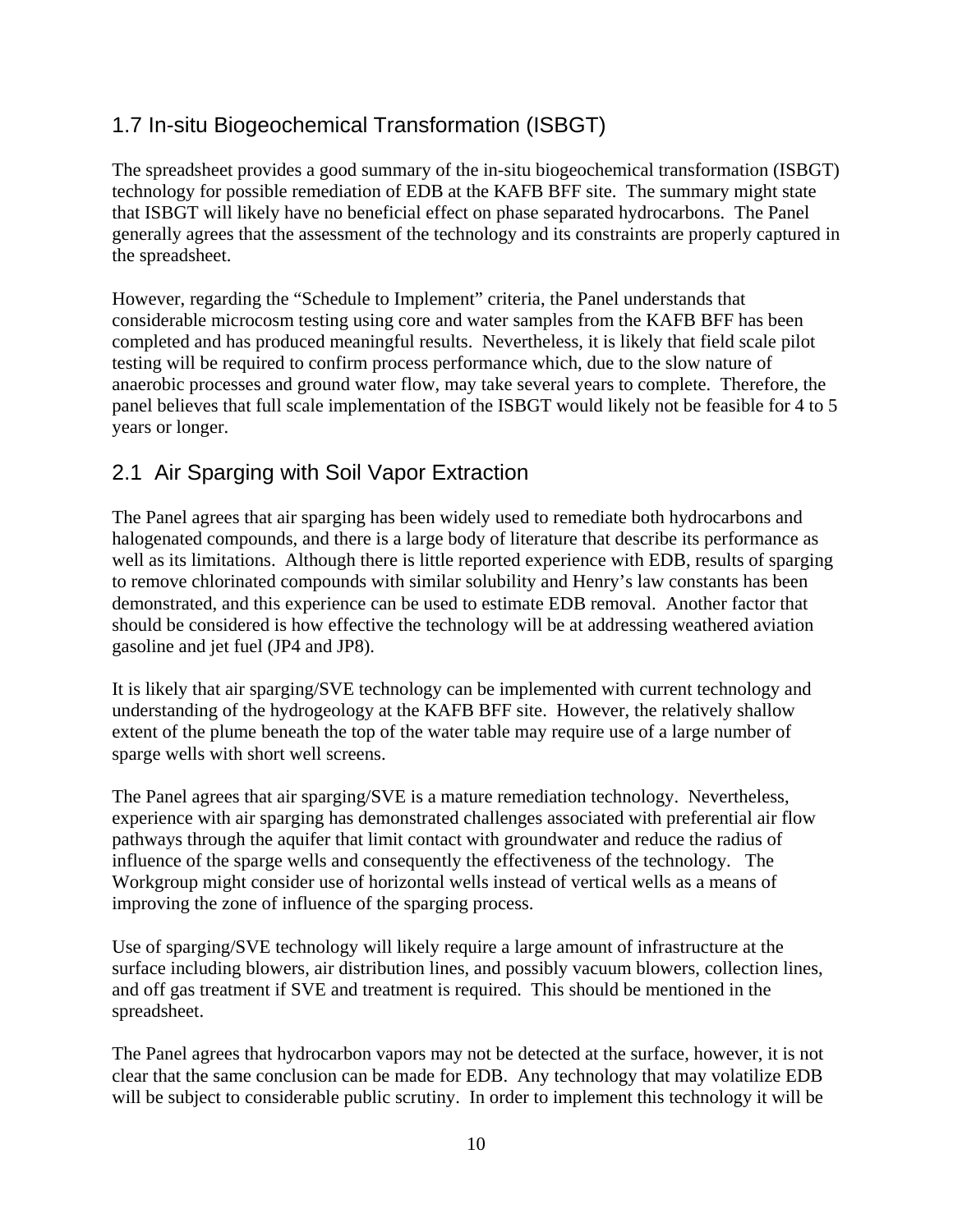## 1.7 In-situ Biogeochemical Transformation (ISBGT)

The spreadsheet provides a good summary of the in-situ biogeochemical transformation (ISBGT) technology for possible remediation of EDB at the KAFB BFF site. The summary might state that ISBGT will likely have no beneficial effect on phase separated hydrocarbons. The Panel generally agrees that the assessment of the technology and its constraints are properly captured in the spreadsheet.

However, regarding the "Schedule to Implement" criteria, the Panel understands that considerable microcosm testing using core and water samples from the KAFB BFF has been completed and has produced meaningful results. Nevertheless, it is likely that field scale pilot testing will be required to confirm process performance which, due to the slow nature of anaerobic processes and ground water flow, may take several years to complete. Therefore, the panel believes that full scale implementation of the ISBGT would likely not be feasible for 4 to 5 years or longer.

## 2.1 Air Sparging with Soil Vapor Extraction

The Panel agrees that air sparging has been widely used to remediate both hydrocarbons and halogenated compounds, and there is a large body of literature that describe its performance as well as its limitations. Although there is little reported experience with EDB, results of sparging to remove chlorinated compounds with similar solubility and Henry's law constants has been demonstrated, and this experience can be used to estimate EDB removal. Another factor that should be considered is how effective the technology will be at addressing weathered aviation gasoline and jet fuel (JP4 and JP8).

It is likely that air sparging/SVE technology can be implemented with current technology and understanding of the hydrogeology at the KAFB BFF site. However, the relatively shallow extent of the plume beneath the top of the water table may require use of a large number of sparge wells with short well screens.

The Panel agrees that air sparging/SVE is a mature remediation technology. Nevertheless, experience with air sparging has demonstrated challenges associated with preferential air flow pathways through the aquifer that limit contact with groundwater and reduce the radius of influence of the sparge wells and consequently the effectiveness of the technology. The Workgroup might consider use of horizontal wells instead of vertical wells as a means of improving the zone of influence of the sparging process.

Use of sparging/SVE technology will likely require a large amount of infrastructure at the surface including blowers, air distribution lines, and possibly vacuum blowers, collection lines, and off gas treatment if SVE and treatment is required. This should be mentioned in the spreadsheet.

The Panel agrees that hydrocarbon vapors may not be detected at the surface, however, it is not clear that the same conclusion can be made for EDB. Any technology that may volatilize EDB will be subject to considerable public scrutiny. In order to implement this technology it will be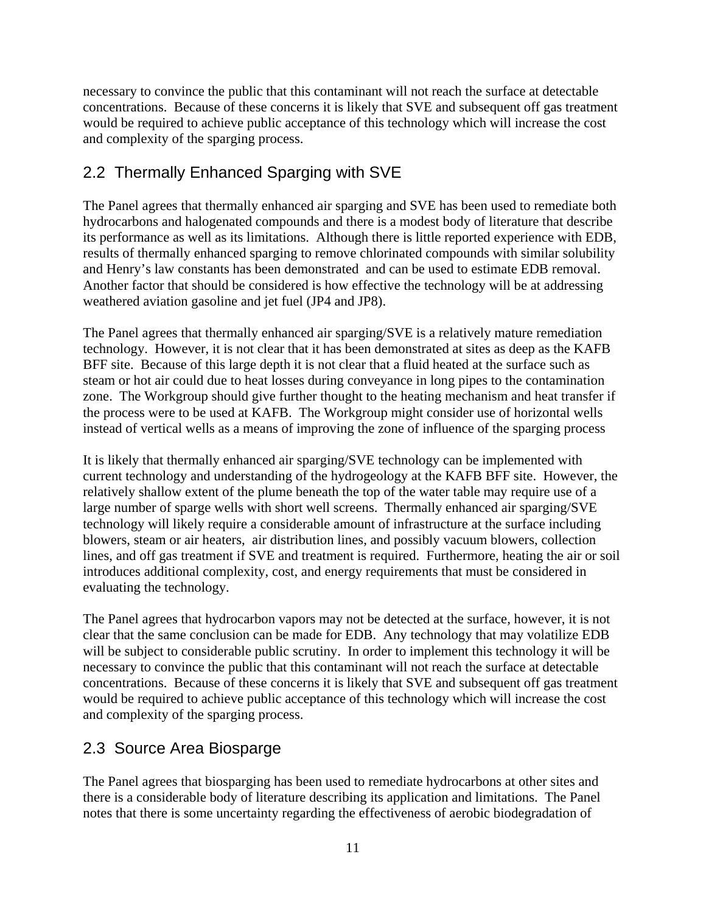necessary to convince the public that this contaminant will not reach the surface at detectable concentrations. Because of these concerns it is likely that SVE and subsequent off gas treatment would be required to achieve public acceptance of this technology which will increase the cost and complexity of the sparging process.

## 2.2 Thermally Enhanced Sparging with SVE

The Panel agrees that thermally enhanced air sparging and SVE has been used to remediate both hydrocarbons and halogenated compounds and there is a modest body of literature that describe its performance as well as its limitations. Although there is little reported experience with EDB, results of thermally enhanced sparging to remove chlorinated compounds with similar solubility and Henry's law constants has been demonstrated and can be used to estimate EDB removal. Another factor that should be considered is how effective the technology will be at addressing weathered aviation gasoline and jet fuel (JP4 and JP8).

The Panel agrees that thermally enhanced air sparging/SVE is a relatively mature remediation technology. However, it is not clear that it has been demonstrated at sites as deep as the KAFB BFF site. Because of this large depth it is not clear that a fluid heated at the surface such as steam or hot air could due to heat losses during conveyance in long pipes to the contamination zone. The Workgroup should give further thought to the heating mechanism and heat transfer if the process were to be used at KAFB. The Workgroup might consider use of horizontal wells instead of vertical wells as a means of improving the zone of influence of the sparging process

It is likely that thermally enhanced air sparging/SVE technology can be implemented with current technology and understanding of the hydrogeology at the KAFB BFF site. However, the relatively shallow extent of the plume beneath the top of the water table may require use of a large number of sparge wells with short well screens. Thermally enhanced air sparging/SVE technology will likely require a considerable amount of infrastructure at the surface including blowers, steam or air heaters, air distribution lines, and possibly vacuum blowers, collection lines, and off gas treatment if SVE and treatment is required. Furthermore, heating the air or soil introduces additional complexity, cost, and energy requirements that must be considered in evaluating the technology.

The Panel agrees that hydrocarbon vapors may not be detected at the surface, however, it is not clear that the same conclusion can be made for EDB. Any technology that may volatilize EDB will be subject to considerable public scrutiny. In order to implement this technology it will be necessary to convince the public that this contaminant will not reach the surface at detectable concentrations. Because of these concerns it is likely that SVE and subsequent off gas treatment would be required to achieve public acceptance of this technology which will increase the cost and complexity of the sparging process.

## 2.3 Source Area Biosparge

The Panel agrees that biosparging has been used to remediate hydrocarbons at other sites and there is a considerable body of literature describing its application and limitations. The Panel notes that there is some uncertainty regarding the effectiveness of aerobic biodegradation of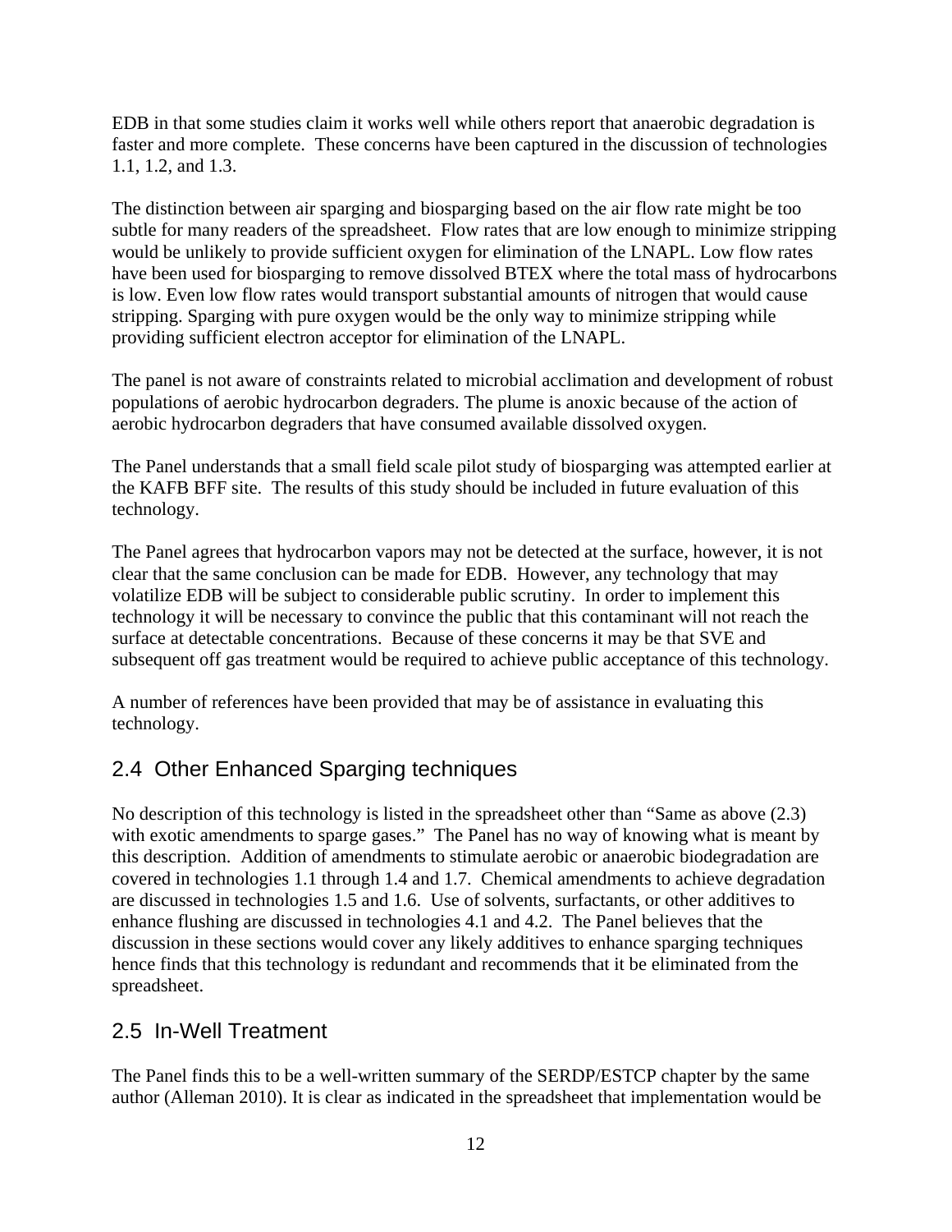EDB in that some studies claim it works well while others report that anaerobic degradation is faster and more complete. These concerns have been captured in the discussion of technologies 1.1, 1.2, and 1.3.

The distinction between air sparging and biosparging based on the air flow rate might be too subtle for many readers of the spreadsheet. Flow rates that are low enough to minimize stripping would be unlikely to provide sufficient oxygen for elimination of the LNAPL. Low flow rates have been used for biosparging to remove dissolved BTEX where the total mass of hydrocarbons is low. Even low flow rates would transport substantial amounts of nitrogen that would cause stripping. Sparging with pure oxygen would be the only way to minimize stripping while providing sufficient electron acceptor for elimination of the LNAPL.

The panel is not aware of constraints related to microbial acclimation and development of robust populations of aerobic hydrocarbon degraders. The plume is anoxic because of the action of aerobic hydrocarbon degraders that have consumed available dissolved oxygen.

The Panel understands that a small field scale pilot study of biosparging was attempted earlier at the KAFB BFF site. The results of this study should be included in future evaluation of this technology.

The Panel agrees that hydrocarbon vapors may not be detected at the surface, however, it is not clear that the same conclusion can be made for EDB. However, any technology that may volatilize EDB will be subject to considerable public scrutiny. In order to implement this technology it will be necessary to convince the public that this contaminant will not reach the surface at detectable concentrations. Because of these concerns it may be that SVE and subsequent off gas treatment would be required to achieve public acceptance of this technology.

A number of references have been provided that may be of assistance in evaluating this technology.

## 2.4 Other Enhanced Sparging techniques

No description of this technology is listed in the spreadsheet other than "Same as above (2.3) with exotic amendments to sparge gases." The Panel has no way of knowing what is meant by this description. Addition of amendments to stimulate aerobic or anaerobic biodegradation are covered in technologies 1.1 through 1.4 and 1.7. Chemical amendments to achieve degradation are discussed in technologies 1.5 and 1.6. Use of solvents, surfactants, or other additives to enhance flushing are discussed in technologies 4.1 and 4.2. The Panel believes that the discussion in these sections would cover any likely additives to enhance sparging techniques hence finds that this technology is redundant and recommends that it be eliminated from the spreadsheet.

## 2.5 In-Well Treatment

The Panel finds this to be a well-written summary of the SERDP/ESTCP chapter by the same author (Alleman 2010). It is clear as indicated in the spreadsheet that implementation would be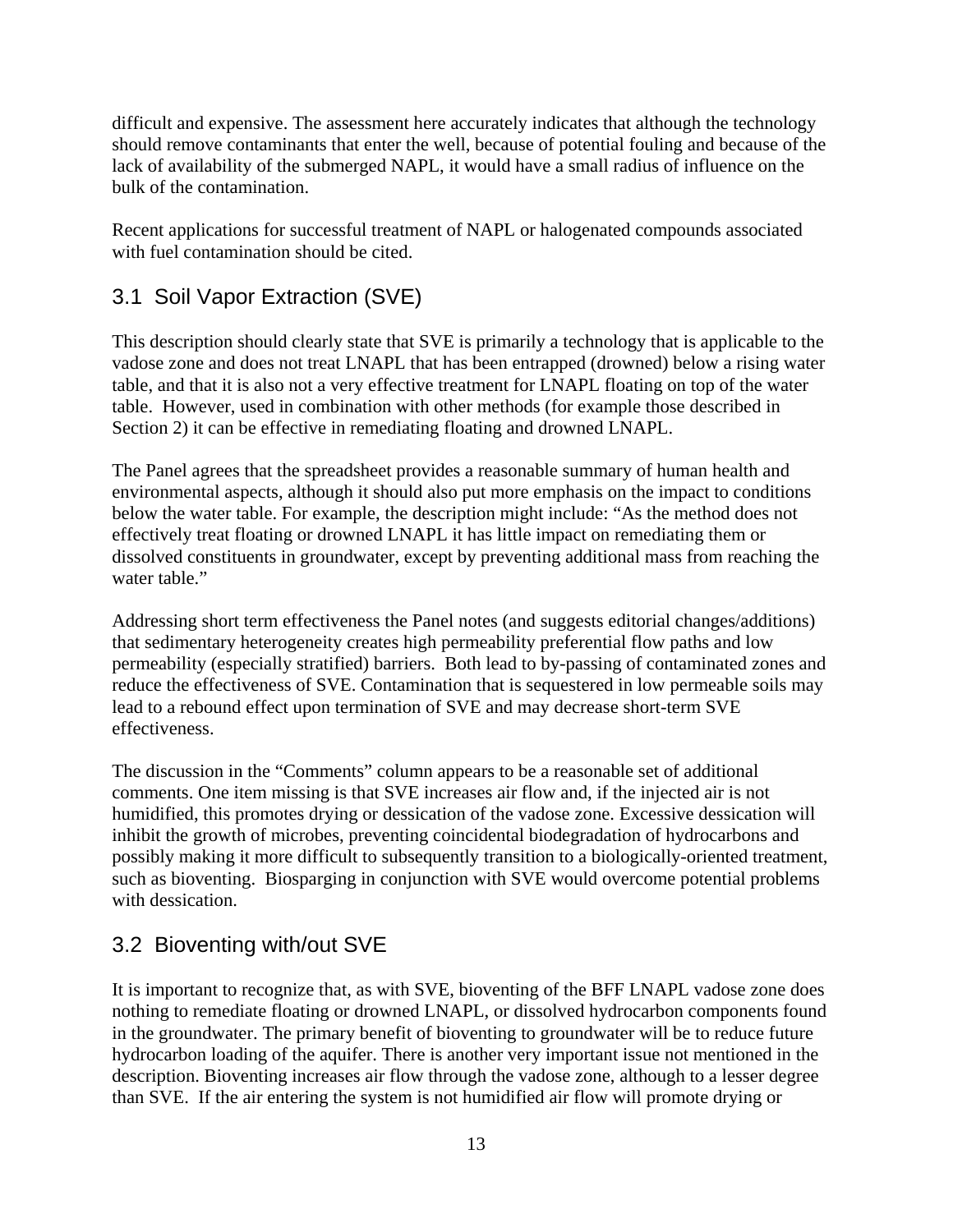difficult and expensive. The assessment here accurately indicates that although the technology should remove contaminants that enter the well, because of potential fouling and because of the lack of availability of the submerged NAPL, it would have a small radius of influence on the bulk of the contamination.

Recent applications for successful treatment of NAPL or halogenated compounds associated with fuel contamination should be cited.

## 3.1 Soil Vapor Extraction (SVE)

This description should clearly state that SVE is primarily a technology that is applicable to the vadose zone and does not treat LNAPL that has been entrapped (drowned) below a rising water table, and that it is also not a very effective treatment for LNAPL floating on top of the water table. However, used in combination with other methods (for example those described in Section 2) it can be effective in remediating floating and drowned LNAPL.

The Panel agrees that the spreadsheet provides a reasonable summary of human health and environmental aspects, although it should also put more emphasis on the impact to conditions below the water table. For example, the description might include: "As the method does not effectively treat floating or drowned LNAPL it has little impact on remediating them or dissolved constituents in groundwater, except by preventing additional mass from reaching the water table."

Addressing short term effectiveness the Panel notes (and suggests editorial changes/additions) that sedimentary heterogeneity creates high permeability preferential flow paths and low permeability (especially stratified) barriers. Both lead to by-passing of contaminated zones and reduce the effectiveness of SVE. Contamination that is sequestered in low permeable soils may lead to a rebound effect upon termination of SVE and may decrease short-term SVE effectiveness.

The discussion in the "Comments" column appears to be a reasonable set of additional comments. One item missing is that SVE increases air flow and, if the injected air is not humidified, this promotes drying or dessication of the vadose zone. Excessive dessication will inhibit the growth of microbes, preventing coincidental biodegradation of hydrocarbons and possibly making it more difficult to subsequently transition to a biologically-oriented treatment, such as bioventing. Biosparging in conjunction with SVE would overcome potential problems with dessication.

## 3.2 Bioventing with/out SVE

It is important to recognize that, as with SVE, bioventing of the BFF LNAPL vadose zone does nothing to remediate floating or drowned LNAPL, or dissolved hydrocarbon components found in the groundwater. The primary benefit of bioventing to groundwater will be to reduce future hydrocarbon loading of the aquifer. There is another very important issue not mentioned in the description. Bioventing increases air flow through the vadose zone, although to a lesser degree than SVE. If the air entering the system is not humidified air flow will promote drying or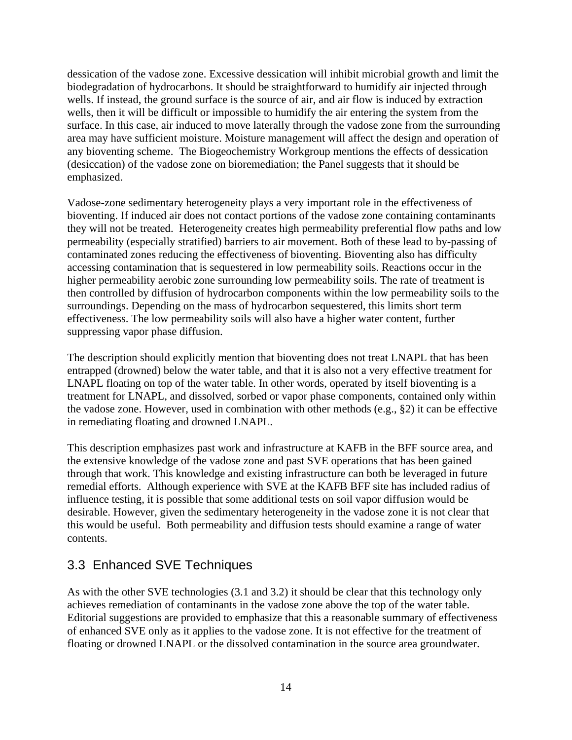dessication of the vadose zone. Excessive dessication will inhibit microbial growth and limit the biodegradation of hydrocarbons. It should be straightforward to humidify air injected through wells. If instead, the ground surface is the source of air, and air flow is induced by extraction wells, then it will be difficult or impossible to humidify the air entering the system from the surface. In this case, air induced to move laterally through the vadose zone from the surrounding area may have sufficient moisture. Moisture management will affect the design and operation of any bioventing scheme. The Biogeochemistry Workgroup mentions the effects of dessication (desiccation) of the vadose zone on bioremediation; the Panel suggests that it should be emphasized.

Vadose-zone sedimentary heterogeneity plays a very important role in the effectiveness of bioventing. If induced air does not contact portions of the vadose zone containing contaminants they will not be treated. Heterogeneity creates high permeability preferential flow paths and low permeability (especially stratified) barriers to air movement. Both of these lead to by-passing of contaminated zones reducing the effectiveness of bioventing. Bioventing also has difficulty accessing contamination that is sequestered in low permeability soils. Reactions occur in the higher permeability aerobic zone surrounding low permeability soils. The rate of treatment is then controlled by diffusion of hydrocarbon components within the low permeability soils to the surroundings. Depending on the mass of hydrocarbon sequestered, this limits short term effectiveness. The low permeability soils will also have a higher water content, further suppressing vapor phase diffusion.

The description should explicitly mention that bioventing does not treat LNAPL that has been entrapped (drowned) below the water table, and that it is also not a very effective treatment for LNAPL floating on top of the water table. In other words, operated by itself bioventing is a treatment for LNAPL, and dissolved, sorbed or vapor phase components, contained only within the vadose zone. However, used in combination with other methods (e.g., §2) it can be effective in remediating floating and drowned LNAPL.

This description emphasizes past work and infrastructure at KAFB in the BFF source area, and the extensive knowledge of the vadose zone and past SVE operations that has been gained through that work. This knowledge and existing infrastructure can both be leveraged in future remedial efforts. Although experience with SVE at the KAFB BFF site has included radius of influence testing, it is possible that some additional tests on soil vapor diffusion would be desirable. However, given the sedimentary heterogeneity in the vadose zone it is not clear that this would be useful. Both permeability and diffusion tests should examine a range of water contents.

## 3.3 Enhanced SVE Techniques

As with the other SVE technologies (3.1 and 3.2) it should be clear that this technology only achieves remediation of contaminants in the vadose zone above the top of the water table. Editorial suggestions are provided to emphasize that this a reasonable summary of effectiveness of enhanced SVE only as it applies to the vadose zone. It is not effective for the treatment of floating or drowned LNAPL or the dissolved contamination in the source area groundwater.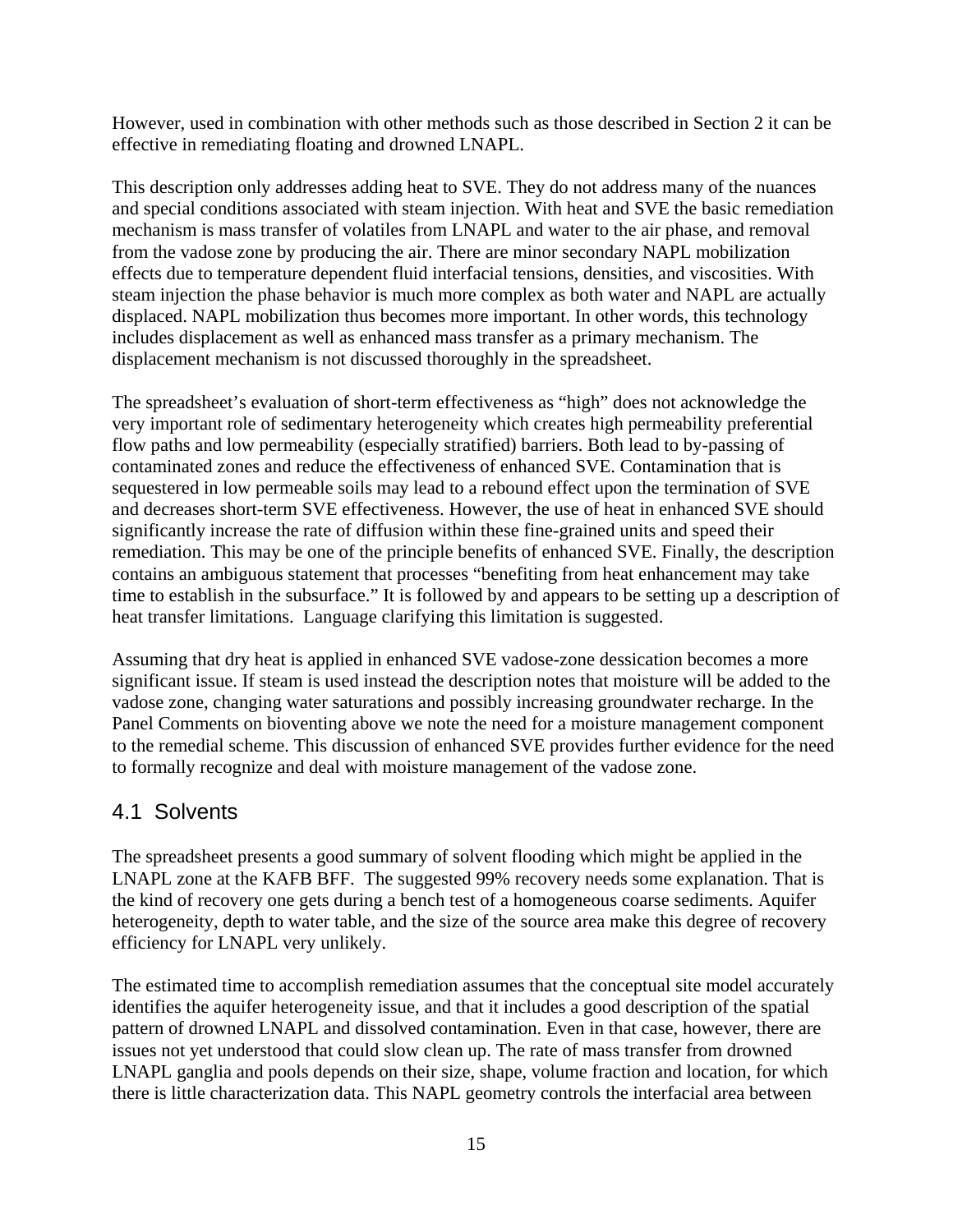However, used in combination with other methods such as those described in Section 2 it can be effective in remediating floating and drowned LNAPL.

This description only addresses adding heat to SVE. They do not address many of the nuances and special conditions associated with steam injection. With heat and SVE the basic remediation mechanism is mass transfer of volatiles from LNAPL and water to the air phase, and removal from the vadose zone by producing the air. There are minor secondary NAPL mobilization effects due to temperature dependent fluid interfacial tensions, densities, and viscosities. With steam injection the phase behavior is much more complex as both water and NAPL are actually displaced. NAPL mobilization thus becomes more important. In other words, this technology includes displacement as well as enhanced mass transfer as a primary mechanism. The displacement mechanism is not discussed thoroughly in the spreadsheet.

The spreadsheet's evaluation of short-term effectiveness as "high" does not acknowledge the very important role of sedimentary heterogeneity which creates high permeability preferential flow paths and low permeability (especially stratified) barriers. Both lead to by-passing of contaminated zones and reduce the effectiveness of enhanced SVE. Contamination that is sequestered in low permeable soils may lead to a rebound effect upon the termination of SVE and decreases short-term SVE effectiveness. However, the use of heat in enhanced SVE should significantly increase the rate of diffusion within these fine-grained units and speed their remediation. This may be one of the principle benefits of enhanced SVE. Finally, the description contains an ambiguous statement that processes "benefiting from heat enhancement may take time to establish in the subsurface." It is followed by and appears to be setting up a description of heat transfer limitations. Language clarifying this limitation is suggested.

Assuming that dry heat is applied in enhanced SVE vadose-zone dessication becomes a more significant issue. If steam is used instead the description notes that moisture will be added to the vadose zone, changing water saturations and possibly increasing groundwater recharge. In the Panel Comments on bioventing above we note the need for a moisture management component to the remedial scheme. This discussion of enhanced SVE provides further evidence for the need to formally recognize and deal with moisture management of the vadose zone.

## 4.1 Solvents

The spreadsheet presents a good summary of solvent flooding which might be applied in the LNAPL zone at the KAFB BFF. The suggested 99% recovery needs some explanation. That is the kind of recovery one gets during a bench test of a homogeneous coarse sediments. Aquifer heterogeneity, depth to water table, and the size of the source area make this degree of recovery efficiency for LNAPL very unlikely.

The estimated time to accomplish remediation assumes that the conceptual site model accurately identifies the aquifer heterogeneity issue, and that it includes a good description of the spatial pattern of drowned LNAPL and dissolved contamination. Even in that case, however, there are issues not yet understood that could slow clean up. The rate of mass transfer from drowned LNAPL ganglia and pools depends on their size, shape, volume fraction and location, for which there is little characterization data. This NAPL geometry controls the interfacial area between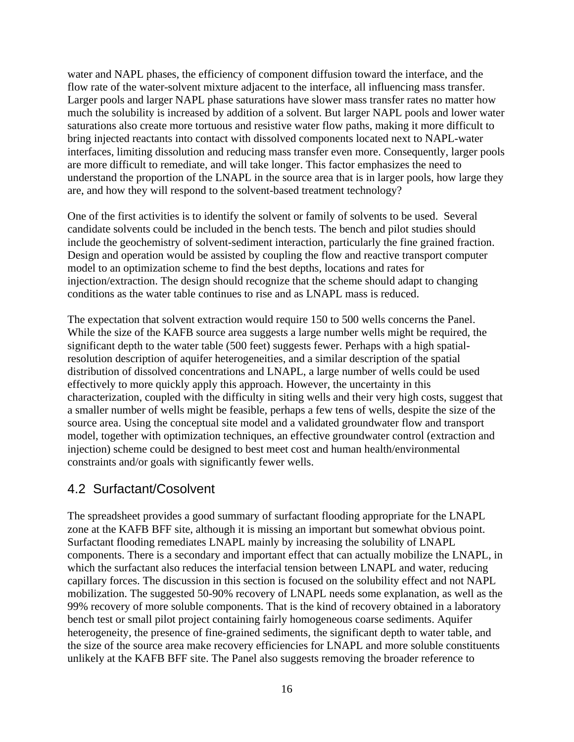water and NAPL phases, the efficiency of component diffusion toward the interface, and the flow rate of the water-solvent mixture adjacent to the interface, all influencing mass transfer. Larger pools and larger NAPL phase saturations have slower mass transfer rates no matter how much the solubility is increased by addition of a solvent. But larger NAPL pools and lower water saturations also create more tortuous and resistive water flow paths, making it more difficult to bring injected reactants into contact with dissolved components located next to NAPL-water interfaces, limiting dissolution and reducing mass transfer even more. Consequently, larger pools are more difficult to remediate, and will take longer. This factor emphasizes the need to understand the proportion of the LNAPL in the source area that is in larger pools, how large they are, and how they will respond to the solvent-based treatment technology?

One of the first activities is to identify the solvent or family of solvents to be used. Several candidate solvents could be included in the bench tests. The bench and pilot studies should include the geochemistry of solvent-sediment interaction, particularly the fine grained fraction. Design and operation would be assisted by coupling the flow and reactive transport computer model to an optimization scheme to find the best depths, locations and rates for injection/extraction. The design should recognize that the scheme should adapt to changing conditions as the water table continues to rise and as LNAPL mass is reduced.

The expectation that solvent extraction would require 150 to 500 wells concerns the Panel. While the size of the KAFB source area suggests a large number wells might be required, the significant depth to the water table (500 feet) suggests fewer. Perhaps with a high spatial-resolution description of aquifer heterogeneities, and a similar description of the spatial distribution of dissolved concentrations and LNAPL, a large number of wells could be used effectively to more quickly apply this approach. However, the uncertainty in this characterization, coupled with the difficulty in siting wells and their very high costs, suggest that a smaller number of wells might be feasible, perhaps a few tens of wells, despite the size of the source area. Using the conceptual site model and a validated groundwater flow and transport model, together with optimization techniques, an effective groundwater control (extraction and injection) scheme could be designed to best meet cost and human health/environmental constraints and/or goals with significantly fewer wells.

## 4.2 Surfactant/Cosolvent

The spreadsheet provides a good summary of surfactant flooding appropriate for the LNAPL zone at the KAFB BFF site, although it is missing an important but somewhat obvious point. Surfactant flooding remediates LNAPL mainly by increasing the solubility of LNAPL components. There is a secondary and important effect that can actually mobilize the LNAPL, in which the surfactant also reduces the interfacial tension between LNAPL and water, reducing capillary forces. The discussion in this section is focused on the solubility effect and not NAPL mobilization. The suggested 50-90% recovery of LNAPL needs some explanation, as well as the 99% recovery of more soluble components. That is the kind of recovery obtained in a laboratory bench test or small pilot project containing fairly homogeneous coarse sediments. Aquifer heterogeneity, the presence of fine-grained sediments, the significant depth to water table, and the size of the source area make recovery efficiencies for LNAPL and more soluble constituents unlikely at the KAFB BFF site. The Panel also suggests removing the broader reference to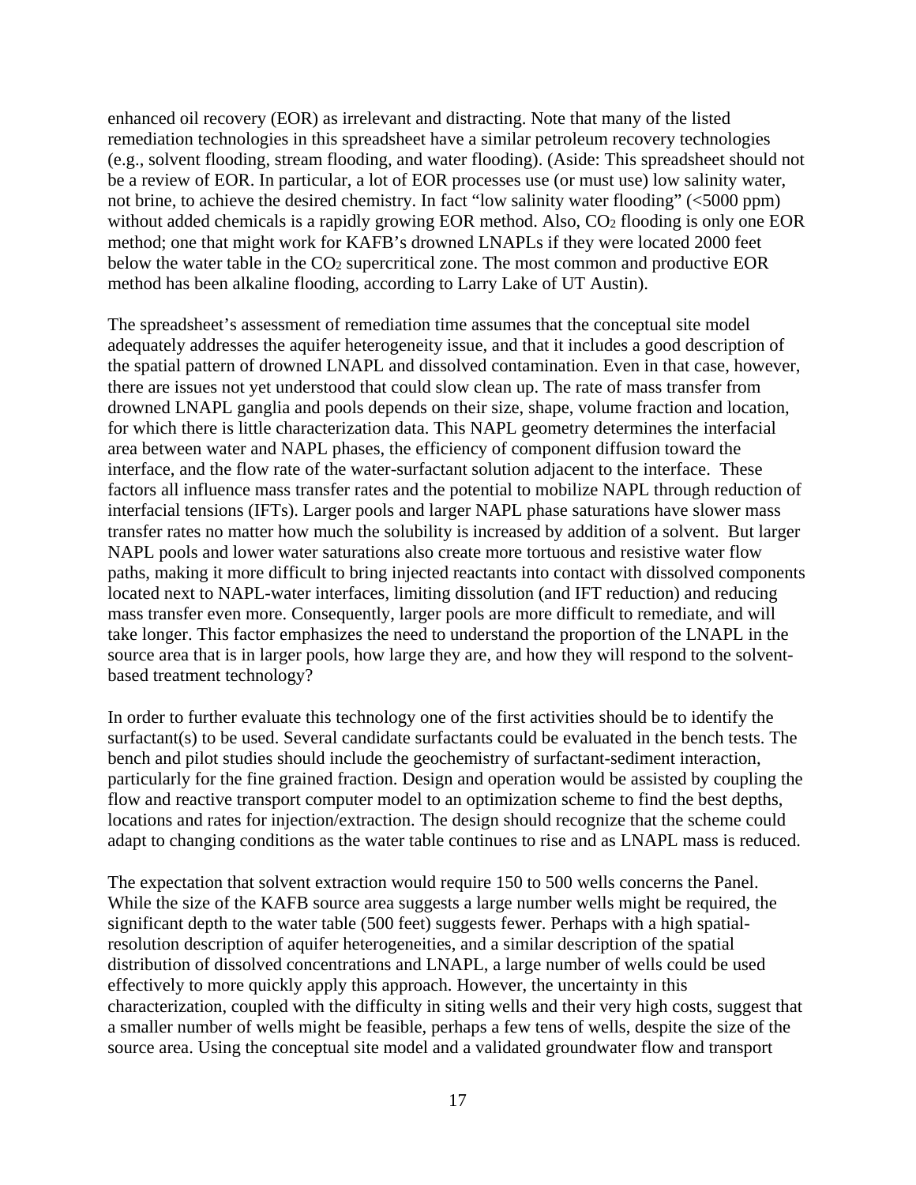enhanced oil recovery (EOR) as irrelevant and distracting. Note that many of the listed remediation technologies in this spreadsheet have a similar petroleum recovery technologies (e.g., solvent flooding, stream flooding, and water flooding). (Aside: This spreadsheet should not be a review of EOR. In particular, a lot of EOR processes use (or must use) low salinity water, not brine, to achieve the desired chemistry. In fact "low salinity water flooding" (<5000 ppm) without added chemicals is a rapidly growing EOR method. Also, $CO_2$ flooding is only one EOR method; one that might work for KAFB's drowned LNAPLs if they were located 2000 feet below the water table in the $CO_2$ supercritical zone. The most common and productive EOR method has been alkaline flooding, according to Larry Lake of UT Austin).

The spreadsheet's assessment of remediation time assumes that the conceptual site model adequately addresses the aquifer heterogeneity issue, and that it includes a good description of the spatial pattern of drowned LNAPL and dissolved contamination. Even in that case, however, there are issues not yet understood that could slow clean up. The rate of mass transfer from drowned LNAPL ganglia and pools depends on their size, shape, volume fraction and location, for which there is little characterization data. This NAPL geometry determines the interfacial area between water and NAPL phases, the efficiency of component diffusion toward the interface, and the flow rate of the water-surfactant solution adjacent to the interface. These factors all influence mass transfer rates and the potential to mobilize NAPL through reduction of interfacial tensions (IFTs). Larger pools and larger NAPL phase saturations have slower mass transfer rates no matter how much the solubility is increased by addition of a solvent. But larger NAPL pools and lower water saturations also create more tortuous and resistive water flow paths, making it more difficult to bring injected reactants into contact with dissolved components located next to NAPL-water interfaces, limiting dissolution (and IFT reduction) and reducing mass transfer even more. Consequently, larger pools are more difficult to remediate, and will take longer. This factor emphasizes the need to understand the proportion of the LNAPL in the source area that is in larger pools, how large they are, and how they will respond to the solvent-based treatment technology?

In order to further evaluate this technology one of the first activities should be to identify the surfactant(s) to be used. Several candidate surfactants could be evaluated in the bench tests. The bench and pilot studies should include the geochemistry of surfactant-sediment interaction, particularly for the fine grained fraction. Design and operation would be assisted by coupling the flow and reactive transport computer model to an optimization scheme to find the best depths, locations and rates for injection/extraction. The design should recognize that the scheme could adapt to changing conditions as the water table continues to rise and as LNAPL mass is reduced.

The expectation that solvent extraction would require 150 to 500 wells concerns the Panel. While the size of the KAFB source area suggests a large number wells might be required, the significant depth to the water table (500 feet) suggests fewer. Perhaps with a high spatial-resolution description of aquifer heterogeneities, and a similar description of the spatial distribution of dissolved concentrations and LNAPL, a large number of wells could be used effectively to more quickly apply this approach. However, the uncertainty in this characterization, coupled with the difficulty in siting wells and their very high costs, suggest that a smaller number of wells might be feasible, perhaps a few tens of wells, despite the size of the source area. Using the conceptual site model and a validated groundwater flow and transport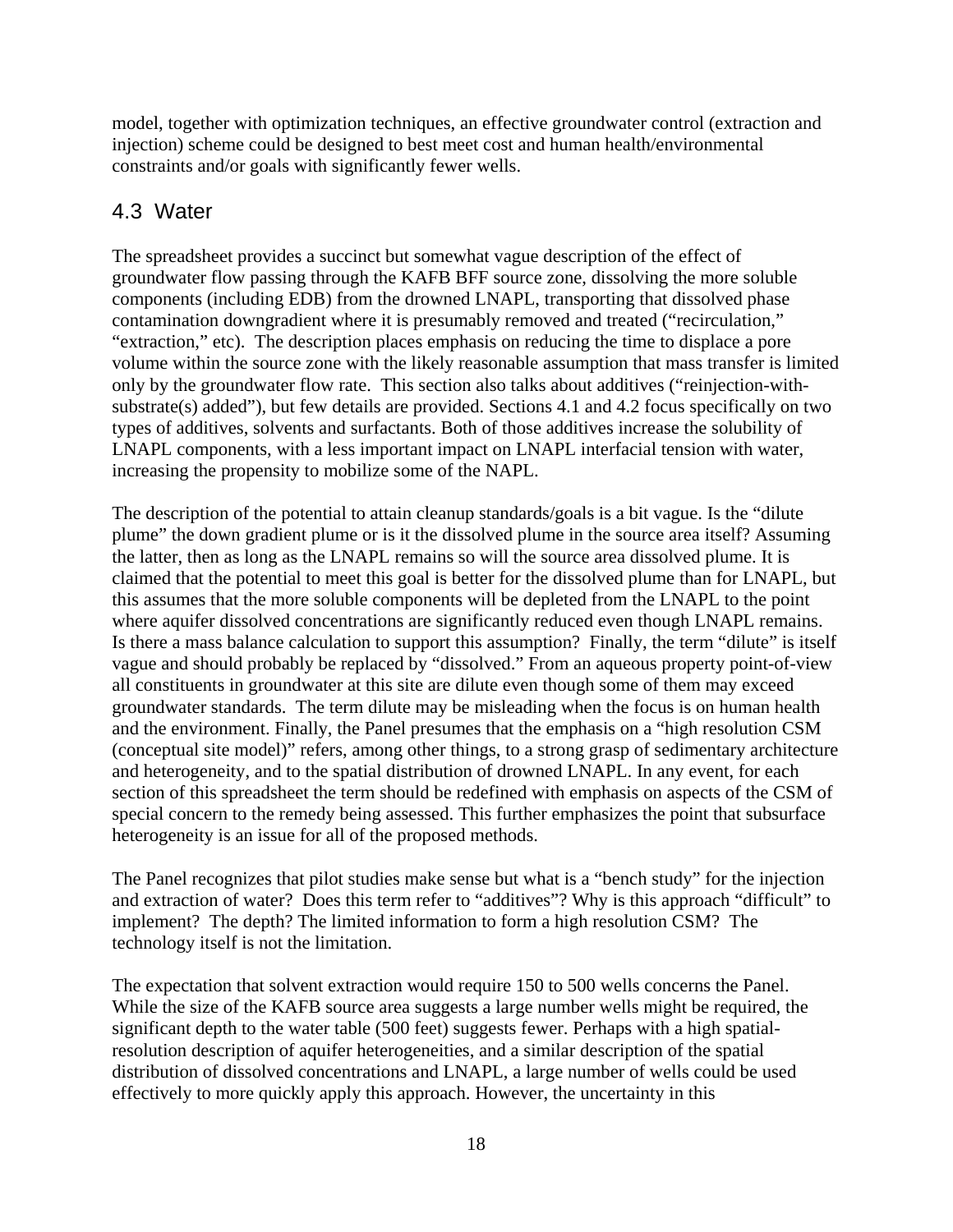model, together with optimization techniques, an effective groundwater control (extraction and injection) scheme could be designed to best meet cost and human health/environmental constraints and/or goals with significantly fewer wells.

## 4.3 Water

The spreadsheet provides a succinct but somewhat vague description of the effect of groundwater flow passing through the KAFB BFF source zone, dissolving the more soluble components (including EDB) from the drowned LNAPL, transporting that dissolved phase contamination downgradient where it is presumably removed and treated ("recirculation," "extraction," etc). The description places emphasis on reducing the time to displace a pore volume within the source zone with the likely reasonable assumption that mass transfer is limited only by the groundwater flow rate. This section also talks about additives ("reinjection-with-substrate(s) added"), but few details are provided. Sections 4.1 and 4.2 focus specifically on two types of additives, solvents and surfactants. Both of those additives increase the solubility of LNAPL components, with a less important impact on LNAPL interfacial tension with water, increasing the propensity to mobilize some of the NAPL.

The description of the potential to attain cleanup standards/goals is a bit vague. Is the "dilute plume" the down gradient plume or is it the dissolved plume in the source area itself? Assuming the latter, then as long as the LNAPL remains so will the source area dissolved plume. It is claimed that the potential to meet this goal is better for the dissolved plume than for LNAPL, but this assumes that the more soluble components will be depleted from the LNAPL to the point where aquifer dissolved concentrations are significantly reduced even though LNAPL remains. Is there a mass balance calculation to support this assumption? Finally, the term "dilute" is itself vague and should probably be replaced by "dissolved." From an aqueous property point-of-view all constituents in groundwater at this site are dilute even though some of them may exceed groundwater standards. The term dilute may be misleading when the focus is on human health and the environment. Finally, the Panel presumes that the emphasis on a "high resolution CSM (conceptual site model)" refers, among other things, to a strong grasp of sedimentary architecture and heterogeneity, and to the spatial distribution of drowned LNAPL. In any event, for each section of this spreadsheet the term should be redefined with emphasis on aspects of the CSM of special concern to the remedy being assessed. This further emphasizes the point that subsurface heterogeneity is an issue for all of the proposed methods.

The Panel recognizes that pilot studies make sense but what is a "bench study" for the injection and extraction of water? Does this term refer to "additives"? Why is this approach "difficult" to implement? The depth? The limited information to form a high resolution CSM? The technology itself is not the limitation.

The expectation that solvent extraction would require 150 to 500 wells concerns the Panel. While the size of the KAFB source area suggests a large number wells might be required, the significant depth to the water table (500 feet) suggests fewer. Perhaps with a high spatial-resolution description of aquifer heterogeneities, and a similar description of the spatial distribution of dissolved concentrations and LNAPL, a large number of wells could be used effectively to more quickly apply this approach. However, the uncertainty in this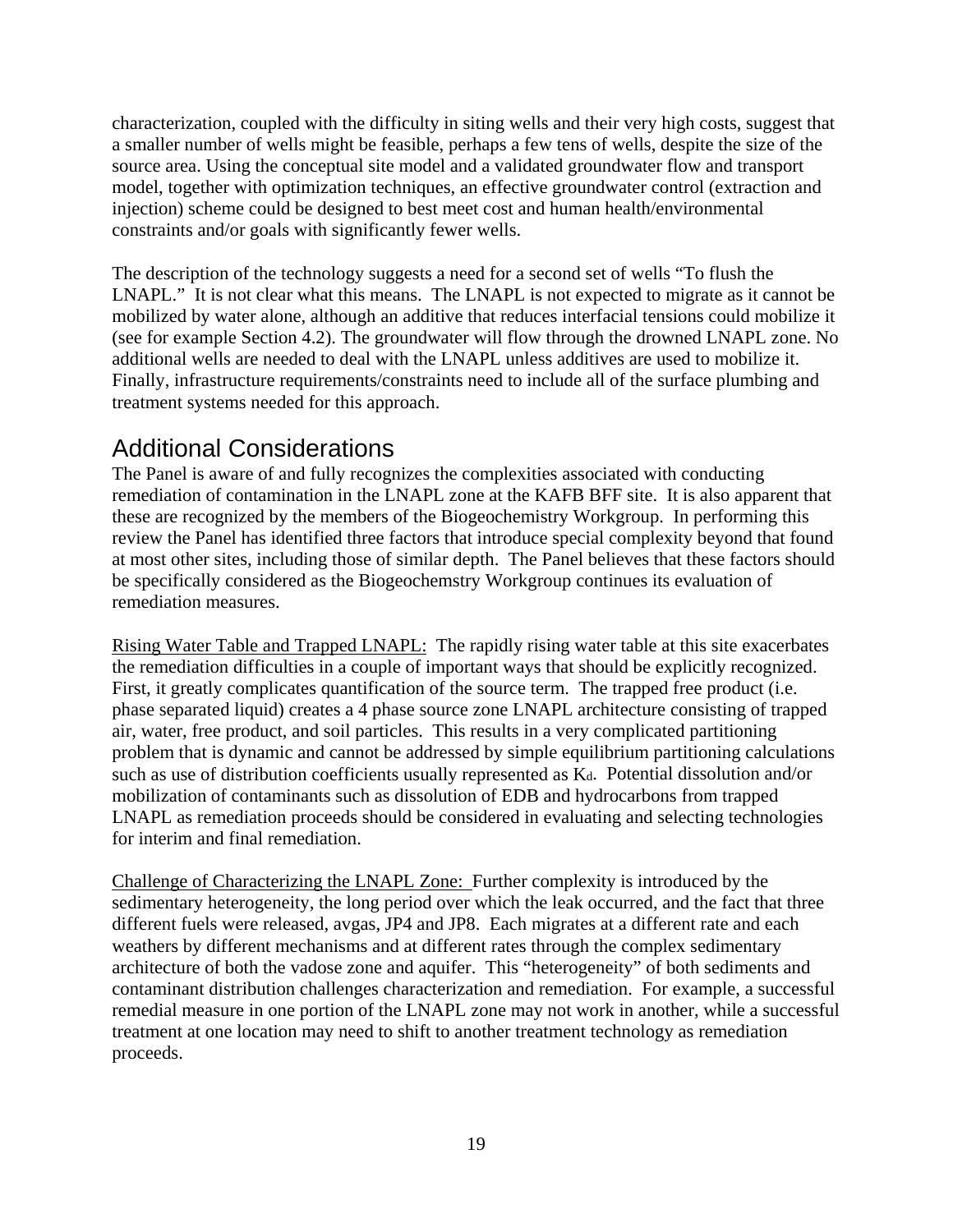characterization, coupled with the difficulty in siting wells and their very high costs, suggest that a smaller number of wells might be feasible, perhaps a few tens of wells, despite the size of the source area. Using the conceptual site model and a validated groundwater flow and transport model, together with optimization techniques, an effective groundwater control (extraction and injection) scheme could be designed to best meet cost and human health/environmental constraints and/or goals with significantly fewer wells.

The description of the technology suggests a need for a second set of wells "To flush the LNAPL." It is not clear what this means. The LNAPL is not expected to migrate as it cannot be mobilized by water alone, although an additive that reduces interfacial tensions could mobilize it (see for example Section 4.2). The groundwater will flow through the drowned LNAPL zone. No additional wells are needed to deal with the LNAPL unless additives are used to mobilize it. Finally, infrastructure requirements/constraints need to include all of the surface plumbing and treatment systems needed for this approach.

## Additional Considerations

The Panel is aware of and fully recognizes the complexities associated with conducting remediation of contamination in the LNAPL zone at the KAFB BFF site. It is also apparent that these are recognized by the members of the Biogeochemistry Workgroup. In performing this review the Panel has identified three factors that introduce special complexity beyond that found at most other sites, including those of similar depth. The Panel believes that these factors should be specifically considered as the Biogeochemstry Workgroup continues its evaluation of remediation measures.

Rising Water Table and Trapped LNAPL: The rapidly rising water table at this site exacerbates the remediation difficulties in a couple of important ways that should be explicitly recognized. First, it greatly complicates quantification of the source term. The trapped free product (i.e. phase separated liquid) creates a 4 phase source zone LNAPL architecture consisting of trapped air, water, free product, and soil particles. This results in a very complicated partitioning problem that is dynamic and cannot be addressed by simple equilibrium partitioning calculations such as use of distribution coefficients usually represented as $K_d$. Potential dissolution and/or mobilization of contaminants such as dissolution of EDB and hydrocarbons from trapped LNAPL as remediation proceeds should be considered in evaluating and selecting technologies for interim and final remediation.

Challenge of Characterizing the LNAPL Zone: Further complexity is introduced by the sedimentary heterogeneity, the long period over which the leak occurred, and the fact that three different fuels were released, avgas, JP4 and JP8. Each migrates at a different rate and each weathers by different mechanisms and at different rates through the complex sedimentary architecture of both the vadose zone and aquifer. This "heterogeneity" of both sediments and contaminant distribution challenges characterization and remediation. For example, a successful remedial measure in one portion of the LNAPL zone may not work in another, while a successful treatment at one location may need to shift to another treatment technology as remediation proceeds.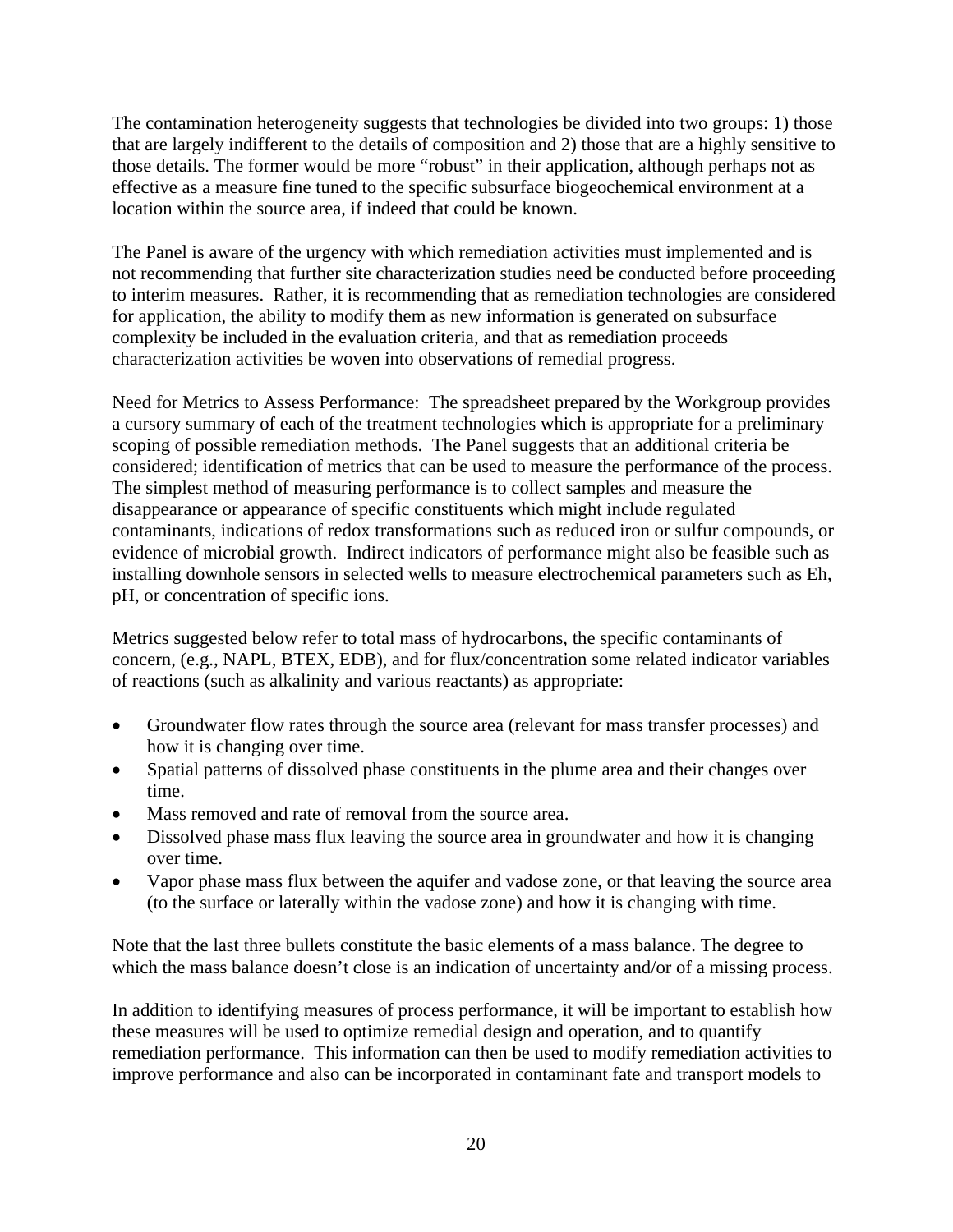The contamination heterogeneity suggests that technologies be divided into two groups: 1) those that are largely indifferent to the details of composition and 2) those that are a highly sensitive to those details. The former would be more "robust" in their application, although perhaps not as effective as a measure fine tuned to the specific subsurface biogeochemical environment at a location within the source area, if indeed that could be known.

The Panel is aware of the urgency with which remediation activities must implemented and is not recommending that further site characterization studies need be conducted before proceeding to interim measures. Rather, it is recommending that as remediation technologies are considered for application, the ability to modify them as new information is generated on subsurface complexity be included in the evaluation criteria, and that as remediation proceeds characterization activities be woven into observations of remedial progress.

<u>Need for Metrics to Assess Performance:</u> The spreadsheet prepared by the Workgroup provides a cursory summary of each of the treatment technologies which is appropriate for a preliminary scoping of possible remediation methods. The Panel suggests that an additional criteria be considered; identification of metrics that can be used to measure the performance of the process. The simplest method of measuring performance is to collect samples and measure the disappearance or appearance of specific constituents which might include regulated contaminants, indications of redox transformations such as reduced iron or sulfur compounds, or evidence of microbial growth. Indirect indicators of performance might also be feasible such as installing downhole sensors in selected wells to measure electrochemical parameters such as Eh, pH, or concentration of specific ions.

Metrics suggested below refer to total mass of hydrocarbons, the specific contaminants of concern, (e.g., NAPL, BTEX, EDB), and for flux/concentration some related indicator variables of reactions (such as alkalinity and various reactants) as appropriate:

- Groundwater flow rates through the source area (relevant for mass transfer processes) and how it is changing over time.
- Spatial patterns of dissolved phase constituents in the plume area and their changes over time.
- Mass removed and rate of removal from the source area.
- Dissolved phase mass flux leaving the source area in groundwater and how it is changing over time.
- Vapor phase mass flux between the aquifer and vadose zone, or that leaving the source area (to the surface or laterally within the vadose zone) and how it is changing with time.

Note that the last three bullets constitute the basic elements of a mass balance. The degree to which the mass balance doesn't close is an indication of uncertainty and/or of a missing process.

In addition to identifying measures of process performance, it will be important to establish how these measures will be used to optimize remedial design and operation, and to quantify remediation performance. This information can then be used to modify remediation activities to improve performance and also can be incorporated in contaminant fate and transport models to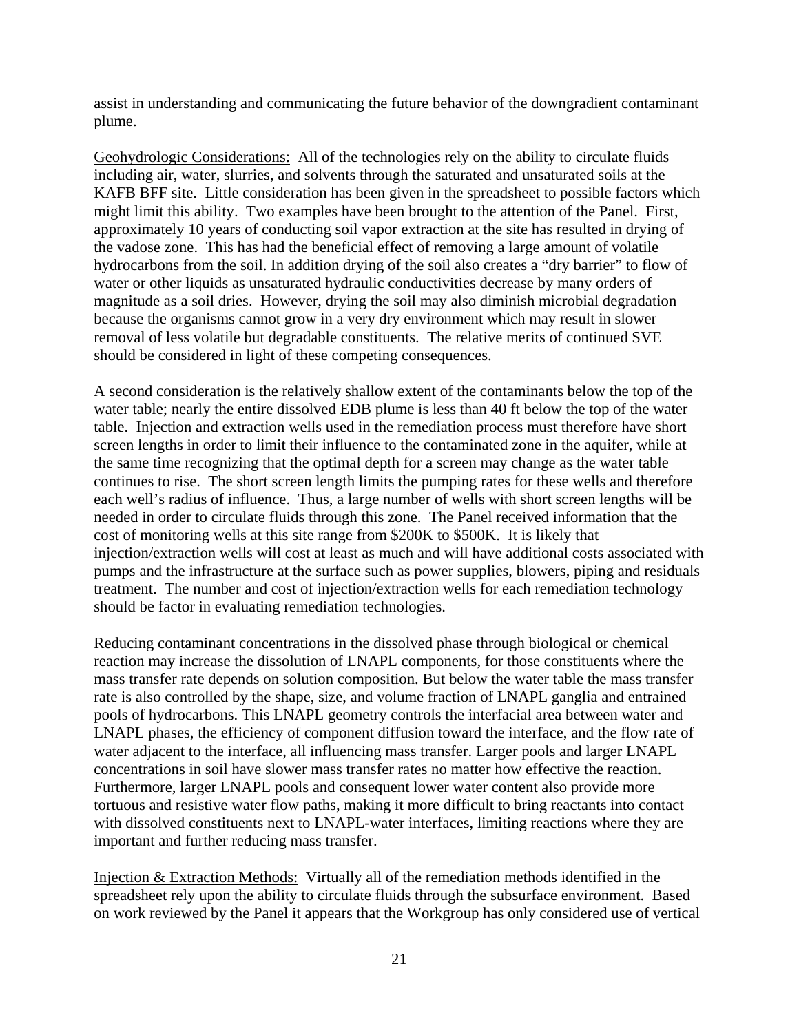assist in understanding and communicating the future behavior of the downgradient contaminant plume.

Geohydrologic Considerations: All of the technologies rely on the ability to circulate fluids including air, water, slurries, and solvents through the saturated and unsaturated soils at the KAFB BFF site. Little consideration has been given in the spreadsheet to possible factors which might limit this ability. Two examples have been brought to the attention of the Panel. First, approximately 10 years of conducting soil vapor extraction at the site has resulted in drying of the vadose zone. This has had the beneficial effect of removing a large amount of volatile hydrocarbons from the soil. In addition drying of the soil also creates a "dry barrier" to flow of water or other liquids as unsaturated hydraulic conductivities decrease by many orders of magnitude as a soil dries. However, drying the soil may also diminish microbial degradation because the organisms cannot grow in a very dry environment which may result in slower removal of less volatile but degradable constituents. The relative merits of continued SVE should be considered in light of these competing consequences.

A second consideration is the relatively shallow extent of the contaminants below the top of the water table; nearly the entire dissolved EDB plume is less than 40 ft below the top of the water table. Injection and extraction wells used in the remediation process must therefore have short screen lengths in order to limit their influence to the contaminated zone in the aquifer, while at the same time recognizing that the optimal depth for a screen may change as the water table continues to rise. The short screen length limits the pumping rates for these wells and therefore each well's radius of influence. Thus, a large number of wells with short screen lengths will be needed in order to circulate fluids through this zone. The Panel received information that the cost of monitoring wells at this site range from $200K to $500K. It is likely that injection/extraction wells will cost at least as much and will have additional costs associated with pumps and the infrastructure at the surface such as power supplies, blowers, piping and residuals treatment. The number and cost of injection/extraction wells for each remediation technology should be factor in evaluating remediation technologies.

Reducing contaminant concentrations in the dissolved phase through biological or chemical reaction may increase the dissolution of LNAPL components, for those constituents where the mass transfer rate depends on solution composition. But below the water table the mass transfer rate is also controlled by the shape, size, and volume fraction of LNAPL ganglia and entrained pools of hydrocarbons. This LNAPL geometry controls the interfacial area between water and LNAPL phases, the efficiency of component diffusion toward the interface, and the flow rate of water adjacent to the interface, all influencing mass transfer. Larger pools and larger LNAPL concentrations in soil have slower mass transfer rates no matter how effective the reaction. Furthermore, larger LNAPL pools and consequent lower water content also provide more tortuous and resistive water flow paths, making it more difficult to bring reactants into contact with dissolved constituents next to LNAPL-water interfaces, limiting reactions where they are important and further reducing mass transfer.

Injection & Extraction Methods: Virtually all of the remediation methods identified in the spreadsheet rely upon the ability to circulate fluids through the subsurface environment. Based on work reviewed by the Panel it appears that the Workgroup has only considered use of vertical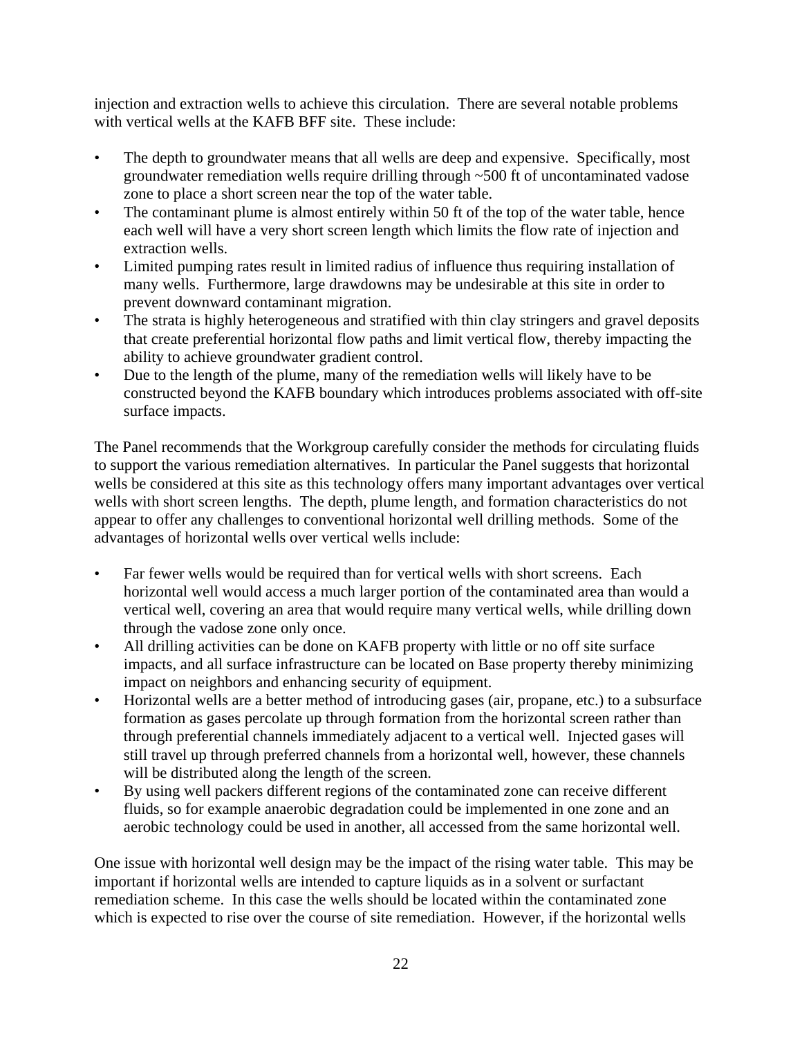injection and extraction wells to achieve this circulation. There are several notable problems with vertical wells at the KAFB BFF site. These include:

- The depth to groundwater means that all wells are deep and expensive. Specifically, most groundwater remediation wells require drilling through ~500 ft of uncontaminated vadose zone to place a short screen near the top of the water table.
- The contaminant plume is almost entirely within 50 ft of the top of the water table, hence each well will have a very short screen length which limits the flow rate of injection and extraction wells.
- Limited pumping rates result in limited radius of influence thus requiring installation of many wells. Furthermore, large drawdowns may be undesirable at this site in order to prevent downward contaminant migration.
- The strata is highly heterogeneous and stratified with thin clay stringers and gravel deposits that create preferential horizontal flow paths and limit vertical flow, thereby impacting the ability to achieve groundwater gradient control.
- Due to the length of the plume, many of the remediation wells will likely have to be constructed beyond the KAFB boundary which introduces problems associated with off-site surface impacts.

The Panel recommends that the Workgroup carefully consider the methods for circulating fluids to support the various remediation alternatives. In particular the Panel suggests that horizontal wells be considered at this site as this technology offers many important advantages over vertical wells with short screen lengths. The depth, plume length, and formation characteristics do not appear to offer any challenges to conventional horizontal well drilling methods. Some of the advantages of horizontal wells over vertical wells include:

- Far fewer wells would be required than for vertical wells with short screens. Each horizontal well would access a much larger portion of the contaminated area than would a vertical well, covering an area that would require many vertical wells, while drilling down through the vadose zone only once.
- All drilling activities can be done on KAFB property with little or no off site surface impacts, and all surface infrastructure can be located on Base property thereby minimizing impact on neighbors and enhancing security of equipment.
- Horizontal wells are a better method of introducing gases (air, propane, etc.) to a subsurface formation as gases percolate up through formation from the horizontal screen rather than through preferential channels immediately adjacent to a vertical well. Injected gases will still travel up through preferred channels from a horizontal well, however, these channels will be distributed along the length of the screen.
- By using well packers different regions of the contaminated zone can receive different fluids, so for example anaerobic degradation could be implemented in one zone and an aerobic technology could be used in another, all accessed from the same horizontal well.

One issue with horizontal well design may be the impact of the rising water table. This may be important if horizontal wells are intended to capture liquids as in a solvent or surfactant remediation scheme. In this case the wells should be located within the contaminated zone which is expected to rise over the course of site remediation. However, if the horizontal wells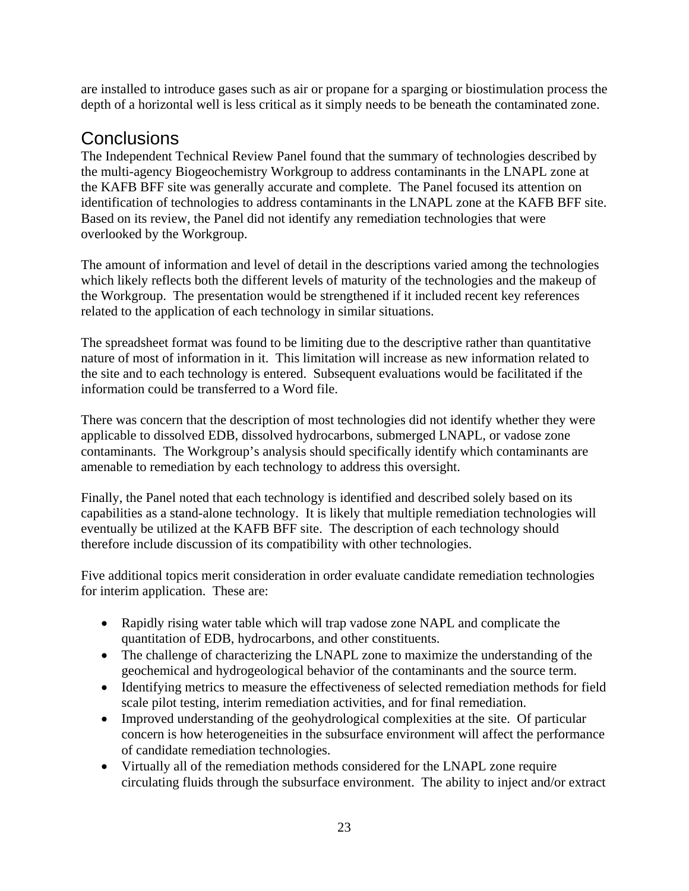are installed to introduce gases such as air or propane for a sparging or biostimulation process the depth of a horizontal well is less critical as it simply needs to be beneath the contaminated zone.

## Conclusions

The Independent Technical Review Panel found that the summary of technologies described by the multi-agency Biogeochemistry Workgroup to address contaminants in the LNAPL zone at the KAFB BFF site was generally accurate and complete. The Panel focused its attention on identification of technologies to address contaminants in the LNAPL zone at the KAFB BFF site. Based on its review, the Panel did not identify any remediation technologies that were overlooked by the Workgroup.

The amount of information and level of detail in the descriptions varied among the technologies which likely reflects both the different levels of maturity of the technologies and the makeup of the Workgroup. The presentation would be strengthened if it included recent key references related to the application of each technology in similar situations.

The spreadsheet format was found to be limiting due to the descriptive rather than quantitative nature of most of information in it. This limitation will increase as new information related to the site and to each technology is entered. Subsequent evaluations would be facilitated if the information could be transferred to a Word file.

There was concern that the description of most technologies did not identify whether they were applicable to dissolved EDB, dissolved hydrocarbons, submerged LNAPL, or vadose zone contaminants. The Workgroup's analysis should specifically identify which contaminants are amenable to remediation by each technology to address this oversight.

Finally, the Panel noted that each technology is identified and described solely based on its capabilities as a stand-alone technology. It is likely that multiple remediation technologies will eventually be utilized at the KAFB BFF site. The description of each technology should therefore include discussion of its compatibility with other technologies.

Five additional topics merit consideration in order evaluate candidate remediation technologies for interim application. These are:

- Rapidly rising water table which will trap vadose zone NAPL and complicate the quantitation of EDB, hydrocarbons, and other constituents.
- The challenge of characterizing the LNAPL zone to maximize the understanding of the geochemical and hydrogeological behavior of the contaminants and the source term.
- Identifying metrics to measure the effectiveness of selected remediation methods for field scale pilot testing, interim remediation activities, and for final remediation.
- Improved understanding of the geohydrological complexities at the site. Of particular concern is how heterogeneities in the subsurface environment will affect the performance of candidate remediation technologies.
- Virtually all of the remediation methods considered for the LNAPL zone require circulating fluids through the subsurface environment. The ability to inject and/or extract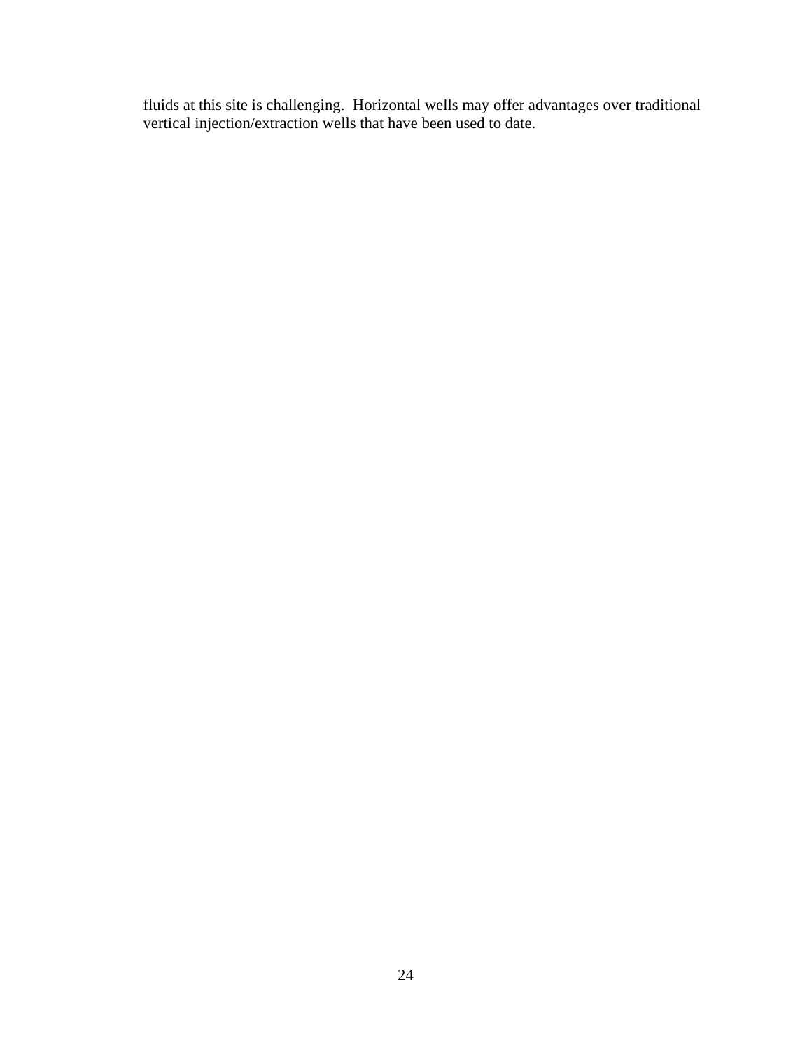fluids at this site is challenging. Horizontal wells may offer advantages over traditional vertical injection/extraction wells that have been used to date.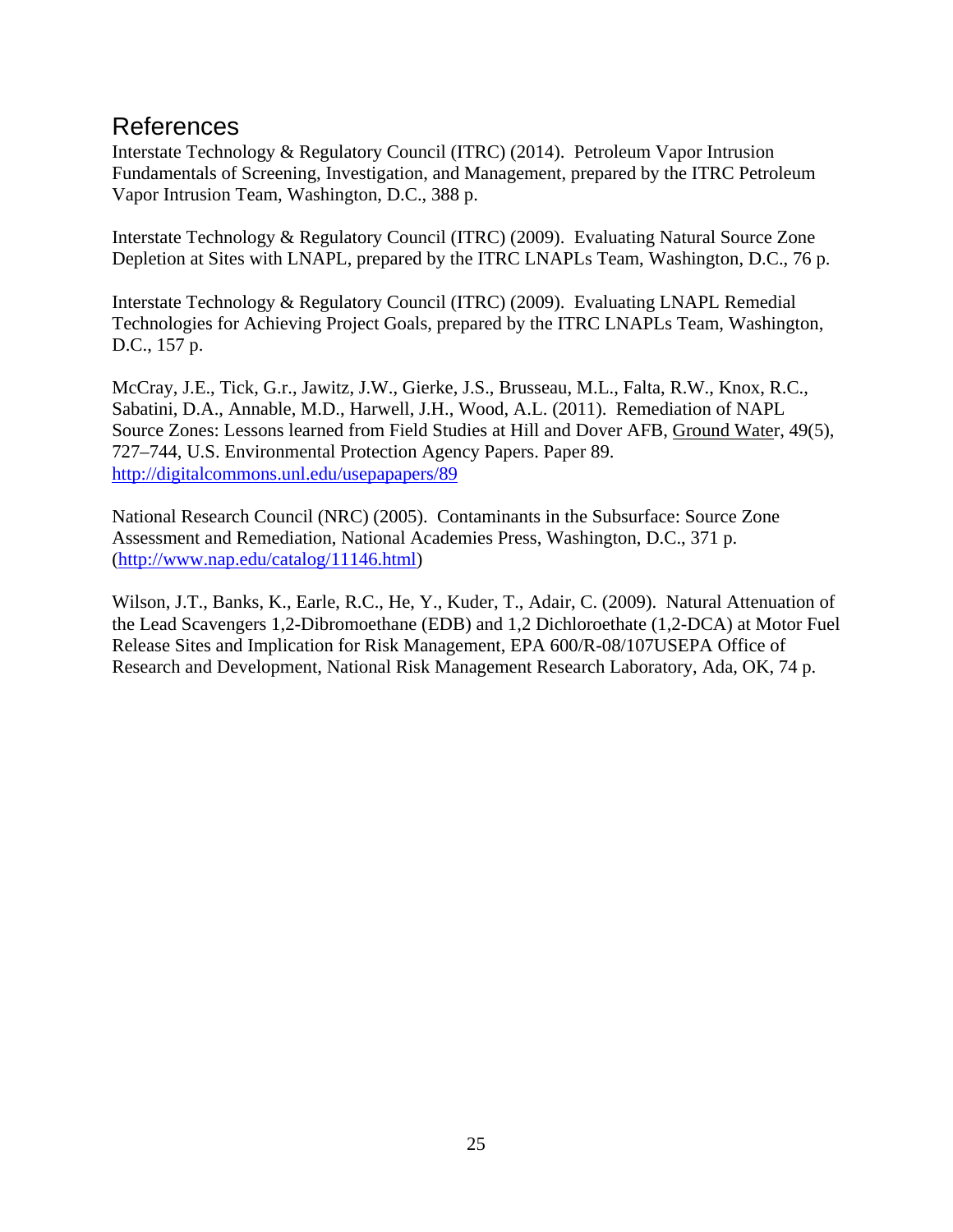## References

Interstate Technology & Regulatory Council (ITRC) (2014). Petroleum Vapor Intrusion Fundamentals of Screening, Investigation, and Management, prepared by the ITRC Petroleum Vapor Intrusion Team, Washington, D.C., 388 p.

Interstate Technology & Regulatory Council (ITRC) (2009). Evaluating Natural Source Zone Depletion at Sites with LNAPL, prepared by the ITRC LNAPLs Team, Washington, D.C., 76 p.

Interstate Technology & Regulatory Council (ITRC) (2009). Evaluating LNAPL Remedial Technologies for Achieving Project Goals, prepared by the ITRC LNAPLs Team, Washington, D.C., 157 p.

McCray, J.E., Tick, G.r., Jawitz, J.W., Gierke, J.S., Brusseau, M.L., Falta, R.W., Knox, R.C., Sabatini, D.A., Annable, M.D., Harwell, J.H., Wood, A.L. (2011). Remediation of NAPL Source Zones: Lessons learned from Field Studies at Hill and Dover AFB, Ground Water, 49(5), 727–744, U.S. Environmental Protection Agency Papers. Paper 89. http://digitalcommons.unl.edu/usepapapers/89

National Research Council (NRC) (2005). Contaminants in the Subsurface: Source Zone Assessment and Remediation, National Academies Press, Washington, D.C., 371 p. (http://www.nap.edu/catalog/11146.html)

Wilson, J.T., Banks, K., Earle, R.C., He, Y., Kuder, T., Adair, C. (2009). Natural Attenuation of the Lead Scavengers 1,2-Dibromoethane (EDB) and 1,2 Dichloroethate (1,2-DCA) at Motor Fuel Release Sites and Implication for Risk Management, EPA 600/R-08/107USEPA Office of Research and Development, National Risk Management Research Laboratory, Ada, OK, 74 p.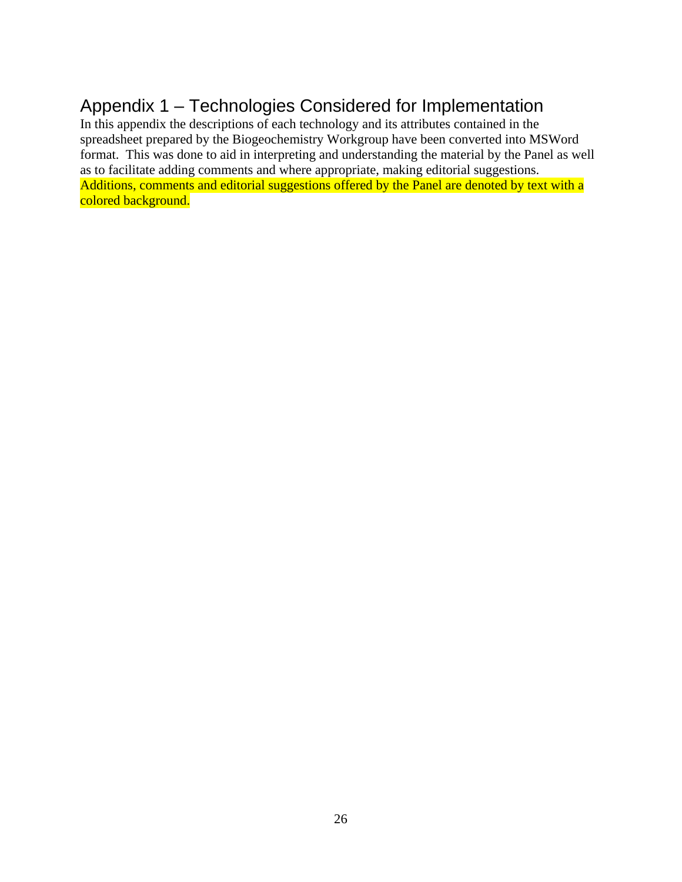# Appendix 1 – Technologies Considered for Implementation

In this appendix the descriptions of each technology and its attributes contained in the spreadsheet prepared by the Biogeochemistry Workgroup have been converted into MSWord format. This was done to aid in interpreting and understanding the material by the Panel as well as to facilitate adding comments and where appropriate, making editorial suggestions. Additions, comments and editorial suggestions offered by the Panel are denoted by text with a colored background.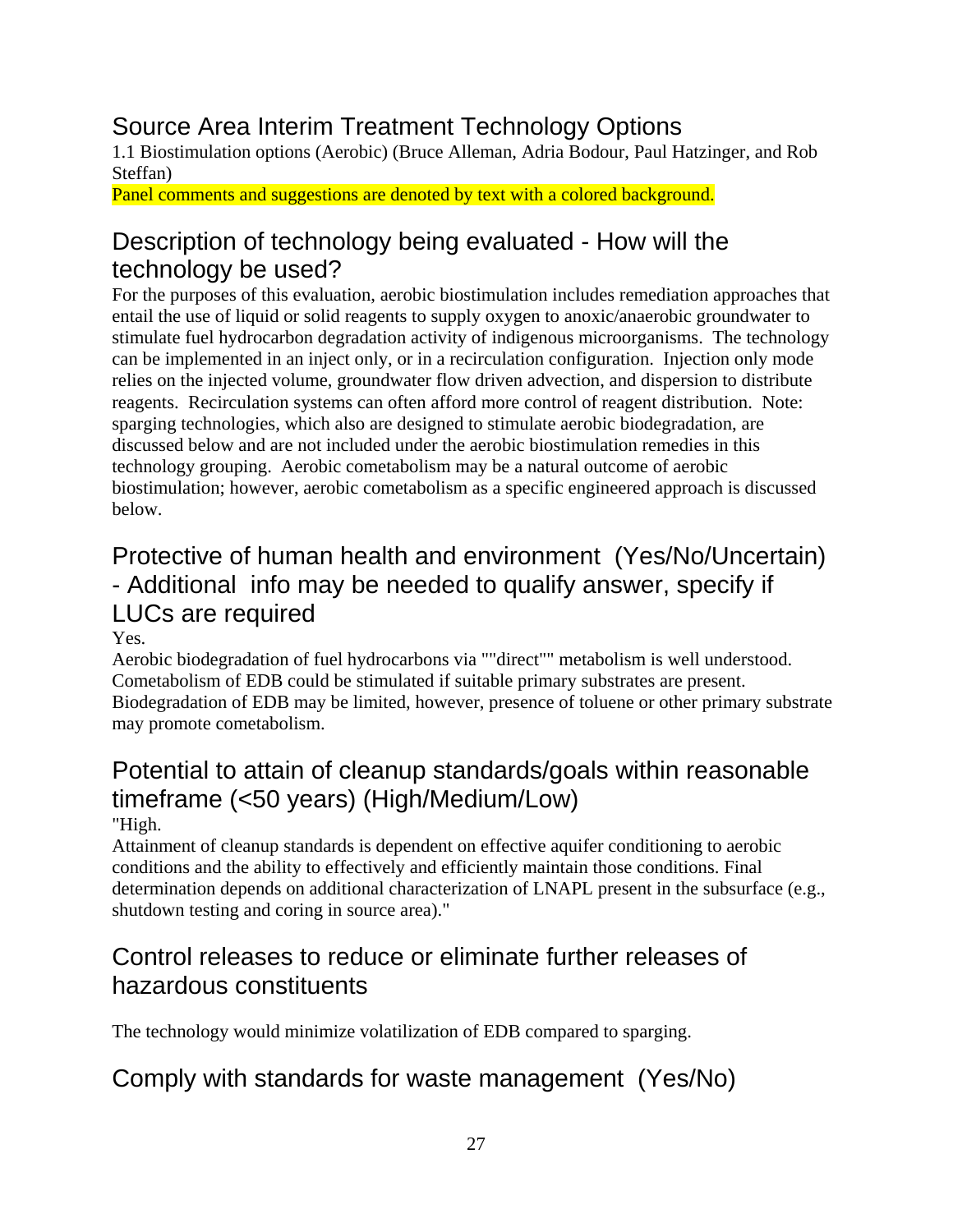## Source Area Interim Treatment Technology Options

1.1 Biostimulation options (Aerobic) (Bruce Alleman, Adria Bodour, Paul Hatzinger, and Rob Steffan)

Panel comments and suggestions are denoted by text with a colored background.

## Description of technology being evaluated - How will the technology be used?

For the purposes of this evaluation, aerobic biostimulation includes remediation approaches that entail the use of liquid or solid reagents to supply oxygen to anoxic/anaerobic groundwater to stimulate fuel hydrocarbon degradation activity of indigenous microorganisms. The technology can be implemented in an inject only, or in a recirculation configuration. Injection only mode relies on the injected volume, groundwater flow driven advection, and dispersion to distribute reagents. Recirculation systems can often afford more control of reagent distribution. Note: sparging technologies, which also are designed to stimulate aerobic biodegradation, are discussed below and are not included under the aerobic biostimulation remedies in this technology grouping. Aerobic cometabolism may be a natural outcome of aerobic biostimulation; however, aerobic cometabolism as a specific engineered approach is discussed below.

## Protective of human health and environment (Yes/No/Uncertain) - Additional info may be needed to qualify answer, specify if LUCs are required

Yes.

Aerobic biodegradation of fuel hydrocarbons via ""direct"" metabolism is well understood. Cometabolism of EDB could be stimulated if suitable primary substrates are present. Biodegradation of EDB may be limited, however, presence of toluene or other primary substrate may promote cometabolism.

## Potential to attain of cleanup standards/goals within reasonable timeframe (<50 years) (High/Medium/Low)

"High.

Attainment of cleanup standards is dependent on effective aquifer conditioning to aerobic conditions and the ability to effectively and efficiently maintain those conditions. Final determination depends on additional characterization of LNAPL present in the subsurface (e.g., shutdown testing and coring in source area)."

## Control releases to reduce or eliminate further releases of hazardous constituents

The technology would minimize volatilization of EDB compared to sparging.

## Comply with standards for waste management (Yes/No)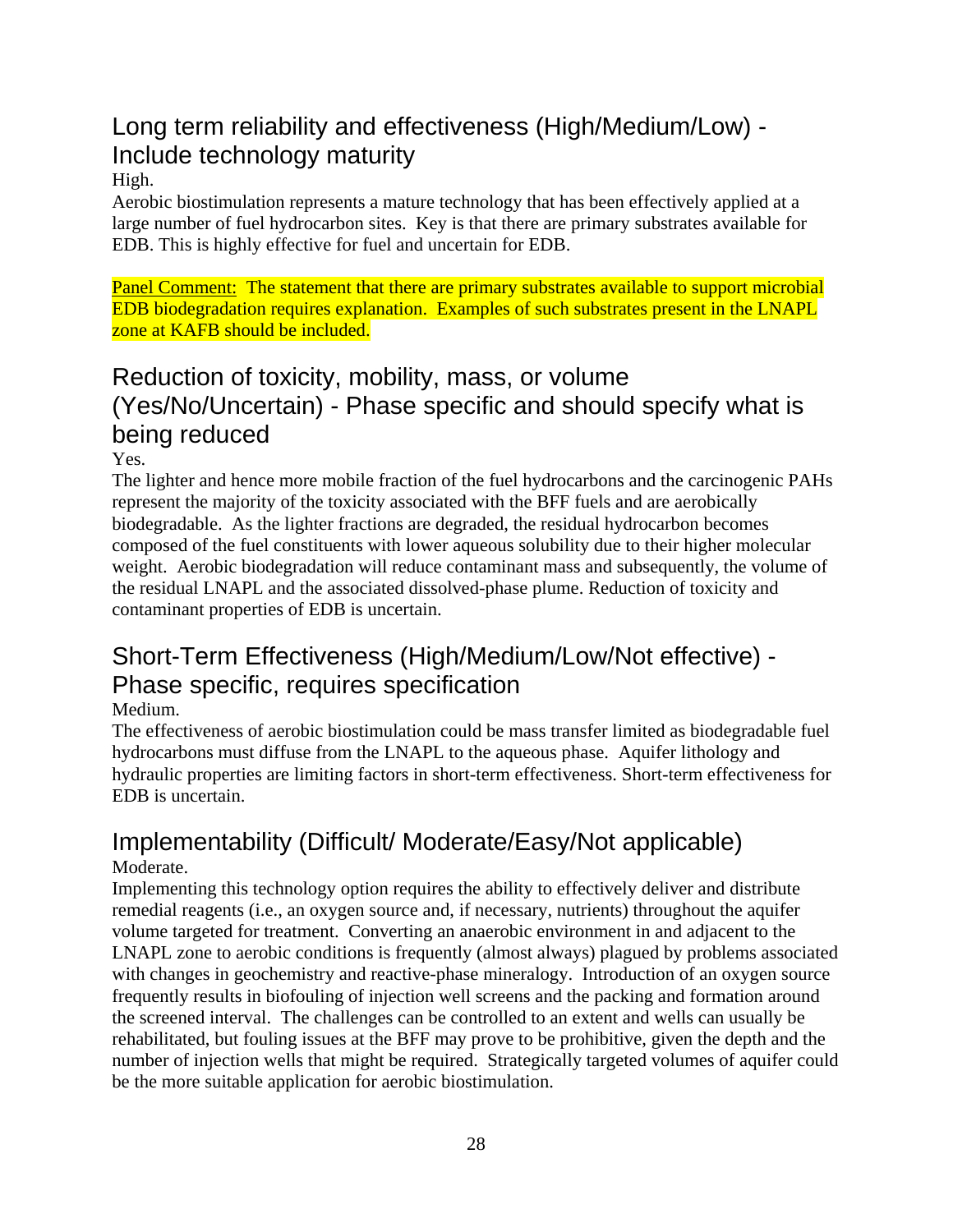## Long term reliability and effectiveness (High/Medium/Low) - Include technology maturity

High.

Aerobic biostimulation represents a mature technology that has been effectively applied at a large number of fuel hydrocarbon sites. Key is that there are primary substrates available for EDB. This is highly effective for fuel and uncertain for EDB.

Panel Comment: The statement that there are primary substrates available to support microbial EDB biodegradation requires explanation. Examples of such substrates present in the LNAPL zone at KAFB should be included.

## Reduction of toxicity, mobility, mass, or volume (Yes/No/Uncertain) - Phase specific and should specify what is being reduced

Yes.

The lighter and hence more mobile fraction of the fuel hydrocarbons and the carcinogenic PAHs represent the majority of the toxicity associated with the BFF fuels and are aerobically biodegradable. As the lighter fractions are degraded, the residual hydrocarbon becomes composed of the fuel constituents with lower aqueous solubility due to their higher molecular weight. Aerobic biodegradation will reduce contaminant mass and subsequently, the volume of the residual LNAPL and the associated dissolved-phase plume. Reduction of toxicity and contaminant properties of EDB is uncertain.

## Short-Term Effectiveness (High/Medium/Low/Not effective) - Phase specific, requires specification

Medium.

The effectiveness of aerobic biostimulation could be mass transfer limited as biodegradable fuel hydrocarbons must diffuse from the LNAPL to the aqueous phase. Aquifer lithology and hydraulic properties are limiting factors in short-term effectiveness. Short-term effectiveness for EDB is uncertain.

## Implementability (Difficult/ Moderate/Easy/Not applicable)

Moderate.

Implementing this technology option requires the ability to effectively deliver and distribute remedial reagents (i.e., an oxygen source and, if necessary, nutrients) throughout the aquifer volume targeted for treatment. Converting an anaerobic environment in and adjacent to the LNAPL zone to aerobic conditions is frequently (almost always) plagued by problems associated with changes in geochemistry and reactive-phase mineralogy. Introduction of an oxygen source frequently results in biofouling of injection well screens and the packing and formation around the screened interval. The challenges can be controlled to an extent and wells can usually be rehabilitated, but fouling issues at the BFF may prove to be prohibitive, given the depth and the number of injection wells that might be required. Strategically targeted volumes of aquifer could be the more suitable application for aerobic biostimulation.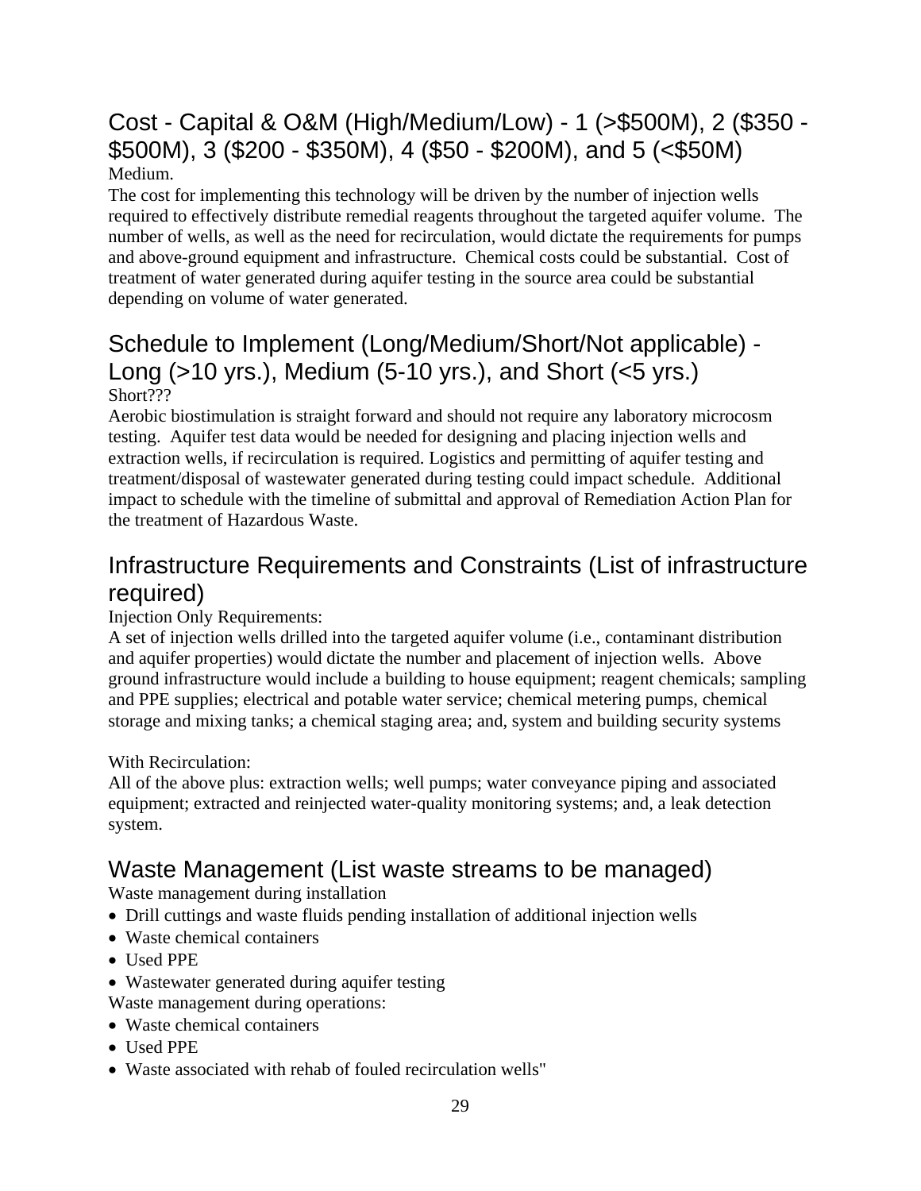## Cost - Capital & O&M (High/Medium/Low) - 1 (>$500M), 2 ($350 - $500M), 3 ($200 - $350M), 4 ($50 - $200M), and 5 (<$50M)

Medium.

The cost for implementing this technology will be driven by the number of injection wells required to effectively distribute remedial reagents throughout the targeted aquifer volume. The number of wells, as well as the need for recirculation, would dictate the requirements for pumps and above-ground equipment and infrastructure. Chemical costs could be substantial. Cost of treatment of water generated during aquifer testing in the source area could be substantial depending on volume of water generated.

## Schedule to Implement (Long/Medium/Short/Not applicable) - Long (>10 yrs.), Medium (5-10 yrs.), and Short (<5 yrs.)

Short???

Aerobic biostimulation is straight forward and should not require any laboratory microcosm testing. Aquifer test data would be needed for designing and placing injection wells and extraction wells, if recirculation is required. Logistics and permitting of aquifer testing and treatment/disposal of wastewater generated during testing could impact schedule. Additional impact to schedule with the timeline of submittal and approval of Remediation Action Plan for the treatment of Hazardous Waste.

## Infrastructure Requirements and Constraints (List of infrastructure required)

Injection Only Requirements:

A set of injection wells drilled into the targeted aquifer volume (i.e., contaminant distribution and aquifer properties) would dictate the number and placement of injection wells. Above ground infrastructure would include a building to house equipment; reagent chemicals; sampling and PPE supplies; electrical and potable water service; chemical metering pumps, chemical storage and mixing tanks; a chemical staging area; and, system and building security systems

With Recirculation:

All of the above plus: extraction wells; well pumps; water conveyance piping and associated equipment; extracted and reinjected water-quality monitoring systems; and, a leak detection system.

## Waste Management (List waste streams to be managed)

Waste management during installation

- Drill cuttings and waste fluids pending installation of additional injection wells
- Waste chemical containers
- Used PPE
- Wastewater generated during aquifer testing

Waste management during operations:

- Waste chemical containers
- Used PPE
- Waste associated with rehab of fouled recirculation wells"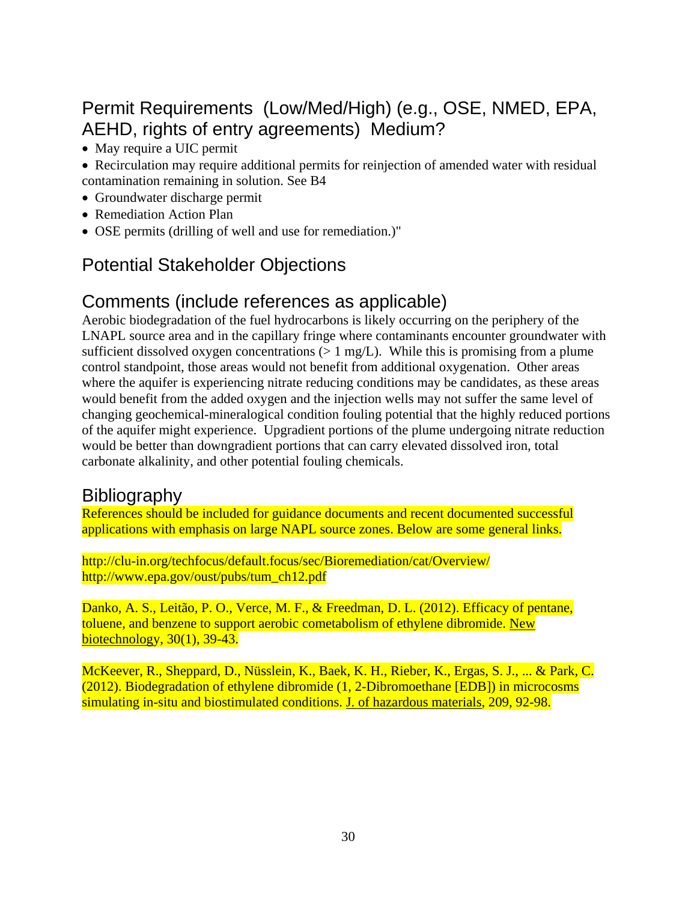## Permit Requirements (Low/Med/High) (e.g., OSE, NMED, EPA, AEHD, rights of entry agreements) Medium?

- May require a UIC permit
- Recirculation may require additional permits for reinjection of amended water with residual contamination remaining in solution. See B4
- Groundwater discharge permit
- Remediation Action Plan
- OSE permits (drilling of well and use for remediation.)"

## Potential Stakeholder Objections

## Comments (include references as applicable)

Aerobic biodegradation of the fuel hydrocarbons is likely occurring on the periphery of the LNAPL source area and in the capillary fringe where contaminants encounter groundwater with sufficient dissolved oxygen concentrations (> 1 mg/L). While this is promising from a plume control standpoint, those areas would not benefit from additional oxygenation. Other areas where the aquifer is experiencing nitrate reducing conditions may be candidates, as these areas would benefit from the added oxygen and the injection wells may not suffer the same level of changing geochemical-mineralogical condition fouling potential that the highly reduced portions of the aquifer might experience. Upgradient portions of the plume undergoing nitrate reduction would be better than downgradient portions that can carry elevated dissolved iron, total carbonate alkalinity, and other potential fouling chemicals.

## Bibliography

References should be included for guidance documents and recent documented successful applications with emphasis on large NAPL source zones. Below are some general links.

http://clu-in.org/techfocus/default.focus/sec/Bioremediation/cat/Overview/
http://www.epa.gov/oust/pubs/tum_ch12.pdf

Danko, A. S., Leitão, P. O., Verce, M. F., & Freedman, D. L. (2012). Efficacy of pentane, toluene, and benzene to support aerobic cometabolism of ethylene dibromide. New biotechnology, 30(1), 39-43.

McKeever, R., Sheppard, D., Nüsslein, K., Baek, K. H., Rieber, K., Ergas, S. J., ... & Park, C. (2012). Biodegradation of ethylene dibromide (1, 2-Dibromoethane [EDB]) in microcosms simulating in-situ and biostimulated conditions. J. of hazardous materials, 209, 92-98.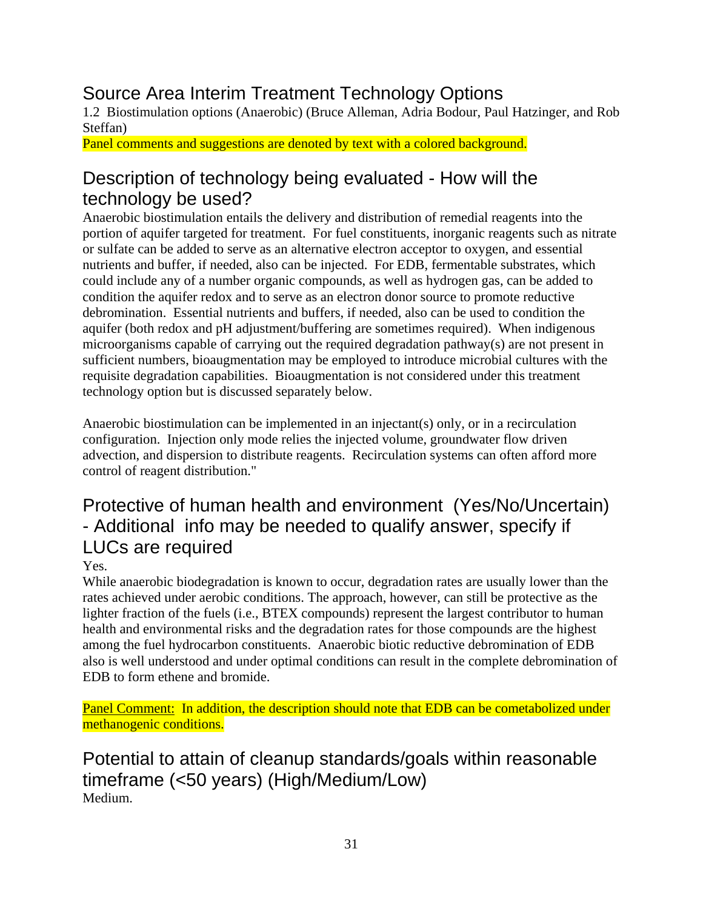## Source Area Interim Treatment Technology Options

1.2 Biostimulation options (Anaerobic) (Bruce Alleman, Adria Bodour, Paul Hatzinger, and Rob Steffan)

Panel comments and suggestions are denoted by text with a colored background.

## Description of technology being evaluated - How will the technology be used?

Anaerobic biostimulation entails the delivery and distribution of remedial reagents into the portion of aquifer targeted for treatment. For fuel constituents, inorganic reagents such as nitrate or sulfate can be added to serve as an alternative electron acceptor to oxygen, and essential nutrients and buffer, if needed, also can be injected. For EDB, fermentable substrates, which could include any of a number organic compounds, as well as hydrogen gas, can be added to condition the aquifer redox and to serve as an electron donor source to promote reductive debromination. Essential nutrients and buffers, if needed, also can be used to condition the aquifer (both redox and pH adjustment/buffering are sometimes required). When indigenous microorganisms capable of carrying out the required degradation pathway(s) are not present in sufficient numbers, bioaugmentation may be employed to introduce microbial cultures with the requisite degradation capabilities. Bioaugmentation is not considered under this treatment technology option but is discussed separately below.

Anaerobic biostimulation can be implemented in an injectant(s) only, or in a recirculation configuration. Injection only mode relies the injected volume, groundwater flow driven advection, and dispersion to distribute reagents. Recirculation systems can often afford more control of reagent distribution."

## Protective of human health and environment (Yes/No/Uncertain) - Additional info may be needed to qualify answer, specify if LUCs are required

Yes.

While anaerobic biodegradation is known to occur, degradation rates are usually lower than the rates achieved under aerobic conditions. The approach, however, can still be protective as the lighter fraction of the fuels (i.e., BTEX compounds) represent the largest contributor to human health and environmental risks and the degradation rates for those compounds are the highest among the fuel hydrocarbon constituents. Anaerobic biotic reductive debromination of EDB also is well understood and under optimal conditions can result in the complete debromination of EDB to form ethene and bromide.

Panel Comment: In addition, the description should note that EDB can be cometabolized under methanogenic conditions.

## Potential to attain of cleanup standards/goals within reasonable timeframe (<50 years) (High/Medium/Low)

Medium.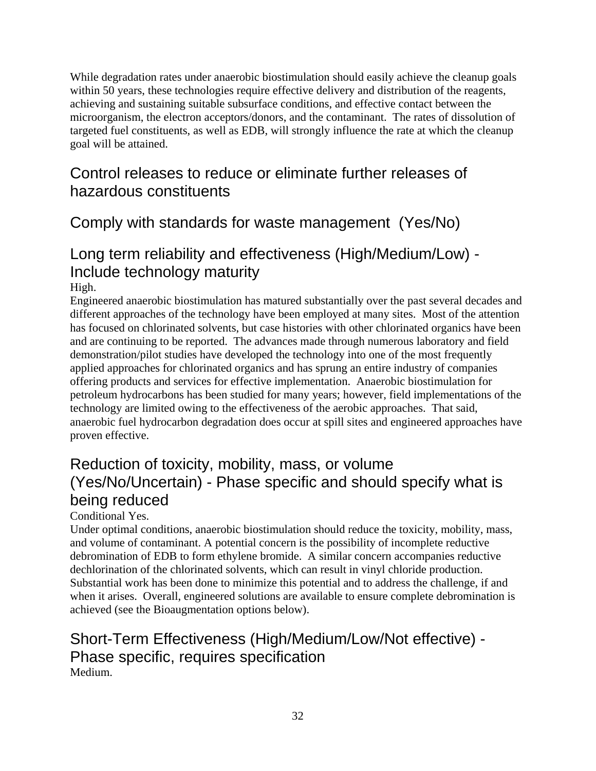While degradation rates under anaerobic biostimulation should easily achieve the cleanup goals within 50 years, these technologies require effective delivery and distribution of the reagents, achieving and sustaining suitable subsurface conditions, and effective contact between the microorganism, the electron acceptors/donors, and the contaminant. The rates of dissolution of targeted fuel constituents, as well as EDB, will strongly influence the rate at which the cleanup goal will be attained.

## Control releases to reduce or eliminate further releases of hazardous constituents

## Comply with standards for waste management (Yes/No)

## Long term reliability and effectiveness (High/Medium/Low) - Include technology maturity

High.

Engineered anaerobic biostimulation has matured substantially over the past several decades and different approaches of the technology have been employed at many sites. Most of the attention has focused on chlorinated solvents, but case histories with other chlorinated organics have been and are continuing to be reported. The advances made through numerous laboratory and field demonstration/pilot studies have developed the technology into one of the most frequently applied approaches for chlorinated organics and has sprung an entire industry of companies offering products and services for effective implementation. Anaerobic biostimulation for petroleum hydrocarbons has been studied for many years; however, field implementations of the technology are limited owing to the effectiveness of the aerobic approaches. That said, anaerobic fuel hydrocarbon degradation does occur at spill sites and engineered approaches have proven effective.

## Reduction of toxicity, mobility, mass, or volume (Yes/No/Uncertain) - Phase specific and should specify what is being reduced

Conditional Yes.

Under optimal conditions, anaerobic biostimulation should reduce the toxicity, mobility, mass, and volume of contaminant. A potential concern is the possibility of incomplete reductive debromination of EDB to form ethylene bromide. A similar concern accompanies reductive dechlorination of the chlorinated solvents, which can result in vinyl chloride production. Substantial work has been done to minimize this potential and to address the challenge, if and when it arises. Overall, engineered solutions are available to ensure complete debromination is achieved (see the Bioaugmentation options below).

## Short-Term Effectiveness (High/Medium/Low/Not effective) - Phase specific, requires specification

Medium.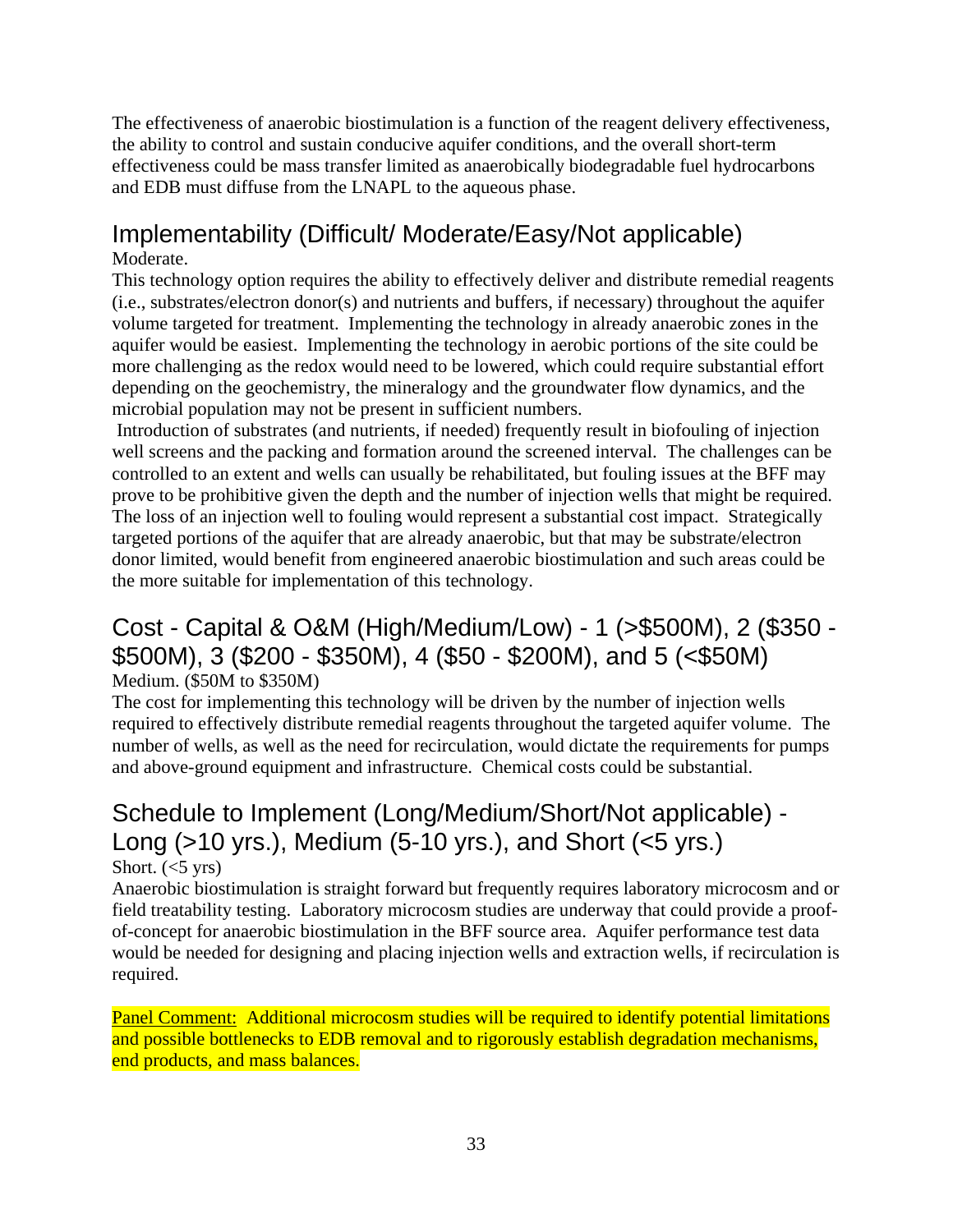The effectiveness of anaerobic biostimulation is a function of the reagent delivery effectiveness, the ability to control and sustain conducive aquifer conditions, and the overall short-term effectiveness could be mass transfer limited as anaerobically biodegradable fuel hydrocarbons and EDB must diffuse from the LNAPL to the aqueous phase.

## Implementability (Difficult/ Moderate/Easy/Not applicable)

Moderate.

This technology option requires the ability to effectively deliver and distribute remedial reagents (i.e., substrates/electron donor(s) and nutrients and buffers, if necessary) throughout the aquifer volume targeted for treatment. Implementing the technology in already anaerobic zones in the aquifer would be easiest. Implementing the technology in aerobic portions of the site could be more challenging as the redox would need to be lowered, which could require substantial effort depending on the geochemistry, the mineralogy and the groundwater flow dynamics, and the microbial population may not be present in sufficient numbers.

Introduction of substrates (and nutrients, if needed) frequently result in biofouling of injection well screens and the packing and formation around the screened interval. The challenges can be controlled to an extent and wells can usually be rehabilitated, but fouling issues at the BFF may prove to be prohibitive given the depth and the number of injection wells that might be required. The loss of an injection well to fouling would represent a substantial cost impact. Strategically targeted portions of the aquifer that are already anaerobic, but that may be substrate/electron donor limited, would benefit from engineered anaerobic biostimulation and such areas could be the more suitable for implementation of this technology.

## Cost - Capital & O&M (High/Medium/Low) - 1 (>$500M), 2 ($350 - $500M), 3 ($200 - $350M), 4 ($50 - $200M), and 5 (<$50M)

Medium. ($50M to $350M)

The cost for implementing this technology will be driven by the number of injection wells required to effectively distribute remedial reagents throughout the targeted aquifer volume. The number of wells, as well as the need for recirculation, would dictate the requirements for pumps and above-ground equipment and infrastructure. Chemical costs could be substantial.

## Schedule to Implement (Long/Medium/Short/Not applicable) - Long (>10 yrs.), Medium (5-10 yrs.), and Short (<5 yrs.)

Short. (<5 yrs)

Anaerobic biostimulation is straight forward but frequently requires laboratory microcosm and or field treatability testing. Laboratory microcosm studies are underway that could provide a proof-of-concept for anaerobic biostimulation in the BFF source area. Aquifer performance test data would be needed for designing and placing injection wells and extraction wells, if recirculation is required.

Panel Comment: Additional microcosm studies will be required to identify potential limitations and possible bottlenecks to EDB removal and to rigorously establish degradation mechanisms, end products, and mass balances.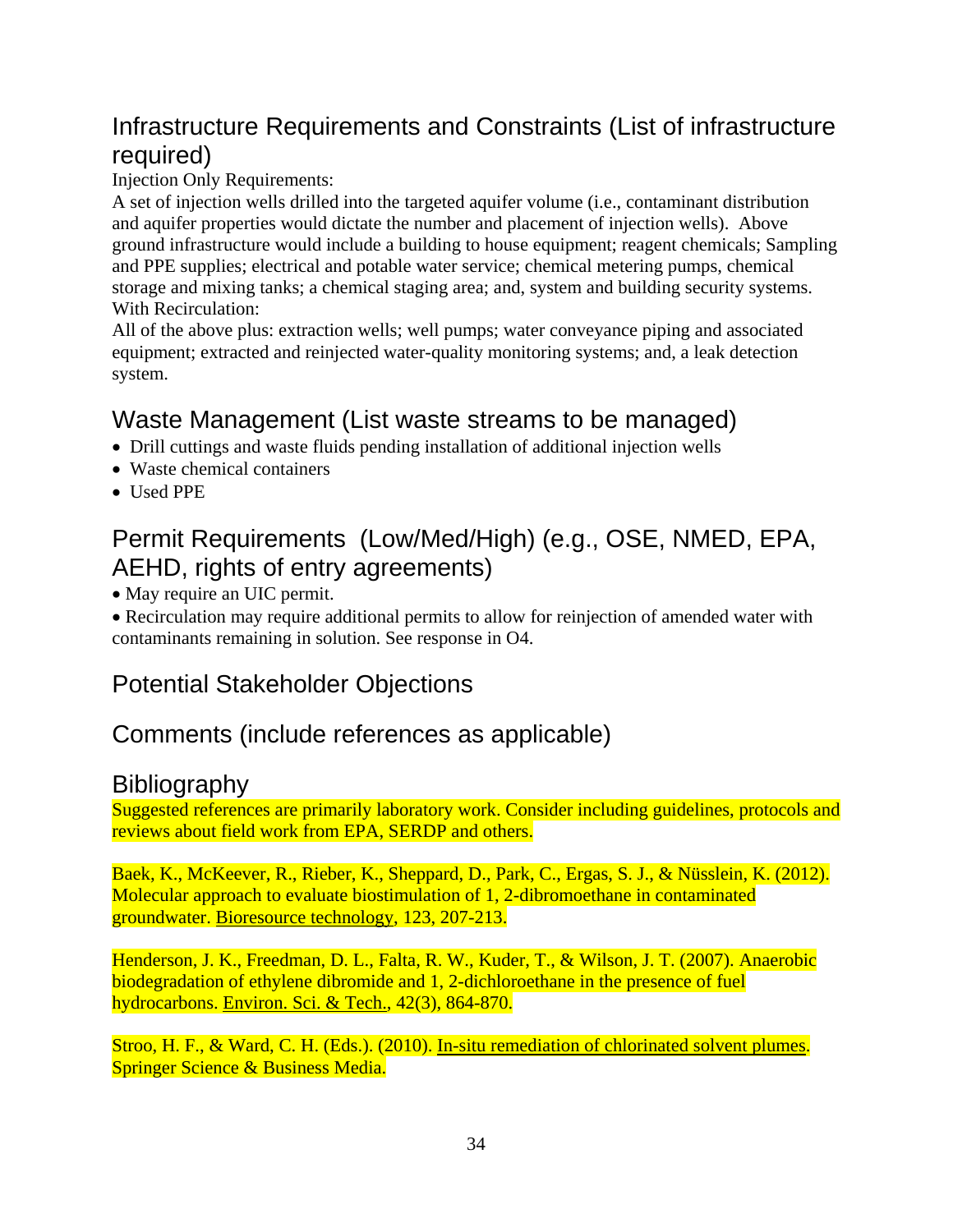## Infrastructure Requirements and Constraints (List of infrastructure required)

Injection Only Requirements:

A set of injection wells drilled into the targeted aquifer volume (i.e., contaminant distribution and aquifer properties would dictate the number and placement of injection wells). Above ground infrastructure would include a building to house equipment; reagent chemicals; Sampling and PPE supplies; electrical and potable water service; chemical metering pumps, chemical storage and mixing tanks; a chemical staging area; and, system and building security systems.

With Recirculation:

All of the above plus: extraction wells; well pumps; water conveyance piping and associated equipment; extracted and reinjected water-quality monitoring systems; and, a leak detection system.

## Waste Management (List waste streams to be managed)

- Drill cuttings and waste fluids pending installation of additional injection wells
- Waste chemical containers
- Used PPE

## Permit Requirements (Low/Med/High) (e.g., OSE, NMED, EPA, AEHD, rights of entry agreements)

- May require an UIC permit.
- Recirculation may require additional permits to allow for reinjection of amended water with contaminants remaining in solution. See response in O4.

## Potential Stakeholder Objections

## Comments (include references as applicable)

## Bibliography

Suggested references are primarily laboratory work. Consider including guidelines, protocols and reviews about field work from EPA, SERDP and others.

Baek, K., McKeever, R., Rieber, K., Sheppard, D., Park, C., Ergas, S. J., & Nüsslein, K. (2012). Molecular approach to evaluate biostimulation of 1, 2-dibromoethane in contaminated groundwater. Bioresource technology, 123, 207-213.

Henderson, J. K., Freedman, D. L., Falta, R. W., Kuder, T., & Wilson, J. T. (2007). Anaerobic biodegradation of ethylene dibromide and 1, 2-dichloroethane in the presence of fuel hydrocarbons. Environ. Sci. & Tech., 42(3), 864-870.

Stroo, H. F., & Ward, C. H. (Eds.). (2010). In-situ remediation of chlorinated solvent plumes. Springer Science & Business Media.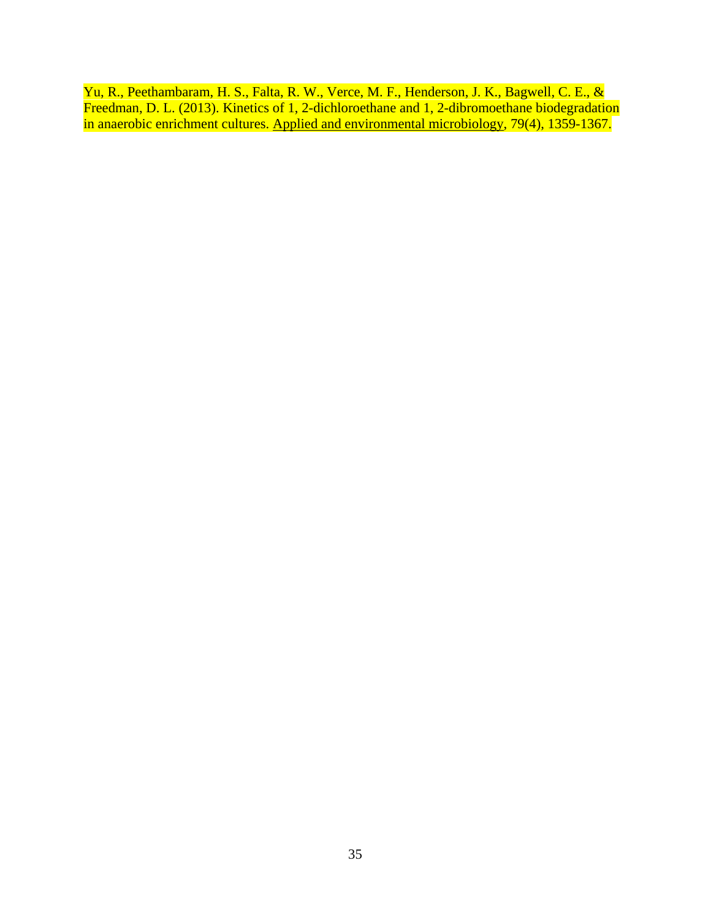Yu, R., Peethambaram, H. S., Falta, R. W., Verce, M. F., Henderson, J. K., Bagwell, C. E., & Freedman, D. L. (2013). Kinetics of 1, 2-dichloroethane and 1, 2-dibromoethane biodegradation in anaerobic enrichment cultures. Applied and environmental microbiology, 79(4), 1359-1367.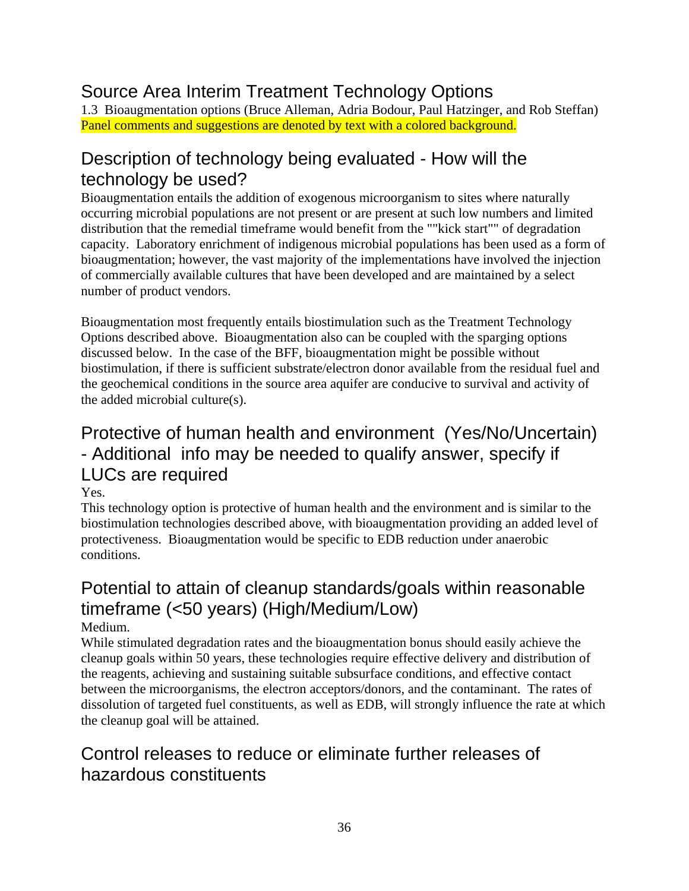## Source Area Interim Treatment Technology Options

1.3 Bioaugmentation options (Bruce Alleman, Adria Bodour, Paul Hatzinger, and Rob Steffan)

Panel comments and suggestions are denoted by text with a colored background.

## Description of technology being evaluated - How will the technology be used?

Bioaugmentation entails the addition of exogenous microorganism to sites where naturally occurring microbial populations are not present or are present at such low numbers and limited distribution that the remedial timeframe would benefit from the ""kick start"" of degradation capacity. Laboratory enrichment of indigenous microbial populations has been used as a form of bioaugmentation; however, the vast majority of the implementations have involved the injection of commercially available cultures that have been developed and are maintained by a select number of product vendors.

Bioaugmentation most frequently entails biostimulation such as the Treatment Technology Options described above. Bioaugmentation also can be coupled with the sparging options discussed below. In the case of the BFF, bioaugmentation might be possible without biostimulation, if there is sufficient substrate/electron donor available from the residual fuel and the geochemical conditions in the source area aquifer are conducive to survival and activity of the added microbial culture(s).

## Protective of human health and environment (Yes/No/Uncertain) - Additional info may be needed to qualify answer, specify if LUCs are required

Yes.

This technology option is protective of human health and the environment and is similar to the biostimulation technologies described above, with bioaugmentation providing an added level of protectiveness. Bioaugmentation would be specific to EDB reduction under anaerobic conditions.

## Potential to attain of cleanup standards/goals within reasonable timeframe (<50 years) (High/Medium/Low)

Medium.

While stimulated degradation rates and the bioaugmentation bonus should easily achieve the cleanup goals within 50 years, these technologies require effective delivery and distribution of the reagents, achieving and sustaining suitable subsurface conditions, and effective contact between the microorganisms, the electron acceptors/donors, and the contaminant. The rates of dissolution of targeted fuel constituents, as well as EDB, will strongly influence the rate at which the cleanup goal will be attained.

## Control releases to reduce or eliminate further releases of hazardous constituents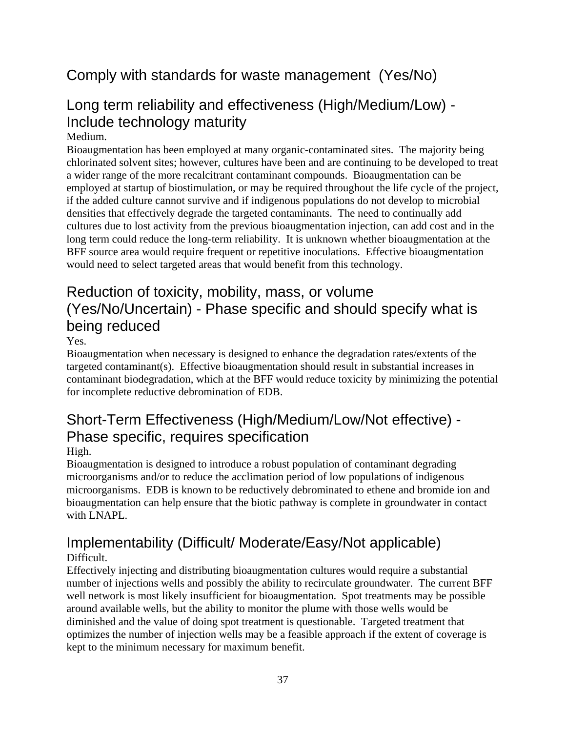## Comply with standards for waste management (Yes/No)

## Long term reliability and effectiveness (High/Medium/Low) - Include technology maturity

Medium.

Bioaugmentation has been employed at many organic-contaminated sites. The majority being chlorinated solvent sites; however, cultures have been and are continuing to be developed to treat a wider range of the more recalcitrant contaminant compounds. Bioaugmentation can be employed at startup of biostimulation, or may be required throughout the life cycle of the project, if the added culture cannot survive and if indigenous populations do not develop to microbial densities that effectively degrade the targeted contaminants. The need to continually add cultures due to lost activity from the previous bioaugmentation injection, can add cost and in the long term could reduce the long-term reliability. It is unknown whether bioaugmentation at the BFF source area would require frequent or repetitive inoculations. Effective bioaugmentation would need to select targeted areas that would benefit from this technology.

## Reduction of toxicity, mobility, mass, or volume (Yes/No/Uncertain) - Phase specific and should specify what is being reduced

Yes.

Bioaugmentation when necessary is designed to enhance the degradation rates/extents of the targeted contaminant(s). Effective bioaugmentation should result in substantial increases in contaminant biodegradation, which at the BFF would reduce toxicity by minimizing the potential for incomplete reductive debromination of EDB.

## Short-Term Effectiveness (High/Medium/Low/Not effective) - Phase specific, requires specification

High.

Bioaugmentation is designed to introduce a robust population of contaminant degrading microorganisms and/or to reduce the acclimation period of low populations of indigenous microorganisms. EDB is known to be reductively debrominated to ethene and bromide ion and bioaugmentation can help ensure that the biotic pathway is complete in groundwater in contact with LNAPL.

## Implementability (Difficult/ Moderate/Easy/Not applicable)

Difficult.

Effectively injecting and distributing bioaugmentation cultures would require a substantial number of injections wells and possibly the ability to recirculate groundwater. The current BFF well network is most likely insufficient for bioaugmentation. Spot treatments may be possible around available wells, but the ability to monitor the plume with those wells would be diminished and the value of doing spot treatment is questionable. Targeted treatment that optimizes the number of injection wells may be a feasible approach if the extent of coverage is kept to the minimum necessary for maximum benefit.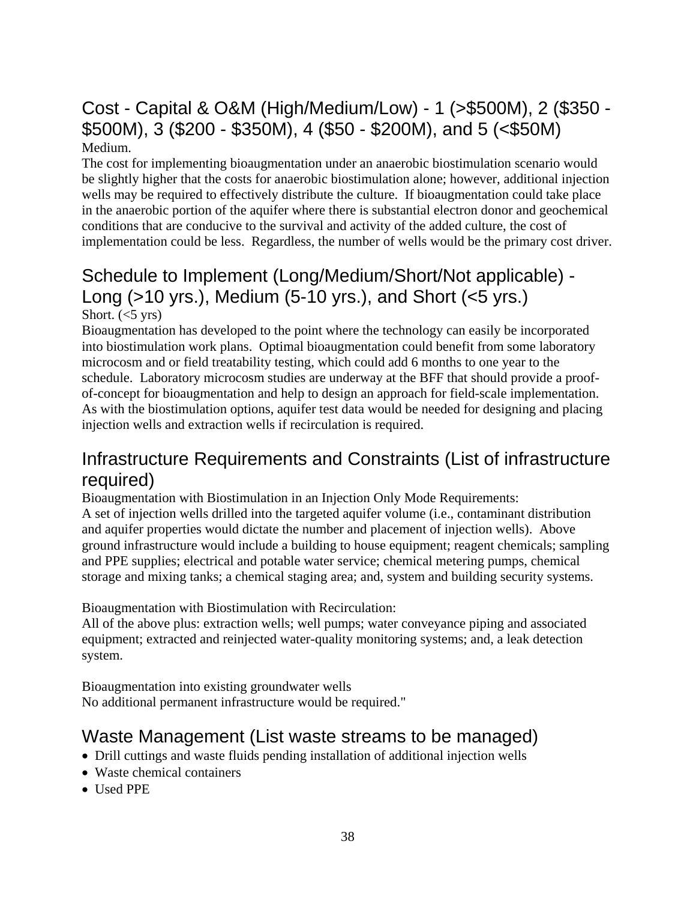## Cost - Capital & O&M (High/Medium/Low) - 1 (>$500M), 2 ($350 - $500M), 3 ($200 - $350M), 4 ($50 - $200M), and 5 (<$50M)

Medium.

The cost for implementing bioaugmentation under an anaerobic biostimulation scenario would be slightly higher that the costs for anaerobic biostimulation alone; however, additional injection wells may be required to effectively distribute the culture. If bioaugmentation could take place in the anaerobic portion of the aquifer where there is substantial electron donor and geochemical conditions that are conducive to the survival and activity of the added culture, the cost of implementation could be less. Regardless, the number of wells would be the primary cost driver.

## Schedule to Implement (Long/Medium/Short/Not applicable) - Long (>10 yrs.), Medium (5-10 yrs.), and Short (<5 yrs.)

Short. (<5 yrs)

Bioaugmentation has developed to the point where the technology can easily be incorporated into biostimulation work plans. Optimal bioaugmentation could benefit from some laboratory microcosm and or field treatability testing, which could add 6 months to one year to the schedule. Laboratory microcosm studies are underway at the BFF that should provide a proof-of-concept for bioaugmentation and help to design an approach for field-scale implementation. As with the biostimulation options, aquifer test data would be needed for designing and placing injection wells and extraction wells if recirculation is required.

## Infrastructure Requirements and Constraints (List of infrastructure required)

Bioaugmentation with Biostimulation in an Injection Only Mode Requirements:

A set of injection wells drilled into the targeted aquifer volume (i.e., contaminant distribution and aquifer properties would dictate the number and placement of injection wells). Above ground infrastructure would include a building to house equipment; reagent chemicals; sampling and PPE supplies; electrical and potable water service; chemical metering pumps, chemical storage and mixing tanks; a chemical staging area; and, system and building security systems.

Bioaugmentation with Biostimulation with Recirculation:

All of the above plus: extraction wells; well pumps; water conveyance piping and associated equipment; extracted and reinjected water-quality monitoring systems; and, a leak detection system.

Bioaugmentation into existing groundwater wells

No additional permanent infrastructure would be required."

## Waste Management (List waste streams to be managed)

- Drill cuttings and waste fluids pending installation of additional injection wells
- Waste chemical containers
- Used PPE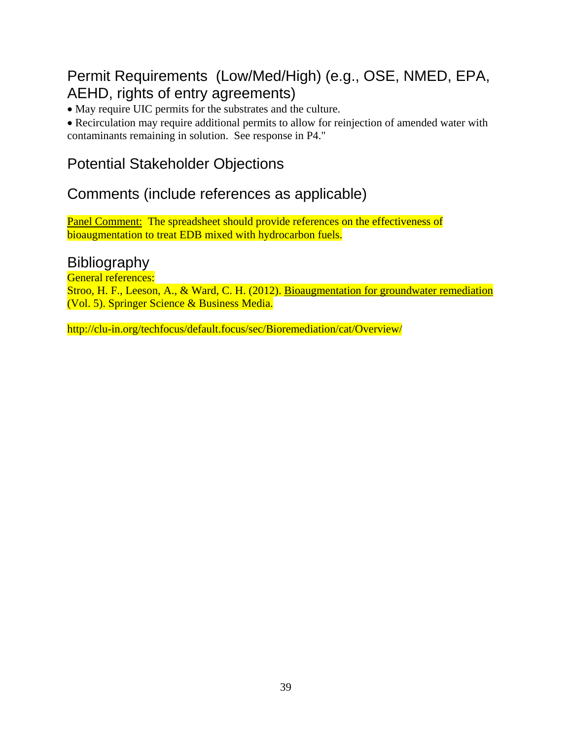## Permit Requirements (Low/Med/High) (e.g., OSE, NMED, EPA, AEHD, rights of entry agreements)

- May require UIC permits for the substrates and the culture.
- Recirculation may require additional permits to allow for reinjection of amended water with contaminants remaining in solution. See response in P4."

## Potential Stakeholder Objections

## Comments (include references as applicable)

Panel Comment: The spreadsheet should provide references on the effectiveness of bioaugmentation to treat EDB mixed with hydrocarbon fuels.

## Bibliography

General references:
Stroo, H. F., Leeson, A., & Ward, C. H. (2012). Bioaugmentation for groundwater remediation (Vol. 5). Springer Science & Business Media.

http://clu-in.org/techfocus/default.focus/sec/Bioremediation/cat/Overview/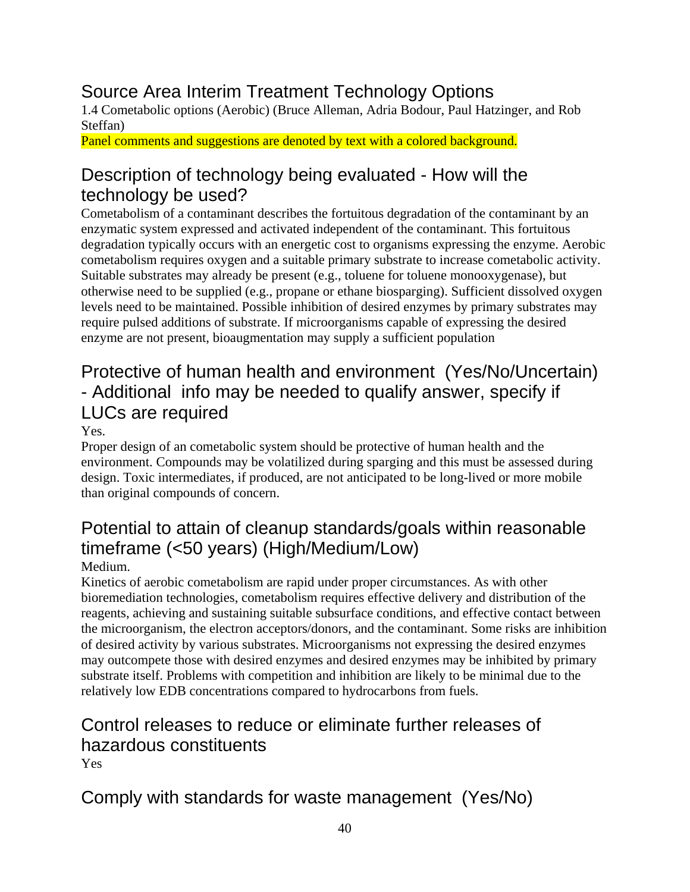## Source Area Interim Treatment Technology Options

1.4 Cometabolic options (Aerobic) (Bruce Alleman, Adria Bodour, Paul Hatzinger, and Rob Steffan)

Panel comments and suggestions are denoted by text with a colored background.

## Description of technology being evaluated - How will the technology be used?

Cometabolism of a contaminant describes the fortuitous degradation of the contaminant by an enzymatic system expressed and activated independent of the contaminant. This fortuitous degradation typically occurs with an energetic cost to organisms expressing the enzyme. Aerobic cometabolism requires oxygen and a suitable primary substrate to increase cometabolic activity. Suitable substrates may already be present (e.g., toluene for toluene monooxygenase), but otherwise need to be supplied (e.g., propane or ethane biosparging). Sufficient dissolved oxygen levels need to be maintained. Possible inhibition of desired enzymes by primary substrates may require pulsed additions of substrate. If microorganisms capable of expressing the desired enzyme are not present, bioaugmentation may supply a sufficient population

## Protective of human health and environment (Yes/No/Uncertain) - Additional info may be needed to qualify answer, specify if LUCs are required

Yes.

Proper design of an cometabolic system should be protective of human health and the environment. Compounds may be volatilized during sparging and this must be assessed during design. Toxic intermediates, if produced, are not anticipated to be long-lived or more mobile than original compounds of concern.

## Potential to attain of cleanup standards/goals within reasonable timeframe (<50 years) (High/Medium/Low)

Medium.

Kinetics of aerobic cometabolism are rapid under proper circumstances. As with other bioremediation technologies, cometabolism requires effective delivery and distribution of the reagents, achieving and sustaining suitable subsurface conditions, and effective contact between the microorganism, the electron acceptors/donors, and the contaminant. Some risks are inhibition of desired activity by various substrates. Microorganisms not expressing the desired enzymes may outcompete those with desired enzymes and desired enzymes may be inhibited by primary substrate itself. Problems with competition and inhibition are likely to be minimal due to the relatively low EDB concentrations compared to hydrocarbons from fuels.

## Control releases to reduce or eliminate further releases of hazardous constituents

Yes

## Comply with standards for waste management (Yes/No)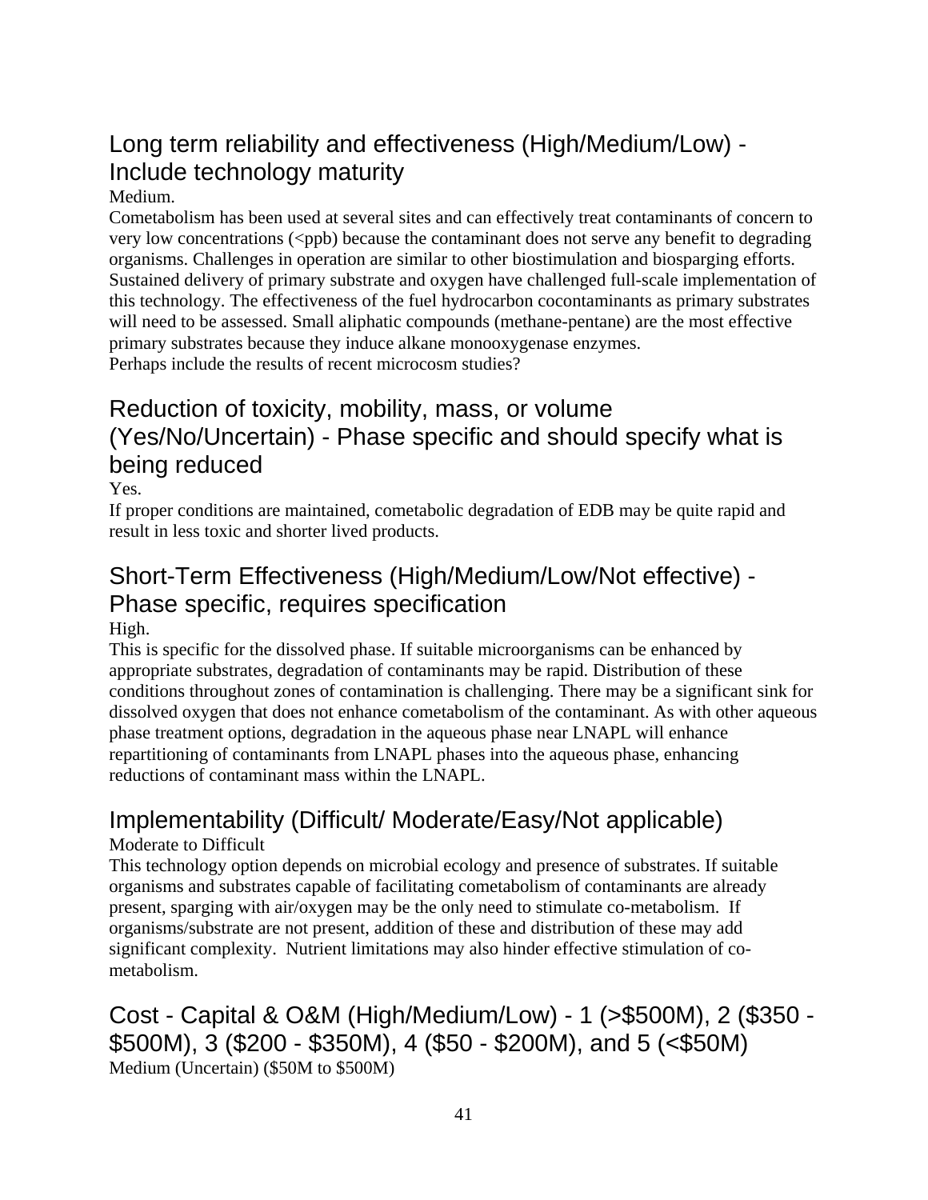## Long term reliability and effectiveness (High/Medium/Low) - Include technology maturity

Medium.

Cometabolism has been used at several sites and can effectively treat contaminants of concern to very low concentrations (<ppb) because the contaminant does not serve any benefit to degrading organisms. Challenges in operation are similar to other biostimulation and biosparging efforts. Sustained delivery of primary substrate and oxygen have challenged full-scale implementation of this technology. The effectiveness of the fuel hydrocarbon cocontaminants as primary substrates will need to be assessed. Small aliphatic compounds (methane-pentane) are the most effective primary substrates because they induce alkane monooxygenase enzymes.

Perhaps include the results of recent microcosm studies?

## Reduction of toxicity, mobility, mass, or volume (Yes/No/Uncertain) - Phase specific and should specify what is being reduced

Yes.

If proper conditions are maintained, cometabolic degradation of EDB may be quite rapid and result in less toxic and shorter lived products.

## Short-Term Effectiveness (High/Medium/Low/Not effective) - Phase specific, requires specification

High.

This is specific for the dissolved phase. If suitable microorganisms can be enhanced by appropriate substrates, degradation of contaminants may be rapid. Distribution of these conditions throughout zones of contamination is challenging. There may be a significant sink for dissolved oxygen that does not enhance cometabolism of the contaminant. As with other aqueous phase treatment options, degradation in the aqueous phase near LNAPL will enhance repartitioning of contaminants from LNAPL phases into the aqueous phase, enhancing reductions of contaminant mass within the LNAPL.

## Implementability (Difficult/ Moderate/Easy/Not applicable)

Moderate to Difficult

This technology option depends on microbial ecology and presence of substrates. If suitable organisms and substrates capable of facilitating cometabolism of contaminants are already present, sparging with air/oxygen may be the only need to stimulate co-metabolism. If organisms/substrate are not present, addition of these and distribution of these may add significant complexity. Nutrient limitations may also hinder effective stimulation of co-metabolism.

## Cost - Capital & O&M (High/Medium/Low) - 1 (>$500M), 2 ($350 - $500M), 3 ($200 - $350M), 4 ($50 - $200M), and 5 (<$50M)

Medium (Uncertain) ($50M to $500M)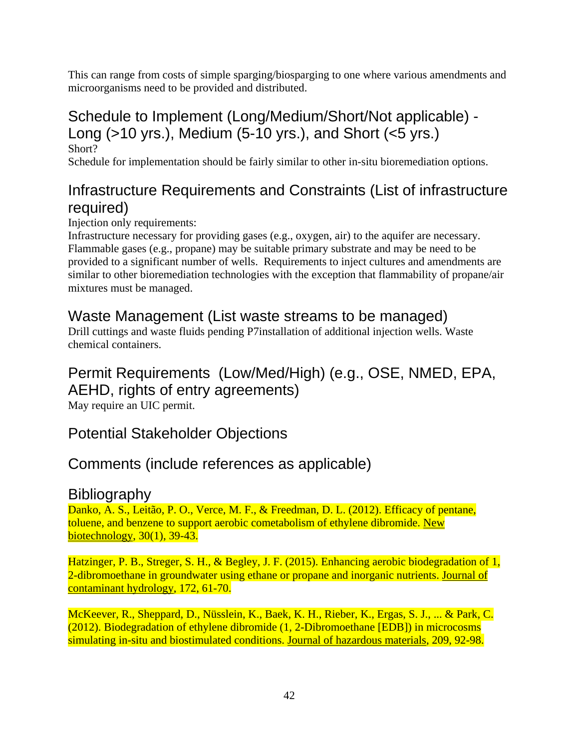This can range from costs of simple sparging/biosparging to one where various amendments and microorganisms need to be provided and distributed.

## Schedule to Implement (Long/Medium/Short/Not applicable) - Long (>10 yrs.), Medium (5-10 yrs.), and Short (<5 yrs.)

Short?

Schedule for implementation should be fairly similar to other in-situ bioremediation options.

## Infrastructure Requirements and Constraints (List of infrastructure required)

Injection only requirements:

Infrastructure necessary for providing gases (e.g., oxygen, air) to the aquifer are necessary. Flammable gases (e.g., propane) may be suitable primary substrate and may be need to be provided to a significant number of wells. Requirements to inject cultures and amendments are similar to other bioremediation technologies with the exception that flammability of propane/air mixtures must be managed.

## Waste Management (List waste streams to be managed)

Drill cuttings and waste fluids pending P7installation of additional injection wells. Waste chemical containers.

## Permit Requirements (Low/Med/High) (e.g., OSE, NMED, EPA, AEHD, rights of entry agreements)

May require an UIC permit.

## Potential Stakeholder Objections

## Comments (include references as applicable)

## Bibliography

Danko, A. S., Leitão, P. O., Verce, M. F., & Freedman, D. L. (2012). Efficacy of pentane, toluene, and benzene to support aerobic cometabolism of ethylene dibromide. New biotechnology, 30(1), 39-43.

Hatzinger, P. B., Streger, S. H., & Begley, J. F. (2015). Enhancing aerobic biodegradation of 1, 2-dibromoethane in groundwater using ethane or propane and inorganic nutrients. Journal of contaminant hydrology, 172, 61-70.

McKeever, R., Sheppard, D., Nüsslein, K., Baek, K. H., Rieber, K., Ergas, S. J., ... & Park, C. (2012). Biodegradation of ethylene dibromide (1, 2-Dibromoethane [EDB]) in microcosms simulating in-situ and biostimulated conditions. Journal of hazardous materials, 209, 92-98.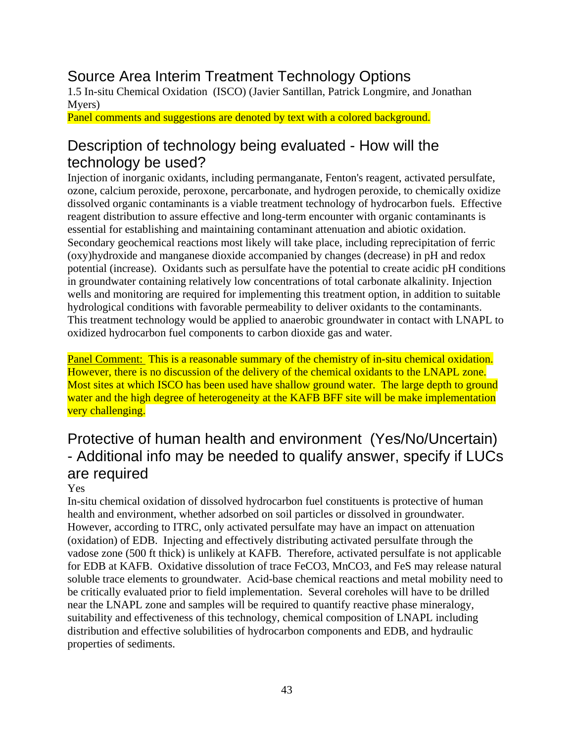## Source Area Interim Treatment Technology Options

1.5 In-situ Chemical Oxidation (ISCO) (Javier Santillan, Patrick Longmire, and Jonathan Myers)

Panel comments and suggestions are denoted by text with a colored background.

## Description of technology being evaluated - How will the technology be used?

Injection of inorganic oxidants, including permanganate, Fenton's reagent, activated persulfate, ozone, calcium peroxide, peroxone, percarbonate, and hydrogen peroxide, to chemically oxidize dissolved organic contaminants is a viable treatment technology of hydrocarbon fuels. Effective reagent distribution to assure effective and long-term encounter with organic contaminants is essential for establishing and maintaining contaminant attenuation and abiotic oxidation. Secondary geochemical reactions most likely will take place, including reprecipitation of ferric (oxy)hydroxide and manganese dioxide accompanied by changes (decrease) in pH and redox potential (increase). Oxidants such as persulfate have the potential to create acidic pH conditions in groundwater containing relatively low concentrations of total carbonate alkalinity. Injection wells and monitoring are required for implementing this treatment option, in addition to suitable hydrological conditions with favorable permeability to deliver oxidants to the contaminants. This treatment technology would be applied to anaerobic groundwater in contact with LNAPL to oxidized hydrocarbon fuel components to carbon dioxide gas and water.

Panel Comment: This is a reasonable summary of the chemistry of in-situ chemical oxidation. However, there is no discussion of the delivery of the chemical oxidants to the LNAPL zone. Most sites at which ISCO has been used have shallow ground water. The large depth to ground water and the high degree of heterogeneity at the KAFB BFF site will be make implementation very challenging.

## Protective of human health and environment (Yes/No/Uncertain) - Additional info may be needed to qualify answer, specify if LUCs are required

Yes

In-situ chemical oxidation of dissolved hydrocarbon fuel constituents is protective of human health and environment, whether adsorbed on soil particles or dissolved in groundwater. However, according to ITRC, only activated persulfate may have an impact on attenuation (oxidation) of EDB. Injecting and effectively distributing activated persulfate through the vadose zone (500 ft thick) is unlikely at KAFB. Therefore, activated persulfate is not applicable for EDB at KAFB. Oxidative dissolution of trace $FeCO_3$, $MnCO_3$, and FeS may release natural soluble trace elements to groundwater. Acid-base chemical reactions and metal mobility need to be critically evaluated prior to field implementation. Several coreholes will have to be drilled near the LNAPL zone and samples will be required to quantify reactive phase mineralogy, suitability and effectiveness of this technology, chemical composition of LNAPL including distribution and effective solubilities of hydrocarbon components and EDB, and hydraulic properties of sediments.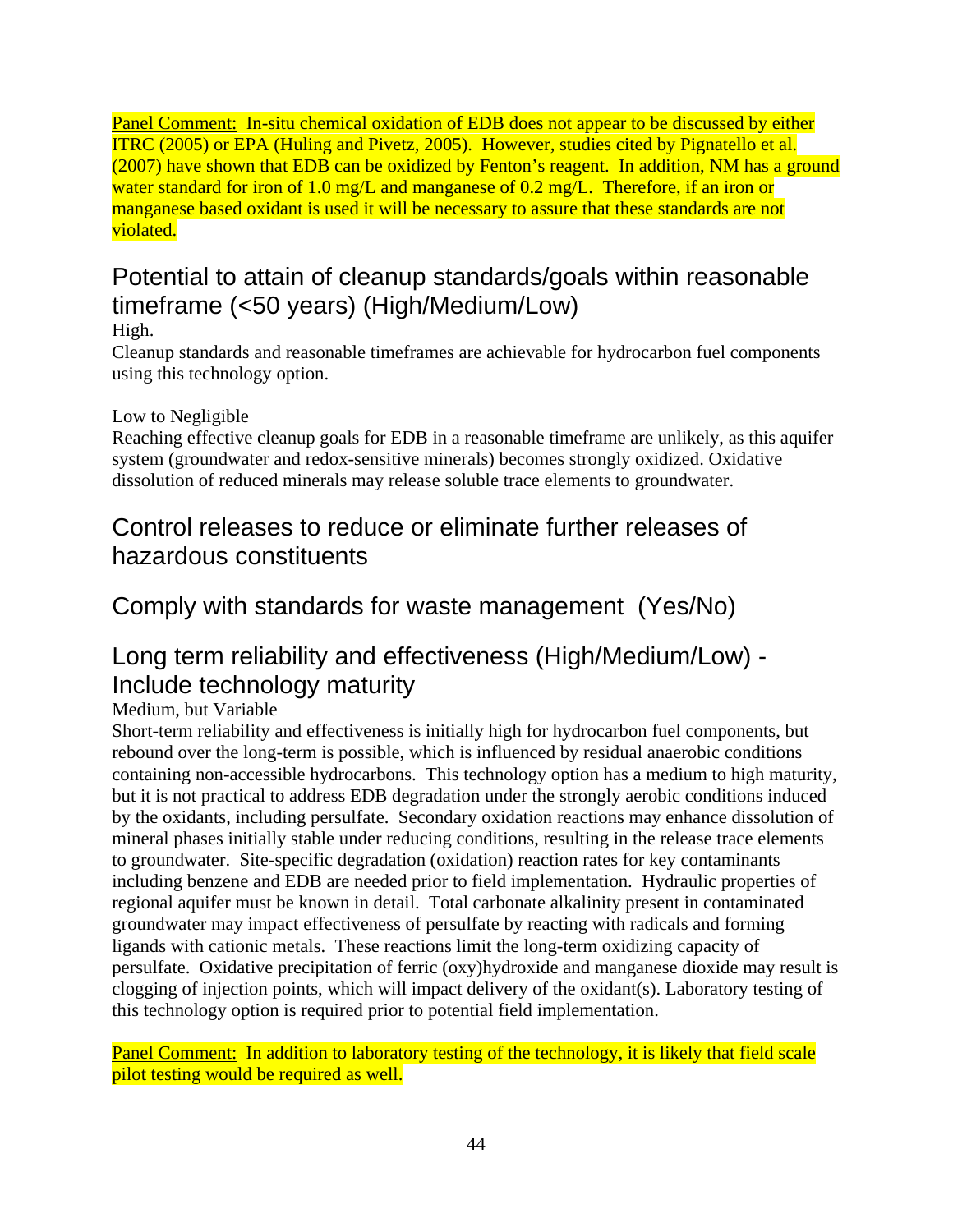Panel Comment: In-situ chemical oxidation of EDB does not appear to be discussed by either ITRC (2005) or EPA (Huling and Pivetz, 2005). However, studies cited by Pignatello et al. (2007) have shown that EDB can be oxidized by Fenton's reagent. In addition, NM has a ground water standard for iron of 1.0 mg/L and manganese of 0.2 mg/L. Therefore, if an iron or manganese based oxidant is used it will be necessary to assure that these standards are not violated.

## Potential to attain of cleanup standards/goals within reasonable timeframe (<50 years) (High/Medium/Low)

High.

Cleanup standards and reasonable timeframes are achievable for hydrocarbon fuel components using this technology option.

Low to Negligible

Reaching effective cleanup goals for EDB in a reasonable timeframe are unlikely, as this aquifer system (groundwater and redox-sensitive minerals) becomes strongly oxidized. Oxidative dissolution of reduced minerals may release soluble trace elements to groundwater.

## Control releases to reduce or eliminate further releases of hazardous constituents

## Comply with standards for waste management (Yes/No)

## Long term reliability and effectiveness (High/Medium/Low) - Include technology maturity

Medium, but Variable

Short-term reliability and effectiveness is initially high for hydrocarbon fuel components, but rebound over the long-term is possible, which is influenced by residual anaerobic conditions containing non-accessible hydrocarbons. This technology option has a medium to high maturity, but it is not practical to address EDB degradation under the strongly aerobic conditions induced by the oxidants, including persulfate. Secondary oxidation reactions may enhance dissolution of mineral phases initially stable under reducing conditions, resulting in the release trace elements to groundwater. Site-specific degradation (oxidation) reaction rates for key contaminants including benzene and EDB are needed prior to field implementation. Hydraulic properties of regional aquifer must be known in detail. Total carbonate alkalinity present in contaminated groundwater may impact effectiveness of persulfate by reacting with radicals and forming ligands with cationic metals. These reactions limit the long-term oxidizing capacity of persulfate. Oxidative precipitation of ferric (oxy)hydroxide and manganese dioxide may result is clogging of injection points, which will impact delivery of the oxidant(s). Laboratory testing of this technology option is required prior to potential field implementation.

Panel Comment: In addition to laboratory testing of the technology, it is likely that field scale pilot testing would be required as well.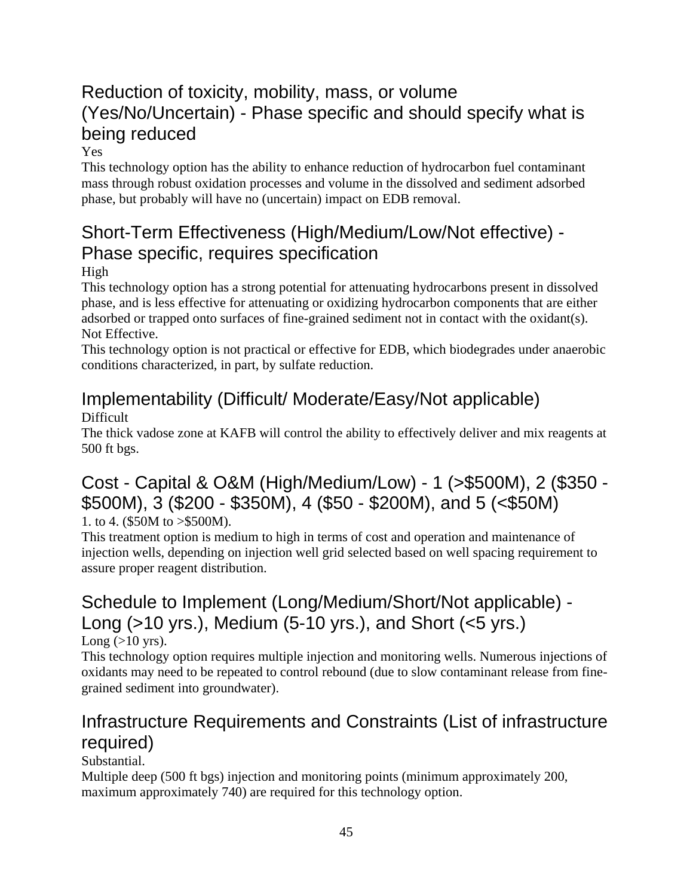## Reduction of toxicity, mobility, mass, or volume (Yes/No/Uncertain) - Phase specific and should specify what is being reduced

Yes

This technology option has the ability to enhance reduction of hydrocarbon fuel contaminant mass through robust oxidation processes and volume in the dissolved and sediment adsorbed phase, but probably will have no (uncertain) impact on EDB removal.

## Short-Term Effectiveness (High/Medium/Low/Not effective) - Phase specific, requires specification

High

This technology option has a strong potential for attenuating hydrocarbons present in dissolved phase, and is less effective for attenuating or oxidizing hydrocarbon components that are either adsorbed or trapped onto surfaces of fine-grained sediment not in contact with the oxidant(s).

Not Effective.

This technology option is not practical or effective for EDB, which biodegrades under anaerobic conditions characterized, in part, by sulfate reduction.

## Implementability (Difficult/ Moderate/Easy/Not applicable)

Difficult

The thick vadose zone at KAFB will control the ability to effectively deliver and mix reagents at 500 ft bgs.

## Cost - Capital & O&M (High/Medium/Low) - 1 (>$500M), 2 ($350 - $500M), 3 ($200 - $350M), 4 ($50 - $200M), and 5 (<$50M)

1. to 4. ($50M to >$500M).

This treatment option is medium to high in terms of cost and operation and maintenance of injection wells, depending on injection well grid selected based on well spacing requirement to assure proper reagent distribution.

## Schedule to Implement (Long/Medium/Short/Not applicable) - Long (>10 yrs.), Medium (5-10 yrs.), and Short (<5 yrs.)

Long (>10 yrs).

This technology option requires multiple injection and monitoring wells. Numerous injections of oxidants may need to be repeated to control rebound (due to slow contaminant release from fine-grained sediment into groundwater).

## Infrastructure Requirements and Constraints (List of infrastructure required)

Substantial.

Multiple deep (500 ft bgs) injection and monitoring points (minimum approximately 200, maximum approximately 740) are required for this technology option.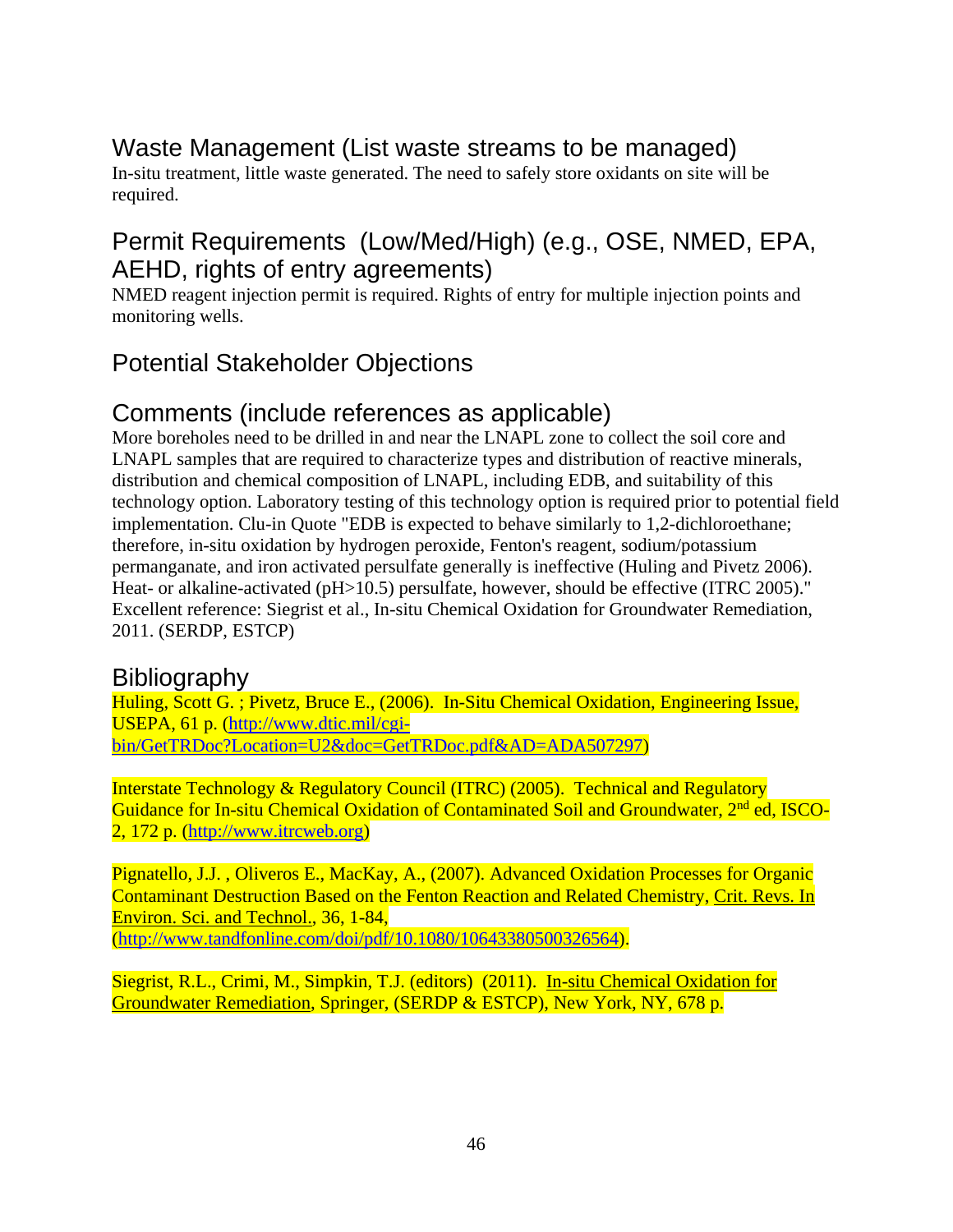## Waste Management (List waste streams to be managed)

In-situ treatment, little waste generated. The need to safely store oxidants on site will be required.

## Permit Requirements (Low/Med/High) (e.g., OSE, NMED, EPA, AEHD, rights of entry agreements)

NMED reagent injection permit is required. Rights of entry for multiple injection points and monitoring wells.

## Potential Stakeholder Objections

## Comments (include references as applicable)

More boreholes need to be drilled in and near the LNAPL zone to collect the soil core and LNAPL samples that are required to characterize types and distribution of reactive minerals, distribution and chemical composition of LNAPL, including EDB, and suitability of this technology option. Laboratory testing of this technology option is required prior to potential field implementation. Clu-in Quote "EDB is expected to behave similarly to 1,2-dichloroethane; therefore, in-situ oxidation by hydrogen peroxide, Fenton's reagent, sodium/potassium permanganate, and iron activated persulfate generally is ineffective (Huling and Pivetz 2006). Heat- or alkaline-activated (pH>10.5) persulfate, however, should be effective (ITRC 2005)." Excellent reference: Siegrist et al., In-situ Chemical Oxidation for Groundwater Remediation, 2011. (SERDP, ESTCP)

## Bibliography

Huling, Scott G. ; Pivetz, Bruce E., (2006). In-Situ Chemical Oxidation, Engineering Issue, USEPA, 61 p. (http://www.dtic.mil/cgi-bin/GetTRDoc?Location=U2&doc=GetTRDoc.pdf&AD=ADA507297)

Interstate Technology & Regulatory Council (ITRC) (2005). Technical and Regulatory Guidance for In-situ Chemical Oxidation of Contaminated Soil and Groundwater, 2nd ed, ISCO-2, 172 p. (http://www.itrcweb.org)

Pignatello, J.J. , Oliveros E., MacKay, A., (2007). Advanced Oxidation Processes for Organic Contaminant Destruction Based on the Fenton Reaction and Related Chemistry, Crit. Revs. In Environ. Sci. and Technol., 36, 1-84, (http://www.tandfonline.com/doi/pdf/10.1080/10643380500326564).

Siegrist, R.L., Crimi, M., Simpkin, T.J. (editors) (2011). In-situ Chemical Oxidation for Groundwater Remediation, Springer, (SERDP & ESTCP), New York, NY, 678 p.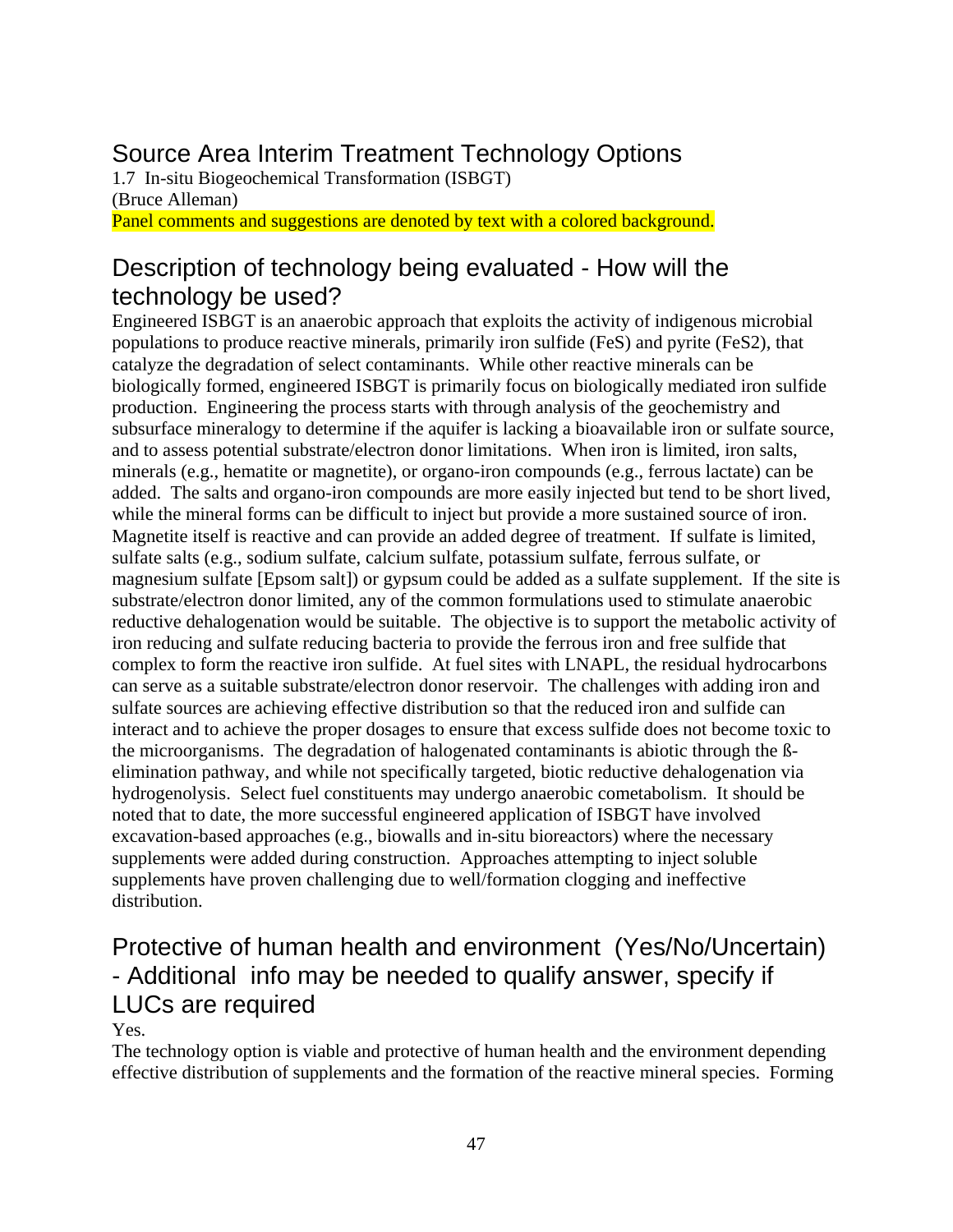# Source Area Interim Treatment Technology Options

1.7 In-situ Biogeochemical Transformation (ISBGT)
(Bruce Alleman)
Panel comments and suggestions are denoted by text with a colored background.

## Description of technology being evaluated - How will the technology be used?

Engineered ISBGT is an anaerobic approach that exploits the activity of indigenous microbial populations to produce reactive minerals, primarily iron sulfide (FeS) and pyrite (FeS2), that catalyze the degradation of select contaminants. While other reactive minerals can be biologically formed, engineered ISBGT is primarily focus on biologically mediated iron sulfide production. Engineering the process starts with through analysis of the geochemistry and subsurface mineralogy to determine if the aquifer is lacking a bioavailable iron or sulfate source, and to assess potential substrate/electron donor limitations. When iron is limited, iron salts, minerals (e.g., hematite or magnetite), or organo-iron compounds (e.g., ferrous lactate) can be added. The salts and organo-iron compounds are more easily injected but tend to be short lived, while the mineral forms can be difficult to inject but provide a more sustained source of iron. Magnetite itself is reactive and can provide an added degree of treatment. If sulfate is limited, sulfate salts (e.g., sodium sulfate, calcium sulfate, potassium sulfate, ferrous sulfate, or magnesium sulfate [Epsom salt]) or gypsum could be added as a sulfate supplement. If the site is substrate/electron donor limited, any of the common formulations used to stimulate anaerobic reductive dehalogenation would be suitable. The objective is to support the metabolic activity of iron reducing and sulfate reducing bacteria to provide the ferrous iron and free sulfide that complex to form the reactive iron sulfide. At fuel sites with LNAPL, the residual hydrocarbons can serve as a suitable substrate/electron donor reservoir. The challenges with adding iron and sulfate sources are achieving effective distribution so that the reduced iron and sulfide can interact and to achieve the proper dosages to ensure that excess sulfide does not become toxic to the microorganisms. The degradation of halogenated contaminants is abiotic through the ß-elimination pathway, and while not specifically targeted, biotic reductive dehalogenation via hydrogenolysis. Select fuel constituents may undergo anaerobic cometabolism. It should be noted that to date, the more successful engineered application of ISBGT have involved excavation-based approaches (e.g., biowalls and in-situ bioreactors) where the necessary supplements were added during construction. Approaches attempting to inject soluble supplements have proven challenging due to well/formation clogging and ineffective distribution.

## Protective of human health and environment (Yes/No/Uncertain) - Additional info may be needed to qualify answer, specify if LUCs are required

Yes.

The technology option is viable and protective of human health and the environment depending effective distribution of supplements and the formation of the reactive mineral species. Forming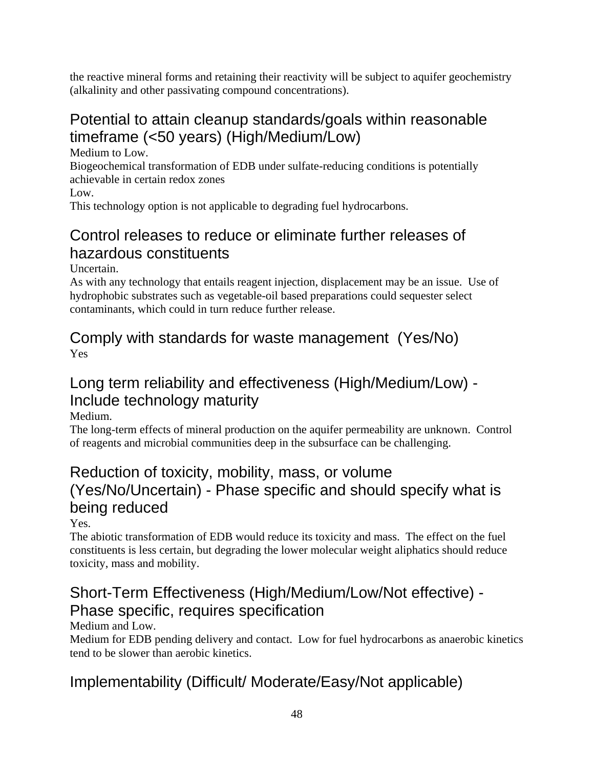the reactive mineral forms and retaining their reactivity will be subject to aquifer geochemistry (alkalinity and other passivating compound concentrations).

## Potential to attain cleanup standards/goals within reasonable timeframe (<50 years) (High/Medium/Low)

Medium to Low.
Biogeochemical transformation of EDB under sulfate-reducing conditions is potentially achievable in certain redox zones
Low.
This technology option is not applicable to degrading fuel hydrocarbons.

## Control releases to reduce or eliminate further releases of hazardous constituents

Uncertain.
As with any technology that entails reagent injection, displacement may be an issue. Use of hydrophobic substrates such as vegetable-oil based preparations could sequester select contaminants, which could in turn reduce further release.

## Comply with standards for waste management (Yes/No)

Yes

## Long term reliability and effectiveness (High/Medium/Low) - Include technology maturity

Medium.
The long-term effects of mineral production on the aquifer permeability are unknown. Control of reagents and microbial communities deep in the subsurface can be challenging.

## Reduction of toxicity, mobility, mass, or volume (Yes/No/Uncertain) - Phase specific and should specify what is being reduced

Yes.
The abiotic transformation of EDB would reduce its toxicity and mass. The effect on the fuel constituents is less certain, but degrading the lower molecular weight aliphatics should reduce toxicity, mass and mobility.

## Short-Term Effectiveness (High/Medium/Low/Not effective) - Phase specific, requires specification

Medium and Low.
Medium for EDB pending delivery and contact. Low for fuel hydrocarbons as anaerobic kinetics tend to be slower than aerobic kinetics.

## Implementability (Difficult/ Moderate/Easy/Not applicable)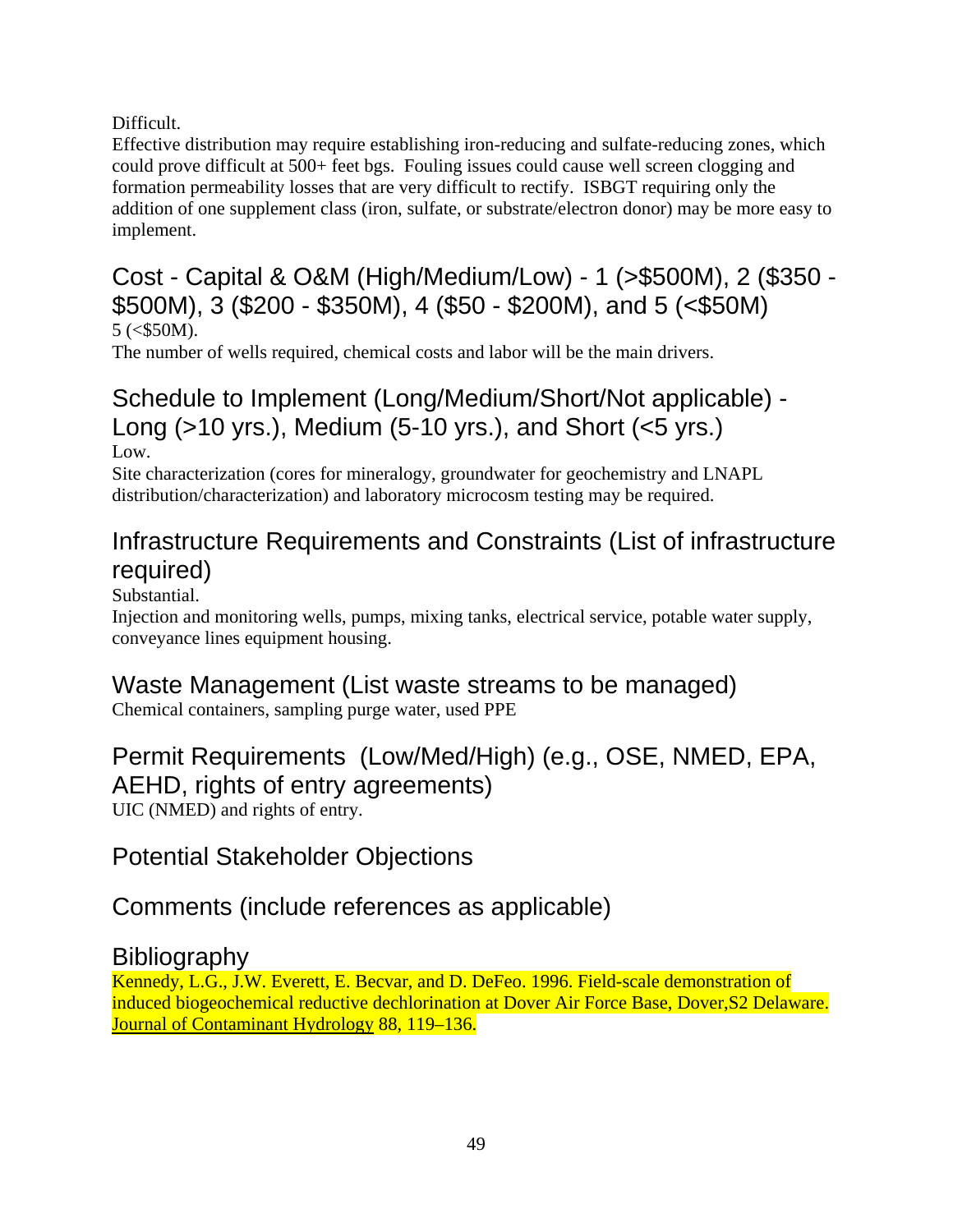Difficult.

Effective distribution may require establishing iron-reducing and sulfate-reducing zones, which could prove difficult at 500+ feet bgs. Fouling issues could cause well screen clogging and formation permeability losses that are very difficult to rectify. ISBGT requiring only the addition of one supplement class (iron, sulfate, or substrate/electron donor) may be more easy to implement.

## Cost - Capital & O&M (High/Medium/Low) - 1 (>$500M), 2 ($350 - $500M), 3 ($200 - $350M), 4 ($50 - $200M), and 5 (<$50M)

5 (<$50M).

The number of wells required, chemical costs and labor will be the main drivers.

## Schedule to Implement (Long/Medium/Short/Not applicable) - Long (>10 yrs.), Medium (5-10 yrs.), and Short (<5 yrs.)

Low.

Site characterization (cores for mineralogy, groundwater for geochemistry and LNAPL distribution/characterization) and laboratory microcosm testing may be required.

## Infrastructure Requirements and Constraints (List of infrastructure required)

Substantial.

Injection and monitoring wells, pumps, mixing tanks, electrical service, potable water supply, conveyance lines equipment housing.

## Waste Management (List waste streams to be managed)

Chemical containers, sampling purge water, used PPE

## Permit Requirements (Low/Med/High) (e.g., OSE, NMED, EPA, AEHD, rights of entry agreements)

UIC (NMED) and rights of entry.

## Potential Stakeholder Objections

## Comments (include references as applicable)

## Bibliography

Kennedy, L.G., J.W. Everett, E. Becvar, and D. DeFeo. 1996. Field-scale demonstration of induced biogeochemical reductive dechlorination at Dover Air Force Base, Dover,S2 Delaware. Journal of Contaminant Hydrology 88, 119–136.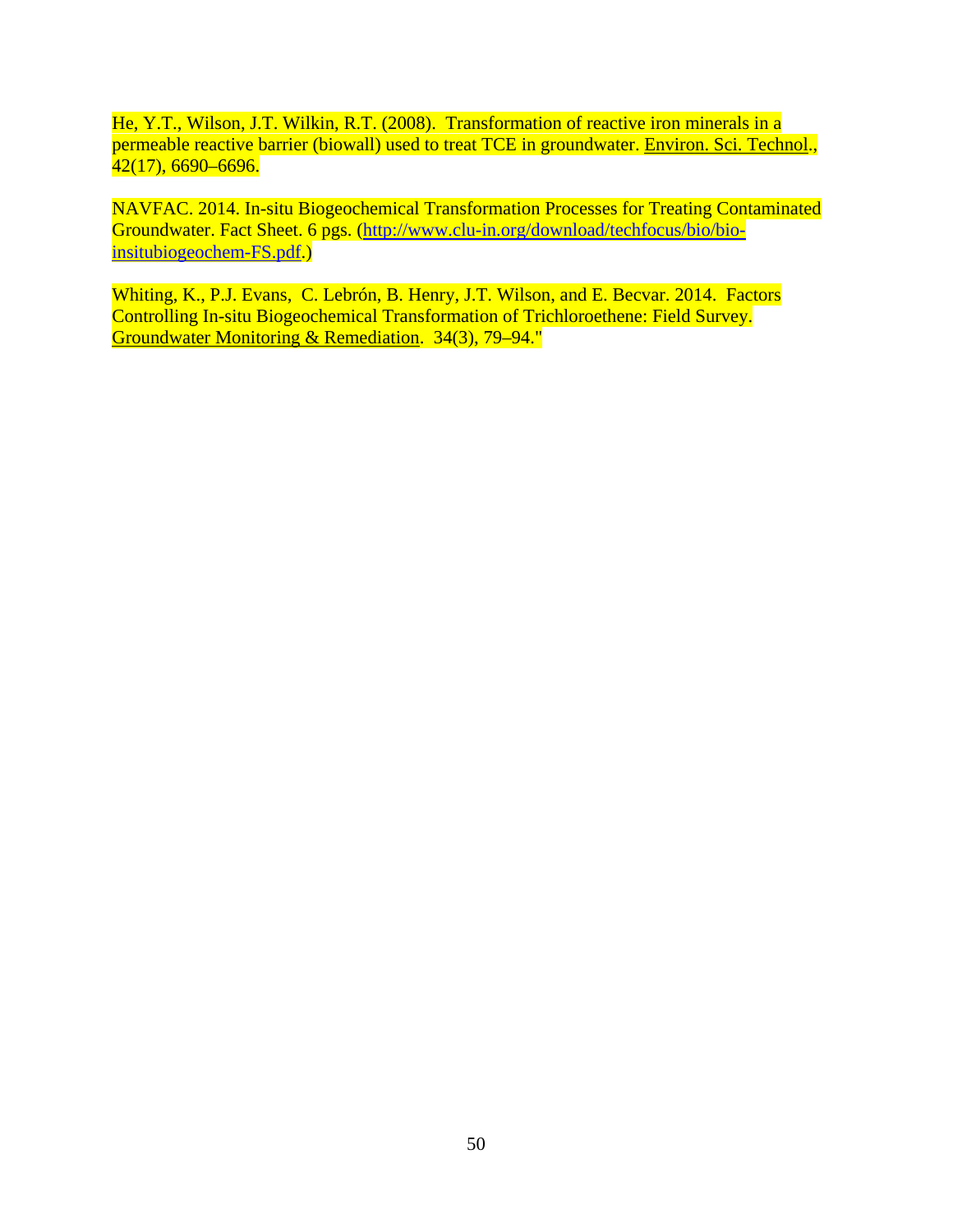He, Y.T., Wilson, J.T. Wilkin, R.T. (2008). Transformation of reactive iron minerals in a permeable reactive barrier (biowall) used to treat TCE in groundwater. Environ. Sci. Technol., 42(17), 6690–6696.

NAVFAC. 2014. In-situ Biogeochemical Transformation Processes for Treating Contaminated Groundwater. Fact Sheet. 6 pgs. (http://www.clu-in.org/download/techfocus/bio/bio-insitubiogeochem-FS.pdf.)

Whiting, K., P.J. Evans, C. Lebrón, B. Henry, J.T. Wilson, and E. Becvar. 2014. Factors Controlling In-situ Biogeochemical Transformation of Trichloroethene: Field Survey. Groundwater Monitoring & Remediation. 34(3), 79–94."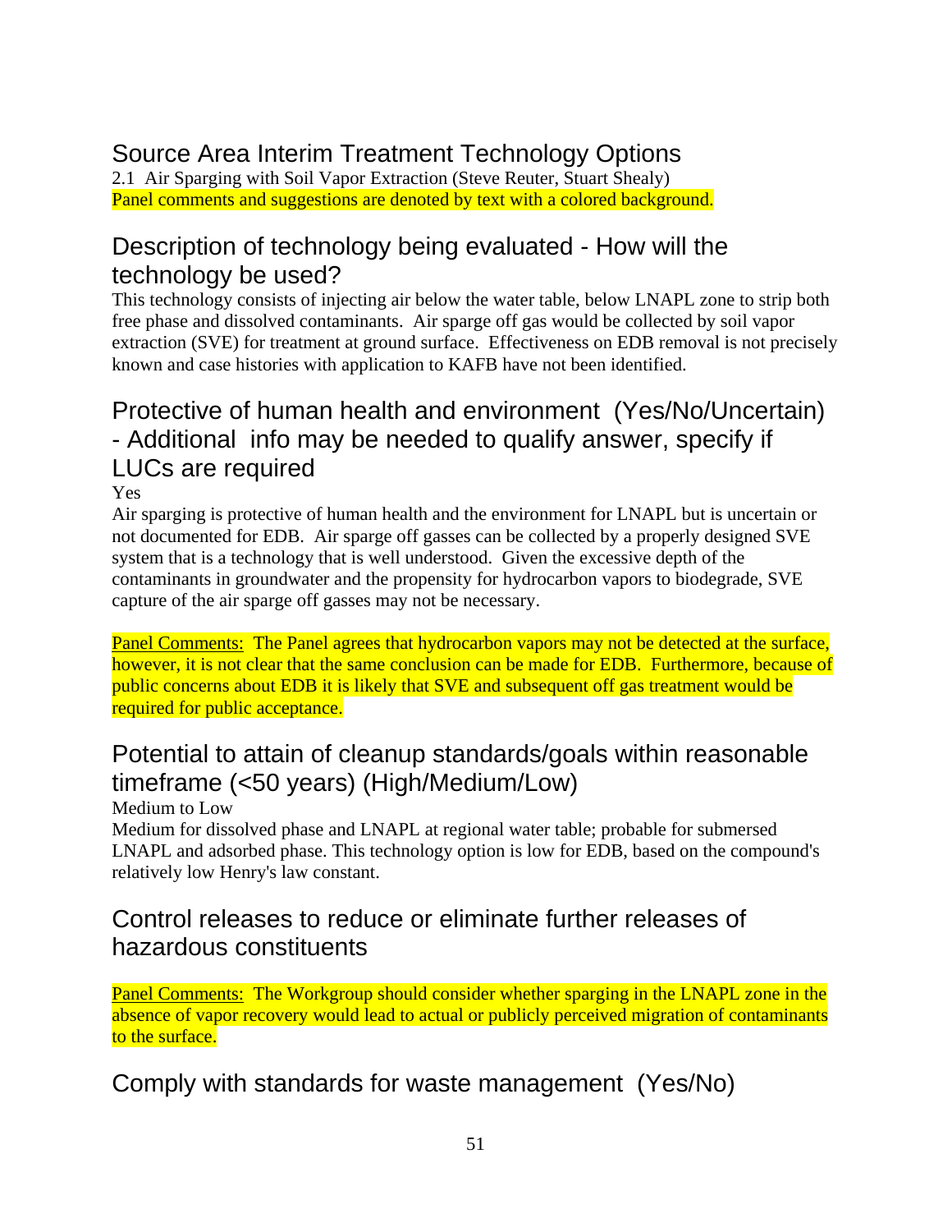# Source Area Interim Treatment Technology Options

2.1 Air Sparging with Soil Vapor Extraction (Steve Reuter, Stuart Shealy)

Panel comments and suggestions are denoted by text with a colored background.

## Description of technology being evaluated - How will the technology be used?

This technology consists of injecting air below the water table, below LNAPL zone to strip both free phase and dissolved contaminants. Air sparge off gas would be collected by soil vapor extraction (SVE) for treatment at ground surface. Effectiveness on EDB removal is not precisely known and case histories with application to KAFB have not been identified.

## Protective of human health and environment (Yes/No/Uncertain) - Additional info may be needed to qualify answer, specify if LUCs are required

Yes

Air sparging is protective of human health and the environment for LNAPL but is uncertain or not documented for EDB. Air sparge off gasses can be collected by a properly designed SVE system that is a technology that is well understood. Given the excessive depth of the contaminants in groundwater and the propensity for hydrocarbon vapors to biodegrade, SVE capture of the air sparge off gasses may not be necessary.

Panel Comments: The Panel agrees that hydrocarbon vapors may not be detected at the surface, however, it is not clear that the same conclusion can be made for EDB. Furthermore, because of public concerns about EDB it is likely that SVE and subsequent off gas treatment would be required for public acceptance.

## Potential to attain of cleanup standards/goals within reasonable timeframe (<50 years) (High/Medium/Low)

Medium to Low

Medium for dissolved phase and LNAPL at regional water table; probable for submersed LNAPL and adsorbed phase. This technology option is low for EDB, based on the compound's relatively low Henry's law constant.

## Control releases to reduce or eliminate further releases of hazardous constituents

Panel Comments: The Workgroup should consider whether sparging in the LNAPL zone in the absence of vapor recovery would lead to actual or publicly perceived migration of contaminants to the surface.

## Comply with standards for waste management (Yes/No)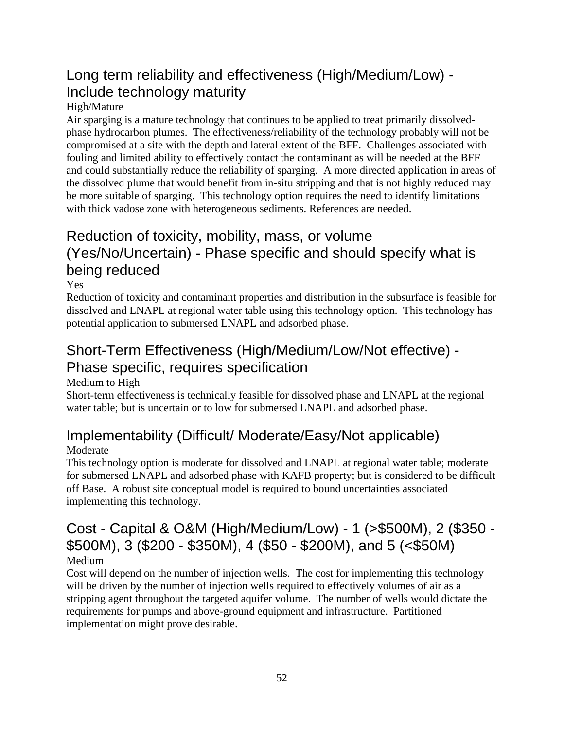## Long term reliability and effectiveness (High/Medium/Low) - Include technology maturity

High/Mature

Air sparging is a mature technology that continues to be applied to treat primarily dissolved-phase hydrocarbon plumes. The effectiveness/reliability of the technology probably will not be compromised at a site with the depth and lateral extent of the BFF. Challenges associated with fouling and limited ability to effectively contact the contaminant as will be needed at the BFF and could substantially reduce the reliability of sparging. A more directed application in areas of the dissolved plume that would benefit from in-situ stripping and that is not highly reduced may be more suitable of sparging. This technology option requires the need to identify limitations with thick vadose zone with heterogeneous sediments. References are needed.

## Reduction of toxicity, mobility, mass, or volume (Yes/No/Uncertain) - Phase specific and should specify what is being reduced

Yes

Reduction of toxicity and contaminant properties and distribution in the subsurface is feasible for dissolved and LNAPL at regional water table using this technology option. This technology has potential application to submersed LNAPL and adsorbed phase.

## Short-Term Effectiveness (High/Medium/Low/Not effective) - Phase specific, requires specification

Medium to High

Short-term effectiveness is technically feasible for dissolved phase and LNAPL at the regional water table; but is uncertain or to low for submersed LNAPL and adsorbed phase.

## Implementability (Difficult/ Moderate/Easy/Not applicable)

Moderate

This technology option is moderate for dissolved and LNAPL at regional water table; moderate for submersed LNAPL and adsorbed phase with KAFB property; but is considered to be difficult off Base. A robust site conceptual model is required to bound uncertainties associated implementing this technology.

## Cost - Capital & O&M (High/Medium/Low) - 1 (>$500M), 2 ($350 - $500M), 3 ($200 - $350M), 4 ($50 - $200M), and 5 (<$50M)

Medium

Cost will depend on the number of injection wells. The cost for implementing this technology will be driven by the number of injection wells required to effectively volumes of air as a stripping agent throughout the targeted aquifer volume. The number of wells would dictate the requirements for pumps and above-ground equipment and infrastructure. Partitioned implementation might prove desirable.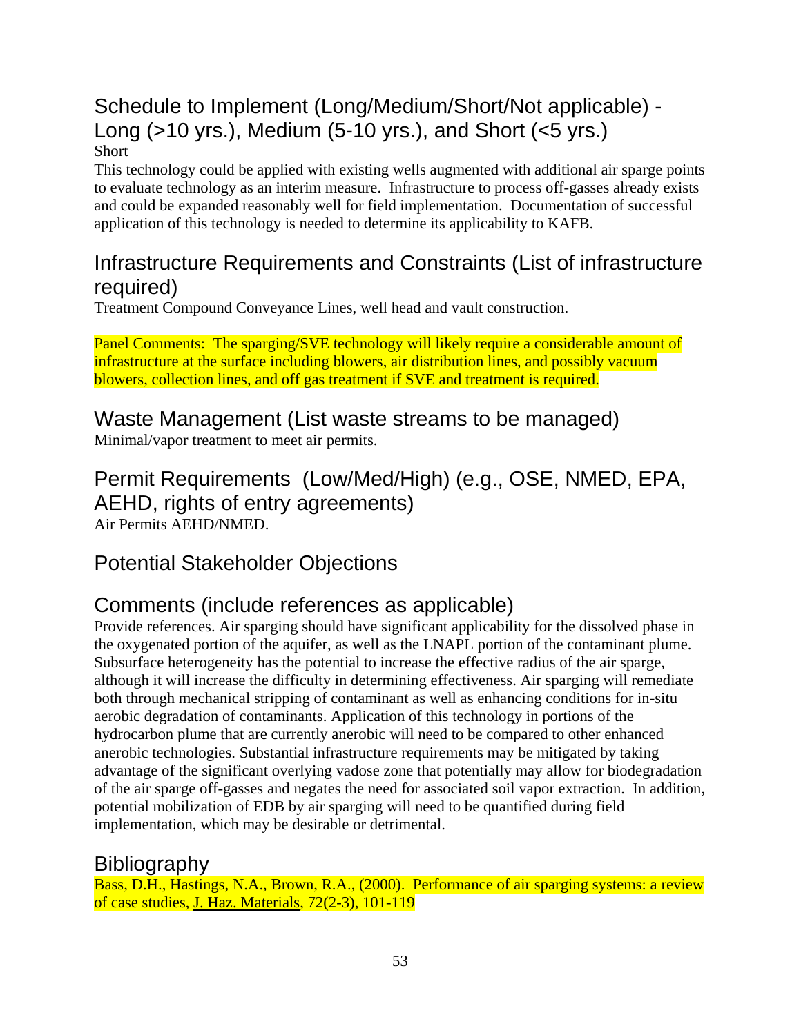## Schedule to Implement (Long/Medium/Short/Not applicable) - Long (>10 yrs.), Medium (5-10 yrs.), and Short (<5 yrs.)

Short

This technology could be applied with existing wells augmented with additional air sparge points to evaluate technology as an interim measure. Infrastructure to process off-gasses already exists and could be expanded reasonably well for field implementation. Documentation of successful application of this technology is needed to determine its applicability to KAFB.

## Infrastructure Requirements and Constraints (List of infrastructure required)

Treatment Compound Conveyance Lines, well head and vault construction.

Panel Comments: The sparging/SVE technology will likely require a considerable amount of infrastructure at the surface including blowers, air distribution lines, and possibly vacuum blowers, collection lines, and off gas treatment if SVE and treatment is required.

## Waste Management (List waste streams to be managed)

Minimal/vapor treatment to meet air permits.

## Permit Requirements (Low/Med/High) (e.g., OSE, NMED, EPA, AEHD, rights of entry agreements)

Air Permits AEHD/NMED.

## Potential Stakeholder Objections

## Comments (include references as applicable)

Provide references. Air sparging should have significant applicability for the dissolved phase in the oxygenated portion of the aquifer, as well as the LNAPL portion of the contaminant plume. Subsurface heterogeneity has the potential to increase the effective radius of the air sparge, although it will increase the difficulty in determining effectiveness. Air sparging will remediate both through mechanical stripping of contaminant as well as enhancing conditions for in-situ aerobic degradation of contaminants. Application of this technology in portions of the hydrocarbon plume that are currently anerobic will need to be compared to other enhanced anerobic technologies. Substantial infrastructure requirements may be mitigated by taking advantage of the significant overlying vadose zone that potentially may allow for biodegradation of the air sparge off-gasses and negates the need for associated soil vapor extraction. In addition, potential mobilization of EDB by air sparging will need to be quantified during field implementation, which may be desirable or detrimental.

## Bibliography

Bass, D.H., Hastings, N.A., Brown, R.A., (2000). Performance of air sparging systems: a review of case studies, J. Haz. Materials, 72(2-3), 101-119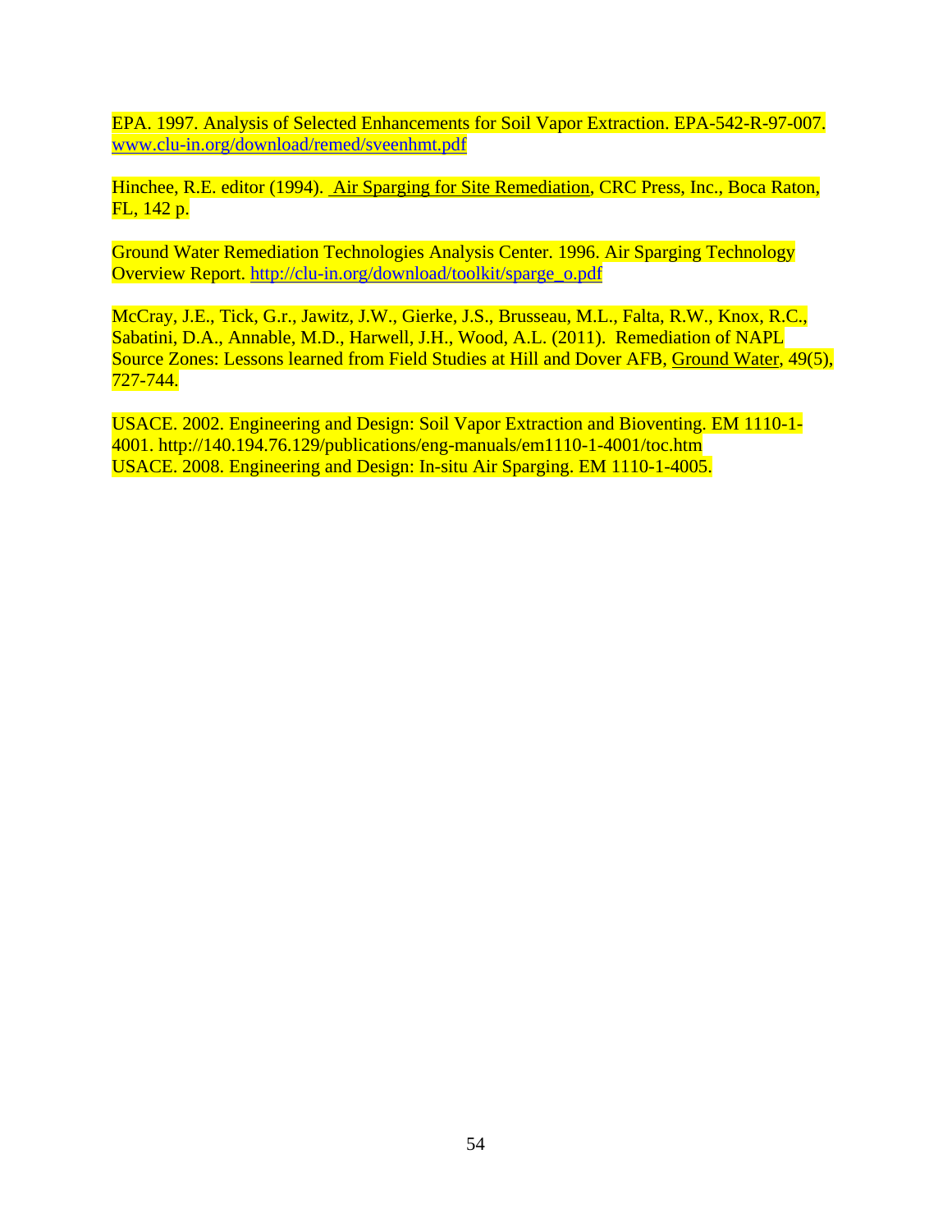EPA. 1997. Analysis of Selected Enhancements for Soil Vapor Extraction. EPA-542-R-97-007. www.clu-in.org/download/remed/sveenhmt.pdf

Hinchee, R.E. editor (1994). Air Sparging for Site Remediation, CRC Press, Inc., Boca Raton, FL, 142 p.

Ground Water Remediation Technologies Analysis Center. 1996. Air Sparging Technology Overview Report. http://clu-in.org/download/toolkit/sparge_o.pdf

McCray, J.E., Tick, G.r., Jawitz, J.W., Gierke, J.S., Brusseau, M.L., Falta, R.W., Knox, R.C., Sabatini, D.A., Annable, M.D., Harwell, J.H., Wood, A.L. (2011). Remediation of NAPL Source Zones: Lessons learned from Field Studies at Hill and Dover AFB, Ground Water, 49(5), 727-744.

USACE. 2002. Engineering and Design: Soil Vapor Extraction and Bioventing. EM 1110-1-4001. http://140.194.76.129/publications/eng-manuals/em1110-1-4001/toc.htm
USACE. 2008. Engineering and Design: In-situ Air Sparging. EM 1110-1-4005.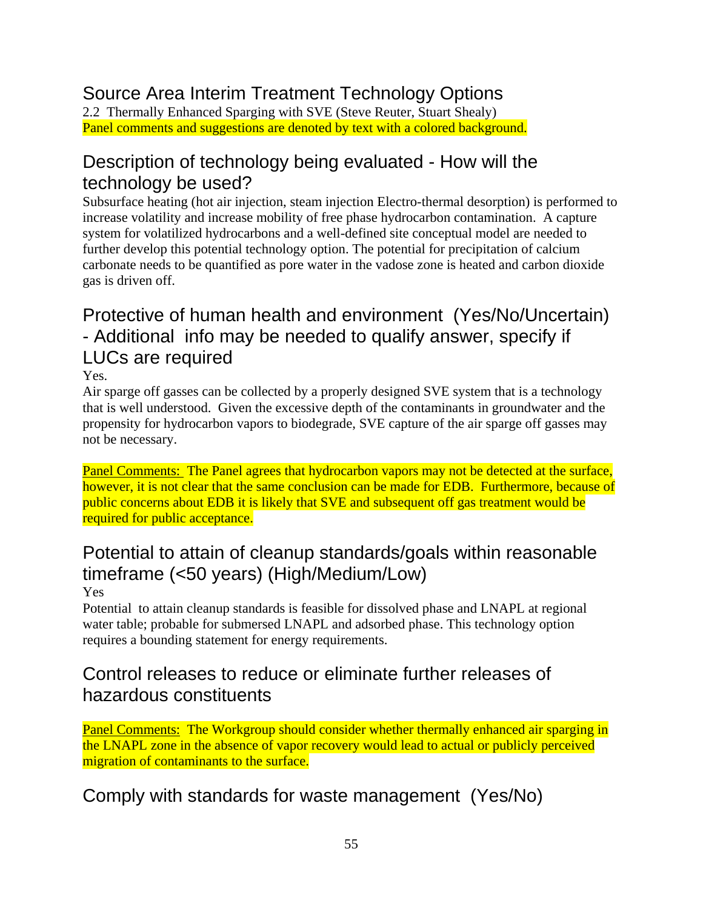# Source Area Interim Treatment Technology Options

2.2 Thermally Enhanced Sparging with SVE (Steve Reuter, Stuart Shealy)

Panel comments and suggestions are denoted by text with a colored background.

## Description of technology being evaluated - How will the technology be used?

Subsurface heating (hot air injection, steam injection Electro-thermal desorption) is performed to increase volatility and increase mobility of free phase hydrocarbon contamination. A capture system for volatilized hydrocarbons and a well-defined site conceptual model are needed to further develop this potential technology option. The potential for precipitation of calcium carbonate needs to be quantified as pore water in the vadose zone is heated and carbon dioxide gas is driven off.

## Protective of human health and environment (Yes/No/Uncertain) - Additional info may be needed to qualify answer, specify if LUCs are required

Yes.

Air sparge off gasses can be collected by a properly designed SVE system that is a technology that is well understood. Given the excessive depth of the contaminants in groundwater and the propensity for hydrocarbon vapors to biodegrade, SVE capture of the air sparge off gasses may not be necessary.

Panel Comments: The Panel agrees that hydrocarbon vapors may not be detected at the surface, however, it is not clear that the same conclusion can be made for EDB. Furthermore, because of public concerns about EDB it is likely that SVE and subsequent off gas treatment would be required for public acceptance.

## Potential to attain of cleanup standards/goals within reasonable timeframe (<50 years) (High/Medium/Low)

Yes

Potential to attain cleanup standards is feasible for dissolved phase and LNAPL at regional water table; probable for submersed LNAPL and adsorbed phase. This technology option requires a bounding statement for energy requirements.

## Control releases to reduce or eliminate further releases of hazardous constituents

Panel Comments: The Workgroup should consider whether thermally enhanced air sparging in the LNAPL zone in the absence of vapor recovery would lead to actual or publicly perceived migration of contaminants to the surface.

## Comply with standards for waste management (Yes/No)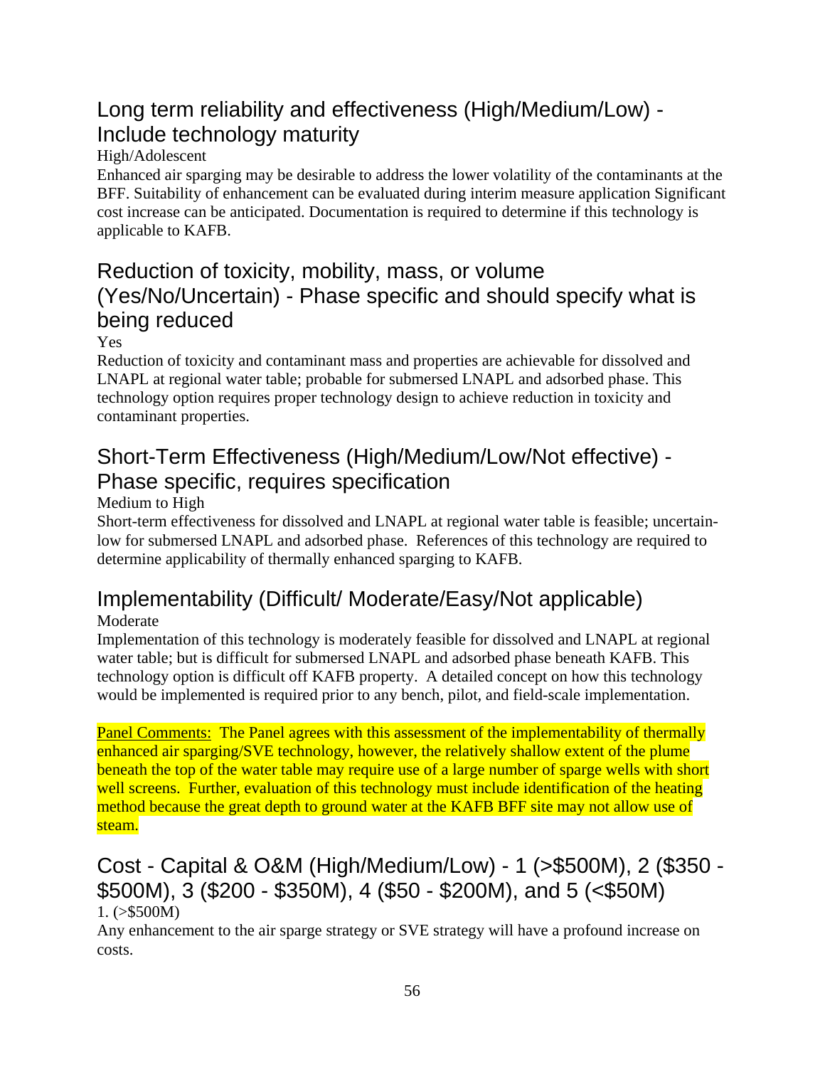## Long term reliability and effectiveness (High/Medium/Low) - Include technology maturity

High/Adolescent

Enhanced air sparging may be desirable to address the lower volatility of the contaminants at the BFF. Suitability of enhancement can be evaluated during interim measure application Significant cost increase can be anticipated. Documentation is required to determine if this technology is applicable to KAFB.

## Reduction of toxicity, mobility, mass, or volume (Yes/No/Uncertain) - Phase specific and should specify what is being reduced

Yes

Reduction of toxicity and contaminant mass and properties are achievable for dissolved and LNAPL at regional water table; probable for submersed LNAPL and adsorbed phase. This technology option requires proper technology design to achieve reduction in toxicity and contaminant properties.

## Short-Term Effectiveness (High/Medium/Low/Not effective) - Phase specific, requires specification

Medium to High

Short-term effectiveness for dissolved and LNAPL at regional water table is feasible; uncertain-low for submersed LNAPL and adsorbed phase. References of this technology are required to determine applicability of thermally enhanced sparging to KAFB.

## Implementability (Difficult/ Moderate/Easy/Not applicable)

Moderate

Implementation of this technology is moderately feasible for dissolved and LNAPL at regional water table; but is difficult for submersed LNAPL and adsorbed phase beneath KAFB. This technology option is difficult off KAFB property. A detailed concept on how this technology would be implemented is required prior to any bench, pilot, and field-scale implementation.

Panel Comments: The Panel agrees with this assessment of the implementability of thermally enhanced air sparging/SVE technology, however, the relatively shallow extent of the plume beneath the top of the water table may require use of a large number of sparge wells with short well screens. Further, evaluation of this technology must include identification of the heating method because the great depth to ground water at the KAFB BFF site may not allow use of steam.

## Cost - Capital & O&M (High/Medium/Low) - 1 (>$500M), 2 ($350 - $500M), 3 ($200 - $350M), 4 ($50 - $200M), and 5 (<$50M)

1. (>$500M)

Any enhancement to the air sparge strategy or SVE strategy will have a profound increase on costs.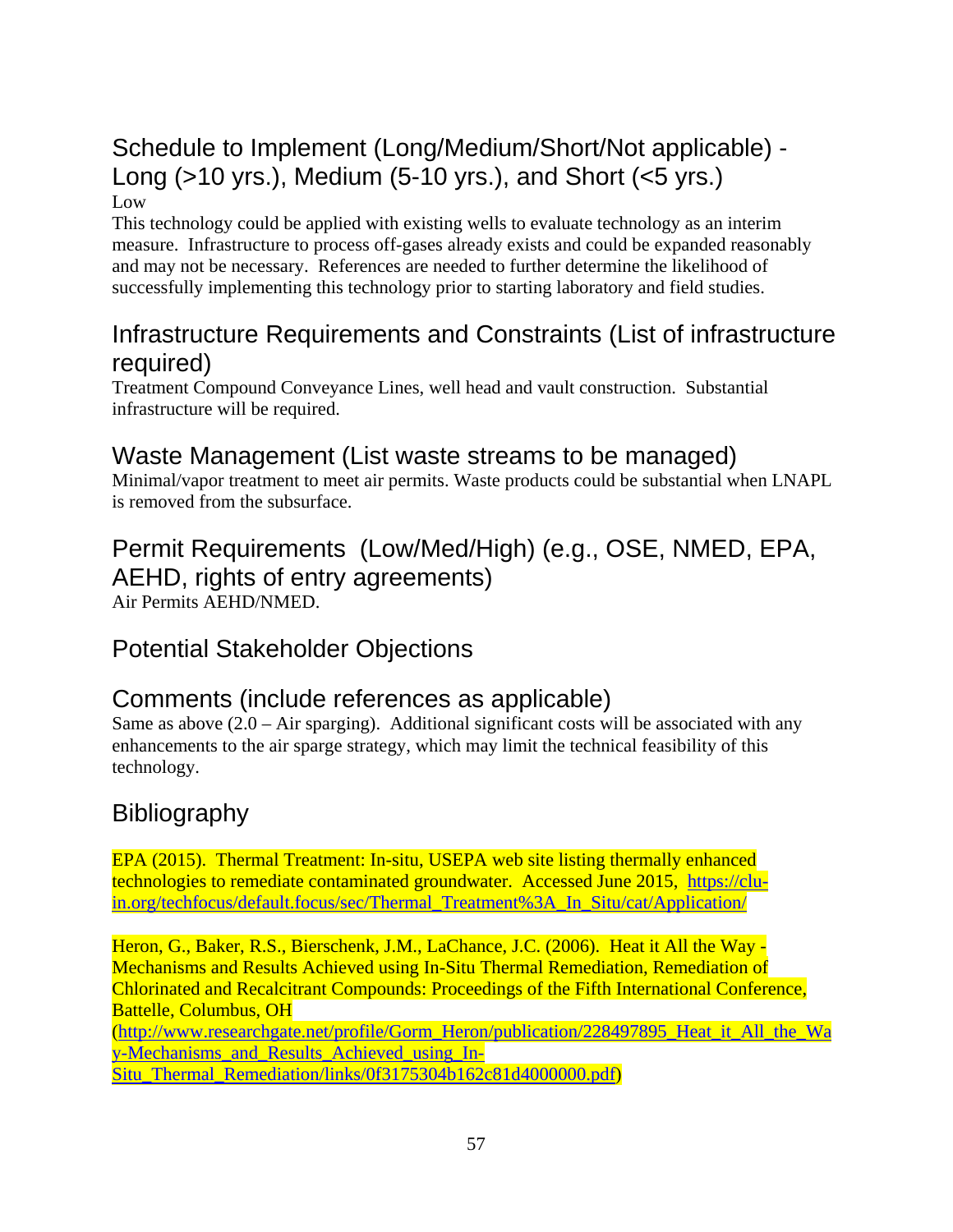## Schedule to Implement (Long/Medium/Short/Not applicable) - Long (>10 yrs.), Medium (5-10 yrs.), and Short (<5 yrs.)

Low

This technology could be applied with existing wells to evaluate technology as an interim measure. Infrastructure to process off-gases already exists and could be expanded reasonably and may not be necessary. References are needed to further determine the likelihood of successfully implementing this technology prior to starting laboratory and field studies.

## Infrastructure Requirements and Constraints (List of infrastructure required)

Treatment Compound Conveyance Lines, well head and vault construction. Substantial infrastructure will be required.

## Waste Management (List waste streams to be managed)

Minimal/vapor treatment to meet air permits. Waste products could be substantial when LNAPL is removed from the subsurface.

## Permit Requirements (Low/Med/High) (e.g., OSE, NMED, EPA, AEHD, rights of entry agreements)

Air Permits AEHD/NMED.

## Potential Stakeholder Objections

## Comments (include references as applicable)

Same as above (2.0 – Air sparging). Additional significant costs will be associated with any enhancements to the air sparge strategy, which may limit the technical feasibility of this technology.

## Bibliography

EPA (2015). Thermal Treatment: In-situ, USEPA web site listing thermally enhanced technologies to remediate contaminated groundwater. Accessed June 2015, https://clu-in.org/techfocus/default.focus/sec/Thermal_Treatment%3A_In_Situ/cat/Application/

Heron, G., Baker, R.S., Bierschenk, J.M., LaChance, J.C. (2006). Heat it All the Way - Mechanisms and Results Achieved using In-Situ Thermal Remediation, Remediation of Chlorinated and Recalcitrant Compounds: Proceedings of the Fifth International Conference, Battelle, Columbus, OH (http://www.researchgate.net/profile/Gorm_Heron/publication/228497895_Heat_it_All_the_Way-Mechanisms_and_Results_Achieved_using_In-Situ_Thermal_Remediation/links/0f3175304b162c81d4000000.pdf)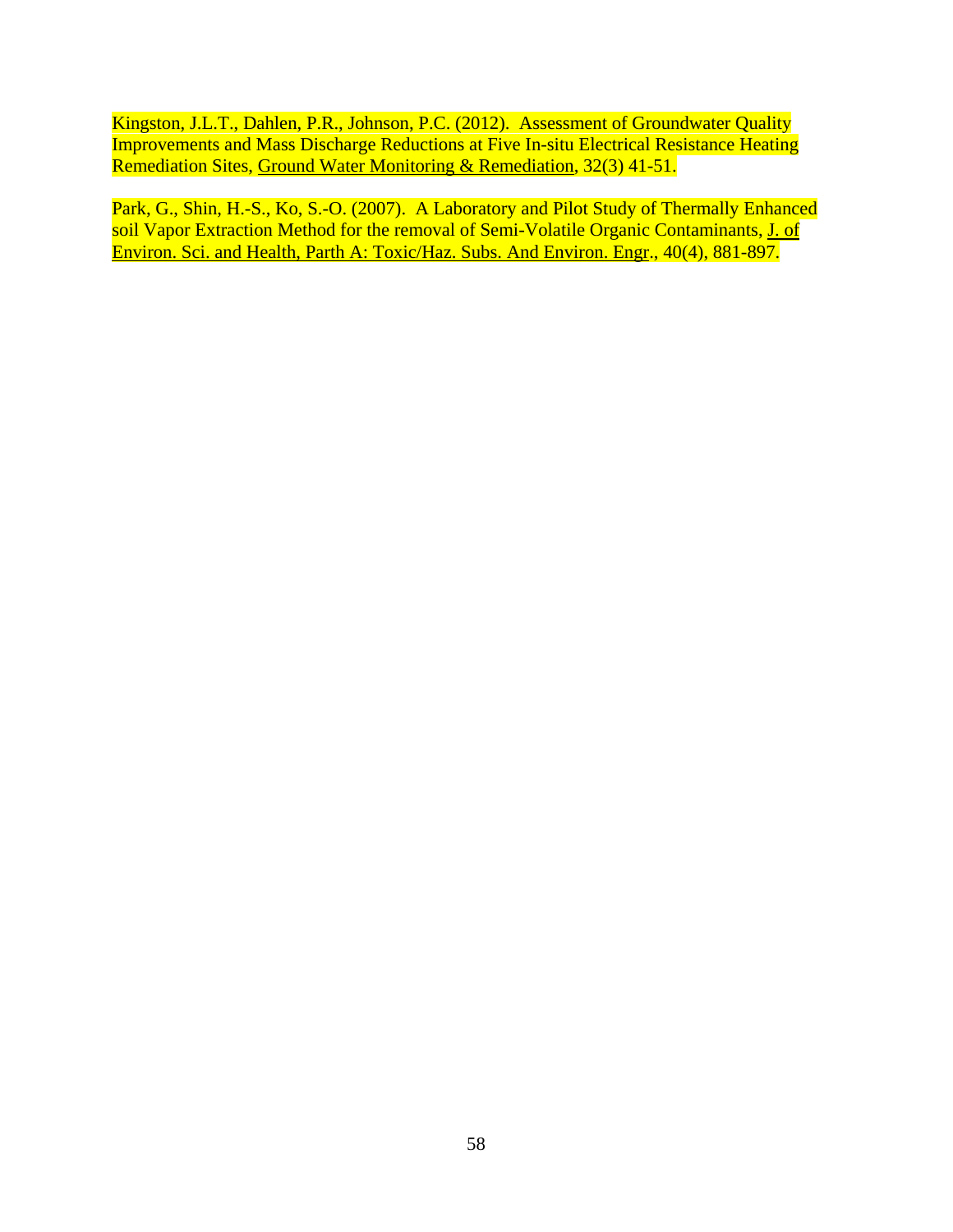Kingston, J.L.T., Dahlen, P.R., Johnson, P.C. (2012). Assessment of Groundwater Quality Improvements and Mass Discharge Reductions at Five In-situ Electrical Resistance Heating Remediation Sites, Ground Water Monitoring & Remediation, 32(3) 41-51.

Park, G., Shin, H.-S., Ko, S.-O. (2007). A Laboratory and Pilot Study of Thermally Enhanced soil Vapor Extraction Method for the removal of Semi-Volatile Organic Contaminants, J. of Environ. Sci. and Health, Parth A: Toxic/Haz. Subs. And Environ. Engr., 40(4), 881-897.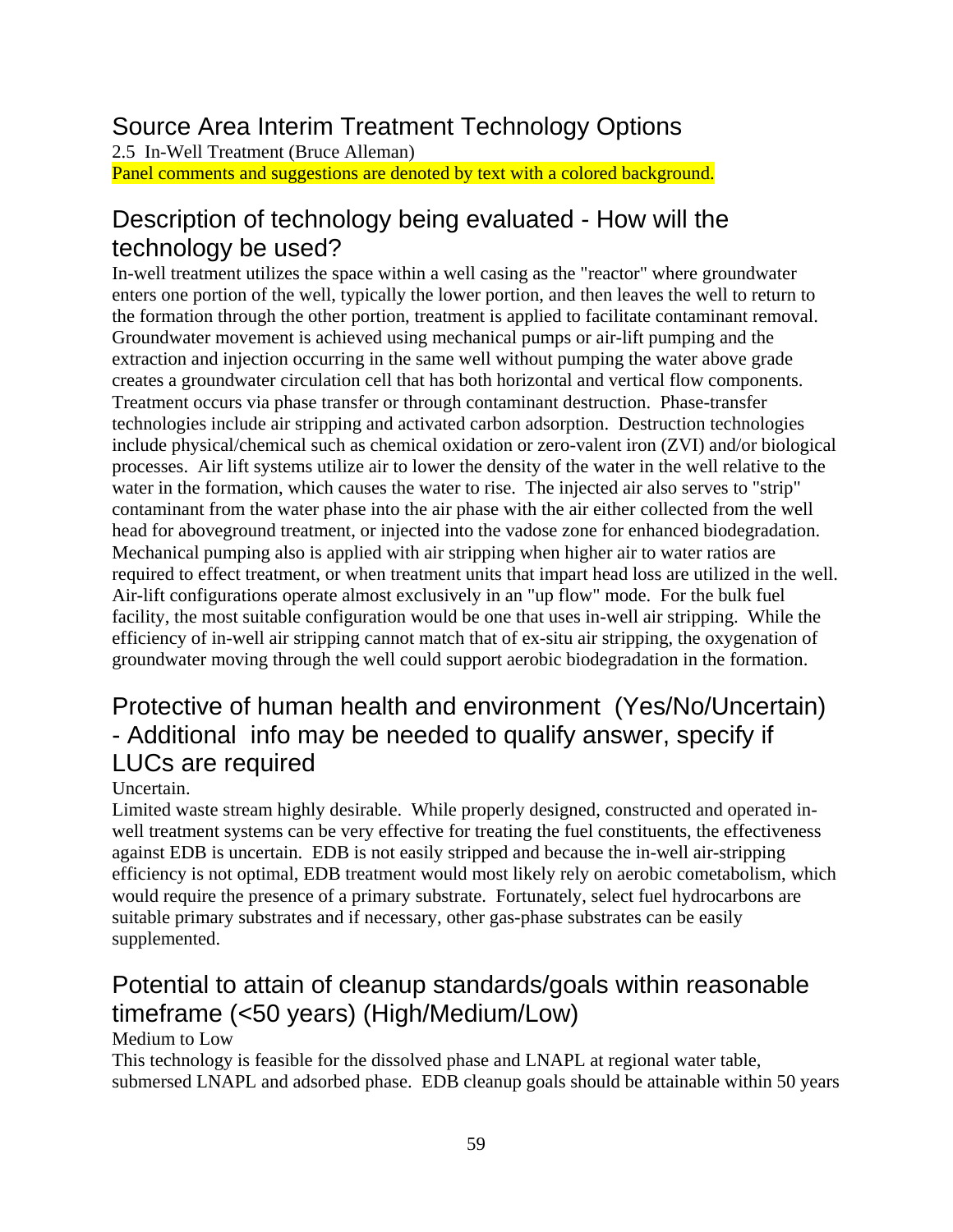# Source Area Interim Treatment Technology Options

2.5 In-Well Treatment (Bruce Alleman)

Panel comments and suggestions are denoted by text with a colored background.

## Description of technology being evaluated - How will the technology be used?

In-well treatment utilizes the space within a well casing as the "reactor" where groundwater enters one portion of the well, typically the lower portion, and then leaves the well to return to the formation through the other portion, treatment is applied to facilitate contaminant removal. Groundwater movement is achieved using mechanical pumps or air-lift pumping and the extraction and injection occurring in the same well without pumping the water above grade creates a groundwater circulation cell that has both horizontal and vertical flow components. Treatment occurs via phase transfer or through contaminant destruction. Phase-transfer technologies include air stripping and activated carbon adsorption. Destruction technologies include physical/chemical such as chemical oxidation or zero-valent iron (ZVI) and/or biological processes. Air lift systems utilize air to lower the density of the water in the well relative to the water in the formation, which causes the water to rise. The injected air also serves to "strip" contaminant from the water phase into the air phase with the air either collected from the well head for aboveground treatment, or injected into the vadose zone for enhanced biodegradation. Mechanical pumping also is applied with air stripping when higher air to water ratios are required to effect treatment, or when treatment units that impart head loss are utilized in the well. Air-lift configurations operate almost exclusively in an "up flow" mode. For the bulk fuel facility, the most suitable configuration would be one that uses in-well air stripping. While the efficiency of in-well air stripping cannot match that of ex-situ air stripping, the oxygenation of groundwater moving through the well could support aerobic biodegradation in the formation.

## Protective of human health and environment (Yes/No/Uncertain) - Additional info may be needed to qualify answer, specify if LUCs are required

Uncertain.

Limited waste stream highly desirable. While properly designed, constructed and operated in-well treatment systems can be very effective for treating the fuel constituents, the effectiveness against EDB is uncertain. EDB is not easily stripped and because the in-well air-stripping efficiency is not optimal, EDB treatment would most likely rely on aerobic cometabolism, which would require the presence of a primary substrate. Fortunately, select fuel hydrocarbons are suitable primary substrates and if necessary, other gas-phase substrates can be easily supplemented.

## Potential to attain of cleanup standards/goals within reasonable timeframe (<50 years) (High/Medium/Low)

Medium to Low

This technology is feasible for the dissolved phase and LNAPL at regional water table, submersed LNAPL and adsorbed phase. EDB cleanup goals should be attainable within 50 years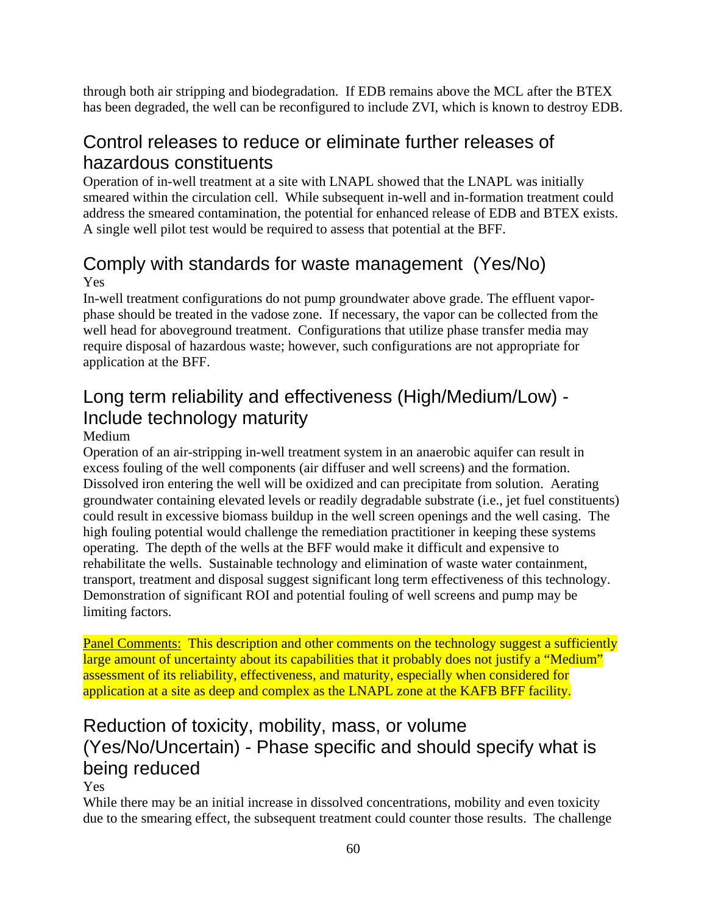through both air stripping and biodegradation. If EDB remains above the MCL after the BTEX has been degraded, the well can be reconfigured to include ZVI, which is known to destroy EDB.

## Control releases to reduce or eliminate further releases of hazardous constituents

Operation of in-well treatment at a site with LNAPL showed that the LNAPL was initially smeared within the circulation cell. While subsequent in-well and in-formation treatment could address the smeared contamination, the potential for enhanced release of EDB and BTEX exists. A single well pilot test would be required to assess that potential at the BFF.

## Comply with standards for waste management (Yes/No)

Yes

In-well treatment configurations do not pump groundwater above grade. The effluent vapor-phase should be treated in the vadose zone. If necessary, the vapor can be collected from the well head for aboveground treatment. Configurations that utilize phase transfer media may require disposal of hazardous waste; however, such configurations are not appropriate for application at the BFF.

## Long term reliability and effectiveness (High/Medium/Low) - Include technology maturity

Medium

Operation of an air-stripping in-well treatment system in an anaerobic aquifer can result in excess fouling of the well components (air diffuser and well screens) and the formation. Dissolved iron entering the well will be oxidized and can precipitate from solution. Aerating groundwater containing elevated levels or readily degradable substrate (i.e., jet fuel constituents) could result in excessive biomass buildup in the well screen openings and the well casing. The high fouling potential would challenge the remediation practitioner in keeping these systems operating. The depth of the wells at the BFF would make it difficult and expensive to rehabilitate the wells. Sustainable technology and elimination of waste water containment, transport, treatment and disposal suggest significant long term effectiveness of this technology. Demonstration of significant ROI and potential fouling of well screens and pump may be limiting factors.

Panel Comments: This description and other comments on the technology suggest a sufficiently large amount of uncertainty about its capabilities that it probably does not justify a "Medium" assessment of its reliability, effectiveness, and maturity, especially when considered for application at a site as deep and complex as the LNAPL zone at the KAFB BFF facility.

## Reduction of toxicity, mobility, mass, or volume (Yes/No/Uncertain) - Phase specific and should specify what is being reduced

Yes

While there may be an initial increase in dissolved concentrations, mobility and even toxicity due to the smearing effect, the subsequent treatment could counter those results. The challenge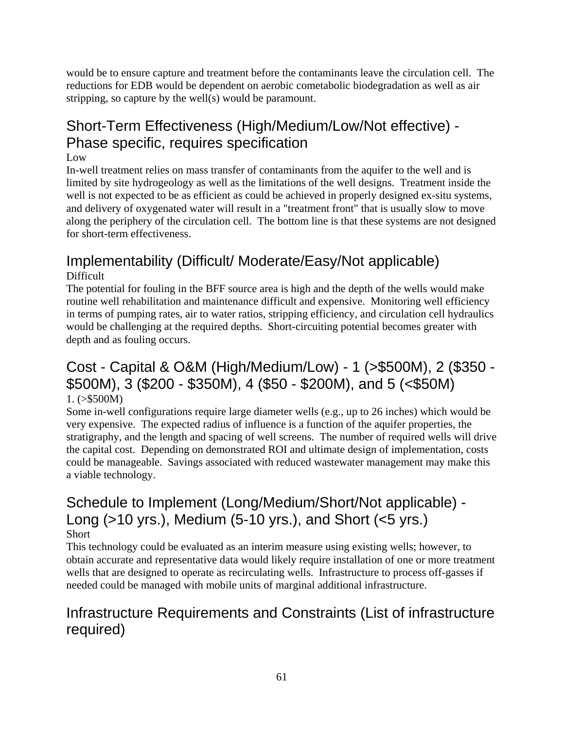would be to ensure capture and treatment before the contaminants leave the circulation cell. The reductions for EDB would be dependent on aerobic cometabolic biodegradation as well as air stripping, so capture by the well(s) would be paramount.

## Short-Term Effectiveness (High/Medium/Low/Not effective) - Phase specific, requires specification

Low

In-well treatment relies on mass transfer of contaminants from the aquifer to the well and is limited by site hydrogeology as well as the limitations of the well designs. Treatment inside the well is not expected to be as efficient as could be achieved in properly designed ex-situ systems, and delivery of oxygenated water will result in a "treatment front" that is usually slow to move along the periphery of the circulation cell. The bottom line is that these systems are not designed for short-term effectiveness.

## Implementability (Difficult/ Moderate/Easy/Not applicable)

Difficult

The potential for fouling in the BFF source area is high and the depth of the wells would make routine well rehabilitation and maintenance difficult and expensive. Monitoring well efficiency in terms of pumping rates, air to water ratios, stripping efficiency, and circulation cell hydraulics would be challenging at the required depths. Short-circuiting potential becomes greater with depth and as fouling occurs.

## Cost - Capital & O&M (High/Medium/Low) - 1 (>$500M), 2 ($350 - $500M), 3 ($200 - $350M), 4 ($50 - $200M), and 5 (<$50M)

1. (>$500M)

Some in-well configurations require large diameter wells (e.g., up to 26 inches) which would be very expensive. The expected radius of influence is a function of the aquifer properties, the stratigraphy, and the length and spacing of well screens. The number of required wells will drive the capital cost. Depending on demonstrated ROI and ultimate design of implementation, costs could be manageable. Savings associated with reduced wastewater management may make this a viable technology.

## Schedule to Implement (Long/Medium/Short/Not applicable) - Long (>10 yrs.), Medium (5-10 yrs.), and Short (<5 yrs.)

Short

This technology could be evaluated as an interim measure using existing wells; however, to obtain accurate and representative data would likely require installation of one or more treatment wells that are designed to operate as recirculating wells. Infrastructure to process off-gasses if needed could be managed with mobile units of marginal additional infrastructure.

## Infrastructure Requirements and Constraints (List of infrastructure required)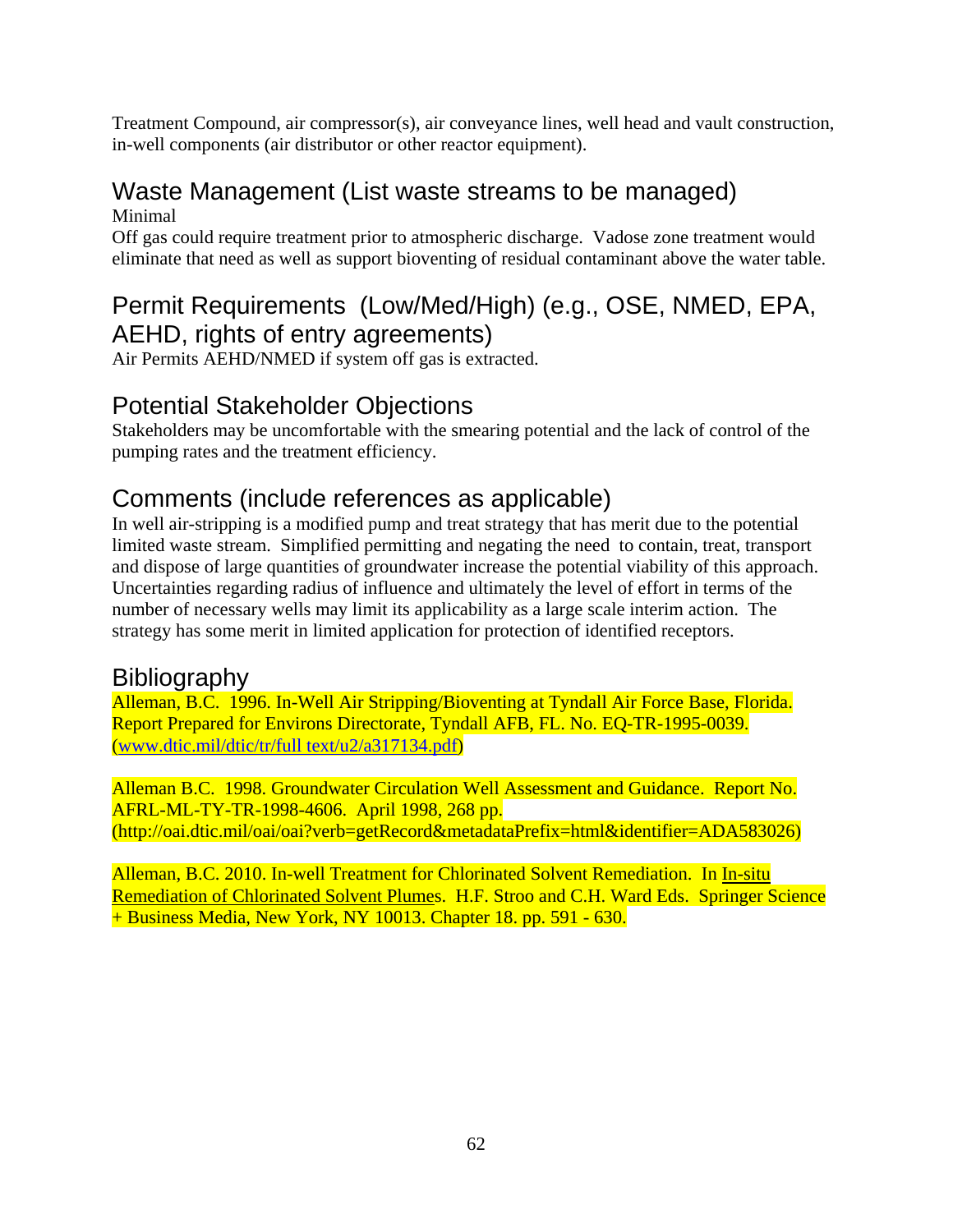Treatment Compound, air compressor(s), air conveyance lines, well head and vault construction, in-well components (air distributor or other reactor equipment).

## Waste Management (List waste streams to be managed)

Minimal

Off gas could require treatment prior to atmospheric discharge. Vadose zone treatment would eliminate that need as well as support bioventing of residual contaminant above the water table.

## Permit Requirements (Low/Med/High) (e.g., OSE, NMED, EPA, AEHD, rights of entry agreements)

Air Permits AEHD/NMED if system off gas is extracted.

## Potential Stakeholder Objections

Stakeholders may be uncomfortable with the smearing potential and the lack of control of the pumping rates and the treatment efficiency.

## Comments (include references as applicable)

In well air-stripping is a modified pump and treat strategy that has merit due to the potential limited waste stream. Simplified permitting and negating the need to contain, treat, transport and dispose of large quantities of groundwater increase the potential viability of this approach. Uncertainties regarding radius of influence and ultimately the level of effort in terms of the number of necessary wells may limit its applicability as a large scale interim action. The strategy has some merit in limited application for protection of identified receptors.

## Bibliography

Alleman, B.C. 1996. In-Well Air Stripping/Bioventing at Tyndall Air Force Base, Florida. Report Prepared for Environs Directorate, Tyndall AFB, FL. No. EQ-TR-1995-0039. (www.dtic.mil/dtic/tr/full text/u2/a317134.pdf)

Alleman B.C. 1998. Groundwater Circulation Well Assessment and Guidance. Report No. AFRL-ML-TY-TR-1998-4606. April 1998, 268 pp. (http://oai.dtic.mil/oai/oai?verb=getRecord&metadataPrefix=html&identifier=ADA583026)

Alleman, B.C. 2010. In-well Treatment for Chlorinated Solvent Remediation. In In-situ Remediation of Chlorinated Solvent Plumes. H.F. Stroo and C.H. Ward Eds. Springer Science + Business Media, New York, NY 10013. Chapter 18. pp. 591 - 630.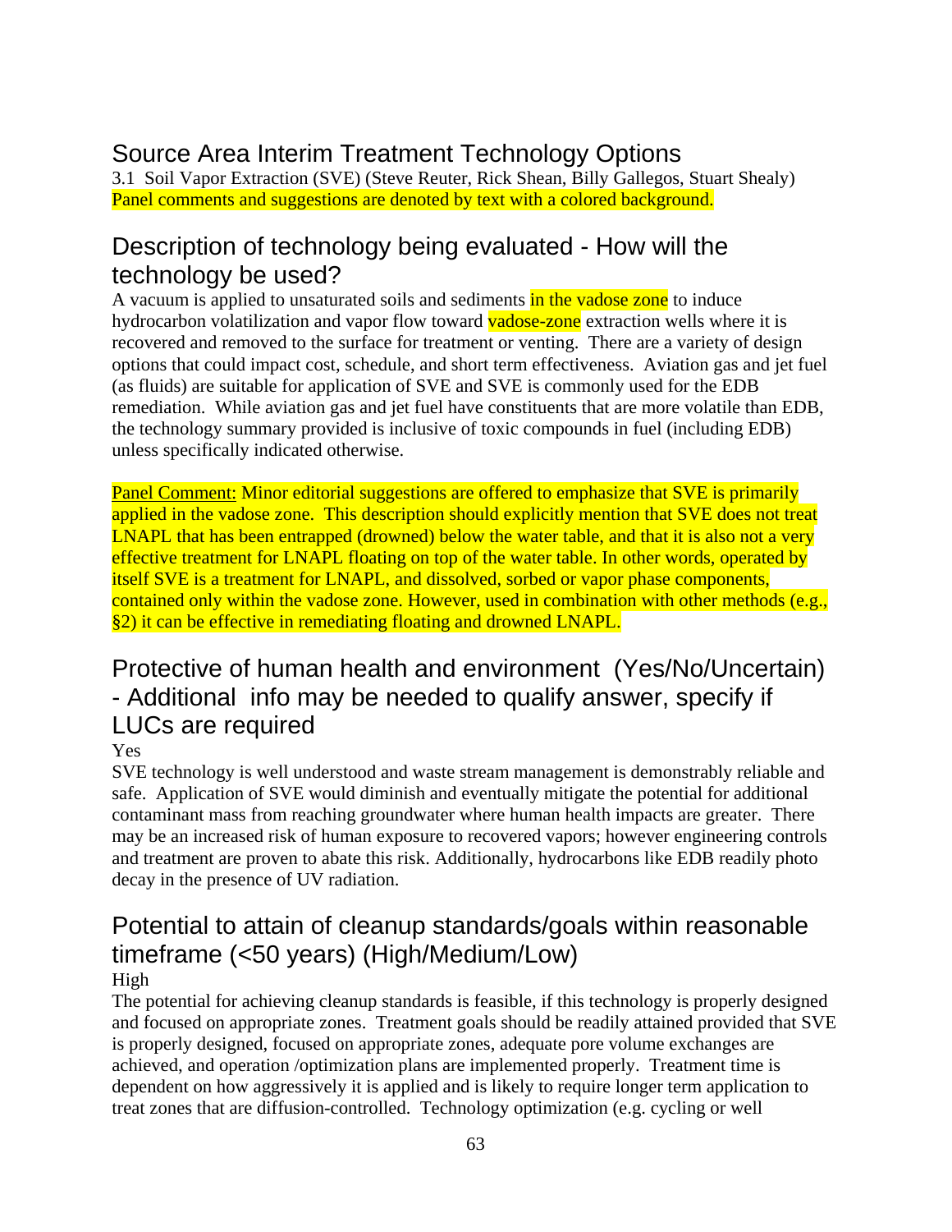# Source Area Interim Treatment Technology Options

3.1 Soil Vapor Extraction (SVE) (Steve Reuter, Rick Shean, Billy Gallegos, Stuart Shealy)
Panel comments and suggestions are denoted by text with a colored background.

## Description of technology being evaluated - How will the technology be used?

A vacuum is applied to unsaturated soils and sediments in the vadose zone to induce hydrocarbon volatilization and vapor flow toward vadose-zone extraction wells where it is recovered and removed to the surface for treatment or venting. There are a variety of design options that could impact cost, schedule, and short term effectiveness. Aviation gas and jet fuel (as fluids) are suitable for application of SVE and SVE is commonly used for the EDB remediation. While aviation gas and jet fuel have constituents that are more volatile than EDB, the technology summary provided is inclusive of toxic compounds in fuel (including EDB) unless specifically indicated otherwise.

Panel Comment: Minor editorial suggestions are offered to emphasize that SVE is primarily applied in the vadose zone. This description should explicitly mention that SVE does not treat LNAPL that has been entrapped (drowned) below the water table, and that it is also not a very effective treatment for LNAPL floating on top of the water table. In other words, operated by itself SVE is a treatment for LNAPL, and dissolved, sorbed or vapor phase components, contained only within the vadose zone. However, used in combination with other methods (e.g., §2) it can be effective in remediating floating and drowned LNAPL.

## Protective of human health and environment (Yes/No/Uncertain) - Additional info may be needed to qualify answer, specify if LUCs are required

Yes

SVE technology is well understood and waste stream management is demonstrably reliable and safe. Application of SVE would diminish and eventually mitigate the potential for additional contaminant mass from reaching groundwater where human health impacts are greater. There may be an increased risk of human exposure to recovered vapors; however engineering controls and treatment are proven to abate this risk. Additionally, hydrocarbons like EDB readily photo decay in the presence of UV radiation.

## Potential to attain of cleanup standards/goals within reasonable timeframe (<50 years) (High/Medium/Low)

High

The potential for achieving cleanup standards is feasible, if this technology is properly designed and focused on appropriate zones. Treatment goals should be readily attained provided that SVE is properly designed, focused on appropriate zones, adequate pore volume exchanges are achieved, and operation /optimization plans are implemented properly. Treatment time is dependent on how aggressively it is applied and is likely to require longer term application to treat zones that are diffusion-controlled. Technology optimization (e.g. cycling or well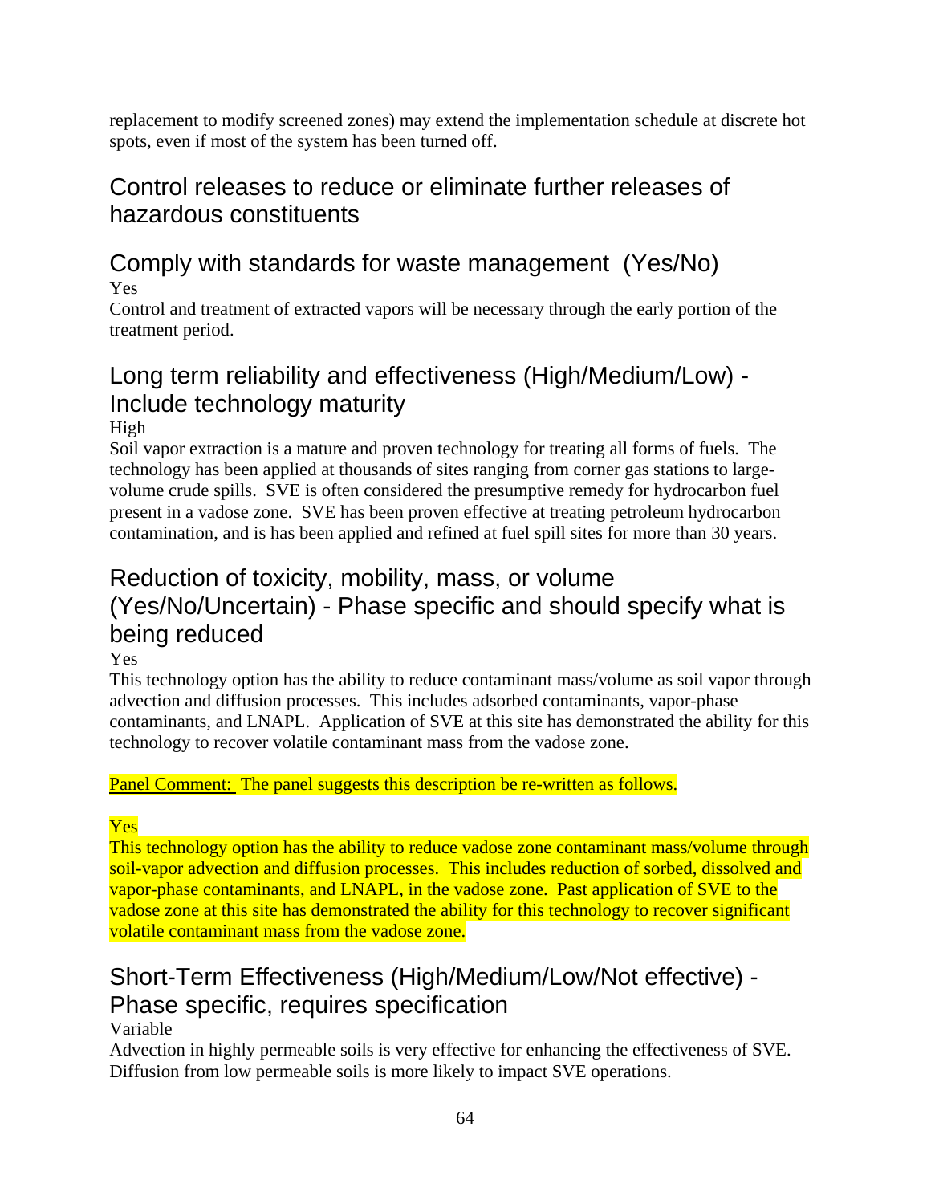replacement to modify screened zones) may extend the implementation schedule at discrete hot spots, even if most of the system has been turned off.

## Control releases to reduce or eliminate further releases of hazardous constituents

## Comply with standards for waste management (Yes/No)

Yes

Control and treatment of extracted vapors will be necessary through the early portion of the treatment period.

## Long term reliability and effectiveness (High/Medium/Low) - Include technology maturity

High

Soil vapor extraction is a mature and proven technology for treating all forms of fuels. The technology has been applied at thousands of sites ranging from corner gas stations to large-volume crude spills. SVE is often considered the presumptive remedy for hydrocarbon fuel present in a vadose zone. SVE has been proven effective at treating petroleum hydrocarbon contamination, and is has been applied and refined at fuel spill sites for more than 30 years.

## Reduction of toxicity, mobility, mass, or volume (Yes/No/Uncertain) - Phase specific and should specify what is being reduced

Yes

This technology option has the ability to reduce contaminant mass/volume as soil vapor through advection and diffusion processes. This includes adsorbed contaminants, vapor-phase contaminants, and LNAPL. Application of SVE at this site has demonstrated the ability for this technology to recover volatile contaminant mass from the vadose zone.

Panel Comment: The panel suggests this description be re-written as follows.

Yes

This technology option has the ability to reduce vadose zone contaminant mass/volume through soil-vapor advection and diffusion processes. This includes reduction of sorbed, dissolved and vapor-phase contaminants, and LNAPL, in the vadose zone. Past application of SVE to the vadose zone at this site has demonstrated the ability for this technology to recover significant volatile contaminant mass from the vadose zone.

## Short-Term Effectiveness (High/Medium/Low/Not effective) - Phase specific, requires specification

Variable

Advection in highly permeable soils is very effective for enhancing the effectiveness of SVE. Diffusion from low permeable soils is more likely to impact SVE operations.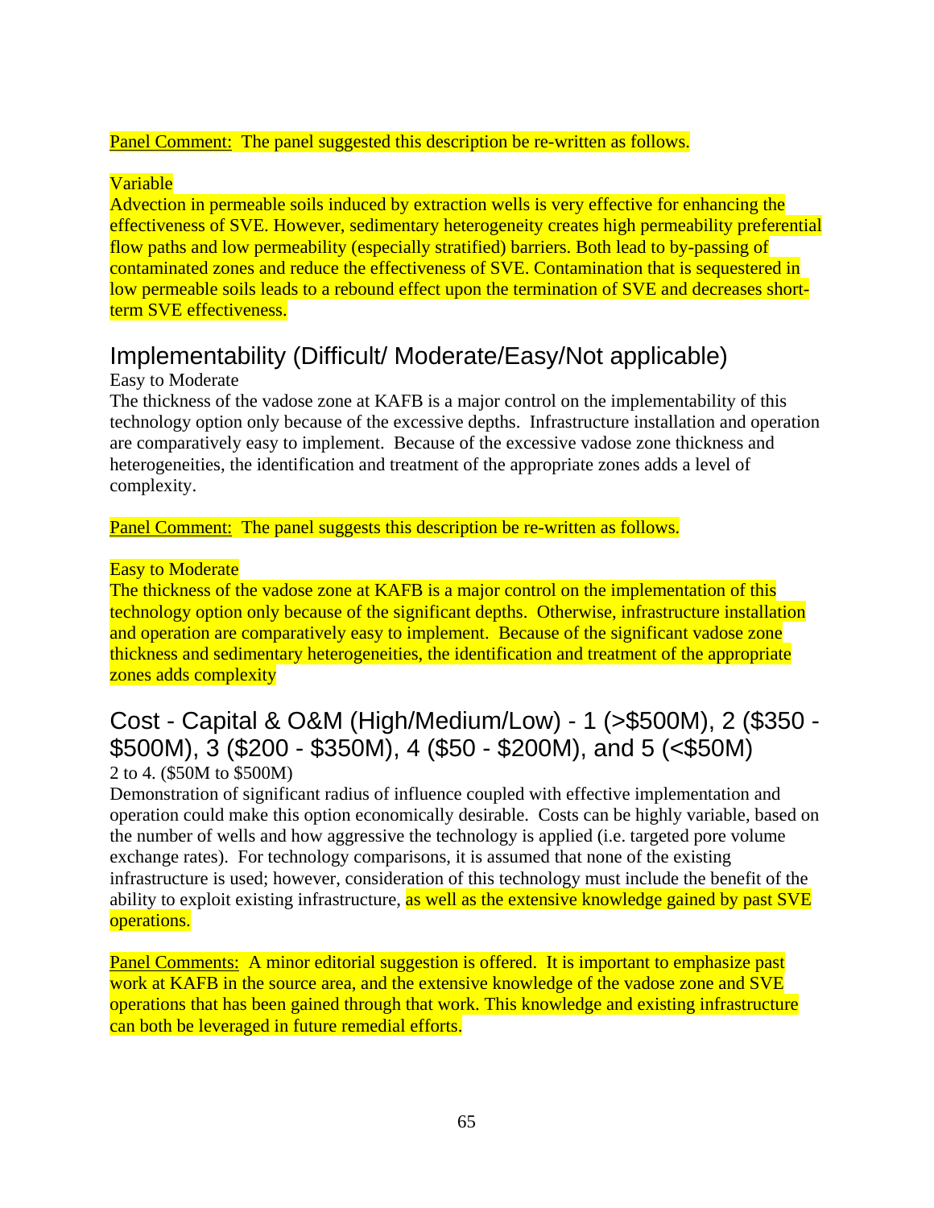Panel Comment: The panel suggested this description be re-written as follows.

Variable
Advection in permeable soils induced by extraction wells is very effective for enhancing the effectiveness of SVE. However, sedimentary heterogeneity creates high permeability preferential flow paths and low permeability (especially stratified) barriers. Both lead to by-passing of contaminated zones and reduce the effectiveness of SVE. Contamination that is sequestered in low permeable soils leads to a rebound effect upon the termination of SVE and decreases short-term SVE effectiveness.

## Implementability (Difficult/ Moderate/Easy/Not applicable)

Easy to Moderate
The thickness of the vadose zone at KAFB is a major control on the implementability of this technology option only because of the excessive depths. Infrastructure installation and operation are comparatively easy to implement. Because of the excessive vadose zone thickness and heterogeneities, the identification and treatment of the appropriate zones adds a level of complexity.

Panel Comment: The panel suggests this description be re-written as follows.

Easy to Moderate
The thickness of the vadose zone at KAFB is a major control on the implementation of this technology option only because of the significant depths. Otherwise, infrastructure installation and operation are comparatively easy to implement. Because of the significant vadose zone thickness and sedimentary heterogeneities, the identification and treatment of the appropriate zones adds complexity

## Cost - Capital & O&M (High/Medium/Low) - 1 (>$500M), 2 ($350 - $500M), 3 ($200 - $350M), 4 ($50 - $200M), and 5 (<$50M)

2 to 4. ($50M to $500M)
Demonstration of significant radius of influence coupled with effective implementation and operation could make this option economically desirable. Costs can be highly variable, based on the number of wells and how aggressive the technology is applied (i.e. targeted pore volume exchange rates). For technology comparisons, it is assumed that none of the existing infrastructure is used; however, consideration of this technology must include the benefit of the ability to exploit existing infrastructure, as well as the extensive knowledge gained by past SVE operations.

Panel Comments: A minor editorial suggestion is offered. It is important to emphasize past work at KAFB in the source area, and the extensive knowledge of the vadose zone and SVE operations that has been gained through that work. This knowledge and existing infrastructure can both be leveraged in future remedial efforts.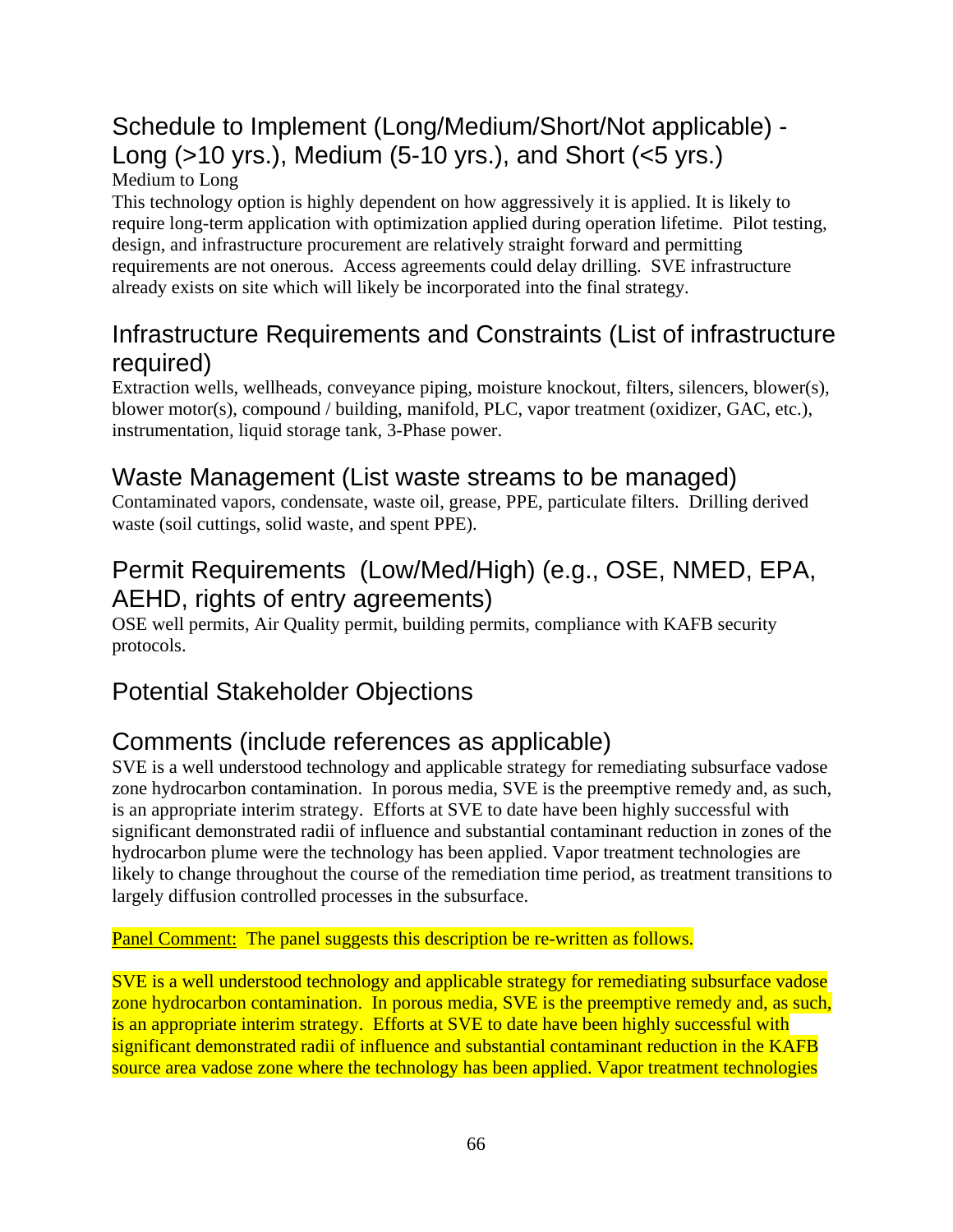## Schedule to Implement (Long/Medium/Short/Not applicable) - Long (>10 yrs.), Medium (5-10 yrs.), and Short (<5 yrs.)

Medium to Long

This technology option is highly dependent on how aggressively it is applied. It is likely to require long-term application with optimization applied during operation lifetime. Pilot testing, design, and infrastructure procurement are relatively straight forward and permitting requirements are not onerous. Access agreements could delay drilling. SVE infrastructure already exists on site which will likely be incorporated into the final strategy.

## Infrastructure Requirements and Constraints (List of infrastructure required)

Extraction wells, wellheads, conveyance piping, moisture knockout, filters, silencers, blower(s), blower motor(s), compound / building, manifold, PLC, vapor treatment (oxidizer, GAC, etc.), instrumentation, liquid storage tank, 3-Phase power.

## Waste Management (List waste streams to be managed)

Contaminated vapors, condensate, waste oil, grease, PPE, particulate filters. Drilling derived waste (soil cuttings, solid waste, and spent PPE).

## Permit Requirements (Low/Med/High) (e.g., OSE, NMED, EPA, AEHD, rights of entry agreements)

OSE well permits, Air Quality permit, building permits, compliance with KAFB security protocols.

## Potential Stakeholder Objections

## Comments (include references as applicable)

SVE is a well understood technology and applicable strategy for remediating subsurface vadose zone hydrocarbon contamination. In porous media, SVE is the preemptive remedy and, as such, is an appropriate interim strategy. Efforts at SVE to date have been highly successful with significant demonstrated radii of influence and substantial contaminant reduction in zones of the hydrocarbon plume were the technology has been applied. Vapor treatment technologies are likely to change throughout the course of the remediation time period, as treatment transitions to largely diffusion controlled processes in the subsurface.

Panel Comment: The panel suggests this description be re-written as follows.

SVE is a well understood technology and applicable strategy for remediating subsurface vadose zone hydrocarbon contamination. In porous media, SVE is the preemptive remedy and, as such, is an appropriate interim strategy. Efforts at SVE to date have been highly successful with significant demonstrated radii of influence and substantial contaminant reduction in the KAFB source area vadose zone where the technology has been applied. Vapor treatment technologies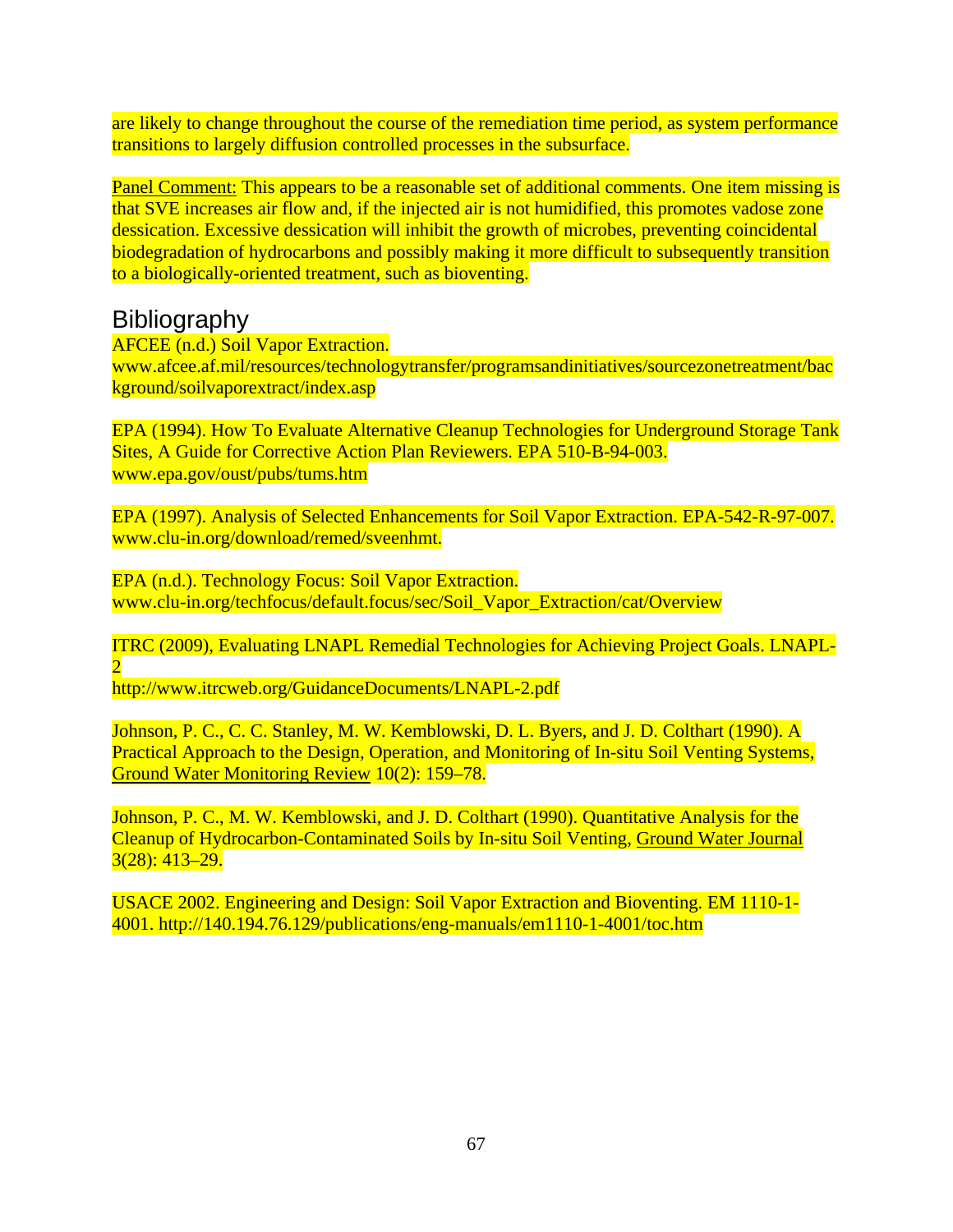are likely to change throughout the course of the remediation time period, as system performance transitions to largely diffusion controlled processes in the subsurface.

Panel Comment: This appears to be a reasonable set of additional comments. One item missing is that SVE increases air flow and, if the injected air is not humidified, this promotes vadose zone dessication. Excessive dessication will inhibit the growth of microbes, preventing coincidental biodegradation of hydrocarbons and possibly making it more difficult to subsequently transition to a biologically-oriented treatment, such as bioventing.

## Bibliography

AFCEE (n.d.) Soil Vapor Extraction. www.afcee.af.mil/resources/technologytransfer/programsandinitiatives/sourcezonetreatment/background/soilvaporextract/index.asp

EPA (1994). How To Evaluate Alternative Cleanup Technologies for Underground Storage Tank Sites, A Guide for Corrective Action Plan Reviewers. EPA 510-B-94-003. www.epa.gov/oust/pubs/tums.htm

EPA (1997). Analysis of Selected Enhancements for Soil Vapor Extraction. EPA-542-R-97-007. www.clu-in.org/download/remed/sveenhmt.

EPA (n.d.). Technology Focus: Soil Vapor Extraction. www.clu-in.org/techfocus/default.focus/sec/Soil_Vapor_Extraction/cat/Overview

ITRC (2009), Evaluating LNAPL Remedial Technologies for Achieving Project Goals. LNAPL-2
http://www.itrcweb.org/GuidanceDocuments/LNAPL-2.pdf

Johnson, P. C., C. C. Stanley, M. W. Kemblowski, D. L. Byers, and J. D. Colthart (1990). A Practical Approach to the Design, Operation, and Monitoring of In-situ Soil Venting Systems, Ground Water Monitoring Review 10(2): 159–78.

Johnson, P. C., M. W. Kemblowski, and J. D. Colthart (1990). Quantitative Analysis for the Cleanup of Hydrocarbon-Contaminated Soils by In-situ Soil Venting, Ground Water Journal 3(28): 413–29.

USACE 2002. Engineering and Design: Soil Vapor Extraction and Bioventing. EM 1110-1-4001. http://140.194.76.129/publications/eng-manuals/em1110-1-4001/toc.htm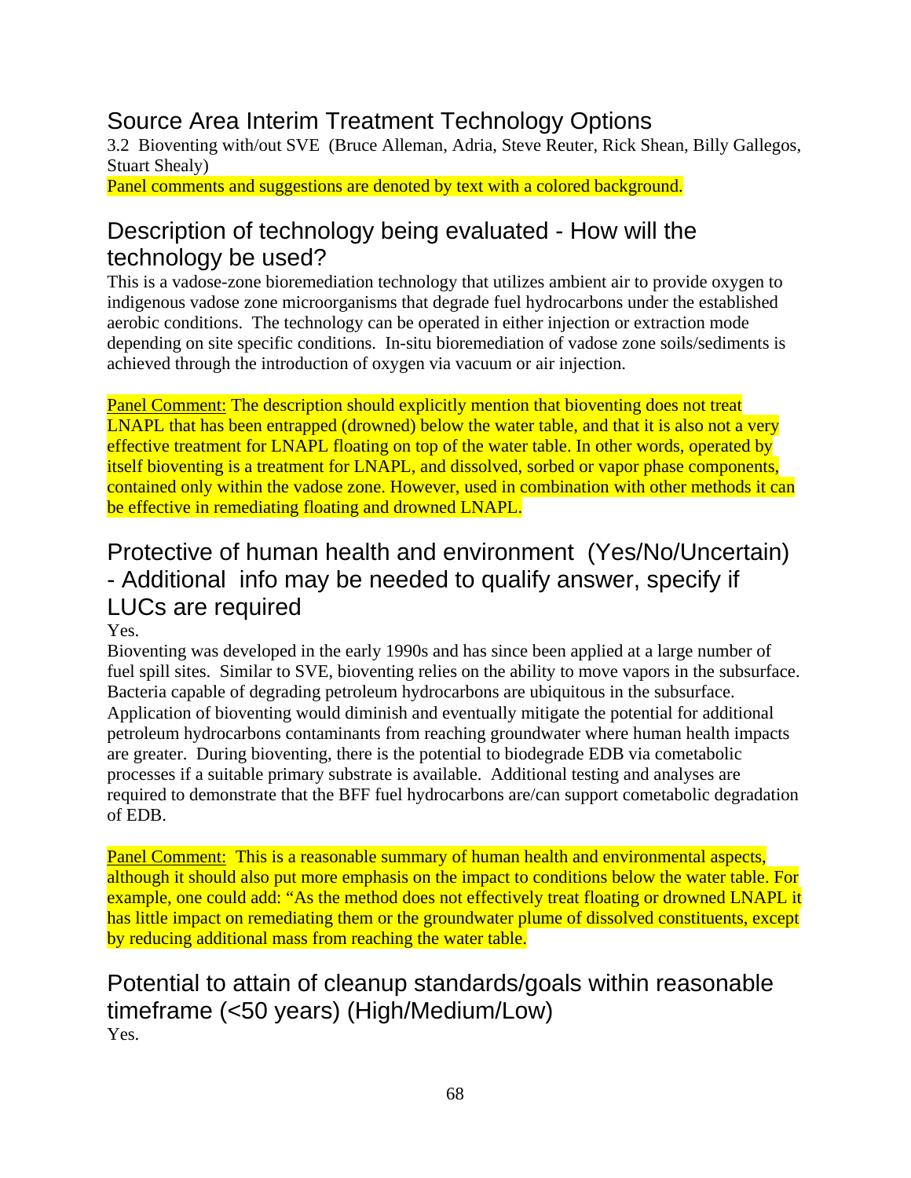# Source Area Interim Treatment Technology Options

3.2 Bioventing with/out SVE (Bruce Alleman, Adria, Steve Reuter, Rick Shean, Billy Gallegos, Stuart Shealy)

Panel comments and suggestions are denoted by text with a colored background.

## Description of technology being evaluated - How will the technology be used?

This is a vadose-zone bioremediation technology that utilizes ambient air to provide oxygen to indigenous vadose zone microorganisms that degrade fuel hydrocarbons under the established aerobic conditions. The technology can be operated in either injection or extraction mode depending on site specific conditions. In-situ bioremediation of vadose zone soils/sediments is achieved through the introduction of oxygen via vacuum or air injection.

Panel Comment: The description should explicitly mention that bioventing does not treat LNAPL that has been entrapped (drowned) below the water table, and that it is also not a very effective treatment for LNAPL floating on top of the water table. In other words, operated by itself bioventing is a treatment for LNAPL, and dissolved, sorbed or vapor phase components, contained only within the vadose zone. However, used in combination with other methods it can be effective in remediating floating and drowned LNAPL.

## Protective of human health and environment (Yes/No/Uncertain) - Additional info may be needed to qualify answer, specify if LUCs are required

Yes.

Bioventing was developed in the early 1990s and has since been applied at a large number of fuel spill sites. Similar to SVE, bioventing relies on the ability to move vapors in the subsurface. Bacteria capable of degrading petroleum hydrocarbons are ubiquitous in the subsurface. Application of bioventing would diminish and eventually mitigate the potential for additional petroleum hydrocarbons contaminants from reaching groundwater where human health impacts are greater. During bioventing, there is the potential to biodegrade EDB via cometabolic processes if a suitable primary substrate is available. Additional testing and analyses are required to demonstrate that the BFF fuel hydrocarbons are/can support cometabolic degradation of EDB.

Panel Comment: This is a reasonable summary of human health and environmental aspects, although it should also put more emphasis on the impact to conditions below the water table. For example, one could add: "As the method does not effectively treat floating or drowned LNAPL it has little impact on remediating them or the groundwater plume of dissolved constituents, except by reducing additional mass from reaching the water table.

## Potential to attain of cleanup standards/goals within reasonable timeframe (<50 years) (High/Medium/Low)

Yes.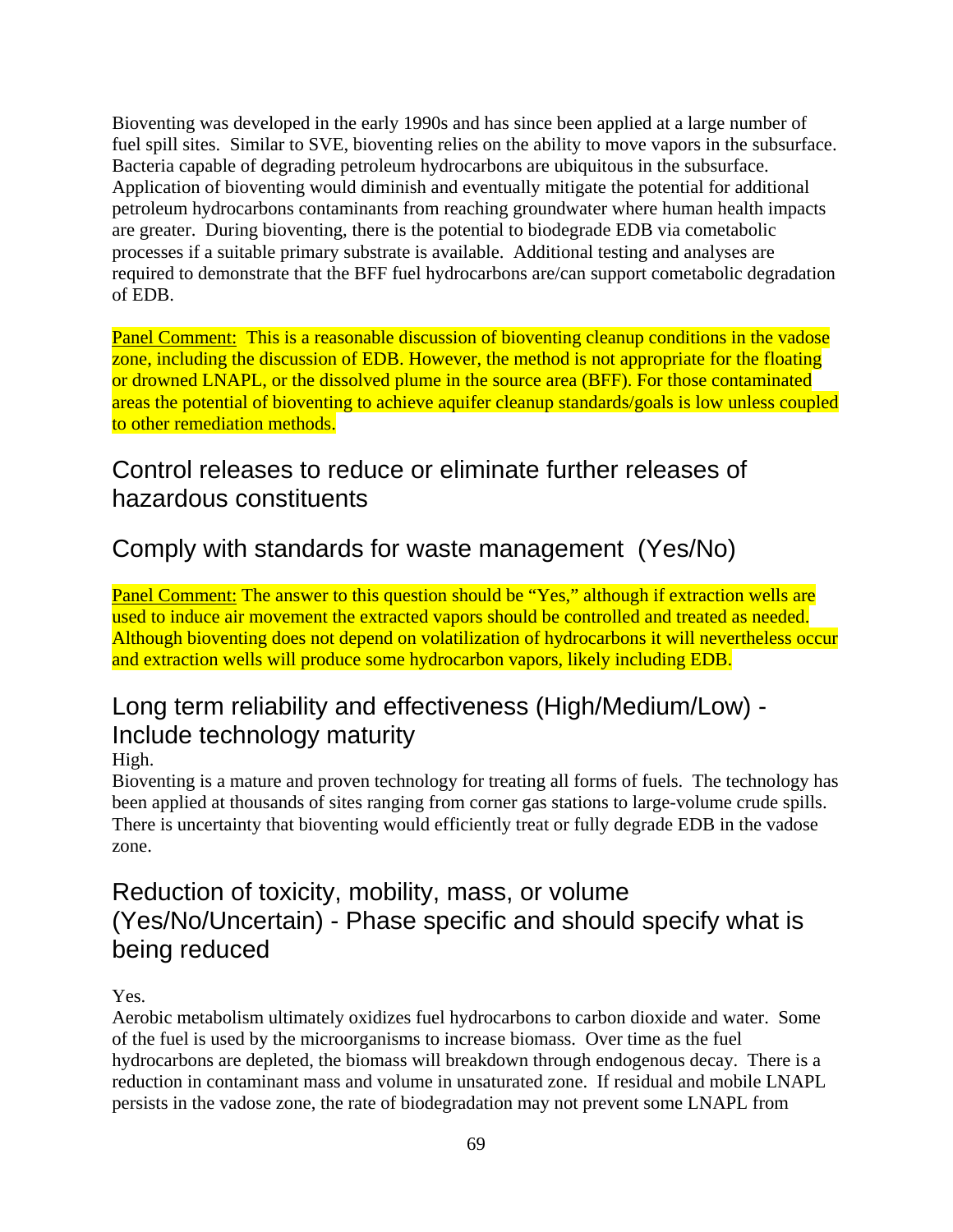Bioventing was developed in the early 1990s and has since been applied at a large number of fuel spill sites. Similar to SVE, bioventing relies on the ability to move vapors in the subsurface. Bacteria capable of degrading petroleum hydrocarbons are ubiquitous in the subsurface. Application of bioventing would diminish and eventually mitigate the potential for additional petroleum hydrocarbons contaminants from reaching groundwater where human health impacts are greater. During bioventing, there is the potential to biodegrade EDB via cometabolic processes if a suitable primary substrate is available. Additional testing and analyses are required to demonstrate that the BFF fuel hydrocarbons are/can support cometabolic degradation of EDB.

Panel Comment: This is a reasonable discussion of bioventing cleanup conditions in the vadose zone, including the discussion of EDB. However, the method is not appropriate for the floating or drowned LNAPL, or the dissolved plume in the source area (BFF). For those contaminated areas the potential of bioventing to achieve aquifer cleanup standards/goals is low unless coupled to other remediation methods.

## Control releases to reduce or eliminate further releases of hazardous constituents

## Comply with standards for waste management (Yes/No)

Panel Comment: The answer to this question should be "Yes," although if extraction wells are used to induce air movement the extracted vapors should be controlled and treated as needed. Although bioventing does not depend on volatilization of hydrocarbons it will nevertheless occur and extraction wells will produce some hydrocarbon vapors, likely including EDB.

## Long term reliability and effectiveness (High/Medium/Low) - Include technology maturity

High.

Bioventing is a mature and proven technology for treating all forms of fuels. The technology has been applied at thousands of sites ranging from corner gas stations to large-volume crude spills. There is uncertainty that bioventing would efficiently treat or fully degrade EDB in the vadose zone.

## Reduction of toxicity, mobility, mass, or volume (Yes/No/Uncertain) - Phase specific and should specify what is being reduced

Yes.

Aerobic metabolism ultimately oxidizes fuel hydrocarbons to carbon dioxide and water. Some of the fuel is used by the microorganisms to increase biomass. Over time as the fuel hydrocarbons are depleted, the biomass will breakdown through endogenous decay. There is a reduction in contaminant mass and volume in unsaturated zone. If residual and mobile LNAPL persists in the vadose zone, the rate of biodegradation may not prevent some LNAPL from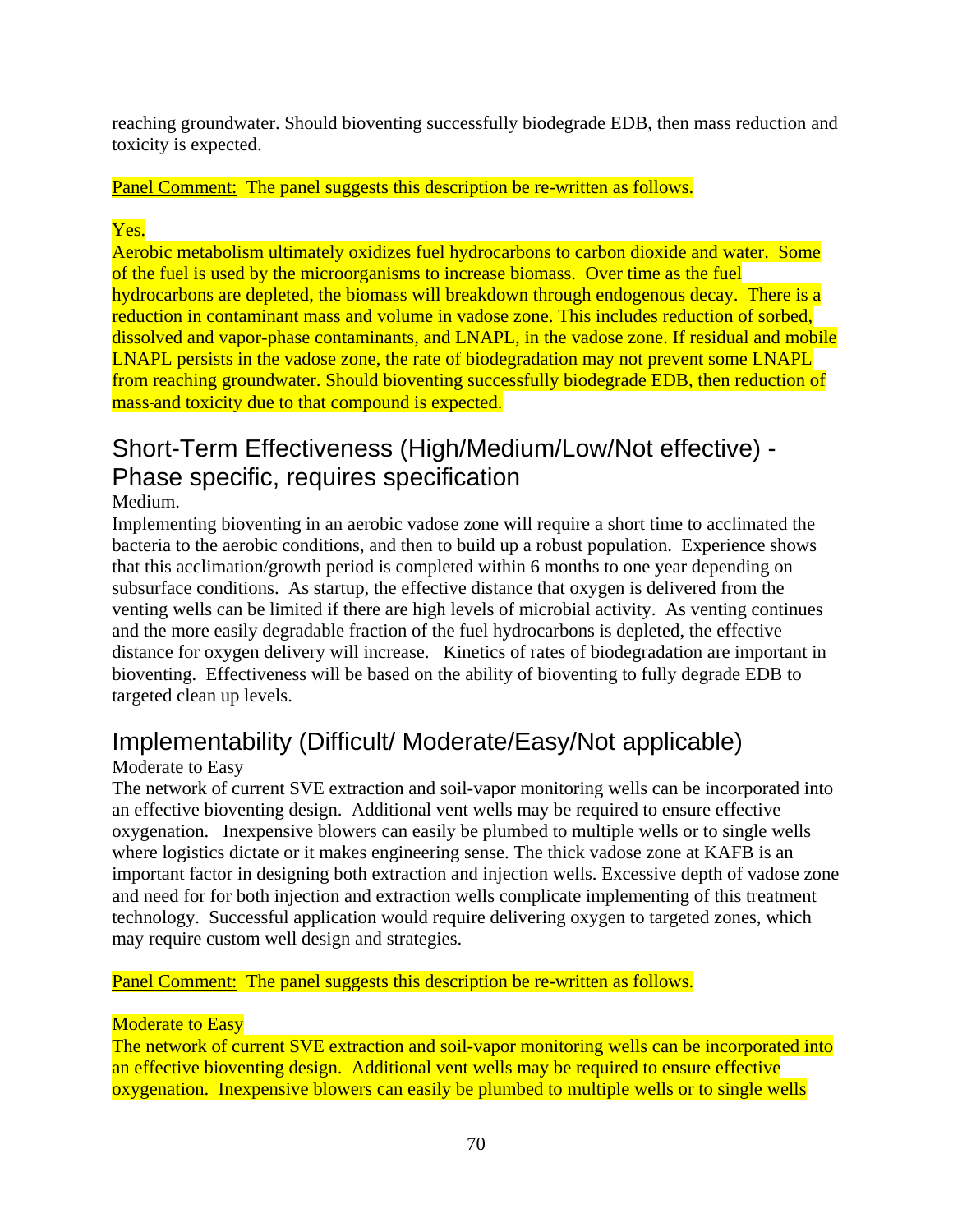reaching groundwater. Should bioventing successfully biodegrade EDB, then mass reduction and toxicity is expected.

Panel Comment: The panel suggests this description be re-written as follows.

Yes.
Aerobic metabolism ultimately oxidizes fuel hydrocarbons to carbon dioxide and water. Some of the fuel is used by the microorganisms to increase biomass. Over time as the fuel hydrocarbons are depleted, the biomass will breakdown through endogenous decay. There is a reduction in contaminant mass and volume in vadose zone. This includes reduction of sorbed, dissolved and vapor-phase contaminants, and LNAPL, in the vadose zone. If residual and mobile LNAPL persists in the vadose zone, the rate of biodegradation may not prevent some LNAPL from reaching groundwater. Should bioventing successfully biodegrade EDB, then reduction of mass and toxicity due to that compound is expected.

## Short-Term Effectiveness (High/Medium/Low/Not effective) - Phase specific, requires specification

Medium.
Implementing bioventing in an aerobic vadose zone will require a short time to acclimated the bacteria to the aerobic conditions, and then to build up a robust population. Experience shows that this acclimation/growth period is completed within 6 months to one year depending on subsurface conditions. As startup, the effective distance that oxygen is delivered from the venting wells can be limited if there are high levels of microbial activity. As venting continues and the more easily degradable fraction of the fuel hydrocarbons is depleted, the effective distance for oxygen delivery will increase. Kinetics of rates of biodegradation are important in bioventing. Effectiveness will be based on the ability of bioventing to fully degrade EDB to targeted clean up levels.

## Implementability (Difficult/ Moderate/Easy/Not applicable)

Moderate to Easy
The network of current SVE extraction and soil-vapor monitoring wells can be incorporated into an effective bioventing design. Additional vent wells may be required to ensure effective oxygenation. Inexpensive blowers can easily be plumbed to multiple wells or to single wells where logistics dictate or it makes engineering sense. The thick vadose zone at KAFB is an important factor in designing both extraction and injection wells. Excessive depth of vadose zone and need for for both injection and extraction wells complicate implementing of this treatment technology. Successful application would require delivering oxygen to targeted zones, which may require custom well design and strategies.

Panel Comment: The panel suggests this description be re-written as follows.

Moderate to Easy
The network of current SVE extraction and soil-vapor monitoring wells can be incorporated into an effective bioventing design. Additional vent wells may be required to ensure effective oxygenation. Inexpensive blowers can easily be plumbed to multiple wells or to single wells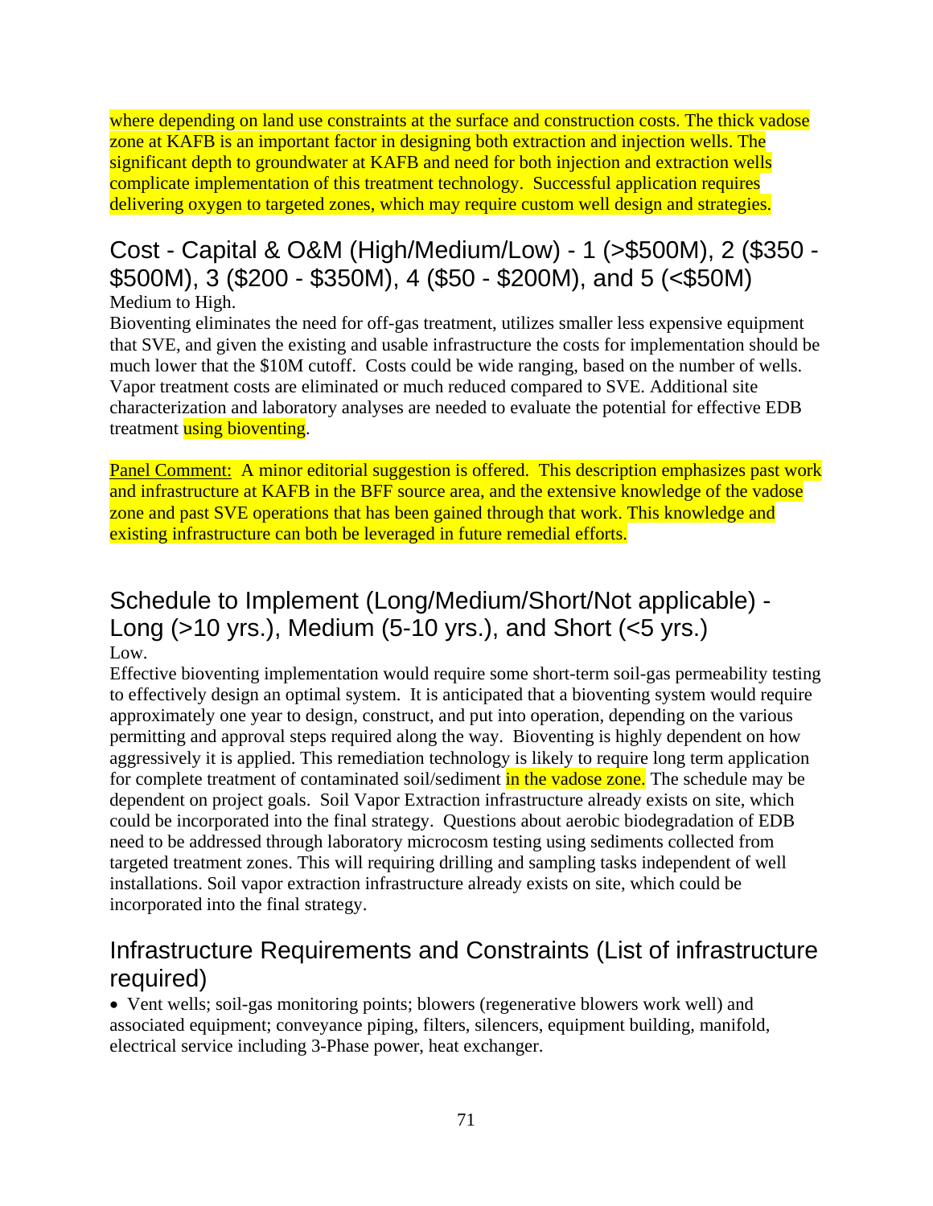where depending on land use constraints at the surface and construction costs. The thick vadose zone at KAFB is an important factor in designing both extraction and injection wells. The significant depth to groundwater at KAFB and need for both injection and extraction wells complicate implementation of this treatment technology. Successful application requires delivering oxygen to targeted zones, which may require custom well design and strategies.

## Cost - Capital & O&M (High/Medium/Low) - 1 (>$500M), 2 ($350 - $500M), 3 ($200 - $350M), 4 ($50 - $200M), and 5 (<$50M)

Medium to High.

Bioventing eliminates the need for off-gas treatment, utilizes smaller less expensive equipment that SVE, and given the existing and usable infrastructure the costs for implementation should be much lower that the $10M cutoff. Costs could be wide ranging, based on the number of wells. Vapor treatment costs are eliminated or much reduced compared to SVE. Additional site characterization and laboratory analyses are needed to evaluate the potential for effective EDB treatment using bioventing.

Panel Comment: A minor editorial suggestion is offered. This description emphasizes past work and infrastructure at KAFB in the BFF source area, and the extensive knowledge of the vadose zone and past SVE operations that has been gained through that work. This knowledge and existing infrastructure can both be leveraged in future remedial efforts.

## Schedule to Implement (Long/Medium/Short/Not applicable) - Long (>10 yrs.), Medium (5-10 yrs.), and Short (<5 yrs.)

Low.

Effective bioventing implementation would require some short-term soil-gas permeability testing to effectively design an optimal system. It is anticipated that a bioventing system would require approximately one year to design, construct, and put into operation, depending on the various permitting and approval steps required along the way. Bioventing is highly dependent on how aggressively it is applied. This remediation technology is likely to require long term application for complete treatment of contaminated soil/sediment in the vadose zone. The schedule may be dependent on project goals. Soil Vapor Extraction infrastructure already exists on site, which could be incorporated into the final strategy. Questions about aerobic biodegradation of EDB need to be addressed through laboratory microcosm testing using sediments collected from targeted treatment zones. This will requiring drilling and sampling tasks independent of well installations. Soil vapor extraction infrastructure already exists on site, which could be incorporated into the final strategy.

## Infrastructure Requirements and Constraints (List of infrastructure required)

- Vent wells; soil-gas monitoring points; blowers (regenerative blowers work well) and associated equipment; conveyance piping, filters, silencers, equipment building, manifold, electrical service including 3-Phase power, heat exchanger.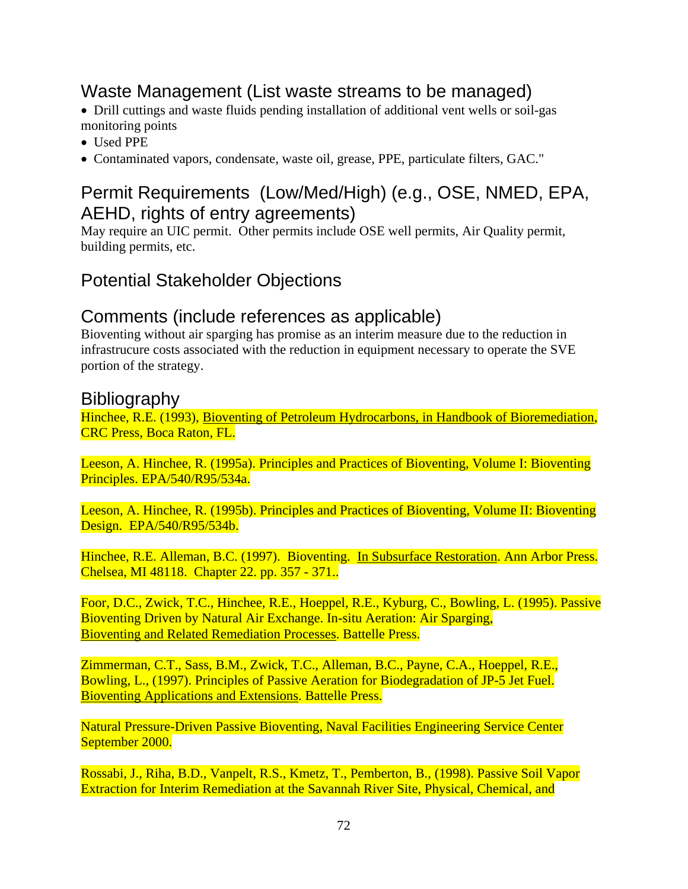## Waste Management (List waste streams to be managed)

- Drill cuttings and waste fluids pending installation of additional vent wells or soil-gas monitoring points
- Used PPE
- Contaminated vapors, condensate, waste oil, grease, PPE, particulate filters, GAC."

## Permit Requirements (Low/Med/High) (e.g., OSE, NMED, EPA, AEHD, rights of entry agreements)

May require an UIC permit. Other permits include OSE well permits, Air Quality permit, building permits, etc.

## Potential Stakeholder Objections

## Comments (include references as applicable)

Bioventing without air sparging has promise as an interim measure due to the reduction in infrastrucure costs associated with the reduction in equipment necessary to operate the SVE portion of the strategy.

## Bibliography

Hinchee, R.E. (1993), Bioventing of Petroleum Hydrocarbons, in Handbook of Bioremediation, CRC Press, Boca Raton, FL.

Leeson, A. Hinchee, R. (1995a). Principles and Practices of Bioventing, Volume I: Bioventing Principles. EPA/540/R95/534a.

Leeson, A. Hinchee, R. (1995b). Principles and Practices of Bioventing, Volume II: Bioventing Design. EPA/540/R95/534b.

Hinchee, R.E. Alleman, B.C. (1997). Bioventing. In Subsurface Restoration. Ann Arbor Press. Chelsea, MI 48118. Chapter 22. pp. 357 - 371..

Foor, D.C., Zwick, T.C., Hinchee, R.E., Hoeppel, R.E., Kyburg, C., Bowling, L. (1995). Passive Bioventing Driven by Natural Air Exchange. In-situ Aeration: Air Sparging, Bioventing and Related Remediation Processes. Battelle Press.

Zimmerman, C.T., Sass, B.M., Zwick, T.C., Alleman, B.C., Payne, C.A., Hoeppel, R.E., Bowling, L., (1997). Principles of Passive Aeration for Biodegradation of JP-5 Jet Fuel. Bioventing Applications and Extensions. Battelle Press.

Natural Pressure-Driven Passive Bioventing, Naval Facilities Engineering Service Center September 2000.

Rossabi, J., Riha, B.D., Vanpelt, R.S., Kmetz, T., Pemberton, B., (1998). Passive Soil Vapor Extraction for Interim Remediation at the Savannah River Site, Physical, Chemical, and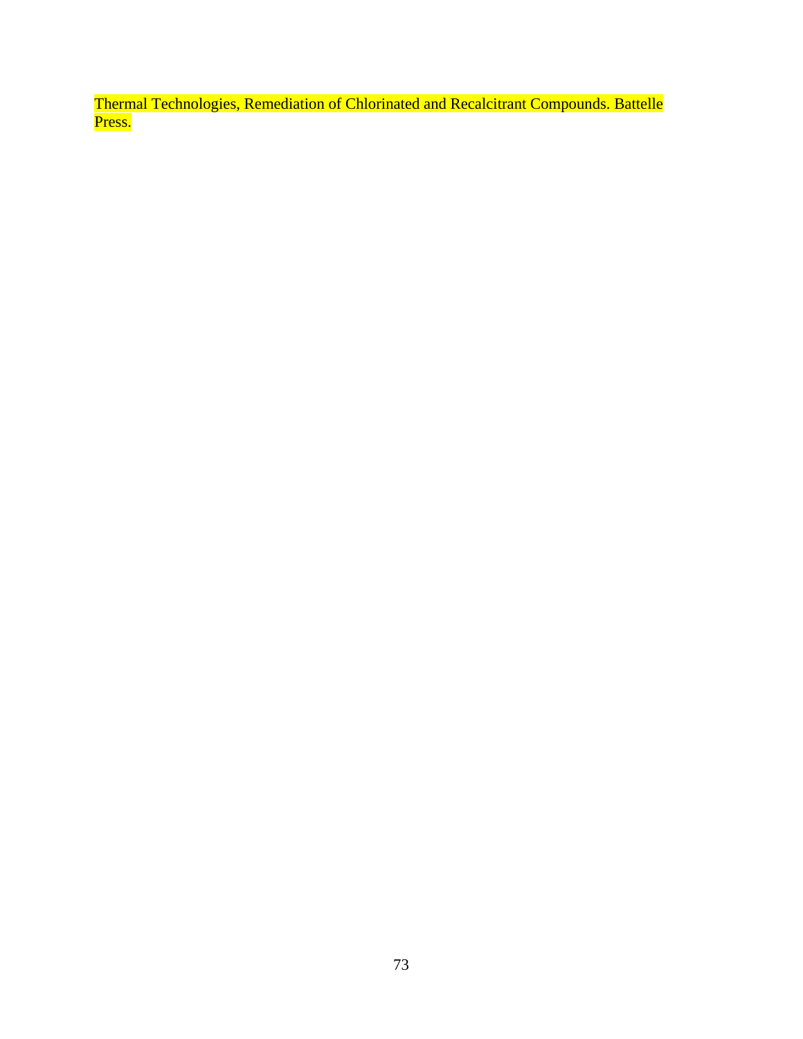Thermal Technologies, Remediation of Chlorinated and Recalcitrant Compounds. Battelle Press.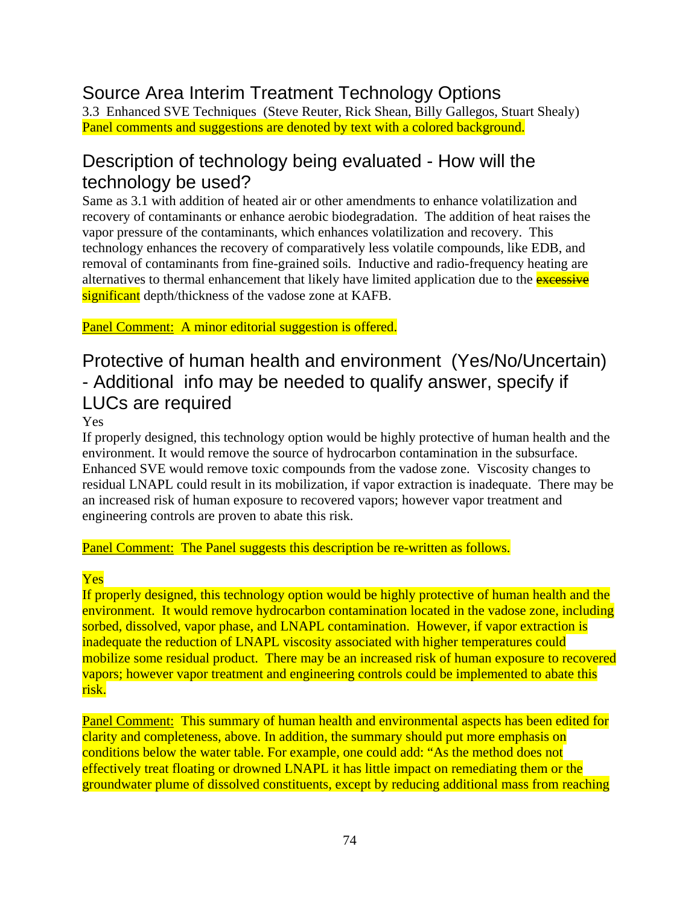## Source Area Interim Treatment Technology Options

3.3 Enhanced SVE Techniques (Steve Reuter, Rick Shean, Billy Gallegos, Stuart Shealy)
Panel comments and suggestions are denoted by text with a colored background.

## Description of technology being evaluated - How will the technology be used?

Same as 3.1 with addition of heated air or other amendments to enhance volatilization and recovery of contaminants or enhance aerobic biodegradation. The addition of heat raises the vapor pressure of the contaminants, which enhances volatilization and recovery. This technology enhances the recovery of comparatively less volatile compounds, like EDB, and removal of contaminants from fine-grained soils. Inductive and radio-frequency heating are alternatives to thermal enhancement that likely have limited application due to the ~~excessive~~ significant depth/thickness of the vadose zone at KAFB.

Panel Comment: A minor editorial suggestion is offered.

## Protective of human health and environment (Yes/No/Uncertain) - Additional info may be needed to qualify answer, specify if LUCs are required

Yes

If properly designed, this technology option would be highly protective of human health and the environment. It would remove the source of hydrocarbon contamination in the subsurface. Enhanced SVE would remove toxic compounds from the vadose zone. Viscosity changes to residual LNAPL could result in its mobilization, if vapor extraction is inadequate. There may be an increased risk of human exposure to recovered vapors; however vapor treatment and engineering controls are proven to abate this risk.

Panel Comment: The Panel suggests this description be re-written as follows.

Yes

If properly designed, this technology option would be highly protective of human health and the environment. It would remove hydrocarbon contamination located in the vadose zone, including sorbed, dissolved, vapor phase, and LNAPL contamination. However, if vapor extraction is inadequate the reduction of LNAPL viscosity associated with higher temperatures could mobilize some residual product. There may be an increased risk of human exposure to recovered vapors; however vapor treatment and engineering controls could be implemented to abate this risk.

Panel Comment: This summary of human health and environmental aspects has been edited for clarity and completeness, above. In addition, the summary should put more emphasis on conditions below the water table. For example, one could add: "As the method does not effectively treat floating or drowned LNAPL it has little impact on remediating them or the groundwater plume of dissolved constituents, except by reducing additional mass from reaching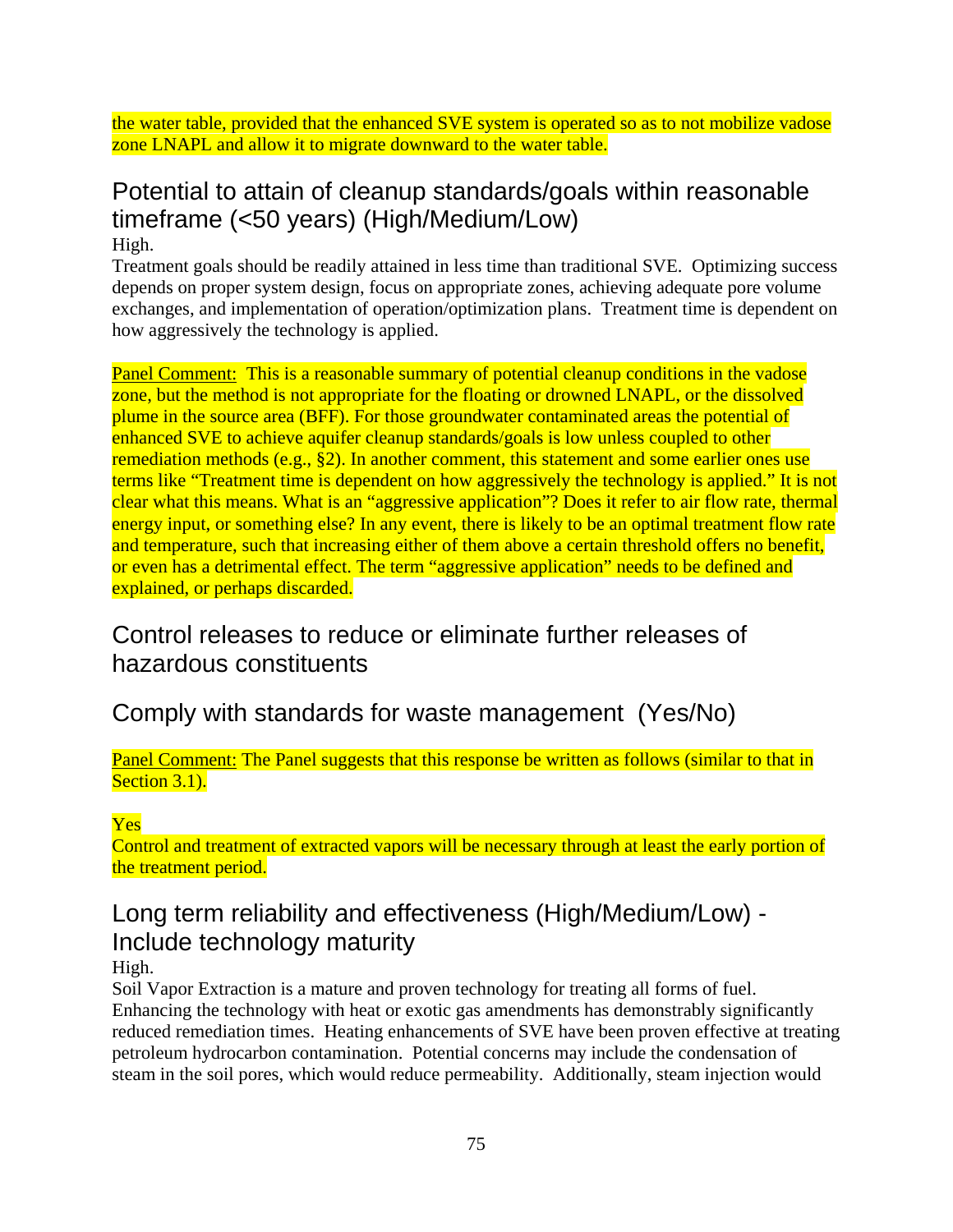the water table, provided that the enhanced SVE system is operated so as to not mobilize vadose zone LNAPL and allow it to migrate downward to the water table.

## Potential to attain of cleanup standards/goals within reasonable timeframe (<50 years) (High/Medium/Low)

High.

Treatment goals should be readily attained in less time than traditional SVE. Optimizing success depends on proper system design, focus on appropriate zones, achieving adequate pore volume exchanges, and implementation of operation/optimization plans. Treatment time is dependent on how aggressively the technology is applied.

Panel Comment: This is a reasonable summary of potential cleanup conditions in the vadose zone, but the method is not appropriate for the floating or drowned LNAPL, or the dissolved plume in the source area (BFF). For those groundwater contaminated areas the potential of enhanced SVE to achieve aquifer cleanup standards/goals is low unless coupled to other remediation methods (e.g., §2). In another comment, this statement and some earlier ones use terms like "Treatment time is dependent on how aggressively the technology is applied." It is not clear what this means. What is an "aggressive application"? Does it refer to air flow rate, thermal energy input, or something else? In any event, there is likely to be an optimal treatment flow rate and temperature, such that increasing either of them above a certain threshold offers no benefit, or even has a detrimental effect. The term "aggressive application" needs to be defined and explained, or perhaps discarded.

## Control releases to reduce or eliminate further releases of hazardous constituents

## Comply with standards for waste management (Yes/No)

Panel Comment: The Panel suggests that this response be written as follows (similar to that in Section 3.1).

Yes

Control and treatment of extracted vapors will be necessary through at least the early portion of the treatment period.

## Long term reliability and effectiveness (High/Medium/Low) - Include technology maturity

High.

Soil Vapor Extraction is a mature and proven technology for treating all forms of fuel. Enhancing the technology with heat or exotic gas amendments has demonstrably significantly reduced remediation times. Heating enhancements of SVE have been proven effective at treating petroleum hydrocarbon contamination. Potential concerns may include the condensation of steam in the soil pores, which would reduce permeability. Additionally, steam injection would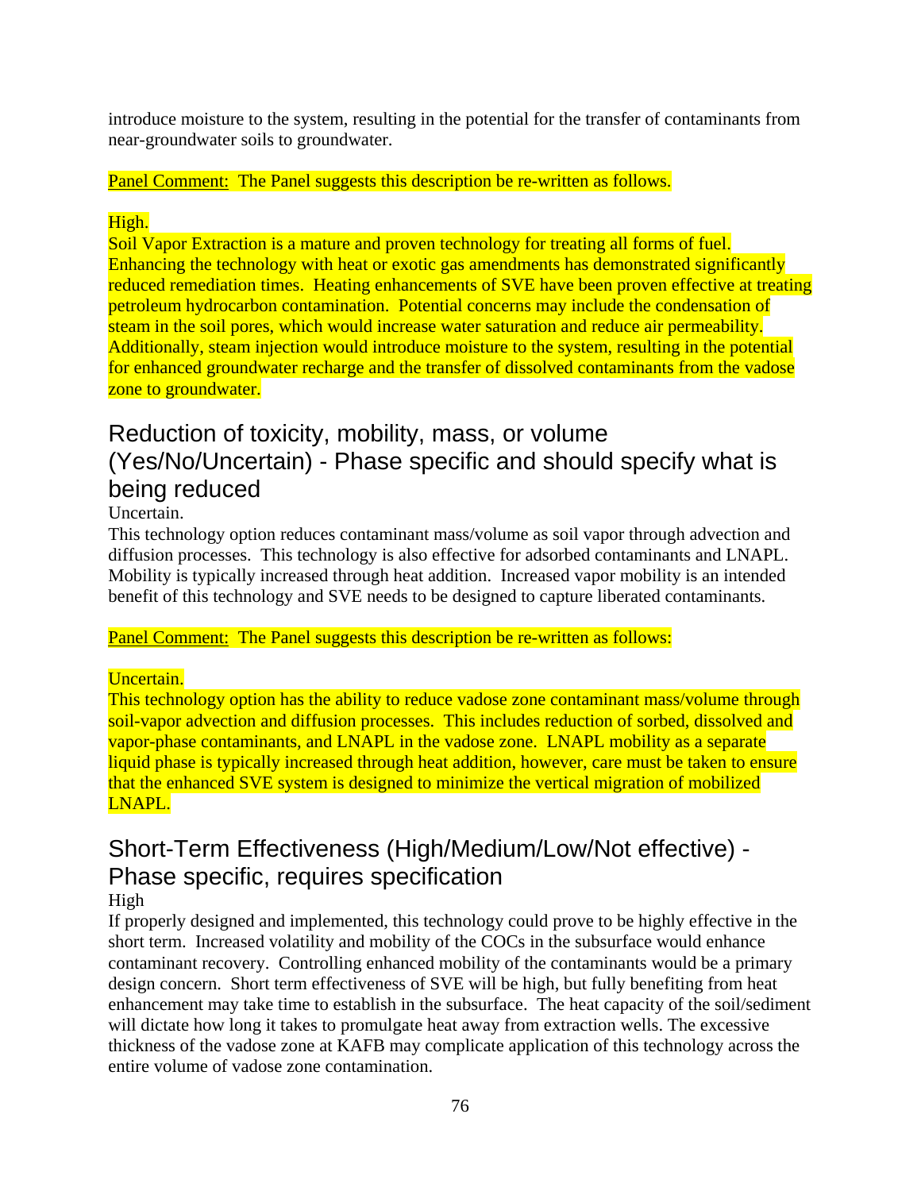introduce moisture to the system, resulting in the potential for the transfer of contaminants from near-groundwater soils to groundwater.

Panel Comment: The Panel suggests this description be re-written as follows.

High.
Soil Vapor Extraction is a mature and proven technology for treating all forms of fuel. Enhancing the technology with heat or exotic gas amendments has demonstrated significantly reduced remediation times. Heating enhancements of SVE have been proven effective at treating petroleum hydrocarbon contamination. Potential concerns may include the condensation of steam in the soil pores, which would increase water saturation and reduce air permeability. Additionally, steam injection would introduce moisture to the system, resulting in the potential for enhanced groundwater recharge and the transfer of dissolved contaminants from the vadose zone to groundwater.

## Reduction of toxicity, mobility, mass, or volume (Yes/No/Uncertain) - Phase specific and should specify what is being reduced

Uncertain.
This technology option reduces contaminant mass/volume as soil vapor through advection and diffusion processes. This technology is also effective for adsorbed contaminants and LNAPL. Mobility is typically increased through heat addition. Increased vapor mobility is an intended benefit of this technology and SVE needs to be designed to capture liberated contaminants.

Panel Comment: The Panel suggests this description be re-written as follows:

Uncertain.
This technology option has the ability to reduce vadose zone contaminant mass/volume through soil-vapor advection and diffusion processes. This includes reduction of sorbed, dissolved and vapor-phase contaminants, and LNAPL in the vadose zone. LNAPL mobility as a separate liquid phase is typically increased through heat addition, however, care must be taken to ensure that the enhanced SVE system is designed to minimize the vertical migration of mobilized LNAPL.

## Short-Term Effectiveness (High/Medium/Low/Not effective) - Phase specific, requires specification

High
If properly designed and implemented, this technology could prove to be highly effective in the short term. Increased volatility and mobility of the COCs in the subsurface would enhance contaminant recovery. Controlling enhanced mobility of the contaminants would be a primary design concern. Short term effectiveness of SVE will be high, but fully benefiting from heat enhancement may take time to establish in the subsurface. The heat capacity of the soil/sediment will dictate how long it takes to promulgate heat away from extraction wells. The excessive thickness of the vadose zone at KAFB may complicate application of this technology across the entire volume of vadose zone contamination.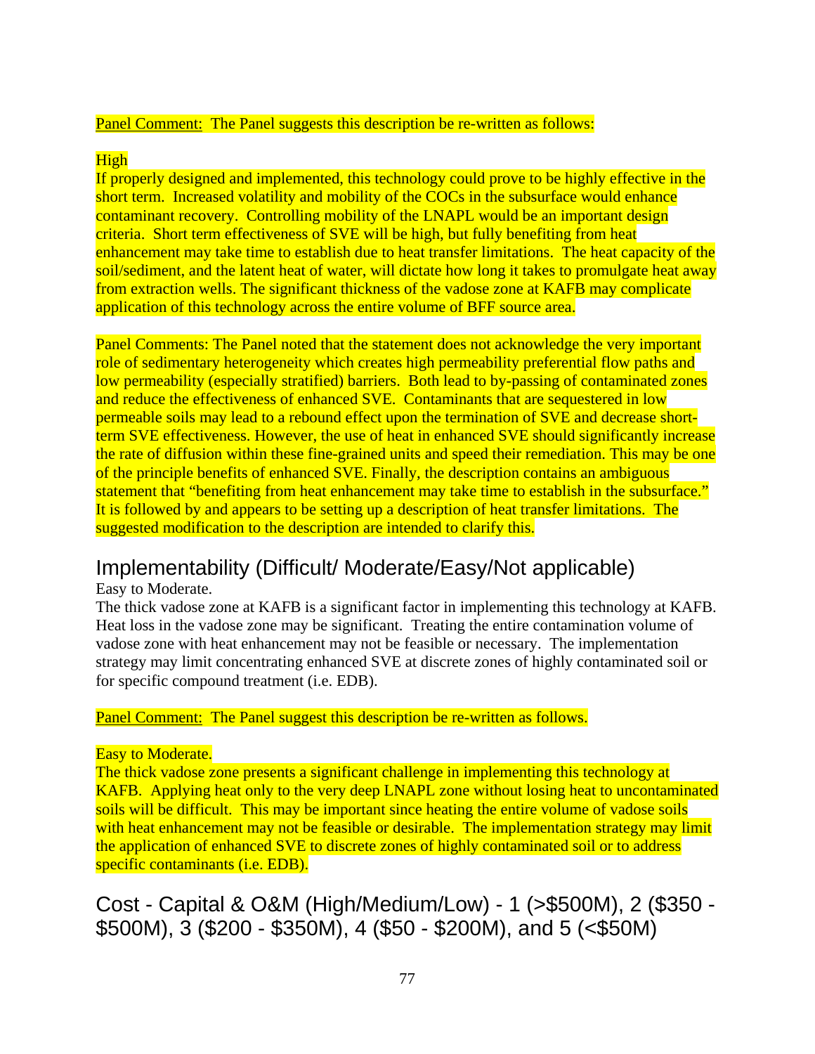Panel Comment: The Panel suggests this description be re-written as follows:

High
If properly designed and implemented, this technology could prove to be highly effective in the short term. Increased volatility and mobility of the COCs in the subsurface would enhance contaminant recovery. Controlling mobility of the LNAPL would be an important design criteria. Short term effectiveness of SVE will be high, but fully benefiting from heat enhancement may take time to establish due to heat transfer limitations. The heat capacity of the soil/sediment, and the latent heat of water, will dictate how long it takes to promulgate heat away from extraction wells. The significant thickness of the vadose zone at KAFB may complicate application of this technology across the entire volume of BFF source area.

Panel Comments: The Panel noted that the statement does not acknowledge the very important role of sedimentary heterogeneity which creates high permeability preferential flow paths and low permeability (especially stratified) barriers. Both lead to by-passing of contaminated zones and reduce the effectiveness of enhanced SVE. Contaminants that are sequestered in low permeable soils may lead to a rebound effect upon the termination of SVE and decrease short-term SVE effectiveness. However, the use of heat in enhanced SVE should significantly increase the rate of diffusion within these fine-grained units and speed their remediation. This may be one of the principle benefits of enhanced SVE. Finally, the description contains an ambiguous statement that "benefiting from heat enhancement may take time to establish in the subsurface." It is followed by and appears to be setting up a description of heat transfer limitations. The suggested modification to the description are intended to clarify this.

## Implementability (Difficult/ Moderate/Easy/Not applicable)

Easy to Moderate.
The thick vadose zone at KAFB is a significant factor in implementing this technology at KAFB. Heat loss in the vadose zone may be significant. Treating the entire contamination volume of vadose zone with heat enhancement may not be feasible or necessary. The implementation strategy may limit concentrating enhanced SVE at discrete zones of highly contaminated soil or for specific compound treatment (i.e. EDB).

Panel Comment: The Panel suggest this description be re-written as follows.

Easy to Moderate.
The thick vadose zone presents a significant challenge in implementing this technology at KAFB. Applying heat only to the very deep LNAPL zone without losing heat to uncontaminated soils will be difficult. This may be important since heating the entire volume of vadose soils with heat enhancement may not be feasible or desirable. The implementation strategy may limit the application of enhanced SVE to discrete zones of highly contaminated soil or to address specific contaminants (i.e. EDB).

## Cost - Capital & O&M (High/Medium/Low) - 1 (>$500M), 2 ($350 - $500M), 3 ($200 - $350M), 4 ($50 - $200M), and 5 (<$50M)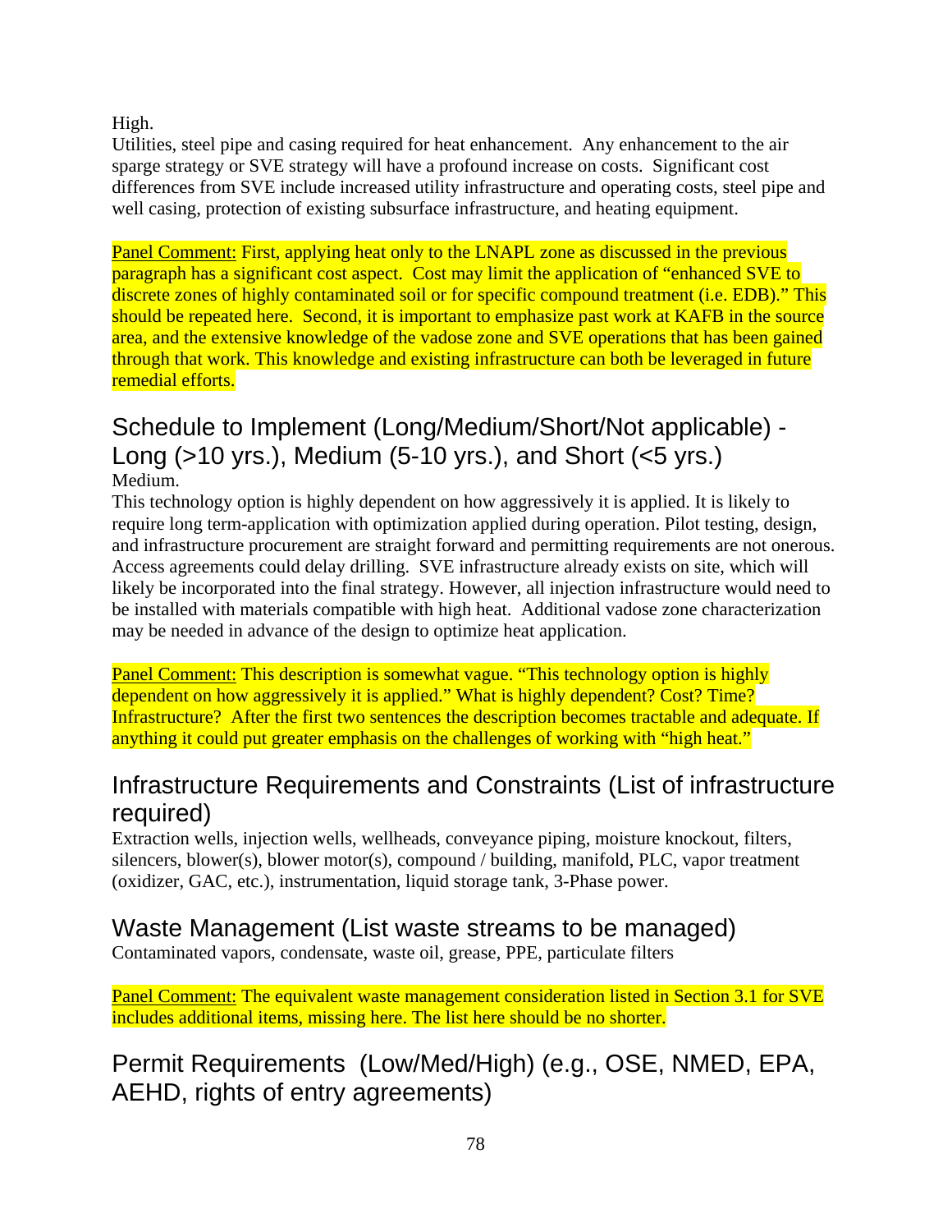High.

Utilities, steel pipe and casing required for heat enhancement. Any enhancement to the air sparge strategy or SVE strategy will have a profound increase on costs. Significant cost differences from SVE include increased utility infrastructure and operating costs, steel pipe and well casing, protection of existing subsurface infrastructure, and heating equipment.

Panel Comment: First, applying heat only to the LNAPL zone as discussed in the previous paragraph has a significant cost aspect. Cost may limit the application of "enhanced SVE to discrete zones of highly contaminated soil or for specific compound treatment (i.e. EDB)." This should be repeated here. Second, it is important to emphasize past work at KAFB in the source area, and the extensive knowledge of the vadose zone and SVE operations that has been gained through that work. This knowledge and existing infrastructure can both be leveraged in future remedial efforts.

## Schedule to Implement (Long/Medium/Short/Not applicable) - Long (>10 yrs.), Medium (5-10 yrs.), and Short (<5 yrs.)

Medium.

This technology option is highly dependent on how aggressively it is applied. It is likely to require long term-application with optimization applied during operation. Pilot testing, design, and infrastructure procurement are straight forward and permitting requirements are not onerous. Access agreements could delay drilling. SVE infrastructure already exists on site, which will likely be incorporated into the final strategy. However, all injection infrastructure would need to be installed with materials compatible with high heat. Additional vadose zone characterization may be needed in advance of the design to optimize heat application.

Panel Comment: This description is somewhat vague. "This technology option is highly dependent on how aggressively it is applied." What is highly dependent? Cost? Time? Infrastructure? After the first two sentences the description becomes tractable and adequate. If anything it could put greater emphasis on the challenges of working with "high heat."

## Infrastructure Requirements and Constraints (List of infrastructure required)

Extraction wells, injection wells, wellheads, conveyance piping, moisture knockout, filters, silencers, blower(s), blower motor(s), compound / building, manifold, PLC, vapor treatment (oxidizer, GAC, etc.), instrumentation, liquid storage tank, 3-Phase power.

## Waste Management (List waste streams to be managed)

Contaminated vapors, condensate, waste oil, grease, PPE, particulate filters

Panel Comment: The equivalent waste management consideration listed in Section 3.1 for SVE includes additional items, missing here. The list here should be no shorter.

## Permit Requirements (Low/Med/High) (e.g., OSE, NMED, EPA, AEHD, rights of entry agreements)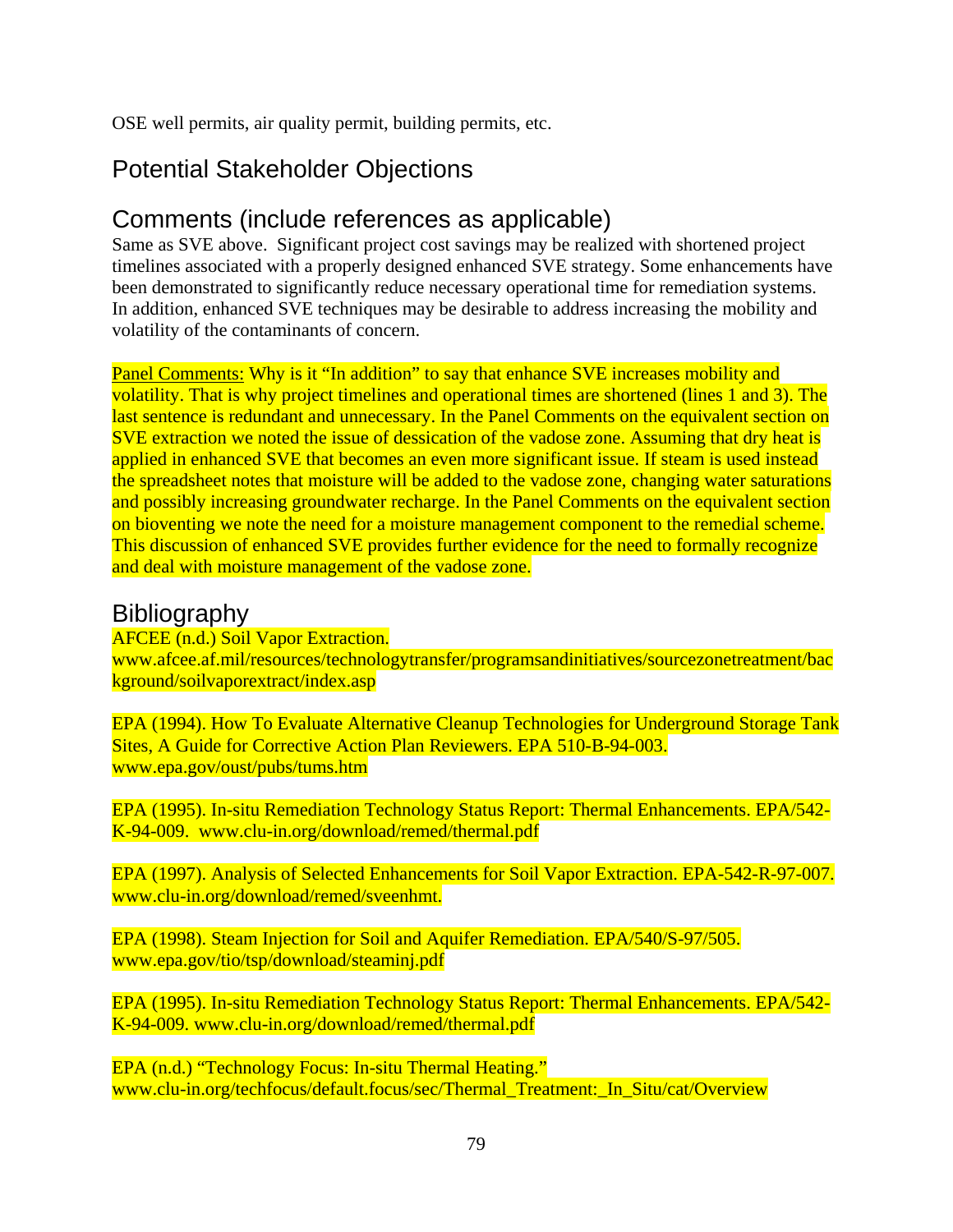OSE well permits, air quality permit, building permits, etc.

## Potential Stakeholder Objections

## Comments (include references as applicable)

Same as SVE above. Significant project cost savings may be realized with shortened project timelines associated with a properly designed enhanced SVE strategy. Some enhancements have been demonstrated to significantly reduce necessary operational time for remediation systems. In addition, enhanced SVE techniques may be desirable to address increasing the mobility and volatility of the contaminants of concern.

Panel Comments: Why is it "In addition" to say that enhance SVE increases mobility and volatility. That is why project timelines and operational times are shortened (lines 1 and 3). The last sentence is redundant and unnecessary. In the Panel Comments on the equivalent section on SVE extraction we noted the issue of dessication of the vadose zone. Assuming that dry heat is applied in enhanced SVE that becomes an even more significant issue. If steam is used instead the spreadsheet notes that moisture will be added to the vadose zone, changing water saturations and possibly increasing groundwater recharge. In the Panel Comments on the equivalent section on bioventing we note the need for a moisture management component to the remedial scheme. This discussion of enhanced SVE provides further evidence for the need to formally recognize and deal with moisture management of the vadose zone.

## Bibliography

AFCEE (n.d.) Soil Vapor Extraction. www.afcee.af.mil/resources/technologytransfer/programsandinitiatives/sourcezonetreatment/background/soilvaporextract/index.asp

EPA (1994). How To Evaluate Alternative Cleanup Technologies for Underground Storage Tank Sites, A Guide for Corrective Action Plan Reviewers. EPA 510-B-94-003. www.epa.gov/oust/pubs/tums.htm

EPA (1995). In-situ Remediation Technology Status Report: Thermal Enhancements. EPA/542-K-94-009. www.clu-in.org/download/remed/thermal.pdf

EPA (1997). Analysis of Selected Enhancements for Soil Vapor Extraction. EPA-542-R-97-007. www.clu-in.org/download/remed/sveenhmt.

EPA (1998). Steam Injection for Soil and Aquifer Remediation. EPA/540/S-97/505. www.epa.gov/tio/tsp/download/steaminj.pdf

EPA (1995). In-situ Remediation Technology Status Report: Thermal Enhancements. EPA/542-K-94-009. www.clu-in.org/download/remed/thermal.pdf

EPA (n.d.) "Technology Focus: In-situ Thermal Heating." www.clu-in.org/techfocus/default.focus/sec/Thermal_Treatment:_In_Situ/cat/Overview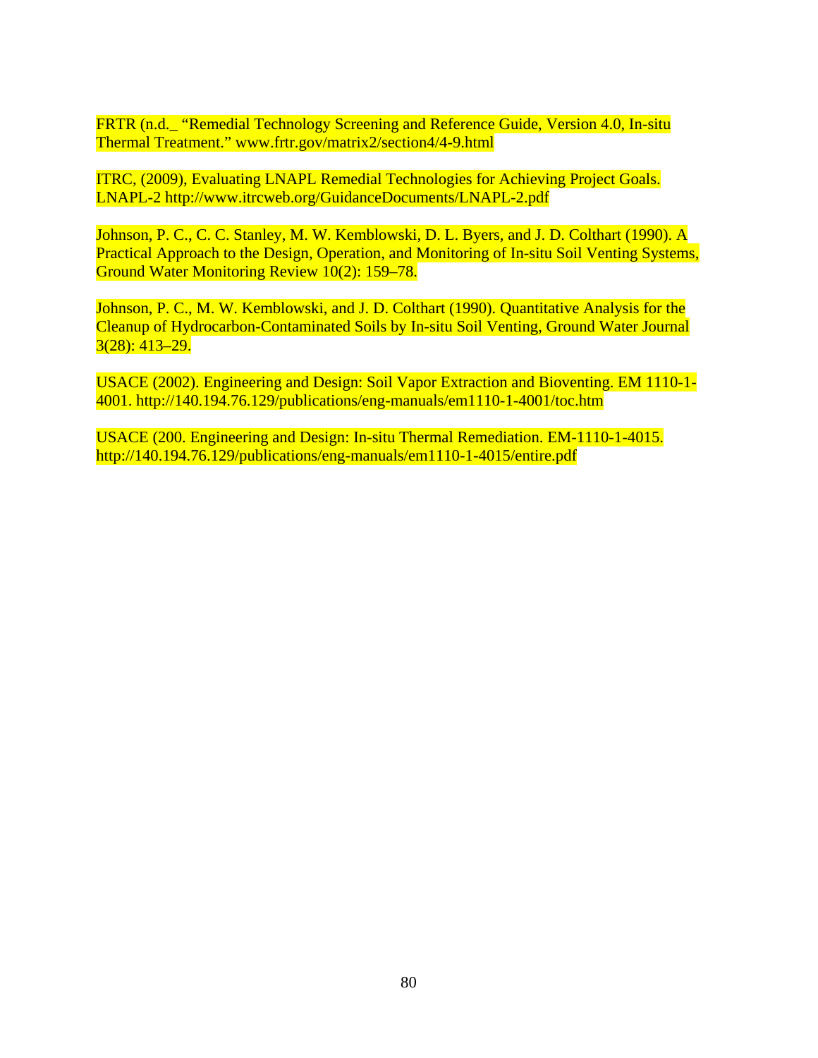FRTR (n.d._ "Remedial Technology Screening and Reference Guide, Version 4.0, In-situ Thermal Treatment." www.frtr.gov/matrix2/section4/4-9.html

ITRC, (2009), Evaluating LNAPL Remedial Technologies for Achieving Project Goals. LNAPL-2 http://www.itrcweb.org/GuidanceDocuments/LNAPL-2.pdf

Johnson, P. C., C. C. Stanley, M. W. Kemblowski, D. L. Byers, and J. D. Colthart (1990). A Practical Approach to the Design, Operation, and Monitoring of In-situ Soil Venting Systems, Ground Water Monitoring Review 10(2): 159–78.

Johnson, P. C., M. W. Kemblowski, and J. D. Colthart (1990). Quantitative Analysis for the Cleanup of Hydrocarbon-Contaminated Soils by In-situ Soil Venting, Ground Water Journal 3(28): 413–29.

USACE (2002). Engineering and Design: Soil Vapor Extraction and Bioventing. EM 1110-1-4001. http://140.194.76.129/publications/eng-manuals/em1110-1-4001/toc.htm

USACE (200. Engineering and Design: In-situ Thermal Remediation. EM-1110-1-4015. http://140.194.76.129/publications/eng-manuals/em1110-1-4015/entire.pdf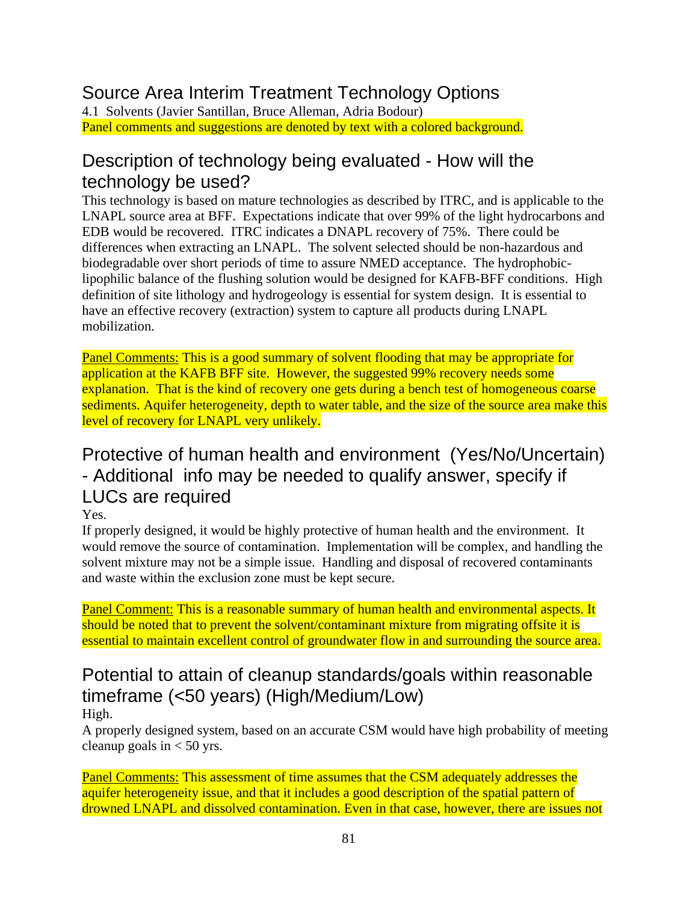# Source Area Interim Treatment Technology Options

4.1 Solvents (Javier Santillan, Bruce Alleman, Adria Bodour)

Panel comments and suggestions are denoted by text with a colored background.

## Description of technology being evaluated - How will the technology be used?

This technology is based on mature technologies as described by ITRC, and is applicable to the LNAPL source area at BFF. Expectations indicate that over 99% of the light hydrocarbons and EDB would be recovered. ITRC indicates a DNAPL recovery of 75%. There could be differences when extracting an LNAPL. The solvent selected should be non-hazardous and biodegradable over short periods of time to assure NMED acceptance. The hydrophobic-lipophilic balance of the flushing solution would be designed for KAFB-BFF conditions. High definition of site lithology and hydrogeology is essential for system design. It is essential to have an effective recovery (extraction) system to capture all products during LNAPL mobilization.

Panel Comments: This is a good summary of solvent flooding that may be appropriate for application at the KAFB BFF site. However, the suggested 99% recovery needs some explanation. That is the kind of recovery one gets during a bench test of homogeneous coarse sediments. Aquifer heterogeneity, depth to water table, and the size of the source area make this level of recovery for LNAPL very unlikely.

## Protective of human health and environment (Yes/No/Uncertain) - Additional info may be needed to qualify answer, specify if LUCs are required

Yes.

If properly designed, it would be highly protective of human health and the environment. It would remove the source of contamination. Implementation will be complex, and handling the solvent mixture may not be a simple issue. Handling and disposal of recovered contaminants and waste within the exclusion zone must be kept secure.

Panel Comment: This is a reasonable summary of human health and environmental aspects. It should be noted that to prevent the solvent/contaminant mixture from migrating offsite it is essential to maintain excellent control of groundwater flow in and surrounding the source area.

## Potential to attain of cleanup standards/goals within reasonable timeframe (<50 years) (High/Medium/Low)

High.

A properly designed system, based on an accurate CSM would have high probability of meeting cleanup goals in < 50 yrs.

Panel Comments: This assessment of time assumes that the CSM adequately addresses the aquifer heterogeneity issue, and that it includes a good description of the spatial pattern of drowned LNAPL and dissolved contamination. Even in that case, however, there are issues not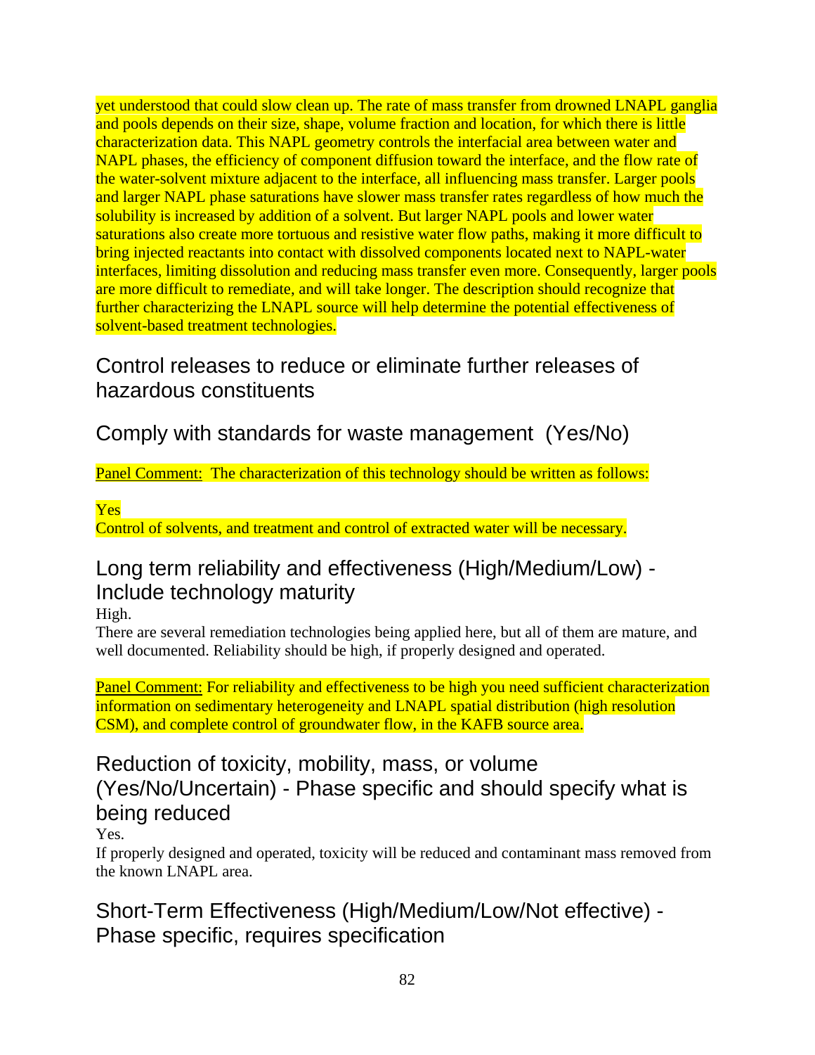yet understood that could slow clean up. The rate of mass transfer from drowned LNAPL ganglia and pools depends on their size, shape, volume fraction and location, for which there is little characterization data. This NAPL geometry controls the interfacial area between water and NAPL phases, the efficiency of component diffusion toward the interface, and the flow rate of the water-solvent mixture adjacent to the interface, all influencing mass transfer. Larger pools and larger NAPL phase saturations have slower mass transfer rates regardless of how much the solubility is increased by addition of a solvent. But larger NAPL pools and lower water saturations also create more tortuous and resistive water flow paths, making it more difficult to bring injected reactants into contact with dissolved components located next to NAPL-water interfaces, limiting dissolution and reducing mass transfer even more. Consequently, larger pools are more difficult to remediate, and will take longer. The description should recognize that further characterizing the LNAPL source will help determine the potential effectiveness of solvent-based treatment technologies.

## Control releases to reduce or eliminate further releases of hazardous constituents

## Comply with standards for waste management (Yes/No)

Panel Comment: The characterization of this technology should be written as follows:

Yes
Control of solvents, and treatment and control of extracted water will be necessary.

## Long term reliability and effectiveness (High/Medium/Low) - Include technology maturity

High.
There are several remediation technologies being applied here, but all of them are mature, and well documented. Reliability should be high, if properly designed and operated.

Panel Comment: For reliability and effectiveness to be high you need sufficient characterization information on sedimentary heterogeneity and LNAPL spatial distribution (high resolution CSM), and complete control of groundwater flow, in the KAFB source area.

## Reduction of toxicity, mobility, mass, or volume (Yes/No/Uncertain) - Phase specific and should specify what is being reduced

Yes.
If properly designed and operated, toxicity will be reduced and contaminant mass removed from the known LNAPL area.

## Short-Term Effectiveness (High/Medium/Low/Not effective) - Phase specific, requires specification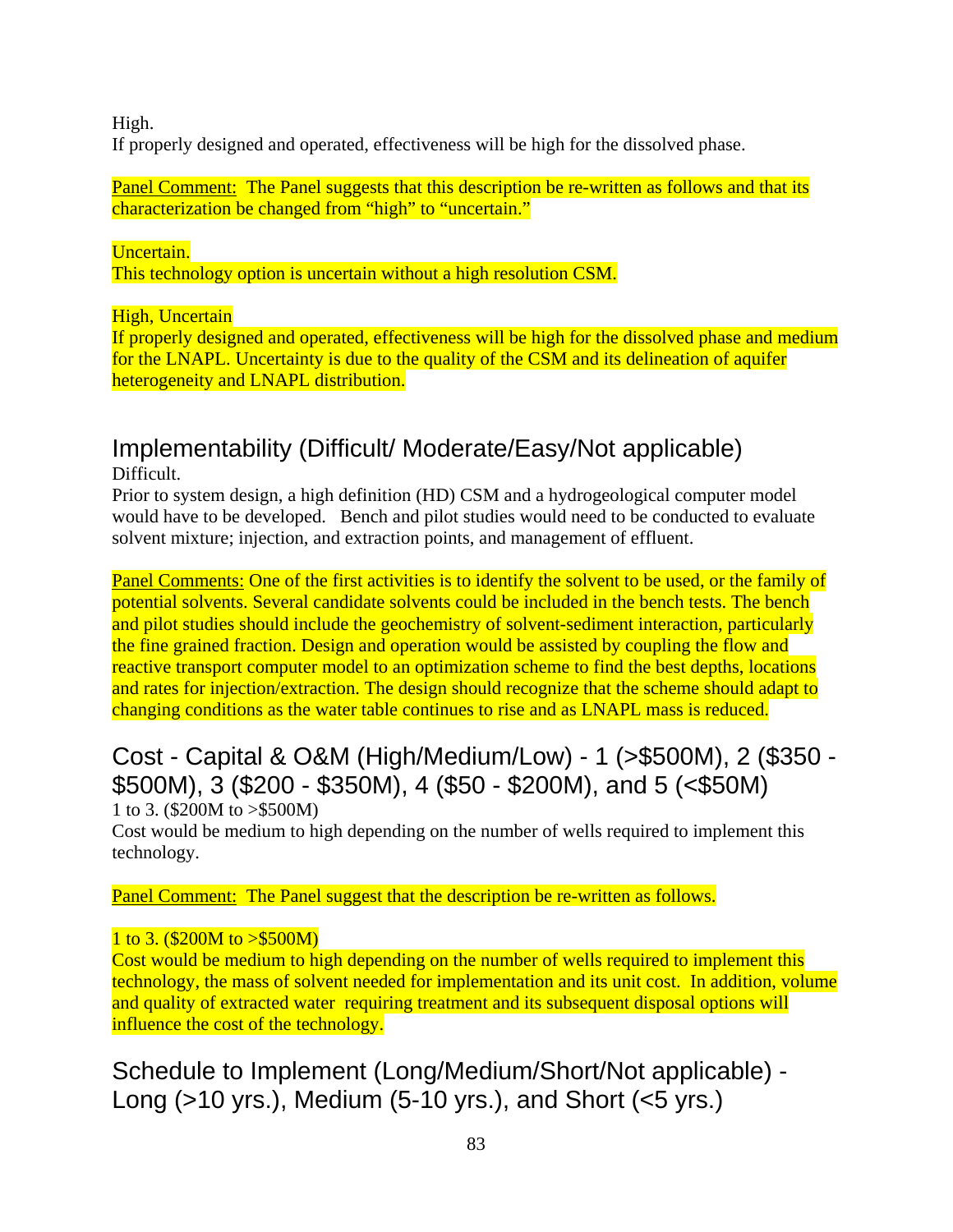High.
If properly designed and operated, effectiveness will be high for the dissolved phase.

Panel Comment: The Panel suggests that this description be re-written as follows and that its characterization be changed from "high" to "uncertain."

Uncertain.
This technology option is uncertain without a high resolution CSM.

High, Uncertain
If properly designed and operated, effectiveness will be high for the dissolved phase and medium for the LNAPL. Uncertainty is due to the quality of the CSM and its delineation of aquifer heterogeneity and LNAPL distribution.

## Implementability (Difficult/ Moderate/Easy/Not applicable)

Difficult.
Prior to system design, a high definition (HD) CSM and a hydrogeological computer model would have to be developed. Bench and pilot studies would need to be conducted to evaluate solvent mixture; injection, and extraction points, and management of effluent.

Panel Comments: One of the first activities is to identify the solvent to be used, or the family of potential solvents. Several candidate solvents could be included in the bench tests. The bench and pilot studies should include the geochemistry of solvent-sediment interaction, particularly the fine grained fraction. Design and operation would be assisted by coupling the flow and reactive transport computer model to an optimization scheme to find the best depths, locations and rates for injection/extraction. The design should recognize that the scheme should adapt to changing conditions as the water table continues to rise and as LNAPL mass is reduced.

## Cost - Capital & O&M (High/Medium/Low) - 1 (>$500M), 2 ($350 - $500M), 3 ($200 - $350M), 4 ($50 - $200M), and 5 (<$50M)

1 to 3. ($200M to >$500M)
Cost would be medium to high depending on the number of wells required to implement this technology.

Panel Comment: The Panel suggest that the description be re-written as follows.

1 to 3. ($200M to >$500M)
Cost would be medium to high depending on the number of wells required to implement this technology, the mass of solvent needed for implementation and its unit cost. In addition, volume and quality of extracted water requiring treatment and its subsequent disposal options will influence the cost of the technology.

## Schedule to Implement (Long/Medium/Short/Not applicable) - Long (>10 yrs.), Medium (5-10 yrs.), and Short (<5 yrs.)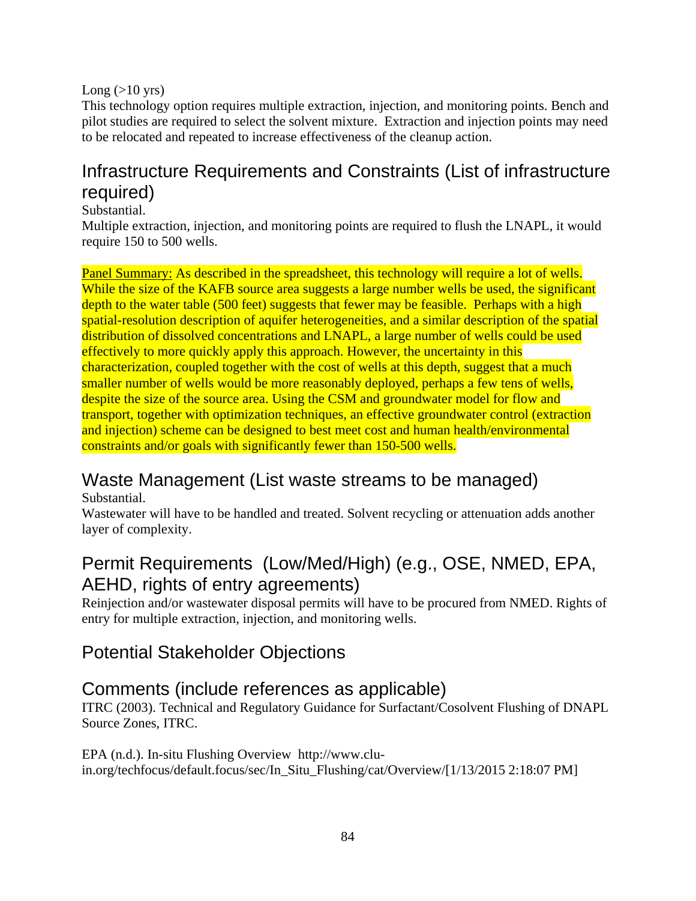Long (>10 yrs)
This technology option requires multiple extraction, injection, and monitoring points. Bench and pilot studies are required to select the solvent mixture. Extraction and injection points may need to be relocated and repeated to increase effectiveness of the cleanup action.

## Infrastructure Requirements and Constraints (List of infrastructure required)

Substantial.
Multiple extraction, injection, and monitoring points are required to flush the LNAPL, it would require 150 to 500 wells.

Panel Summary: As described in the spreadsheet, this technology will require a lot of wells. While the size of the KAFB source area suggests a large number wells be used, the significant depth to the water table (500 feet) suggests that fewer may be feasible. Perhaps with a high spatial-resolution description of aquifer heterogeneities, and a similar description of the spatial distribution of dissolved concentrations and LNAPL, a large number of wells could be used effectively to more quickly apply this approach. However, the uncertainty in this characterization, coupled together with the cost of wells at this depth, suggest that a much smaller number of wells would be more reasonably deployed, perhaps a few tens of wells, despite the size of the source area. Using the CSM and groundwater model for flow and transport, together with optimization techniques, an effective groundwater control (extraction and injection) scheme can be designed to best meet cost and human health/environmental constraints and/or goals with significantly fewer than 150-500 wells.

## Waste Management (List waste streams to be managed)

Substantial.
Wastewater will have to be handled and treated. Solvent recycling or attenuation adds another layer of complexity.

## Permit Requirements (Low/Med/High) (e.g., OSE, NMED, EPA, AEHD, rights of entry agreements)

Reinjection and/or wastewater disposal permits will have to be procured from NMED. Rights of entry for multiple extraction, injection, and monitoring wells.

## Potential Stakeholder Objections

## Comments (include references as applicable)

ITRC (2003). Technical and Regulatory Guidance for Surfactant/Cosolvent Flushing of DNAPL Source Zones, ITRC.

EPA (n.d.). In-situ Flushing Overview http://www.clu-in.org/techfocus/default.focus/sec/In_Situ_Flushing/cat/Overview/[1/13/2015 2:18:07 PM]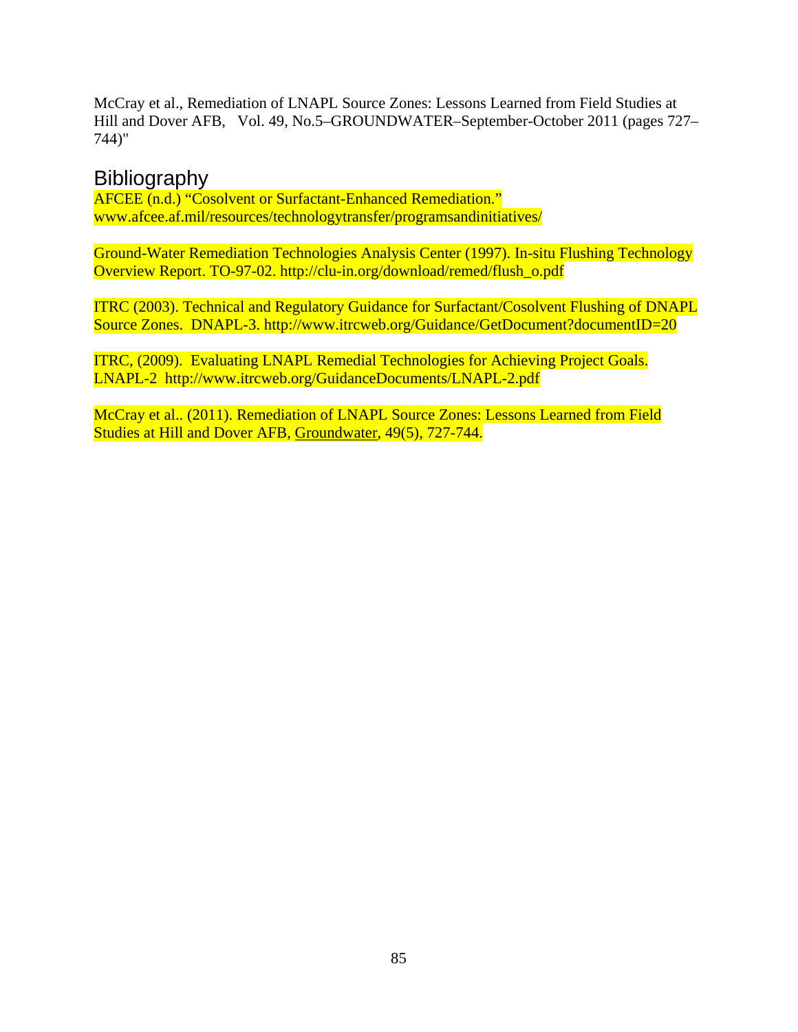McCray et al., Remediation of LNAPL Source Zones: Lessons Learned from Field Studies at Hill and Dover AFB, Vol. 49, No.5–GROUNDWATER–September-October 2011 (pages 727–744)"

## Bibliography

AFCEE (n.d.) "Cosolvent or Surfactant-Enhanced Remediation." www.afcee.af.mil/resources/technologytransfer/programsandinitiatives/

Ground-Water Remediation Technologies Analysis Center (1997). In-situ Flushing Technology Overview Report. TO-97-02. http://clu-in.org/download/remed/flush_o.pdf

ITRC (2003). Technical and Regulatory Guidance for Surfactant/Cosolvent Flushing of DNAPL Source Zones. DNAPL-3. http://www.itrcweb.org/Guidance/GetDocument?documentID=20

ITRC, (2009). Evaluating LNAPL Remedial Technologies for Achieving Project Goals. LNAPL-2 http://www.itrcweb.org/GuidanceDocuments/LNAPL-2.pdf

McCray et al.. (2011). Remediation of LNAPL Source Zones: Lessons Learned from Field Studies at Hill and Dover AFB, Groundwater, 49(5), 727-744.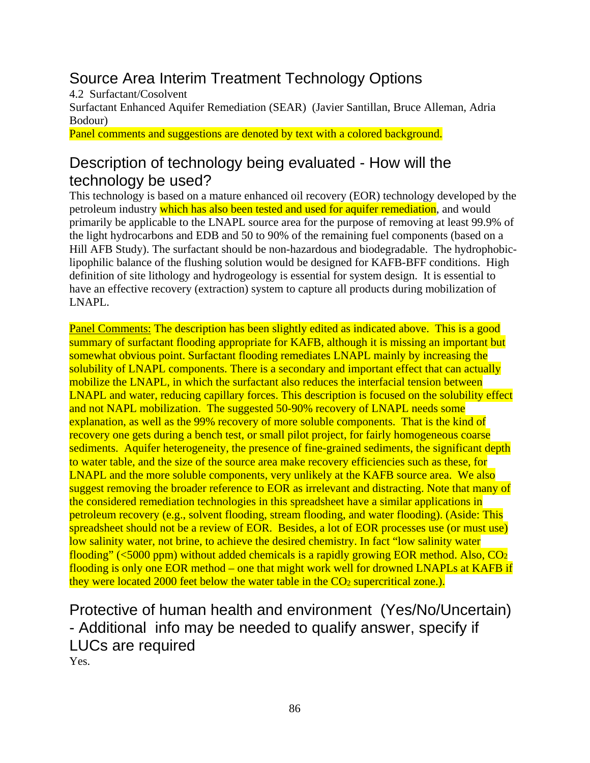# Source Area Interim Treatment Technology Options

4.2 Surfactant/Cosolvent

Surfactant Enhanced Aquifer Remediation (SEAR) (Javier Santillan, Bruce Alleman, Adria Bodour)

Panel comments and suggestions are denoted by text with a colored background.

## Description of technology being evaluated - How will the technology be used?

This technology is based on a mature enhanced oil recovery (EOR) technology developed by the petroleum industry which has also been tested and used for aquifer remediation, and would primarily be applicable to the LNAPL source area for the purpose of removing at least 99.9% of the light hydrocarbons and EDB and 50 to 90% of the remaining fuel components (based on a Hill AFB Study). The surfactant should be non-hazardous and biodegradable. The hydrophobic-lipophilic balance of the flushing solution would be designed for KAFB-BFF conditions. High definition of site lithology and hydrogeology is essential for system design. It is essential to have an effective recovery (extraction) system to capture all products during mobilization of LNAPL.

Panel Comments: The description has been slightly edited as indicated above. This is a good summary of surfactant flooding appropriate for KAFB, although it is missing an important but somewhat obvious point. Surfactant flooding remediates LNAPL mainly by increasing the solubility of LNAPL components. There is a secondary and important effect that can actually mobilize the LNAPL, in which the surfactant also reduces the interfacial tension between LNAPL and water, reducing capillary forces. This description is focused on the solubility effect and not NAPL mobilization. The suggested 50-90% recovery of LNAPL needs some explanation, as well as the 99% recovery of more soluble components. That is the kind of recovery one gets during a bench test, or small pilot project, for fairly homogeneous coarse sediments. Aquifer heterogeneity, the presence of fine-grained sediments, the significant depth to water table, and the size of the source area make recovery efficiencies such as these, for LNAPL and the more soluble components, very unlikely at the KAFB source area. We also suggest removing the broader reference to EOR as irrelevant and distracting. Note that many of the considered remediation technologies in this spreadsheet have a similar applications in petroleum recovery (e.g., solvent flooding, stream flooding, and water flooding). (Aside: This spreadsheet should not be a review of EOR. Besides, a lot of EOR processes use (or must use) low salinity water, not brine, to achieve the desired chemistry. In fact "low salinity water flooding" (<5000 ppm) without added chemicals is a rapidly growing EOR method. Also, $CO_2$ flooding is only one EOR method – one that might work well for drowned LNAPLs at KAFB if they were located 2000 feet below the water table in the $CO_2$ supercritical zone.).

## Protective of human health and environment (Yes/No/Uncertain) - Additional info may be needed to qualify answer, specify if LUCs are required

Yes.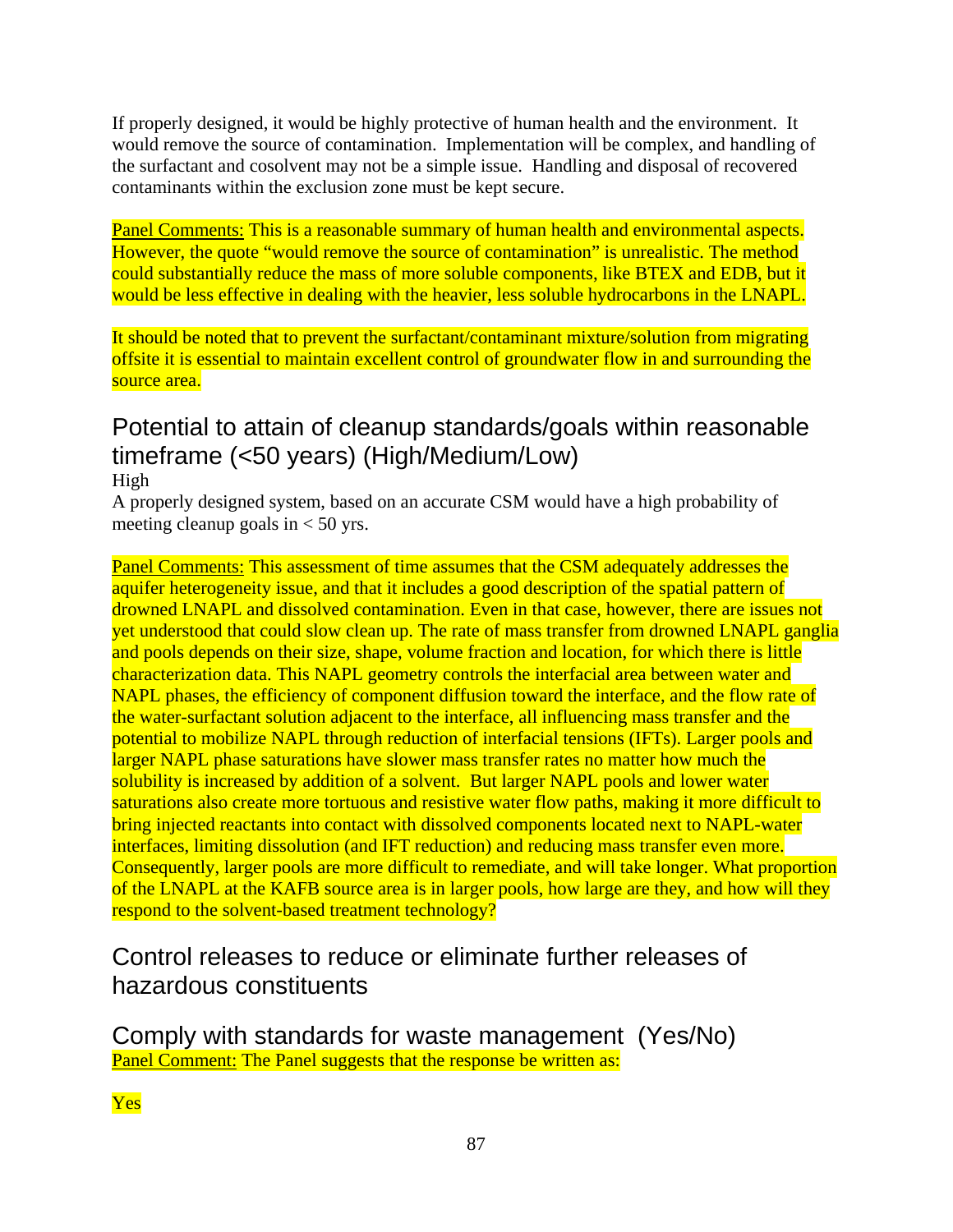If properly designed, it would be highly protective of human health and the environment. It would remove the source of contamination. Implementation will be complex, and handling of the surfactant and cosolvent may not be a simple issue. Handling and disposal of recovered contaminants within the exclusion zone must be kept secure.

Panel Comments: This is a reasonable summary of human health and environmental aspects. However, the quote "would remove the source of contamination" is unrealistic. The method could substantially reduce the mass of more soluble components, like BTEX and EDB, but it would be less effective in dealing with the heavier, less soluble hydrocarbons in the LNAPL.

It should be noted that to prevent the surfactant/contaminant mixture/solution from migrating offsite it is essential to maintain excellent control of groundwater flow in and surrounding the source area.

## Potential to attain of cleanup standards/goals within reasonable timeframe (<50 years) (High/Medium/Low)

High

A properly designed system, based on an accurate CSM would have a high probability of meeting cleanup goals in < 50 yrs.

Panel Comments: This assessment of time assumes that the CSM adequately addresses the aquifer heterogeneity issue, and that it includes a good description of the spatial pattern of drowned LNAPL and dissolved contamination. Even in that case, however, there are issues not yet understood that could slow clean up. The rate of mass transfer from drowned LNAPL ganglia and pools depends on their size, shape, volume fraction and location, for which there is little characterization data. This NAPL geometry controls the interfacial area between water and NAPL phases, the efficiency of component diffusion toward the interface, and the flow rate of the water-surfactant solution adjacent to the interface, all influencing mass transfer and the potential to mobilize NAPL through reduction of interfacial tensions (IFTs). Larger pools and larger NAPL phase saturations have slower mass transfer rates no matter how much the solubility is increased by addition of a solvent. But larger NAPL pools and lower water saturations also create more tortuous and resistive water flow paths, making it more difficult to bring injected reactants into contact with dissolved components located next to NAPL-water interfaces, limiting dissolution (and IFT reduction) and reducing mass transfer even more. Consequently, larger pools are more difficult to remediate, and will take longer. What proportion of the LNAPL at the KAFB source area is in larger pools, how large are they, and how will they respond to the solvent-based treatment technology?

## Control releases to reduce or eliminate further releases of hazardous constituents

## Comply with standards for waste management (Yes/No)

Panel Comment: The Panel suggests that the response be written as:

Yes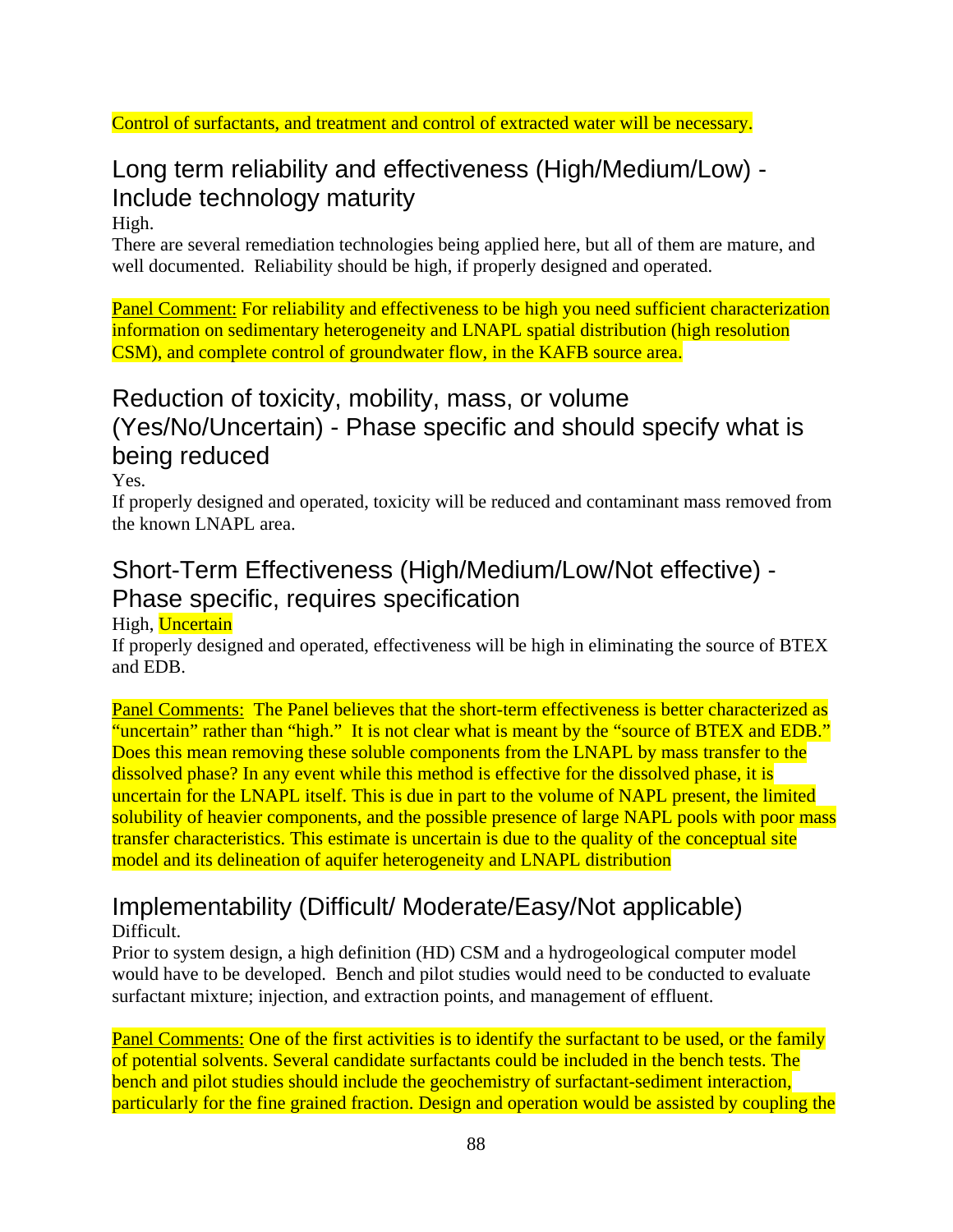Control of surfactants, and treatment and control of extracted water will be necessary.

## Long term reliability and effectiveness (High/Medium/Low) - Include technology maturity

High.

There are several remediation technologies being applied here, but all of them are mature, and well documented. Reliability should be high, if properly designed and operated.

Panel Comment: For reliability and effectiveness to be high you need sufficient characterization information on sedimentary heterogeneity and LNAPL spatial distribution (high resolution CSM), and complete control of groundwater flow, in the KAFB source area.

## Reduction of toxicity, mobility, mass, or volume (Yes/No/Uncertain) - Phase specific and should specify what is being reduced

Yes.

If properly designed and operated, toxicity will be reduced and contaminant mass removed from the known LNAPL area.

## Short-Term Effectiveness (High/Medium/Low/Not effective) - Phase specific, requires specification

High, Uncertain

If properly designed and operated, effectiveness will be high in eliminating the source of BTEX and EDB.

Panel Comments: The Panel believes that the short-term effectiveness is better characterized as "uncertain" rather than "high." It is not clear what is meant by the "source of BTEX and EDB." Does this mean removing these soluble components from the LNAPL by mass transfer to the dissolved phase? In any event while this method is effective for the dissolved phase, it is uncertain for the LNAPL itself. This is due in part to the volume of NAPL present, the limited solubility of heavier components, and the possible presence of large NAPL pools with poor mass transfer characteristics. This estimate is uncertain is due to the quality of the conceptual site model and its delineation of aquifer heterogeneity and LNAPL distribution

## Implementability (Difficult/ Moderate/Easy/Not applicable)

Difficult.

Prior to system design, a high definition (HD) CSM and a hydrogeological computer model would have to be developed. Bench and pilot studies would need to be conducted to evaluate surfactant mixture; injection, and extraction points, and management of effluent.

Panel Comments: One of the first activities is to identify the surfactant to be used, or the family of potential solvents. Several candidate surfactants could be included in the bench tests. The bench and pilot studies should include the geochemistry of surfactant-sediment interaction, particularly for the fine grained fraction. Design and operation would be assisted by coupling the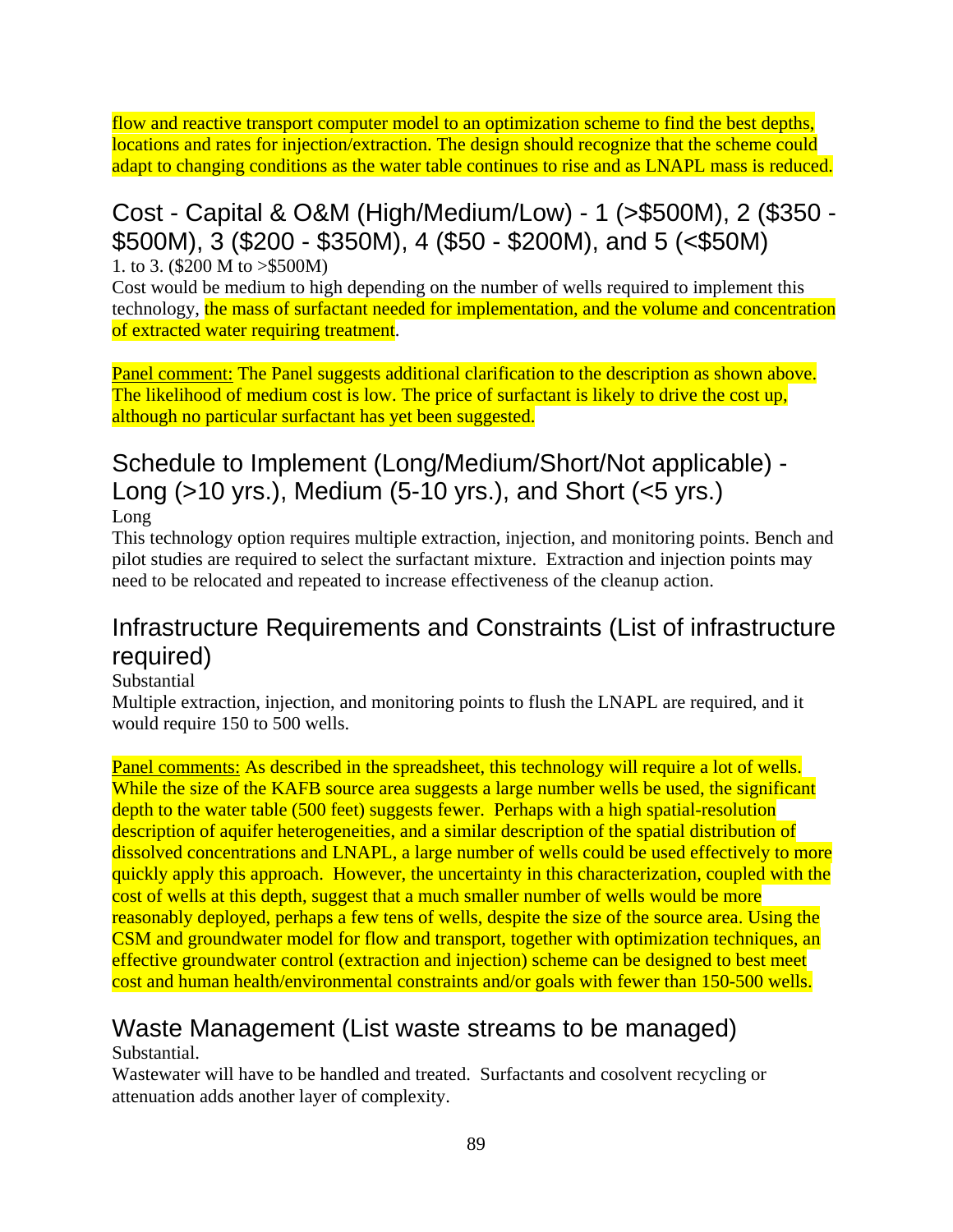flow and reactive transport computer model to an optimization scheme to find the best depths, locations and rates for injection/extraction. The design should recognize that the scheme could adapt to changing conditions as the water table continues to rise and as LNAPL mass is reduced.

## Cost - Capital & O&M (High/Medium/Low) - 1 (>$500M), 2 ($350 - $500M), 3 ($200 - $350M), 4 ($50 - $200M), and 5 (<$50M)

1. to 3. ($200 M to >$500M)

Cost would be medium to high depending on the number of wells required to implement this technology, the mass of surfactant needed for implementation, and the volume and concentration of extracted water requiring treatment.

Panel comment: The Panel suggests additional clarification to the description as shown above. The likelihood of medium cost is low. The price of surfactant is likely to drive the cost up, although no particular surfactant has yet been suggested.

## Schedule to Implement (Long/Medium/Short/Not applicable) - Long (>10 yrs.), Medium (5-10 yrs.), and Short (<5 yrs.)

Long

This technology option requires multiple extraction, injection, and monitoring points. Bench and pilot studies are required to select the surfactant mixture. Extraction and injection points may need to be relocated and repeated to increase effectiveness of the cleanup action.

## Infrastructure Requirements and Constraints (List of infrastructure required)

Substantial

Multiple extraction, injection, and monitoring points to flush the LNAPL are required, and it would require 150 to 500 wells.

Panel comments: As described in the spreadsheet, this technology will require a lot of wells. While the size of the KAFB source area suggests a large number wells be used, the significant depth to the water table (500 feet) suggests fewer. Perhaps with a high spatial-resolution description of aquifer heterogeneities, and a similar description of the spatial distribution of dissolved concentrations and LNAPL, a large number of wells could be used effectively to more quickly apply this approach. However, the uncertainty in this characterization, coupled with the cost of wells at this depth, suggest that a much smaller number of wells would be more reasonably deployed, perhaps a few tens of wells, despite the size of the source area. Using the CSM and groundwater model for flow and transport, together with optimization techniques, an effective groundwater control (extraction and injection) scheme can be designed to best meet cost and human health/environmental constraints and/or goals with fewer than 150-500 wells.

## Waste Management (List waste streams to be managed)

Substantial.

Wastewater will have to be handled and treated. Surfactants and cosolvent recycling or attenuation adds another layer of complexity.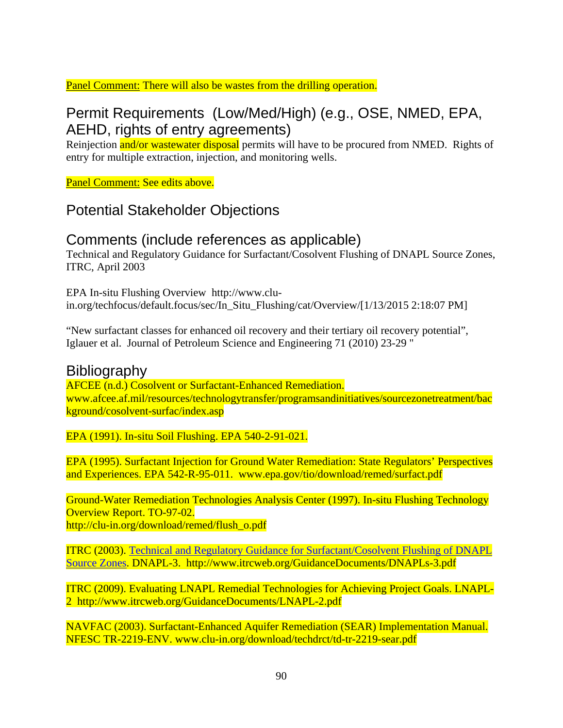Panel Comment: There will also be wastes from the drilling operation.

## Permit Requirements (Low/Med/High) (e.g., OSE, NMED, EPA, AEHD, rights of entry agreements)

Reinjection and/or wastewater disposal permits will have to be procured from NMED. Rights of entry for multiple extraction, injection, and monitoring wells.

Panel Comment: See edits above.

## Potential Stakeholder Objections

## Comments (include references as applicable)

Technical and Regulatory Guidance for Surfactant/Cosolvent Flushing of DNAPL Source Zones, ITRC, April 2003

EPA In-situ Flushing Overview http://www.clu-in.org/techfocus/default.focus/sec/In_Situ_Flushing/cat/Overview/[1/13/2015 2:18:07 PM]

"New surfactant classes for enhanced oil recovery and their tertiary oil recovery potential", Iglauer et al. Journal of Petroleum Science and Engineering 71 (2010) 23-29 "

## Bibliography

AFCEE (n.d.) Cosolvent or Surfactant-Enhanced Remediation. www.afcee.af.mil/resources/technologytransfer/programsandinitiatives/sourcezonetreatment/background/cosolvent-surfac/index.asp

EPA (1991). In-situ Soil Flushing. EPA 540-2-91-021.

EPA (1995). Surfactant Injection for Ground Water Remediation: State Regulators' Perspectives and Experiences. EPA 542-R-95-011. www.epa.gov/tio/download/remed/surfact.pdf

Ground-Water Remediation Technologies Analysis Center (1997). In-situ Flushing Technology Overview Report. TO-97-02. http://clu-in.org/download/remed/flush_o.pdf

ITRC (2003). Technical and Regulatory Guidance for Surfactant/Cosolvent Flushing of DNAPL Source Zones. DNAPL-3. http://www.itrcweb.org/GuidanceDocuments/DNAPLs-3.pdf

ITRC (2009). Evaluating LNAPL Remedial Technologies for Achieving Project Goals. LNAPL-2 http://www.itrcweb.org/GuidanceDocuments/LNAPL-2.pdf

NAVFAC (2003). Surfactant-Enhanced Aquifer Remediation (SEAR) Implementation Manual. NFESC TR-2219-ENV. www.clu-in.org/download/techdrct/td-tr-2219-sear.pdf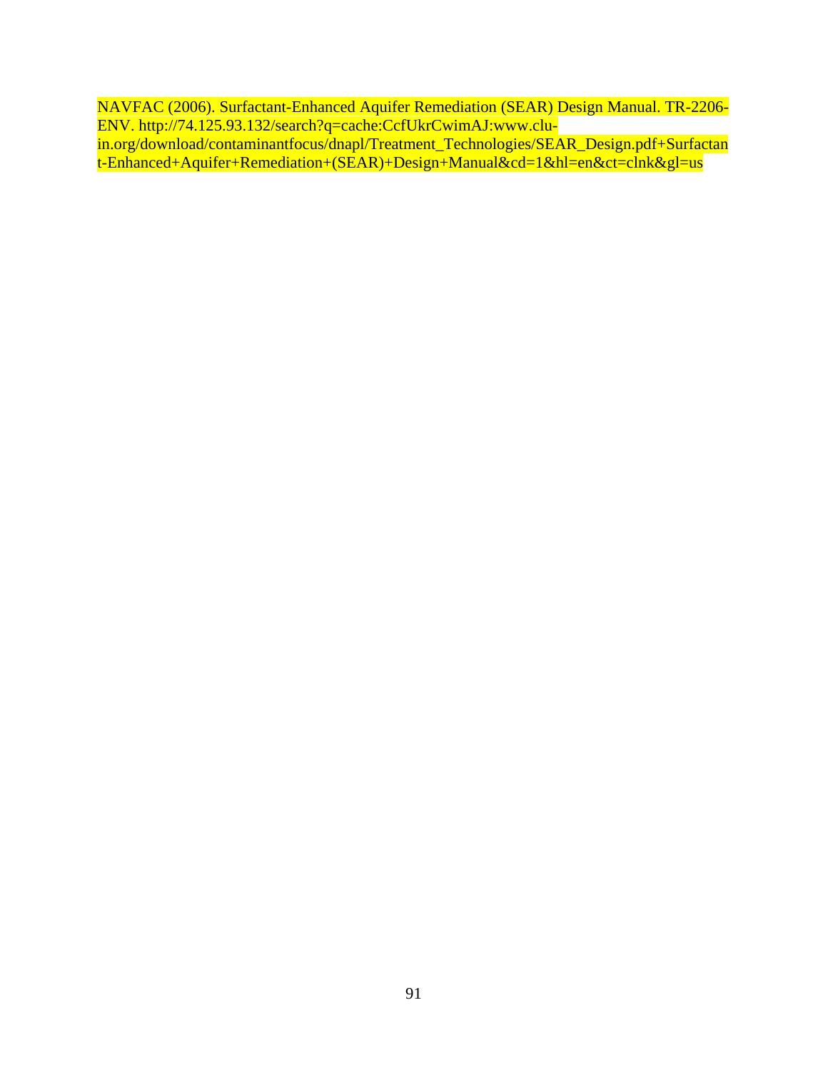NAVFAC (2006). Surfactant-Enhanced Aquifer Remediation (SEAR) Design Manual. TR-2206-ENV. http://74.125.93.132/search?q=cache:CcfUkrCwimAJ:www.clu-in.org/download/contaminantfocus/dnapl/Treatment_Technologies/SEAR_Design.pdf+Surfactant-Enhanced+Aquifer+Remediation+(SEAR)+Design+Manual&cd=1&hl=en&ct=clnk&gl=us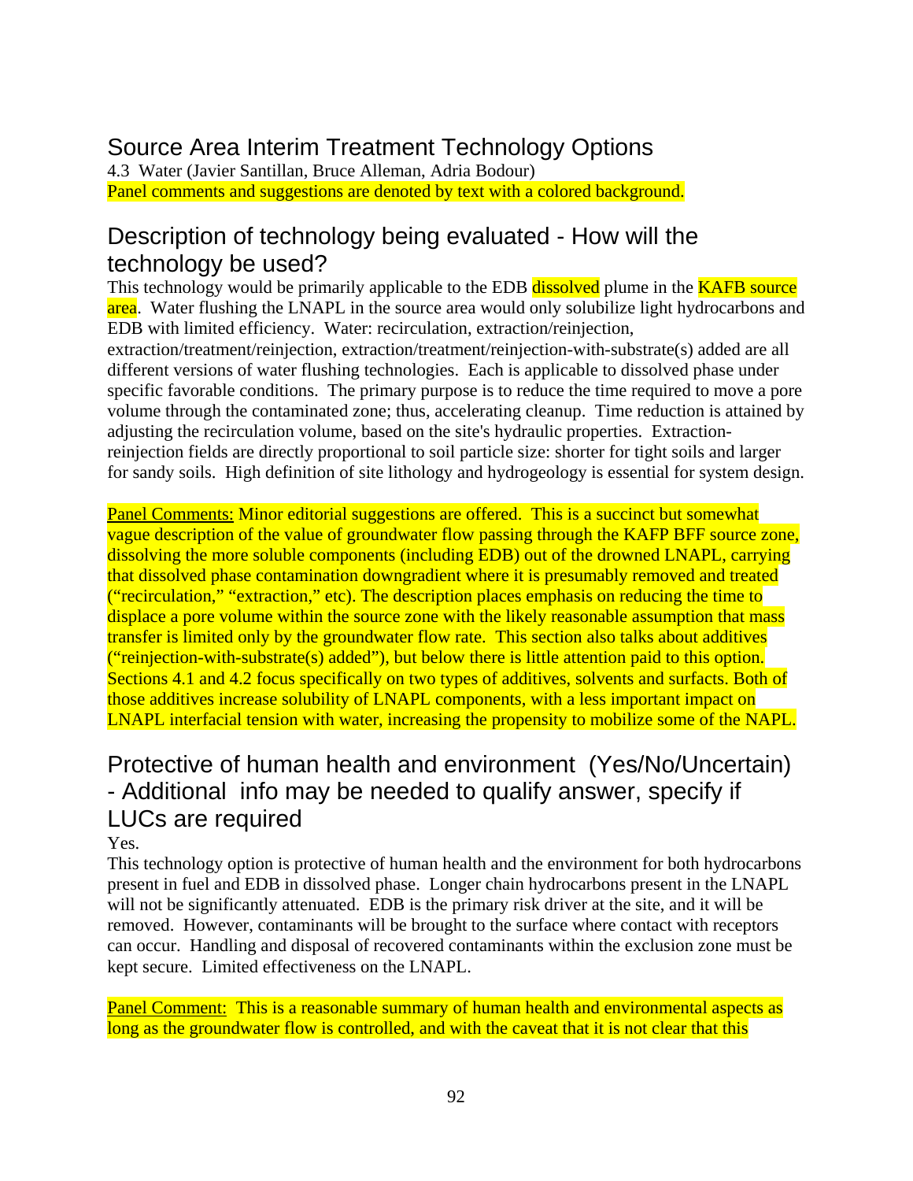# Source Area Interim Treatment Technology Options

4.3 Water (Javier Santillan, Bruce Alleman, Adria Bodour)

Panel comments and suggestions are denoted by text with a colored background.

## Description of technology being evaluated - How will the technology be used?

This technology would be primarily applicable to the EDB dissolved plume in the KAFB source area. Water flushing the LNAPL in the source area would only solubilize light hydrocarbons and EDB with limited efficiency. Water: recirculation, extraction/reinjection, extraction/treatment/reinjection, extraction/treatment/reinjection-with-substrate(s) added are all different versions of water flushing technologies. Each is applicable to dissolved phase under specific favorable conditions. The primary purpose is to reduce the time required to move a pore volume through the contaminated zone; thus, accelerating cleanup. Time reduction is attained by adjusting the recirculation volume, based on the site's hydraulic properties. Extraction-reinjection fields are directly proportional to soil particle size: shorter for tight soils and larger for sandy soils. High definition of site lithology and hydrogeology is essential for system design.

Panel Comments: Minor editorial suggestions are offered. This is a succinct but somewhat vague description of the value of groundwater flow passing through the KAFP BFF source zone, dissolving the more soluble components (including EDB) out of the drowned LNAPL, carrying that dissolved phase contamination downgradient where it is presumably removed and treated ("recirculation," "extraction," etc). The description places emphasis on reducing the time to displace a pore volume within the source zone with the likely reasonable assumption that mass transfer is limited only by the groundwater flow rate. This section also talks about additives ("reinjection-with-substrate(s) added"), but below there is little attention paid to this option. Sections 4.1 and 4.2 focus specifically on two types of additives, solvents and surfacts. Both of those additives increase solubility of LNAPL components, with a less important impact on LNAPL interfacial tension with water, increasing the propensity to mobilize some of the NAPL.

## Protective of human health and environment (Yes/No/Uncertain) - Additional info may be needed to qualify answer, specify if LUCs are required

Yes.

This technology option is protective of human health and the environment for both hydrocarbons present in fuel and EDB in dissolved phase. Longer chain hydrocarbons present in the LNAPL will not be significantly attenuated. EDB is the primary risk driver at the site, and it will be removed. However, contaminants will be brought to the surface where contact with receptors can occur. Handling and disposal of recovered contaminants within the exclusion zone must be kept secure. Limited effectiveness on the LNAPL.

Panel Comment: This is a reasonable summary of human health and environmental aspects as long as the groundwater flow is controlled, and with the caveat that it is not clear that this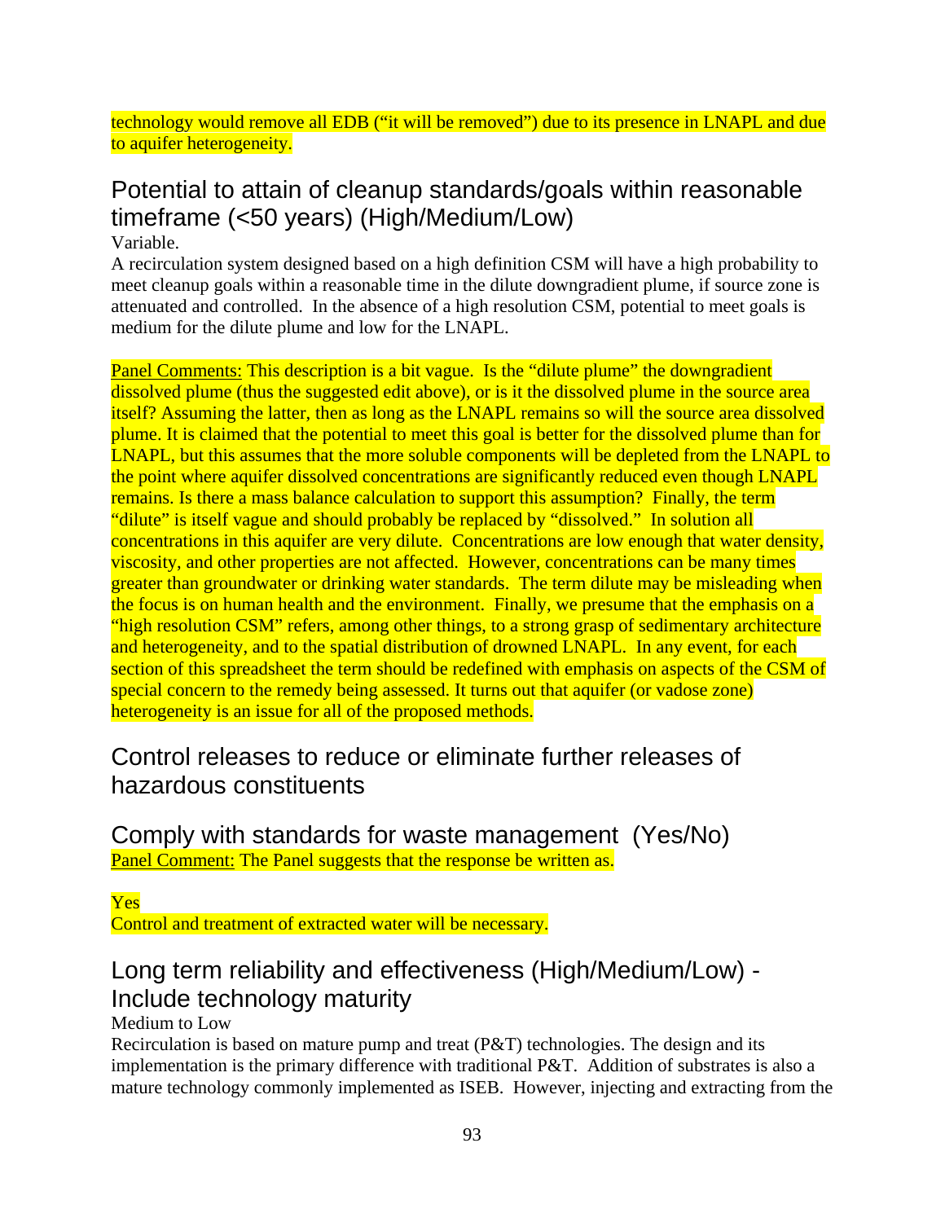technology would remove all EDB ("it will be removed") due to its presence in LNAPL and due to aquifer heterogeneity.

## Potential to attain of cleanup standards/goals within reasonable timeframe (<50 years) (High/Medium/Low)

Variable.

A recirculation system designed based on a high definition CSM will have a high probability to meet cleanup goals within a reasonable time in the dilute downgradient plume, if source zone is attenuated and controlled. In the absence of a high resolution CSM, potential to meet goals is medium for the dilute plume and low for the LNAPL.

Panel Comments: This description is a bit vague. Is the "dilute plume" the downgradient dissolved plume (thus the suggested edit above), or is it the dissolved plume in the source area itself? Assuming the latter, then as long as the LNAPL remains so will the source area dissolved plume. It is claimed that the potential to meet this goal is better for the dissolved plume than for LNAPL, but this assumes that the more soluble components will be depleted from the LNAPL to the point where aquifer dissolved concentrations are significantly reduced even though LNAPL remains. Is there a mass balance calculation to support this assumption? Finally, the term "dilute" is itself vague and should probably be replaced by "dissolved." In solution all concentrations in this aquifer are very dilute. Concentrations are low enough that water density, viscosity, and other properties are not affected. However, concentrations can be many times greater than groundwater or drinking water standards. The term dilute may be misleading when the focus is on human health and the environment. Finally, we presume that the emphasis on a "high resolution CSM" refers, among other things, to a strong grasp of sedimentary architecture and heterogeneity, and to the spatial distribution of drowned LNAPL. In any event, for each section of this spreadsheet the term should be redefined with emphasis on aspects of the CSM of special concern to the remedy being assessed. It turns out that aquifer (or vadose zone) heterogeneity is an issue for all of the proposed methods.

## Control releases to reduce or eliminate further releases of hazardous constituents

## Comply with standards for waste management (Yes/No)

Panel Comment: The Panel suggests that the response be written as.

Yes

Control and treatment of extracted water will be necessary.

## Long term reliability and effectiveness (High/Medium/Low) - Include technology maturity

Medium to Low

Recirculation is based on mature pump and treat (P&T) technologies. The design and its implementation is the primary difference with traditional P&T. Addition of substrates is also a mature technology commonly implemented as ISEB. However, injecting and extracting from the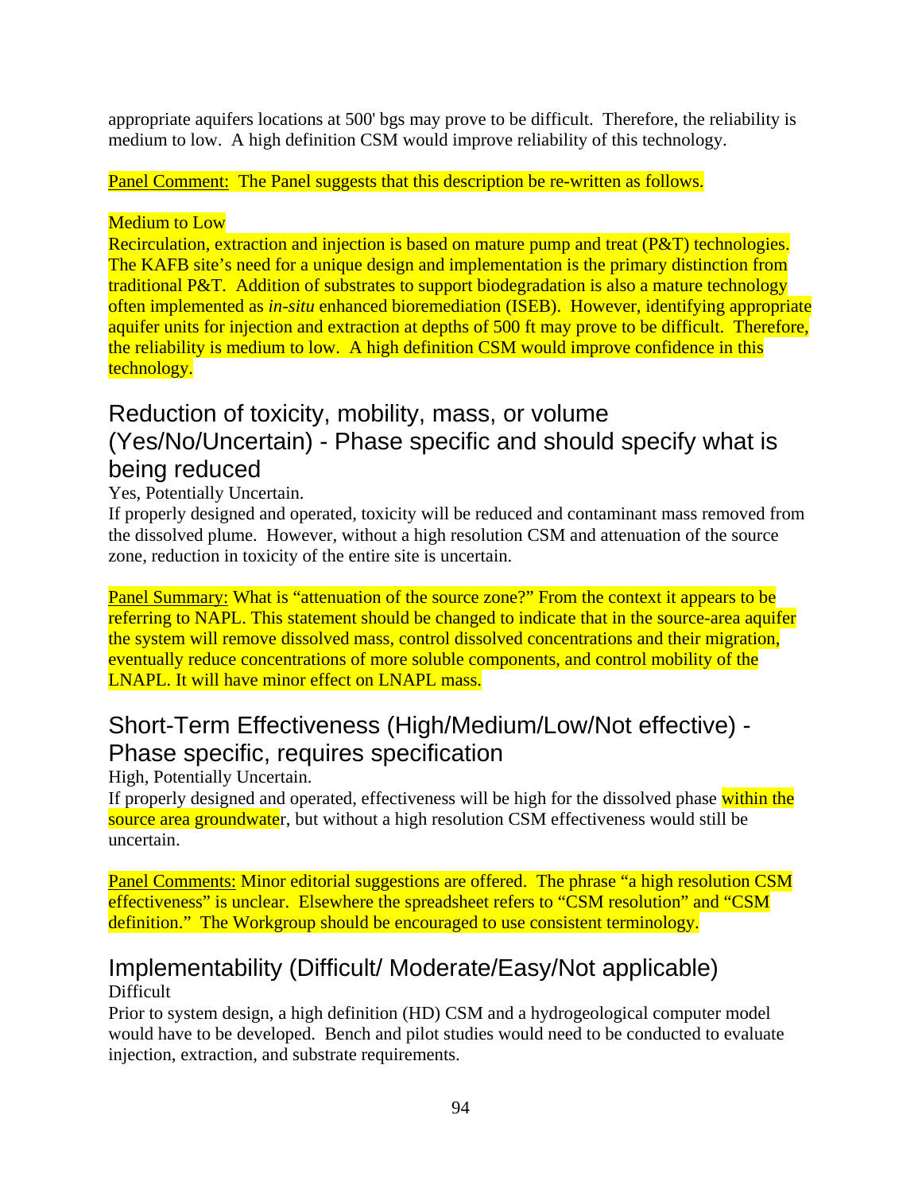appropriate aquifers locations at 500' bgs may prove to be difficult. Therefore, the reliability is medium to low. A high definition CSM would improve reliability of this technology.

Panel Comment: The Panel suggests that this description be re-written as follows.

Medium to Low
Recirculation, extraction and injection is based on mature pump and treat (P&T) technologies. The KAFB site's need for a unique design and implementation is the primary distinction from traditional P&T. Addition of substrates to support biodegradation is also a mature technology often implemented as *in-situ* enhanced bioremediation (ISEB). However, identifying appropriate aquifer units for injection and extraction at depths of 500 ft may prove to be difficult. Therefore, the reliability is medium to low. A high definition CSM would improve confidence in this technology.

## Reduction of toxicity, mobility, mass, or volume (Yes/No/Uncertain) - Phase specific and should specify what is being reduced

Yes, Potentially Uncertain.
If properly designed and operated, toxicity will be reduced and contaminant mass removed from the dissolved plume. However, without a high resolution CSM and attenuation of the source zone, reduction in toxicity of the entire site is uncertain.

Panel Summary: What is "attenuation of the source zone?" From the context it appears to be referring to NAPL. This statement should be changed to indicate that in the source-area aquifer the system will remove dissolved mass, control dissolved concentrations and their migration, eventually reduce concentrations of more soluble components, and control mobility of the LNAPL. It will have minor effect on LNAPL mass.

## Short-Term Effectiveness (High/Medium/Low/Not effective) - Phase specific, requires specification

High, Potentially Uncertain.
If properly designed and operated, effectiveness will be high for the dissolved phase within the source area groundwater, but without a high resolution CSM effectiveness would still be uncertain.

Panel Comments: Minor editorial suggestions are offered. The phrase "a high resolution CSM effectiveness" is unclear. Elsewhere the spreadsheet refers to "CSM resolution" and "CSM definition." The Workgroup should be encouraged to use consistent terminology.

## Implementability (Difficult/ Moderate/Easy/Not applicable)

Difficult
Prior to system design, a high definition (HD) CSM and a hydrogeological computer model would have to be developed. Bench and pilot studies would need to be conducted to evaluate injection, extraction, and substrate requirements.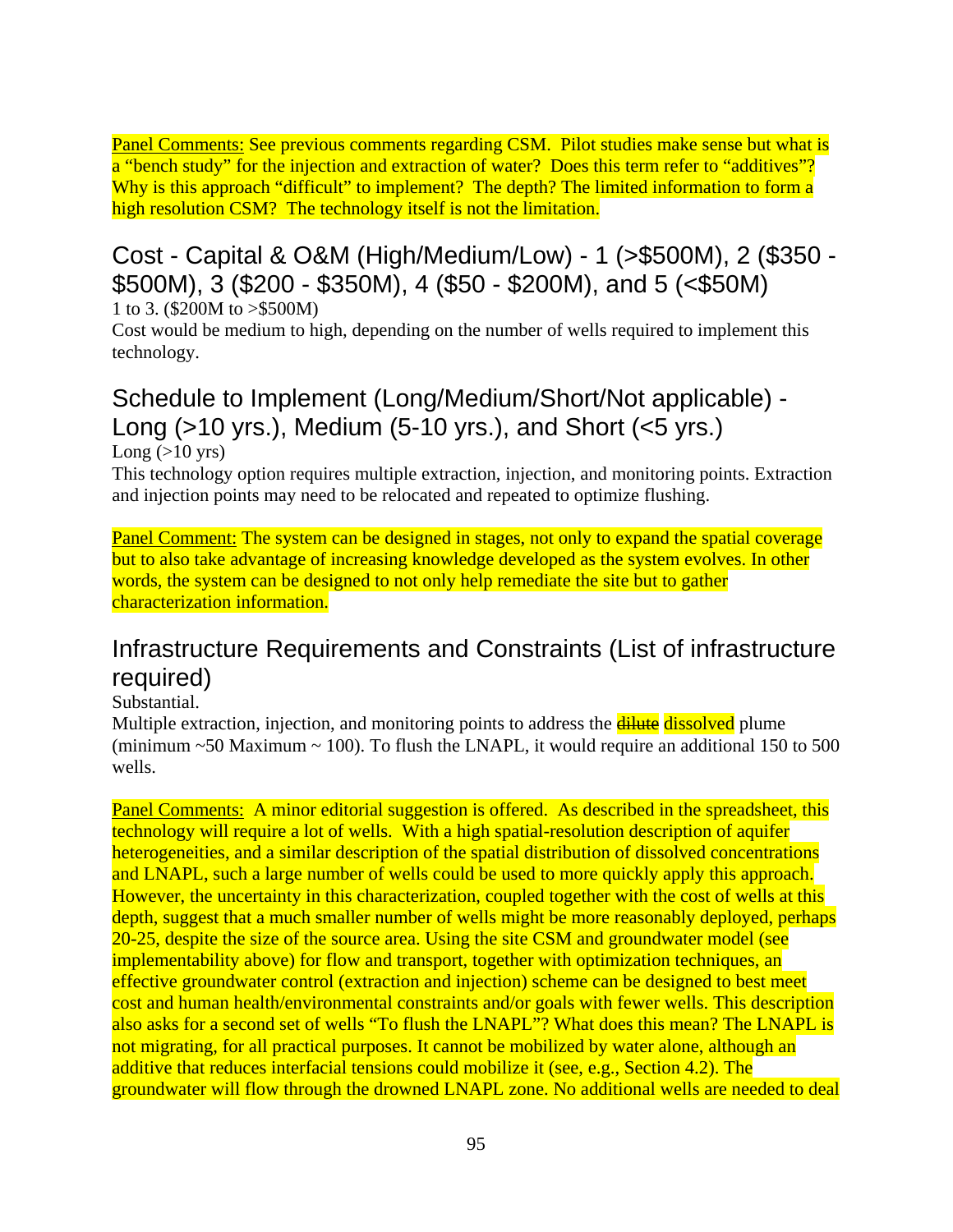Panel Comments: See previous comments regarding CSM. Pilot studies make sense but what is a "bench study" for the injection and extraction of water? Does this term refer to "additives"? Why is this approach "difficult" to implement? The depth? The limited information to form a high resolution CSM? The technology itself is not the limitation.

## Cost - Capital & O&M (High/Medium/Low) - 1 (>$500M), 2 ($350 - $500M), 3 ($200 - $350M), 4 ($50 - $200M), and 5 (<$50M)

1 to 3. ($200M to >$500M)

Cost would be medium to high, depending on the number of wells required to implement this technology.

## Schedule to Implement (Long/Medium/Short/Not applicable) - Long (>10 yrs.), Medium (5-10 yrs.), and Short (<5 yrs.)

Long (>10 yrs)

This technology option requires multiple extraction, injection, and monitoring points. Extraction and injection points may need to be relocated and repeated to optimize flushing.

Panel Comment: The system can be designed in stages, not only to expand the spatial coverage but to also take advantage of increasing knowledge developed as the system evolves. In other words, the system can be designed to not only help remediate the site but to gather characterization information.

## Infrastructure Requirements and Constraints (List of infrastructure required)

Substantial.

Multiple extraction, injection, and monitoring points to address the ~~dilute~~ dissolved plume (minimum ~50 Maximum ~ 100). To flush the LNAPL, it would require an additional 150 to 500 wells.

Panel Comments: A minor editorial suggestion is offered. As described in the spreadsheet, this technology will require a lot of wells. With a high spatial-resolution description of aquifer heterogeneities, and a similar description of the spatial distribution of dissolved concentrations and LNAPL, such a large number of wells could be used to more quickly apply this approach. However, the uncertainty in this characterization, coupled together with the cost of wells at this depth, suggest that a much smaller number of wells might be more reasonably deployed, perhaps 20-25, despite the size of the source area. Using the site CSM and groundwater model (see implementability above) for flow and transport, together with optimization techniques, an effective groundwater control (extraction and injection) scheme can be designed to best meet cost and human health/environmental constraints and/or goals with fewer wells. This description also asks for a second set of wells "To flush the LNAPL"? What does this mean? The LNAPL is not migrating, for all practical purposes. It cannot be mobilized by water alone, although an additive that reduces interfacial tensions could mobilize it (see, e.g., Section 4.2). The groundwater will flow through the drowned LNAPL zone. No additional wells are needed to deal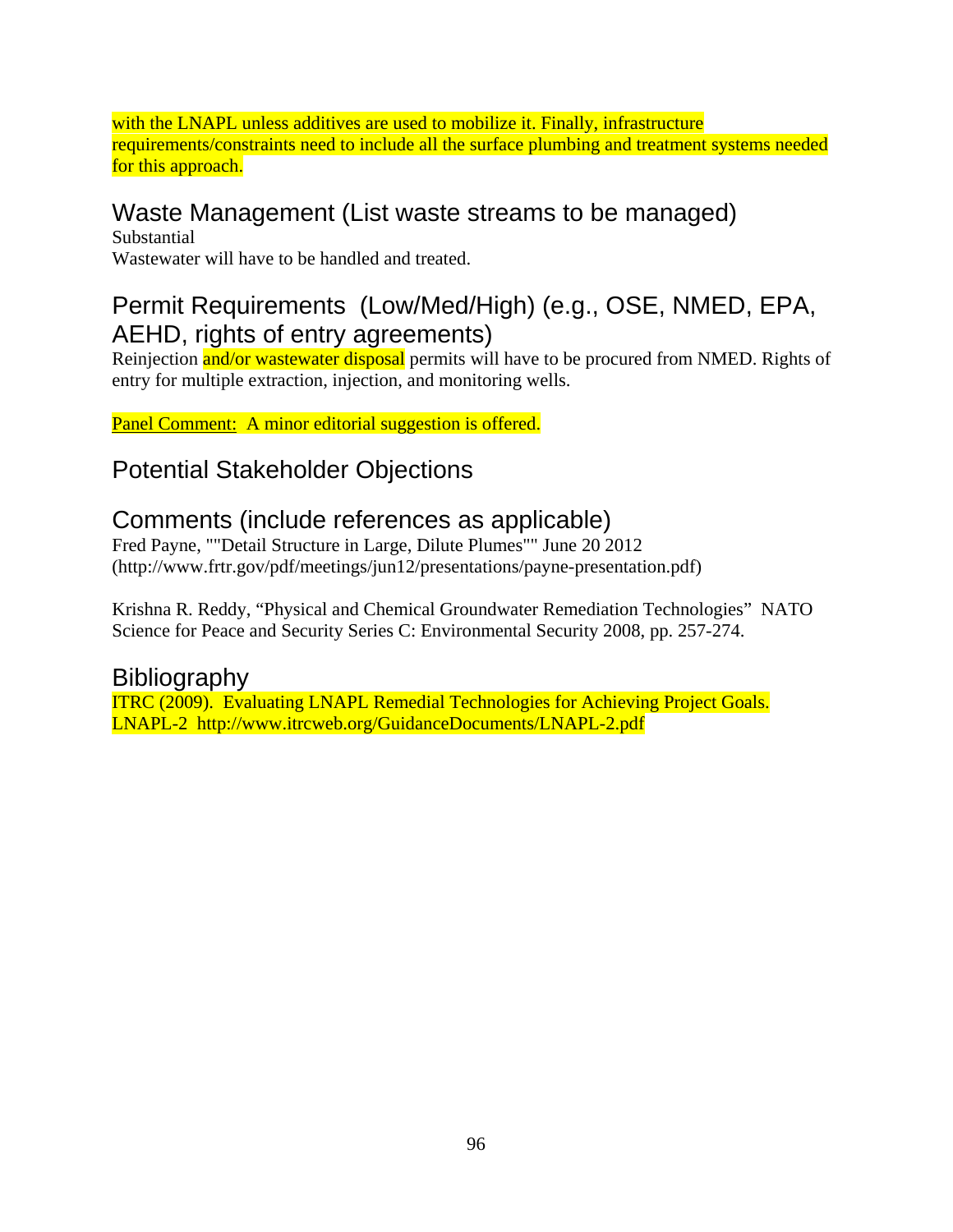with the LNAPL unless additives are used to mobilize it. Finally, infrastructure requirements/constraints need to include all the surface plumbing and treatment systems needed for this approach.

## Waste Management (List waste streams to be managed)

Substantial

Wastewater will have to be handled and treated.

## Permit Requirements (Low/Med/High) (e.g., OSE, NMED, EPA, AEHD, rights of entry agreements)

Reinjection and/or wastewater disposal permits will have to be procured from NMED. Rights of entry for multiple extraction, injection, and monitoring wells.

Panel Comment: A minor editorial suggestion is offered.

## Potential Stakeholder Objections

## Comments (include references as applicable)

Fred Payne, ""Detail Structure in Large, Dilute Plumes"" June 20 2012 (http://www.frtr.gov/pdf/meetings/jun12/presentations/payne-presentation.pdf)

Krishna R. Reddy, "Physical and Chemical Groundwater Remediation Technologies" NATO Science for Peace and Security Series C: Environmental Security 2008, pp. 257-274.

## Bibliography

ITRC (2009). Evaluating LNAPL Remedial Technologies for Achieving Project Goals. LNAPL-2 http://www.itrcweb.org/GuidanceDocuments/LNAPL-2.pdf